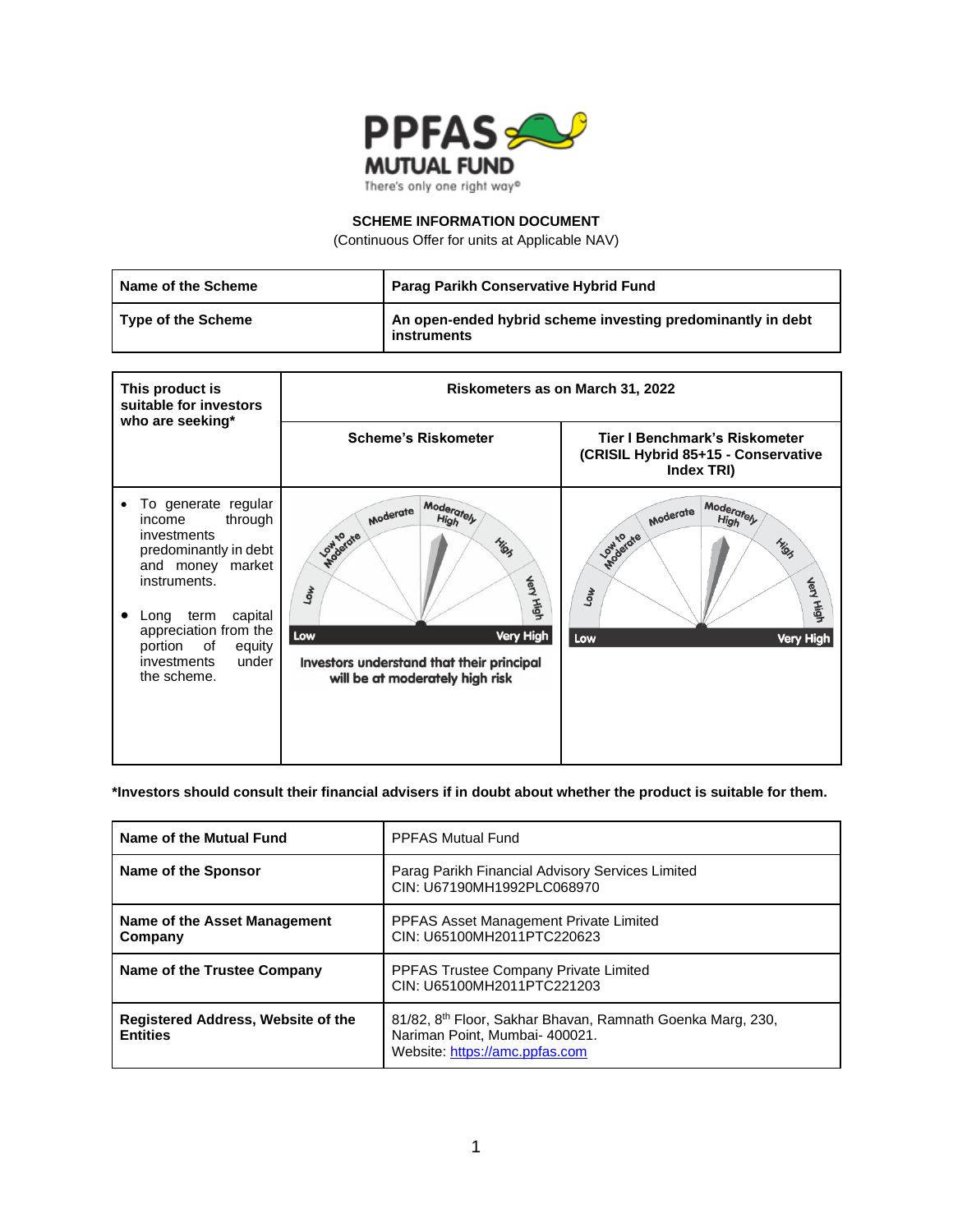# SCHEME INFORMATION DOCUMENT

(Continuous Offer for units at Applicable NAV)

| Name of the Scheme | Parag Parikh Conservative Hybrid Fund |
|---|---|
| Type of the Scheme | An open-ended hybrid scheme investing predominantly in debt instruments |

| This product is suitable for investors who are seeking* | Riskometers as on March 31, 2022 | |
|---|---|---|
| | Scheme's Riskometer | Tier I Benchmark's Riskometer (CRISIL Hybrid 85+15 - Conservative Index TRI) |
| • To generate regular income through investments predominantly in debt and money market instruments.<br>• Long term capital appreciation from the portion of equity investments under the scheme. | Investors understand that their principal will be at moderately high risk | |

***Investors should consult their financial advisers if in doubt about whether the product is suitable for them.**

| Name of the Mutual Fund | PPFAS Mutual Fund |
|---|---|
| Name of the Sponsor | Parag Parikh Financial Advisory Services Limited<br>CIN: U67190MH1992PLC068970 |
| Name of the Asset Management Company | PPFAS Asset Management Private Limited<br>CIN: U65100MH2011PTC220623 |
| Name of the Trustee Company | PPFAS Trustee Company Private Limited<br>CIN: U65100MH2011PTC221203 |
| Registered Address, Website of the Entities | 81/82, 8th Floor, Sakhar Bhavan, Ramnath Goenka Marg, 230, Nariman Point, Mumbai- 400021.<br>Website: https://amc.ppfas.com |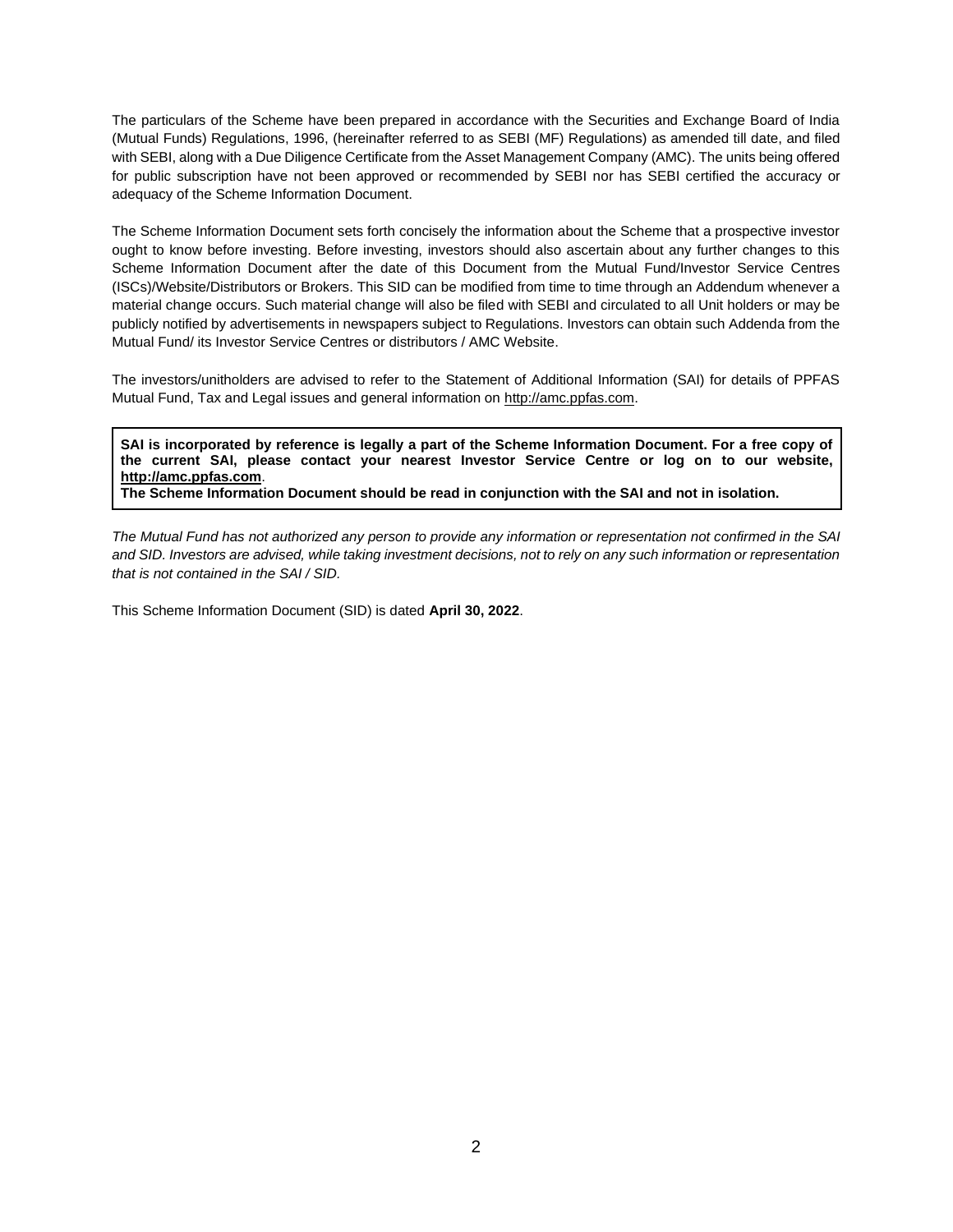The particulars of the Scheme have been prepared in accordance with the Securities and Exchange Board of India (Mutual Funds) Regulations, 1996, (hereinafter referred to as SEBI (MF) Regulations) as amended till date, and filed with SEBI, along with a Due Diligence Certificate from the Asset Management Company (AMC). The units being offered for public subscription have not been approved or recommended by SEBI nor has SEBI certified the accuracy or adequacy of the Scheme Information Document.

The Scheme Information Document sets forth concisely the information about the Scheme that a prospective investor ought to know before investing. Before investing, investors should also ascertain about any further changes to this Scheme Information Document after the date of this Document from the Mutual Fund/Investor Service Centres (ISCs)/Website/Distributors or Brokers. This SID can be modified from time to time through an Addendum whenever a material change occurs. Such material change will also be filed with SEBI and circulated to all Unit holders or may be publicly notified by advertisements in newspapers subject to Regulations. Investors can obtain such Addenda from the Mutual Fund/ its Investor Service Centres or distributors / AMC Website.

The investors/unitholders are advised to refer to the Statement of Additional Information (SAI) for details of PPFAS Mutual Fund, Tax and Legal issues and general information on http://amc.ppfas.com.

**SAI is incorporated by reference is legally a part of the Scheme Information Document. For a free copy of the current SAI, please contact your nearest Investor Service Centre or log on to our website, http://amc.ppfas.com.**
**The Scheme Information Document should be read in conjunction with the SAI and not in isolation.**

*The Mutual Fund has not authorized any person to provide any information or representation not confirmed in the SAI and SID. Investors are advised, while taking investment decisions, not to rely on any such information or representation that is not contained in the SAI / SID.*

This Scheme Information Document (SID) is dated **April 30, 2022**.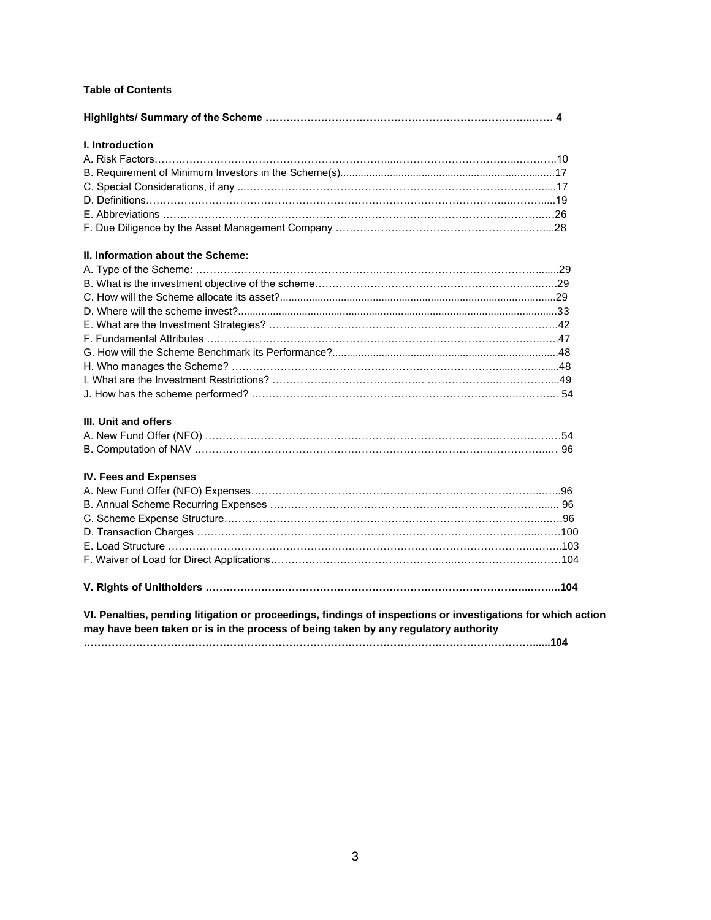**Table of Contents**

**Highlights/ Summary of the Scheme ………………………………………………………………………… 4**

**I. Introduction**

A. Risk Factors………………………………………………………………………………………………….10
B. Requirement of Minimum Investors in the Scheme(s)………………………………………………….17
C. Special Considerations, if any ………………………………………………………………………….17
D. Definitions…………………………………………………………………………………………………..19
E. Abbreviations ……………………………………………………………………………………………..26
F. Due Diligence by the Asset Management Company …………………………………………………..28

**II. Information about the Scheme:**

A. Type of the Scheme: ……………………………………………………………………………………….29
B. What is the investment objective of the scheme…………………………………………………………29
C. How will the Scheme allocate its asset?………………………………………………………………….29
D. Where will the scheme invest?…………………………………………………………………………….33
E. What are the Investment Strategies? ……………………………………………………………………..42
F. Fundamental Attributes ……………………………………………………………………………………47
G. How will the Scheme Benchmark its Performance?………………………………………………………48
H. Who manages the Scheme? ……………………………………………………………………………..48
I. What are the Investment Restrictions? …………………………………………………………………..49
J. How has the scheme performed? ……………………………………………………………………….. 54

**III. Unit and offers**

A. New Fund Offer (NFO) …………………………………………………………………………………….54
B. Computation of NAV ……………………………………………………………………………………… 96

**IV. Fees and Expenses**

A. New Fund Offer (NFO) Expenses…………………………………………………………………………96
B. Annual Scheme Recurring Expenses …………………………………………………………………… 96
C. Scheme Expense Structure…………………………………………………………………………………96
D. Transaction Charges ……………………………………………………………………………………….100
E. Load Structure ……………………………………………………………………………………………..103
F. Waiver of Load for Direct Applications……………………………………………………………………104

**V. Rights of Unitholders ………………………………………………………………………………………..104**

**VI. Penalties, pending litigation or proceedings, findings of inspections or investigations for which action may have been taken or is in the process of being taken by any regulatory authority ………………………………………………………………………………………………………………......104**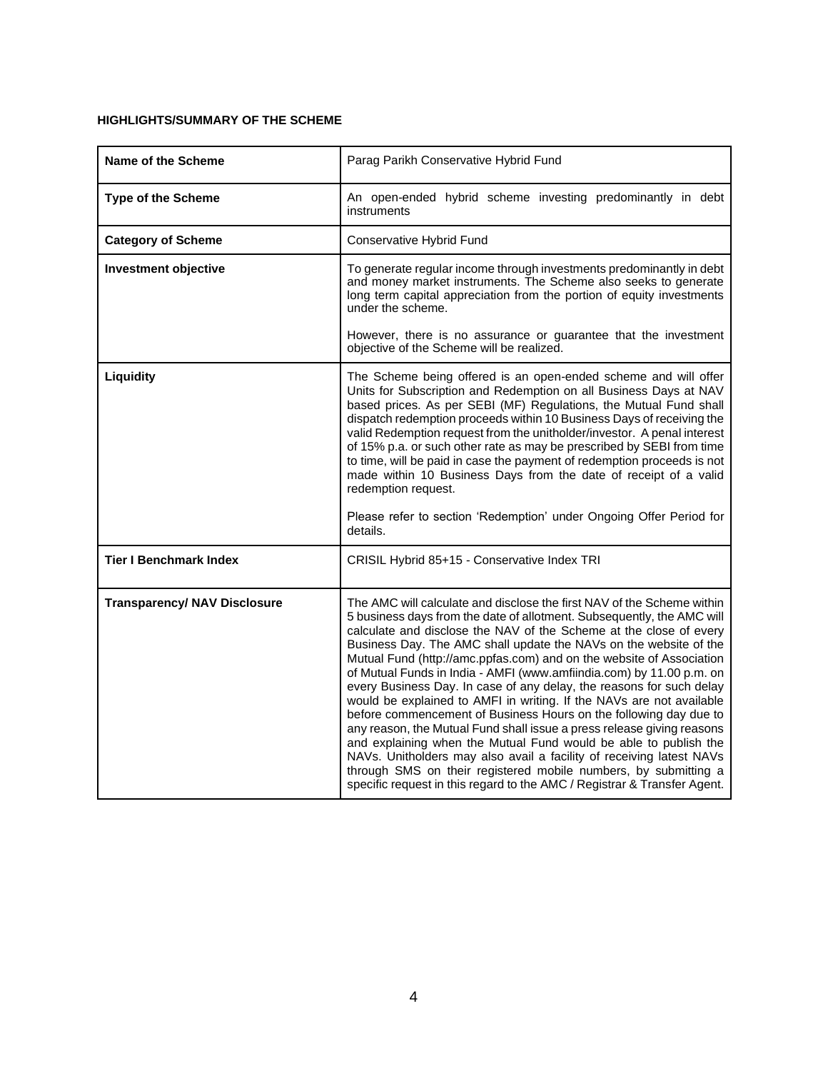**HIGHLIGHTS/SUMMARY OF THE SCHEME**

| **Name of the Scheme** | Parag Parikh Conservative Hybrid Fund |
|---|---|
| **Type of the Scheme** | An open-ended hybrid scheme investing predominantly in debt instruments |
| **Category of Scheme** | Conservative Hybrid Fund |
| **Investment objective** | To generate regular income through investments predominantly in debt and money market instruments. The Scheme also seeks to generate long term capital appreciation from the portion of equity investments under the scheme.<br><br>However, there is no assurance or guarantee that the investment objective of the Scheme will be realized. |
| **Liquidity** | The Scheme being offered is an open-ended scheme and will offer Units for Subscription and Redemption on all Business Days at NAV based prices. As per SEBI (MF) Regulations, the Mutual Fund shall dispatch redemption proceeds within 10 Business Days of receiving the valid Redemption request from the unitholder/investor. A penal interest of 15% p.a. or such other rate as may be prescribed by SEBI from time to time, will be paid in case the payment of redemption proceeds is not made within 10 Business Days from the date of receipt of a valid redemption request.<br><br>Please refer to section 'Redemption' under Ongoing Offer Period for details. |
| **Tier I Benchmark Index** | CRISIL Hybrid 85+15 - Conservative Index TRI |
| **Transparency/ NAV Disclosure** | The AMC will calculate and disclose the first NAV of the Scheme within 5 business days from the date of allotment. Subsequently, the AMC will calculate and disclose the NAV of the Scheme at the close of every Business Day. The AMC shall update the NAVs on the website of the Mutual Fund (http://amc.ppfas.com) and on the website of Association of Mutual Funds in India - AMFI (www.amfiindia.com) by 11.00 p.m. on every Business Day. In case of any delay, the reasons for such delay would be explained to AMFI in writing. If the NAVs are not available before commencement of Business Hours on the following day due to any reason, the Mutual Fund shall issue a press release giving reasons and explaining when the Mutual Fund would be able to publish the NAVs. Unitholders may also avail a facility of receiving latest NAVs through SMS on their registered mobile numbers, by submitting a specific request in this regard to the AMC / Registrar & Transfer Agent. |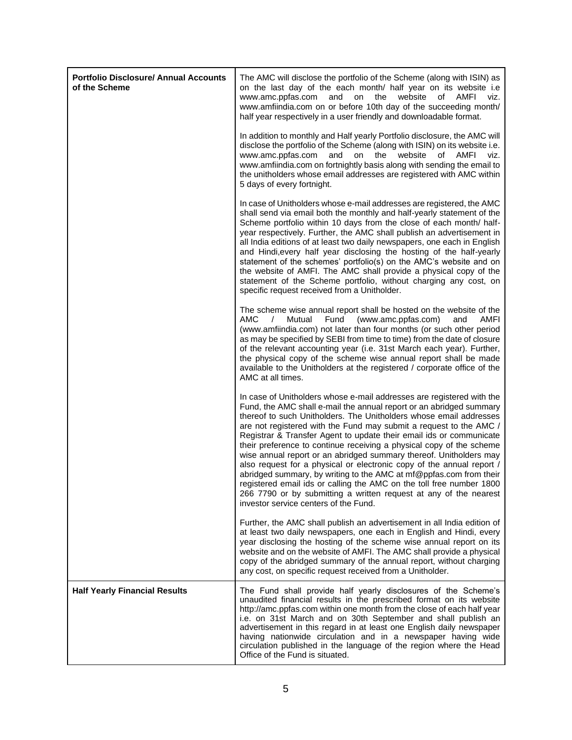| | |
|---|---|
| **Portfolio Disclosure/ Annual Accounts of the Scheme** | The AMC will disclose the portfolio of the Scheme (along with ISIN) as on the last day of the each month/ half year on its website i.e www.amc.ppfas.com and on the website of AMFI viz. www.amfiindia.com on or before 10th day of the succeeding month/ half year respectively in a user friendly and downloadable format.<br><br>In addition to monthly and Half yearly Portfolio disclosure, the AMC will disclose the portfolio of the Scheme (along with ISIN) on its website i.e. www.amc.ppfas.com and on the website of AMFI viz. www.amfiindia.com on fortnightly basis along with sending the email to the unitholders whose email addresses are registered with AMC within 5 days of every fortnight.<br><br>In case of Unitholders whose e-mail addresses are registered, the AMC shall send via email both the monthly and half-yearly statement of the Scheme portfolio within 10 days from the close of each month/ half-year respectively. Further, the AMC shall publish an advertisement in all India editions of at least two daily newspapers, one each in English and Hindi,every half year disclosing the hosting of the half-yearly statement of the schemes' portfolio(s) on the AMC's website and on the website of AMFI. The AMC shall provide a physical copy of the statement of the Scheme portfolio, without charging any cost, on specific request received from a Unitholder.<br><br>The scheme wise annual report shall be hosted on the website of the AMC / Mutual Fund (www.amc.ppfas.com) and AMFI (www.amfiindia.com) not later than four months (or such other period as may be specified by SEBI from time to time) from the date of closure of the relevant accounting year (i.e. 31st March each year). Further, the physical copy of the scheme wise annual report shall be made available to the Unitholders at the registered / corporate office of the AMC at all times.<br><br>In case of Unitholders whose e-mail addresses are registered with the Fund, the AMC shall e-mail the annual report or an abridged summary thereof to such Unitholders. The Unitholders whose email addresses are not registered with the Fund may submit a request to the AMC / Registrar & Transfer Agent to update their email ids or communicate their preference to continue receiving a physical copy of the scheme wise annual report or an abridged summary thereof. Unitholders may also request for a physical or electronic copy of the annual report / abridged summary, by writing to the AMC at mf@ppfas.com from their registered email ids or calling the AMC on the toll free number 1800 266 7790 or by submitting a written request at any of the nearest investor service centers of the Fund.<br><br>Further, the AMC shall publish an advertisement in all India edition of at least two daily newspapers, one each in English and Hindi, every year disclosing the hosting of the scheme wise annual report on its website and on the website of AMFI. The AMC shall provide a physical copy of the abridged summary of the annual report, without charging any cost, on specific request received from a Unitholder. |
| **Half Yearly Financial Results** | The Fund shall provide half yearly disclosures of the Scheme's unaudited financial results in the prescribed format on its website http://amc.ppfas.com within one month from the close of each half year i.e. on 31st March and on 30th September and shall publish an advertisement in this regard in at least one English daily newspaper having nationwide circulation and in a newspaper having wide circulation published in the language of the region where the Head Office of the Fund is situated. |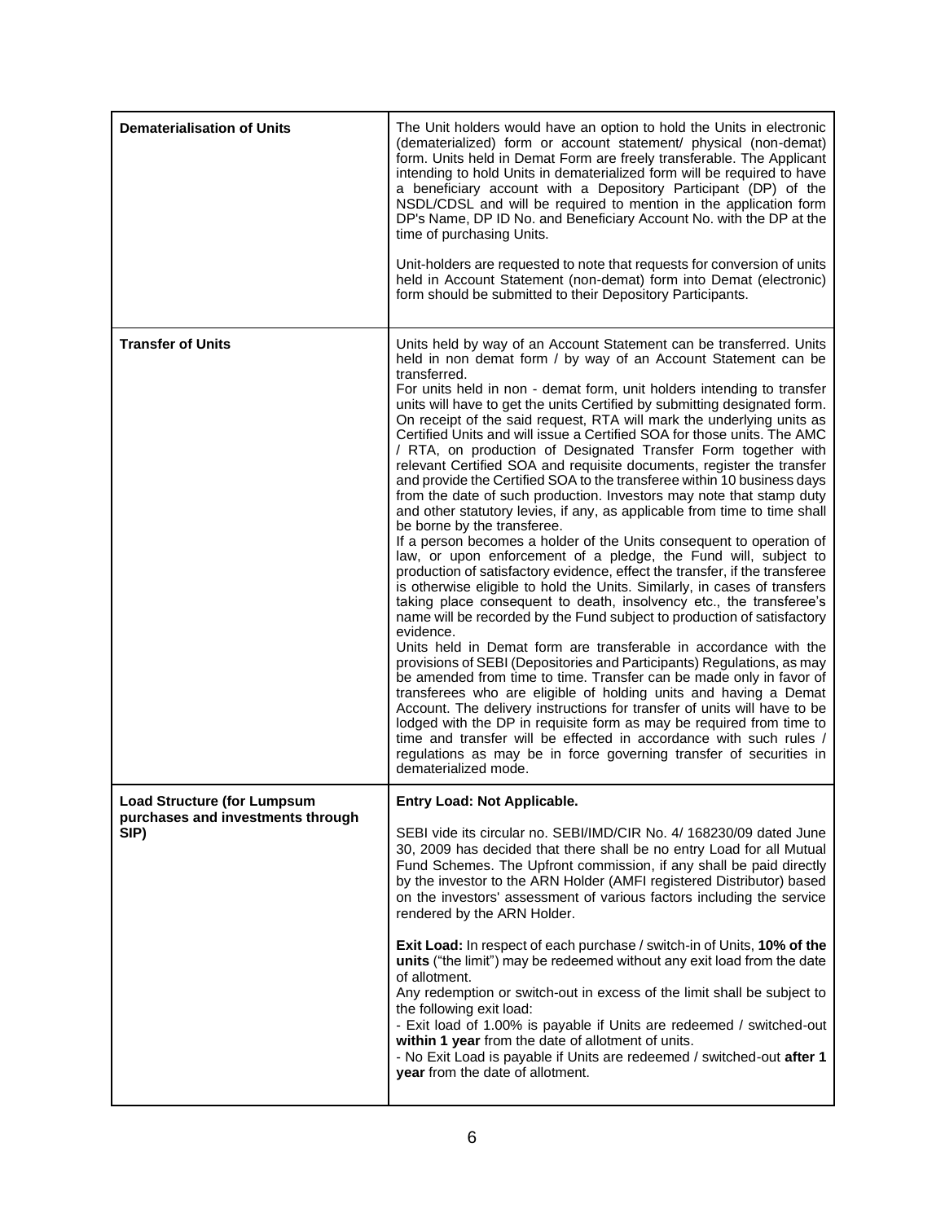| | |
|---|---|
| **Dematerialisation of Units** | The Unit holders would have an option to hold the Units in electronic (dematerialized) form or account statement/ physical (non-demat) form. Units held in Demat Form are freely transferable. The Applicant intending to hold Units in dematerialized form will be required to have a beneficiary account with a Depository Participant (DP) of the NSDL/CDSL and will be required to mention in the application form DP's Name, DP ID No. and Beneficiary Account No. with the DP at the time of purchasing Units.<br><br>Unit-holders are requested to note that requests for conversion of units held in Account Statement (non-demat) form into Demat (electronic) form should be submitted to their Depository Participants. |
| **Transfer of Units** | Units held by way of an Account Statement can be transferred. Units held in non demat form / by way of an Account Statement can be transferred.<br>For units held in non - demat form, unit holders intending to transfer units will have to get the units Certified by submitting designated form. On receipt of the said request, RTA will mark the underlying units as Certified Units and will issue a Certified SOA for those units. The AMC / RTA, on production of Designated Transfer Form together with relevant Certified SOA and requisite documents, register the transfer and provide the Certified SOA to the transferee within 10 business days from the date of such production. Investors may note that stamp duty and other statutory levies, if any, as applicable from time to time shall be borne by the transferee.<br>If a person becomes a holder of the Units consequent to operation of law, or upon enforcement of a pledge, the Fund will, subject to production of satisfactory evidence, effect the transfer, if the transferee is otherwise eligible to hold the Units. Similarly, in cases of transfers taking place consequent to death, insolvency etc., the transferee's name will be recorded by the Fund subject to production of satisfactory evidence.<br>Units held in Demat form are transferable in accordance with the provisions of SEBI (Depositories and Participants) Regulations, as may be amended from time to time. Transfer can be made only in favor of transferees who are eligible of holding units and having a Demat Account. The delivery instructions for transfer of units will have to be lodged with the DP in requisite form as may be required from time to time and transfer will be effected in accordance with such rules / regulations as may be in force governing transfer of securities in dematerialized mode. |
| **Load Structure (for Lumpsum purchases and investments through SIP)** | **Entry Load: Not Applicable.**<br><br>SEBI vide its circular no. SEBI/IMD/CIR No. 4/ 168230/09 dated June 30, 2009 has decided that there shall be no entry Load for all Mutual Fund Schemes. The Upfront commission, if any shall be paid directly by the investor to the ARN Holder (AMFI registered Distributor) based on the investors' assessment of various factors including the service rendered by the ARN Holder.<br><br>**Exit Load:** In respect of each purchase / switch-in of Units, **10% of the units** ("the limit") may be redeemed without any exit load from the date of allotment.<br>Any redemption or switch-out in excess of the limit shall be subject to the following exit load:<br>- Exit load of 1.00% is payable if Units are redeemed / switched-out **within 1 year** from the date of allotment of units.<br>- No Exit Load is payable if Units are redeemed / switched-out **after 1 year** from the date of allotment. |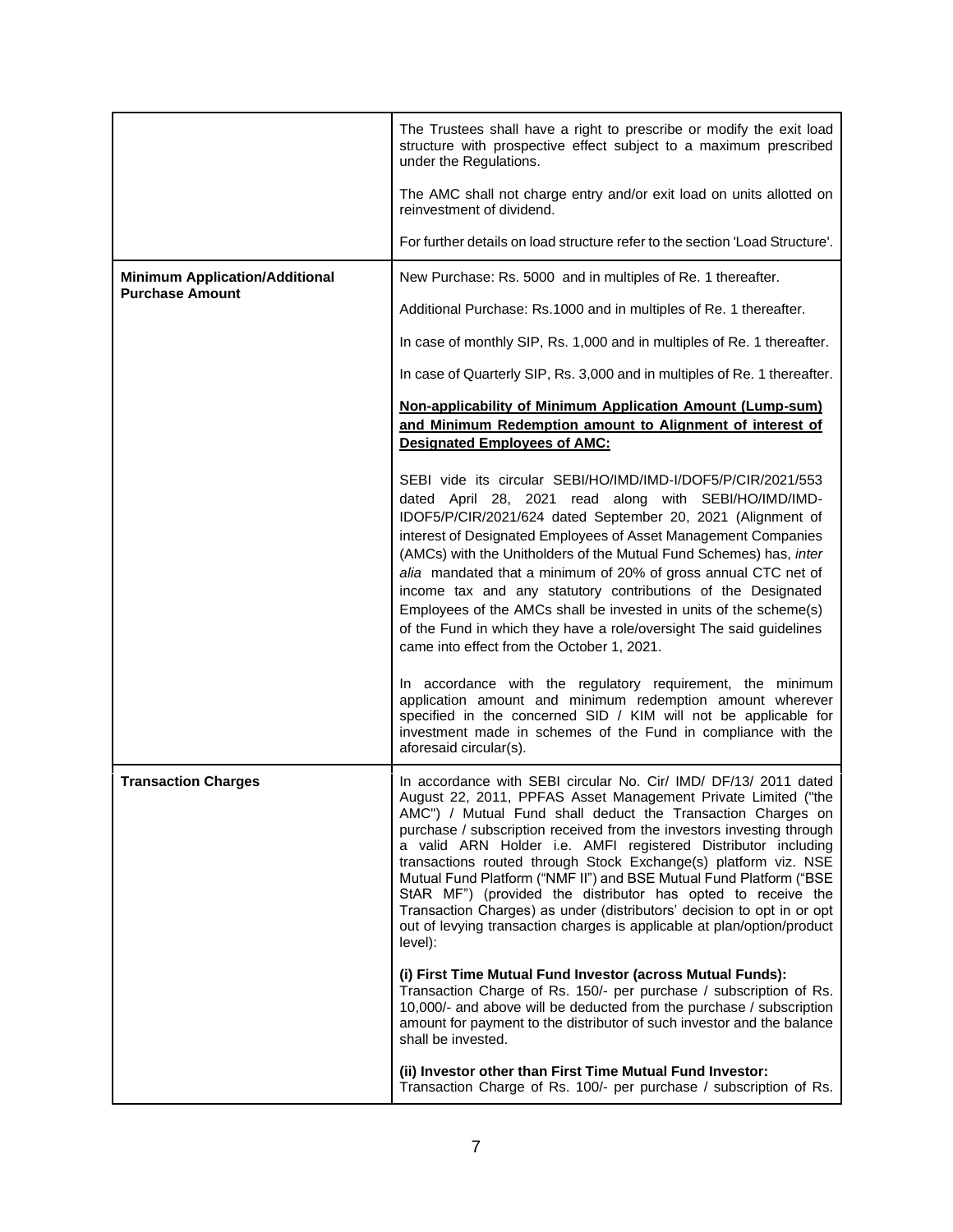| | |
|---|---|
| | The Trustees shall have a right to prescribe or modify the exit load structure with prospective effect subject to a maximum prescribed under the Regulations.<br><br>The AMC shall not charge entry and/or exit load on units allotted on reinvestment of dividend.<br><br>For further details on load structure refer to the section 'Load Structure'. |
| **Minimum Application/Additional Purchase Amount** | New Purchase: Rs. 5000 and in multiples of Re. 1 thereafter.<br><br>Additional Purchase: Rs.1000 and in multiples of Re. 1 thereafter.<br><br>In case of monthly SIP, Rs. 1,000 and in multiples of Re. 1 thereafter.<br><br>In case of Quarterly SIP, Rs. 3,000 and in multiples of Re. 1 thereafter.<br><br>**<u>Non-applicability of Minimum Application Amount (Lump-sum) and Minimum Redemption amount to Alignment of interest of Designated Employees of AMC:</u>**<br><br>SEBI vide its circular SEBI/HO/IMD/IMD-I/DOF5/P/CIR/2021/553 dated April 28, 2021 read along with SEBI/HO/IMD/IMD-IDOF5/P/CIR/2021/624 dated September 20, 2021 (Alignment of interest of Designated Employees of Asset Management Companies (AMCs) with the Unitholders of the Mutual Fund Schemes) has, *inter alia* mandated that a minimum of 20% of gross annual CTC net of income tax and any statutory contributions of the Designated Employees of the AMCs shall be invested in units of the scheme(s) of the Fund in which they have a role/oversight The said guidelines came into effect from the October 1, 2021.<br><br>In accordance with the regulatory requirement, the minimum application amount and minimum redemption amount wherever specified in the concerned SID / KIM will not be applicable for investment made in schemes of the Fund in compliance with the aforesaid circular(s). |
| **Transaction Charges** | In accordance with SEBI circular No. Cir/ IMD/ DF/13/ 2011 dated August 22, 2011, PPFAS Asset Management Private Limited ("the AMC") / Mutual Fund shall deduct the Transaction Charges on purchase / subscription received from the investors investing through a valid ARN Holder i.e. AMFI registered Distributor including transactions routed through Stock Exchange(s) platform viz. NSE Mutual Fund Platform ("NMF II") and BSE Mutual Fund Platform ("BSE StAR MF") (provided the distributor has opted to receive the Transaction Charges) as under (distributors' decision to opt in or opt out of levying transaction charges is applicable at plan/option/product level):<br><br>**(i) First Time Mutual Fund Investor (across Mutual Funds):**<br>Transaction Charge of Rs. 150/- per purchase / subscription of Rs. 10,000/- and above will be deducted from the purchase / subscription amount for payment to the distributor of such investor and the balance shall be invested.<br><br>**(ii) Investor other than First Time Mutual Fund Investor:**<br>Transaction Charge of Rs. 100/- per purchase / subscription of Rs. |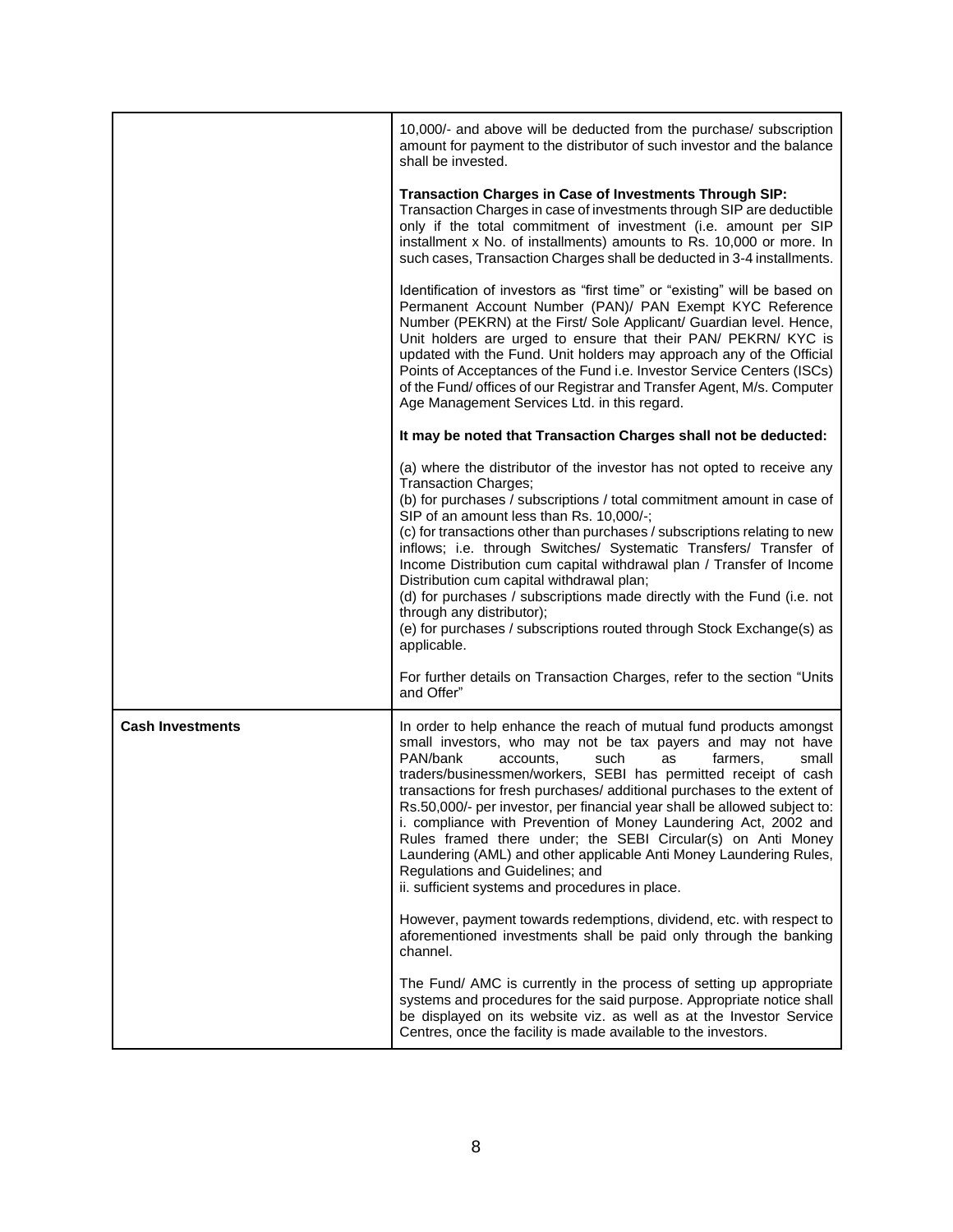| | |
|---|---|
| | 10,000/- and above will be deducted from the purchase/ subscription amount for payment to the distributor of such investor and the balance shall be invested.<br><br>**Transaction Charges in Case of Investments Through SIP:**<br>Transaction Charges in case of investments through SIP are deductible only if the total commitment of investment (i.e. amount per SIP installment x No. of installments) amounts to Rs. 10,000 or more. In such cases, Transaction Charges shall be deducted in 3-4 installments.<br><br>Identification of investors as "first time" or "existing" will be based on Permanent Account Number (PAN)/ PAN Exempt KYC Reference Number (PEKRN) at the First/ Sole Applicant/ Guardian level. Hence, Unit holders are urged to ensure that their PAN/ PEKRN/ KYC is updated with the Fund. Unit holders may approach any of the Official Points of Acceptances of the Fund i.e. Investor Service Centers (ISCs) of the Fund/ offices of our Registrar and Transfer Agent, M/s. Computer Age Management Services Ltd. in this regard.<br><br>**It may be noted that Transaction Charges shall not be deducted:**<br><br>(a) where the distributor of the investor has not opted to receive any Transaction Charges;<br>(b) for purchases / subscriptions / total commitment amount in case of SIP of an amount less than Rs. 10,000/-;<br>(c) for transactions other than purchases / subscriptions relating to new inflows; i.e. through Switches/ Systematic Transfers/ Transfer of Income Distribution cum capital withdrawal plan / Transfer of Income Distribution cum capital withdrawal plan;<br>(d) for purchases / subscriptions made directly with the Fund (i.e. not through any distributor);<br>(e) for purchases / subscriptions routed through Stock Exchange(s) as applicable.<br><br>For further details on Transaction Charges, refer to the section "Units and Offer" |
| **Cash Investments** | In order to help enhance the reach of mutual fund products amongst small investors, who may not be tax payers and may not have PAN/bank accounts, such as farmers, small traders/businessmen/workers, SEBI has permitted receipt of cash transactions for fresh purchases/ additional purchases to the extent of Rs.50,000/- per investor, per financial year shall be allowed subject to:<br>i. compliance with Prevention of Money Laundering Act, 2002 and Rules framed there under; the SEBI Circular(s) on Anti Money Laundering (AML) and other applicable Anti Money Laundering Rules, Regulations and Guidelines; and<br>ii. sufficient systems and procedures in place.<br><br>However, payment towards redemptions, dividend, etc. with respect to aforementioned investments shall be paid only through the banking channel.<br><br>The Fund/ AMC is currently in the process of setting up appropriate systems and procedures for the said purpose. Appropriate notice shall be displayed on its website viz. as well as at the Investor Service Centres, once the facility is made available to the investors. |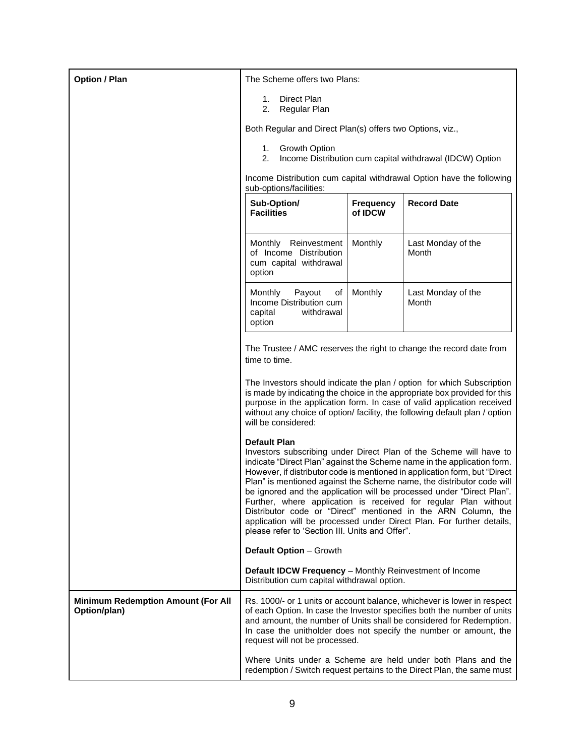| | |
|---|---|
| **Option / Plan** | The Scheme offers two Plans:<br><br>1. Direct Plan<br>2. Regular Plan<br><br>Both Regular and Direct Plan(s) offers two Options, viz.,<br><br>1. Growth Option<br>2. Income Distribution cum capital withdrawal (IDCW) Option<br><br>Income Distribution cum capital withdrawal Option have the following sub-options/facilities: |

| Sub-Option/ Facilities | Frequency of IDCW | Record Date |
|---|---|---|
| Monthly Reinvestment of Income Distribution cum capital withdrawal option | Monthly | Last Monday of the Month |
| Monthly Payout of Income Distribution cum capital withdrawal option | Monthly | Last Monday of the Month |

The Trustee / AMC reserves the right to change the record date from time to time.

The Investors should indicate the plan / option for which Subscription is made by indicating the choice in the appropriate box provided for this purpose in the application form. In case of valid application received without any choice of option/ facility, the following default plan / option will be considered:

**Default Plan**
Investors subscribing under Direct Plan of the Scheme will have to indicate "Direct Plan" against the Scheme name in the application form. However, if distributor code is mentioned in application form, but "Direct Plan" is mentioned against the Scheme name, the distributor code will be ignored and the application will be processed under "Direct Plan". Further, where application is received for regular Plan without Distributor code or "Direct" mentioned in the ARN Column, the application will be processed under Direct Plan. For further details, please refer to 'Section III. Units and Offer".

**Default Option** – Growth

**Default IDCW Frequency** – Monthly Reinvestment of Income Distribution cum capital withdrawal option.

| | |
|---|---|
| **Minimum Redemption Amount (For All Option/plan)** | Rs. 1000/- or 1 units or account balance, whichever is lower in respect of each Option. In case the Investor specifies both the number of units and amount, the number of Units shall be considered for Redemption. In case the unitholder does not specify the number or amount, the request will not be processed.<br><br>Where Units under a Scheme are held under both Plans and the redemption / Switch request pertains to the Direct Plan, the same must |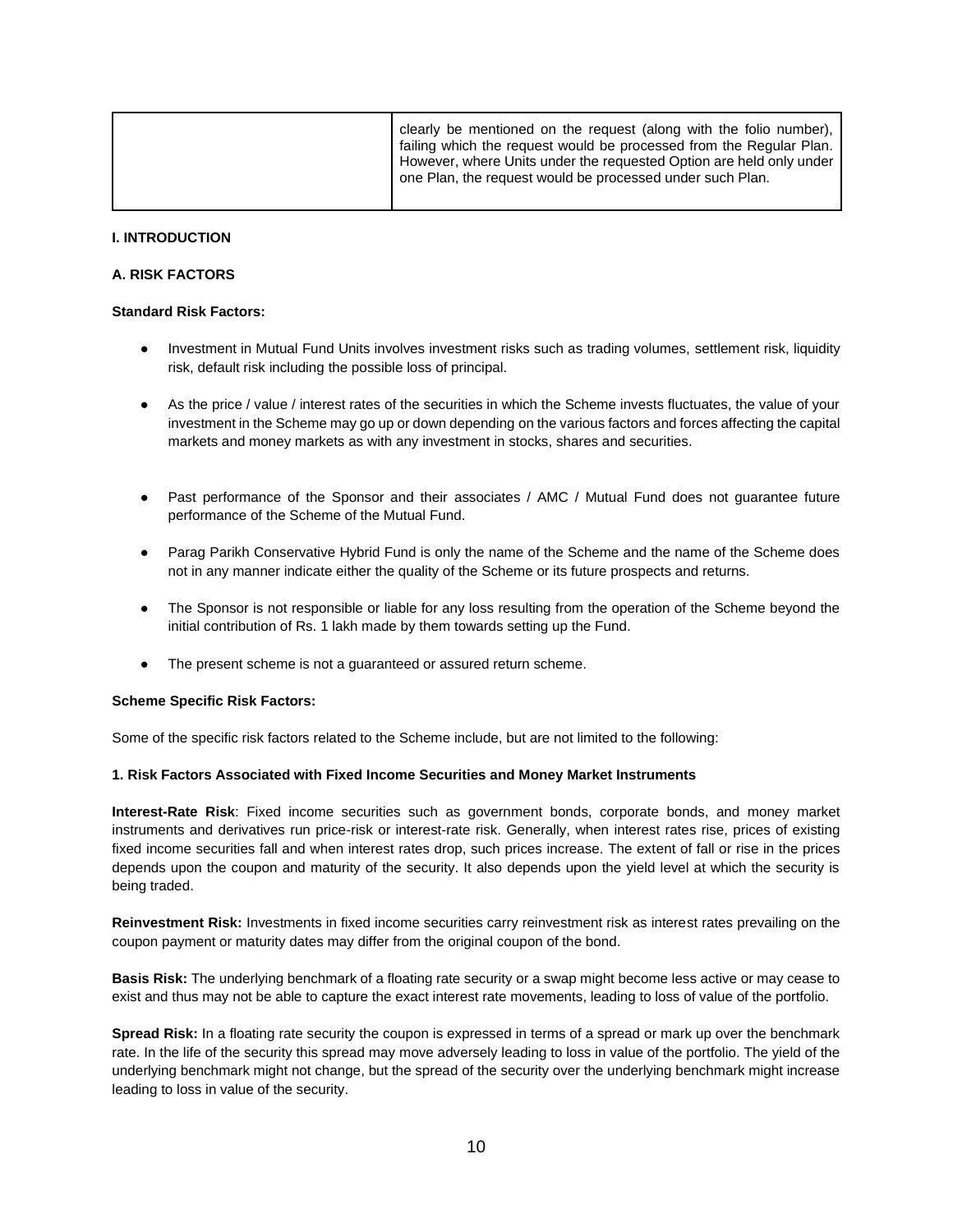|  | clearly be mentioned on the request (along with the folio number), failing which the request would be processed from the Regular Plan. However, where Units under the requested Option are held only under one Plan, the request would be processed under such Plan. |
| --- | --- |

**I. INTRODUCTION**

**A. RISK FACTORS**

**Standard Risk Factors:**

- Investment in Mutual Fund Units involves investment risks such as trading volumes, settlement risk, liquidity risk, default risk including the possible loss of principal.
- As the price / value / interest rates of the securities in which the Scheme invests fluctuates, the value of your investment in the Scheme may go up or down depending on the various factors and forces affecting the capital markets and money markets as with any investment in stocks, shares and securities.
- Past performance of the Sponsor and their associates / AMC / Mutual Fund does not guarantee future performance of the Scheme of the Mutual Fund.
- Parag Parikh Conservative Hybrid Fund is only the name of the Scheme and the name of the Scheme does not in any manner indicate either the quality of the Scheme or its future prospects and returns.
- The Sponsor is not responsible or liable for any loss resulting from the operation of the Scheme beyond the initial contribution of Rs. 1 lakh made by them towards setting up the Fund.
- The present scheme is not a guaranteed or assured return scheme.

**Scheme Specific Risk Factors:**

Some of the specific risk factors related to the Scheme include, but are not limited to the following:

**1. Risk Factors Associated with Fixed Income Securities and Money Market Instruments**

**Interest-Rate Risk**: Fixed income securities such as government bonds, corporate bonds, and money market instruments and derivatives run price-risk or interest-rate risk. Generally, when interest rates rise, prices of existing fixed income securities fall and when interest rates drop, such prices increase. The extent of fall or rise in the prices depends upon the coupon and maturity of the security. It also depends upon the yield level at which the security is being traded.

**Reinvestment Risk:** Investments in fixed income securities carry reinvestment risk as interest rates prevailing on the coupon payment or maturity dates may differ from the original coupon of the bond.

**Basis Risk:** The underlying benchmark of a floating rate security or a swap might become less active or may cease to exist and thus may not be able to capture the exact interest rate movements, leading to loss of value of the portfolio.

**Spread Risk:** In a floating rate security the coupon is expressed in terms of a spread or mark up over the benchmark rate. In the life of the security this spread may move adversely leading to loss in value of the portfolio. The yield of the underlying benchmark might not change, but the spread of the security over the underlying benchmark might increase leading to loss in value of the security.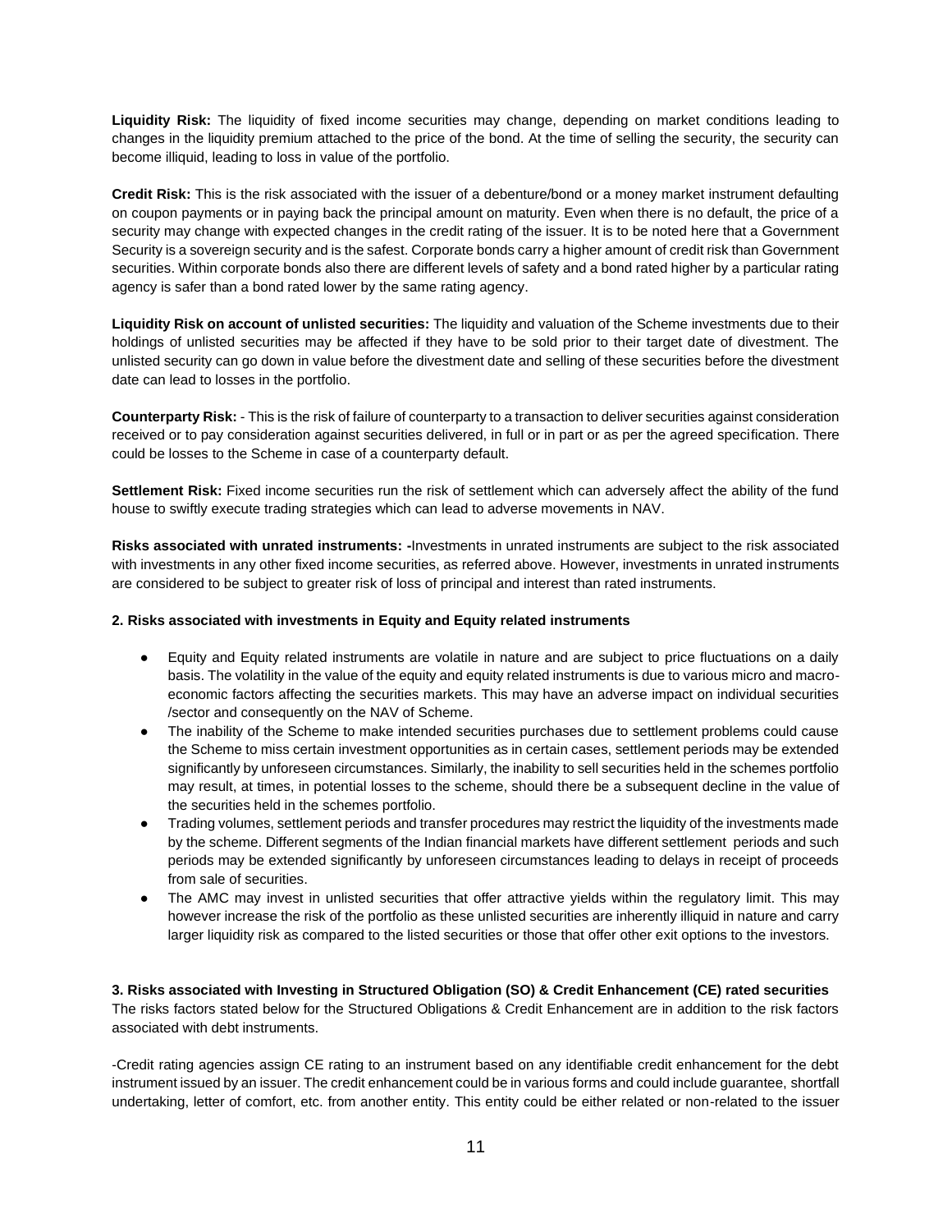**Liquidity Risk:** The liquidity of fixed income securities may change, depending on market conditions leading to changes in the liquidity premium attached to the price of the bond. At the time of selling the security, the security can become illiquid, leading to loss in value of the portfolio.

**Credit Risk:** This is the risk associated with the issuer of a debenture/bond or a money market instrument defaulting on coupon payments or in paying back the principal amount on maturity. Even when there is no default, the price of a security may change with expected changes in the credit rating of the issuer. It is to be noted here that a Government Security is a sovereign security and is the safest. Corporate bonds carry a higher amount of credit risk than Government securities. Within corporate bonds also there are different levels of safety and a bond rated higher by a particular rating agency is safer than a bond rated lower by the same rating agency.

**Liquidity Risk on account of unlisted securities:** The liquidity and valuation of the Scheme investments due to their holdings of unlisted securities may be affected if they have to be sold prior to their target date of divestment. The unlisted security can go down in value before the divestment date and selling of these securities before the divestment date can lead to losses in the portfolio.

**Counterparty Risk:** - This is the risk of failure of counterparty to a transaction to deliver securities against consideration received or to pay consideration against securities delivered, in full or in part or as per the agreed specification. There could be losses to the Scheme in case of a counterparty default.

**Settlement Risk:** Fixed income securities run the risk of settlement which can adversely affect the ability of the fund house to swiftly execute trading strategies which can lead to adverse movements in NAV.

**Risks associated with unrated instruments: -**Investments in unrated instruments are subject to the risk associated with investments in any other fixed income securities, as referred above. However, investments in unrated instruments are considered to be subject to greater risk of loss of principal and interest than rated instruments.

**2. Risks associated with investments in Equity and Equity related instruments**

- Equity and Equity related instruments are volatile in nature and are subject to price fluctuations on a daily basis. The volatility in the value of the equity and equity related instruments is due to various micro and macro-economic factors affecting the securities markets. This may have an adverse impact on individual securities /sector and consequently on the NAV of Scheme.
- The inability of the Scheme to make intended securities purchases due to settlement problems could cause the Scheme to miss certain investment opportunities as in certain cases, settlement periods may be extended significantly by unforeseen circumstances. Similarly, the inability to sell securities held in the schemes portfolio may result, at times, in potential losses to the scheme, should there be a subsequent decline in the value of the securities held in the schemes portfolio.
- Trading volumes, settlement periods and transfer procedures may restrict the liquidity of the investments made by the scheme. Different segments of the Indian financial markets have different settlement periods and such periods may be extended significantly by unforeseen circumstances leading to delays in receipt of proceeds from sale of securities.
- The AMC may invest in unlisted securities that offer attractive yields within the regulatory limit. This may however increase the risk of the portfolio as these unlisted securities are inherently illiquid in nature and carry larger liquidity risk as compared to the listed securities or those that offer other exit options to the investors.

**3. Risks associated with Investing in Structured Obligation (SO) & Credit Enhancement (CE) rated securities**
The risks factors stated below for the Structured Obligations & Credit Enhancement are in addition to the risk factors associated with debt instruments.

-Credit rating agencies assign CE rating to an instrument based on any identifiable credit enhancement for the debt instrument issued by an issuer. The credit enhancement could be in various forms and could include guarantee, shortfall undertaking, letter of comfort, etc. from another entity. This entity could be either related or non-related to the issuer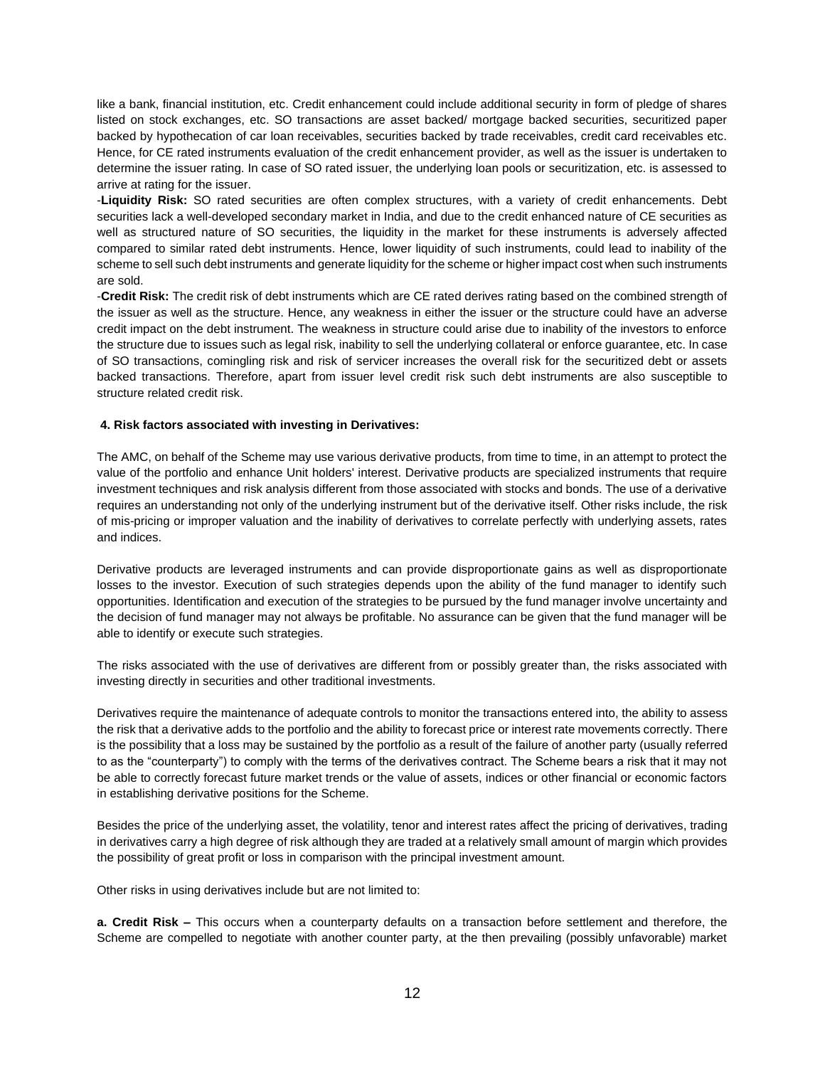like a bank, financial institution, etc. Credit enhancement could include additional security in form of pledge of shares listed on stock exchanges, etc. SO transactions are asset backed/ mortgage backed securities, securitized paper backed by hypothecation of car loan receivables, securities backed by trade receivables, credit card receivables etc. Hence, for CE rated instruments evaluation of the credit enhancement provider, as well as the issuer is undertaken to determine the issuer rating. In case of SO rated issuer, the underlying loan pools or securitization, etc. is assessed to arrive at rating for the issuer.

-**Liquidity Risk:** SO rated securities are often complex structures, with a variety of credit enhancements. Debt securities lack a well-developed secondary market in India, and due to the credit enhanced nature of CE securities as well as structured nature of SO securities, the liquidity in the market for these instruments is adversely affected compared to similar rated debt instruments. Hence, lower liquidity of such instruments, could lead to inability of the scheme to sell such debt instruments and generate liquidity for the scheme or higher impact cost when such instruments are sold.

-**Credit Risk:** The credit risk of debt instruments which are CE rated derives rating based on the combined strength of the issuer as well as the structure. Hence, any weakness in either the issuer or the structure could have an adverse credit impact on the debt instrument. The weakness in structure could arise due to inability of the investors to enforce the structure due to issues such as legal risk, inability to sell the underlying collateral or enforce guarantee, etc. In case of SO transactions, comingling risk and risk of servicer increases the overall risk for the securitized debt or assets backed transactions. Therefore, apart from issuer level credit risk such debt instruments are also susceptible to structure related credit risk.

**4. Risk factors associated with investing in Derivatives:**

The AMC, on behalf of the Scheme may use various derivative products, from time to time, in an attempt to protect the value of the portfolio and enhance Unit holders' interest. Derivative products are specialized instruments that require investment techniques and risk analysis different from those associated with stocks and bonds. The use of a derivative requires an understanding not only of the underlying instrument but of the derivative itself. Other risks include, the risk of mis-pricing or improper valuation and the inability of derivatives to correlate perfectly with underlying assets, rates and indices.

Derivative products are leveraged instruments and can provide disproportionate gains as well as disproportionate losses to the investor. Execution of such strategies depends upon the ability of the fund manager to identify such opportunities. Identification and execution of the strategies to be pursued by the fund manager involve uncertainty and the decision of fund manager may not always be profitable. No assurance can be given that the fund manager will be able to identify or execute such strategies.

The risks associated with the use of derivatives are different from or possibly greater than, the risks associated with investing directly in securities and other traditional investments.

Derivatives require the maintenance of adequate controls to monitor the transactions entered into, the ability to assess the risk that a derivative adds to the portfolio and the ability to forecast price or interest rate movements correctly. There is the possibility that a loss may be sustained by the portfolio as a result of the failure of another party (usually referred to as the "counterparty") to comply with the terms of the derivatives contract. The Scheme bears a risk that it may not be able to correctly forecast future market trends or the value of assets, indices or other financial or economic factors in establishing derivative positions for the Scheme.

Besides the price of the underlying asset, the volatility, tenor and interest rates affect the pricing of derivatives, trading in derivatives carry a high degree of risk although they are traded at a relatively small amount of margin which provides the possibility of great profit or loss in comparison with the principal investment amount.

Other risks in using derivatives include but are not limited to:

**a. Credit Risk –** This occurs when a counterparty defaults on a transaction before settlement and therefore, the Scheme are compelled to negotiate with another counter party, at the then prevailing (possibly unfavorable) market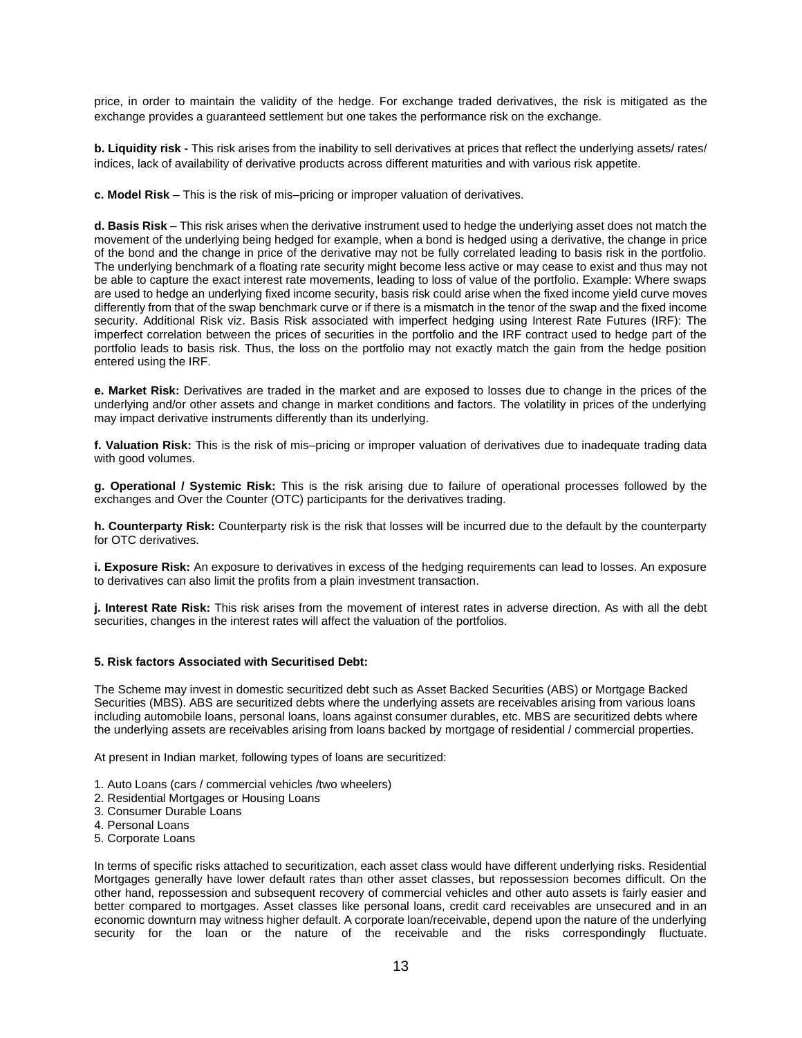price, in order to maintain the validity of the hedge. For exchange traded derivatives, the risk is mitigated as the exchange provides a guaranteed settlement but one takes the performance risk on the exchange.

**b. Liquidity risk -** This risk arises from the inability to sell derivatives at prices that reflect the underlying assets/ rates/ indices, lack of availability of derivative products across different maturities and with various risk appetite.

**c. Model Risk** – This is the risk of mis–pricing or improper valuation of derivatives.

**d. Basis Risk** – This risk arises when the derivative instrument used to hedge the underlying asset does not match the movement of the underlying being hedged for example, when a bond is hedged using a derivative, the change in price of the bond and the change in price of the derivative may not be fully correlated leading to basis risk in the portfolio. The underlying benchmark of a floating rate security might become less active or may cease to exist and thus may not be able to capture the exact interest rate movements, leading to loss of value of the portfolio. Example: Where swaps are used to hedge an underlying fixed income security, basis risk could arise when the fixed income yield curve moves differently from that of the swap benchmark curve or if there is a mismatch in the tenor of the swap and the fixed income security. Additional Risk viz. Basis Risk associated with imperfect hedging using Interest Rate Futures (IRF): The imperfect correlation between the prices of securities in the portfolio and the IRF contract used to hedge part of the portfolio leads to basis risk. Thus, the loss on the portfolio may not exactly match the gain from the hedge position entered using the IRF.

**e. Market Risk:** Derivatives are traded in the market and are exposed to losses due to change in the prices of the underlying and/or other assets and change in market conditions and factors. The volatility in prices of the underlying may impact derivative instruments differently than its underlying.

**f. Valuation Risk:** This is the risk of mis–pricing or improper valuation of derivatives due to inadequate trading data with good volumes.

**g. Operational / Systemic Risk:** This is the risk arising due to failure of operational processes followed by the exchanges and Over the Counter (OTC) participants for the derivatives trading.

**h. Counterparty Risk:** Counterparty risk is the risk that losses will be incurred due to the default by the counterparty for OTC derivatives.

**i. Exposure Risk:** An exposure to derivatives in excess of the hedging requirements can lead to losses. An exposure to derivatives can also limit the profits from a plain investment transaction.

**j. Interest Rate Risk:** This risk arises from the movement of interest rates in adverse direction. As with all the debt securities, changes in the interest rates will affect the valuation of the portfolios.

**5. Risk factors Associated with Securitised Debt:**

The Scheme may invest in domestic securitized debt such as Asset Backed Securities (ABS) or Mortgage Backed Securities (MBS). ABS are securitized debts where the underlying assets are receivables arising from various loans including automobile loans, personal loans, loans against consumer durables, etc. MBS are securitized debts where the underlying assets are receivables arising from loans backed by mortgage of residential / commercial properties.

At present in Indian market, following types of loans are securitized:

1. Auto Loans (cars / commercial vehicles /two wheelers)
2. Residential Mortgages or Housing Loans
3. Consumer Durable Loans
4. Personal Loans
5. Corporate Loans

In terms of specific risks attached to securitization, each asset class would have different underlying risks. Residential Mortgages generally have lower default rates than other asset classes, but repossession becomes difficult. On the other hand, repossession and subsequent recovery of commercial vehicles and other auto assets is fairly easier and better compared to mortgages. Asset classes like personal loans, credit card receivables are unsecured and in an economic downturn may witness higher default. A corporate loan/receivable, depend upon the nature of the underlying security for the loan or the nature of the receivable and the risks correspondingly fluctuate.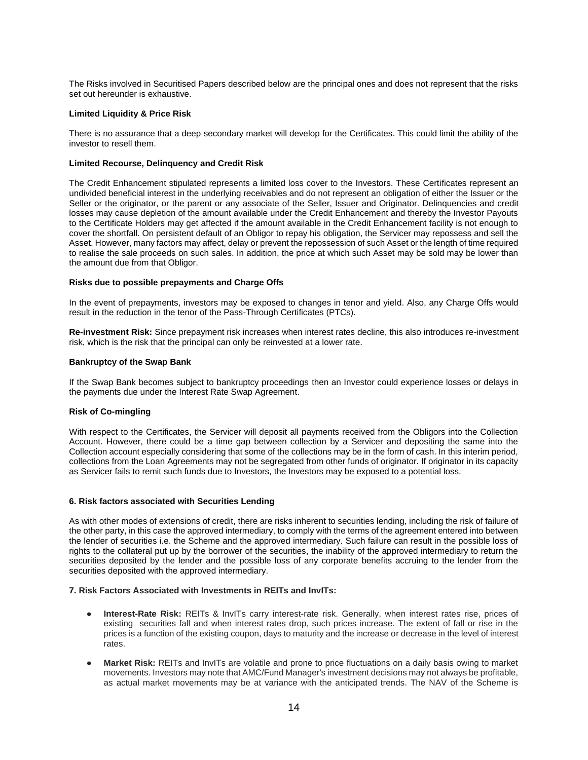The Risks involved in Securitised Papers described below are the principal ones and does not represent that the risks set out hereunder is exhaustive.

**Limited Liquidity & Price Risk**

There is no assurance that a deep secondary market will develop for the Certificates. This could limit the ability of the investor to resell them.

**Limited Recourse, Delinquency and Credit Risk**

The Credit Enhancement stipulated represents a limited loss cover to the Investors. These Certificates represent an undivided beneficial interest in the underlying receivables and do not represent an obligation of either the Issuer or the Seller or the originator, or the parent or any associate of the Seller, Issuer and Originator. Delinquencies and credit losses may cause depletion of the amount available under the Credit Enhancement and thereby the Investor Payouts to the Certificate Holders may get affected if the amount available in the Credit Enhancement facility is not enough to cover the shortfall. On persistent default of an Obligor to repay his obligation, the Servicer may repossess and sell the Asset. However, many factors may affect, delay or prevent the repossession of such Asset or the length of time required to realise the sale proceeds on such sales. In addition, the price at which such Asset may be sold may be lower than the amount due from that Obligor.

**Risks due to possible prepayments and Charge Offs**

In the event of prepayments, investors may be exposed to changes in tenor and yield. Also, any Charge Offs would result in the reduction in the tenor of the Pass-Through Certificates (PTCs).

**Re-investment Risk:** Since prepayment risk increases when interest rates decline, this also introduces re-investment risk, which is the risk that the principal can only be reinvested at a lower rate.

**Bankruptcy of the Swap Bank**

If the Swap Bank becomes subject to bankruptcy proceedings then an Investor could experience losses or delays in the payments due under the Interest Rate Swap Agreement.

**Risk of Co-mingling**

With respect to the Certificates, the Servicer will deposit all payments received from the Obligors into the Collection Account. However, there could be a time gap between collection by a Servicer and depositing the same into the Collection account especially considering that some of the collections may be in the form of cash. In this interim period, collections from the Loan Agreements may not be segregated from other funds of originator. If originator in its capacity as Servicer fails to remit such funds due to Investors, the Investors may be exposed to a potential loss.

**6. Risk factors associated with Securities Lending**

As with other modes of extensions of credit, there are risks inherent to securities lending, including the risk of failure of the other party, in this case the approved intermediary, to comply with the terms of the agreement entered into between the lender of securities i.e. the Scheme and the approved intermediary. Such failure can result in the possible loss of rights to the collateral put up by the borrower of the securities, the inability of the approved intermediary to return the securities deposited by the lender and the possible loss of any corporate benefits accruing to the lender from the securities deposited with the approved intermediary.

**7. Risk Factors Associated with Investments in REITs and InvITs:**

- **Interest-Rate Risk:** REITs & InvITs carry interest-rate risk. Generally, when interest rates rise, prices of existing securities fall and when interest rates drop, such prices increase. The extent of fall or rise in the prices is a function of the existing coupon, days to maturity and the increase or decrease in the level of interest rates.
- **Market Risk:** REITs and InvITs are volatile and prone to price fluctuations on a daily basis owing to market movements. Investors may note that AMC/Fund Manager's investment decisions may not always be profitable, as actual market movements may be at variance with the anticipated trends. The NAV of the Scheme is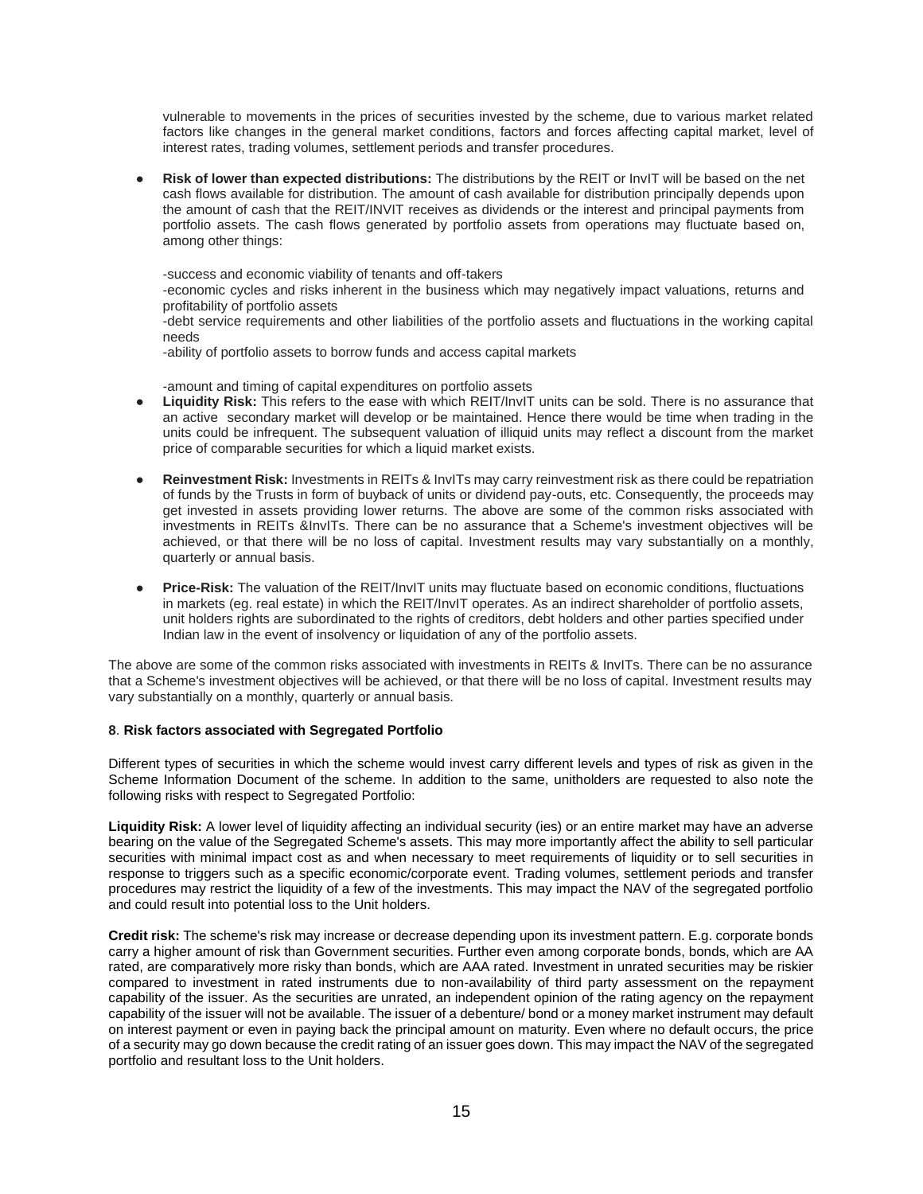vulnerable to movements in the prices of securities invested by the scheme, due to various market related factors like changes in the general market conditions, factors and forces affecting capital market, level of interest rates, trading volumes, settlement periods and transfer procedures.

- **Risk of lower than expected distributions:** The distributions by the REIT or InvIT will be based on the net cash flows available for distribution. The amount of cash available for distribution principally depends upon the amount of cash that the REIT/INVIT receives as dividends or the interest and principal payments from portfolio assets. The cash flows generated by portfolio assets from operations may fluctuate based on, among other things:

  -success and economic viability of tenants and off-takers
  -economic cycles and risks inherent in the business which may negatively impact valuations, returns and profitability of portfolio assets
  -debt service requirements and other liabilities of the portfolio assets and fluctuations in the working capital needs
  -ability of portfolio assets to borrow funds and access capital markets

  -amount and timing of capital expenditures on portfolio assets
- **Liquidity Risk:** This refers to the ease with which REIT/InvIT units can be sold. There is no assurance that an active secondary market will develop or be maintained. Hence there would be time when trading in the units could be infrequent. The subsequent valuation of illiquid units may reflect a discount from the market price of comparable securities for which a liquid market exists.

- **Reinvestment Risk:** Investments in REITs & InvITs may carry reinvestment risk as there could be repatriation of funds by the Trusts in form of buyback of units or dividend pay-outs, etc. Consequently, the proceeds may get invested in assets providing lower returns. The above are some of the common risks associated with investments in REITs &InvITs. There can be no assurance that a Scheme's investment objectives will be achieved, or that there will be no loss of capital. Investment results may vary substantially on a monthly, quarterly or annual basis.

- **Price-Risk:** The valuation of the REIT/InvIT units may fluctuate based on economic conditions, fluctuations in markets (eg. real estate) in which the REIT/InvIT operates. As an indirect shareholder of portfolio assets, unit holders rights are subordinated to the rights of creditors, debt holders and other parties specified under Indian law in the event of insolvency or liquidation of any of the portfolio assets.

The above are some of the common risks associated with investments in REITs & InvITs. There can be no assurance that a Scheme's investment objectives will be achieved, or that there will be no loss of capital. Investment results may vary substantially on a monthly, quarterly or annual basis.

### 8. Risk factors associated with Segregated Portfolio

Different types of securities in which the scheme would invest carry different levels and types of risk as given in the Scheme Information Document of the scheme. In addition to the same, unitholders are requested to also note the following risks with respect to Segregated Portfolio:

**Liquidity Risk:** A lower level of liquidity affecting an individual security (ies) or an entire market may have an adverse bearing on the value of the Segregated Scheme's assets. This may more importantly affect the ability to sell particular securities with minimal impact cost as and when necessary to meet requirements of liquidity or to sell securities in response to triggers such as a specific economic/corporate event. Trading volumes, settlement periods and transfer procedures may restrict the liquidity of a few of the investments. This may impact the NAV of the segregated portfolio and could result into potential loss to the Unit holders.

**Credit risk:** The scheme's risk may increase or decrease depending upon its investment pattern. E.g. corporate bonds carry a higher amount of risk than Government securities. Further even among corporate bonds, bonds, which are AA rated, are comparatively more risky than bonds, which are AAA rated. Investment in unrated securities may be riskier compared to investment in rated instruments due to non-availability of third party assessment on the repayment capability of the issuer. As the securities are unrated, an independent opinion of the rating agency on the repayment capability of the issuer will not be available. The issuer of a debenture/ bond or a money market instrument may default on interest payment or even in paying back the principal amount on maturity. Even where no default occurs, the price of a security may go down because the credit rating of an issuer goes down. This may impact the NAV of the segregated portfolio and resultant loss to the Unit holders.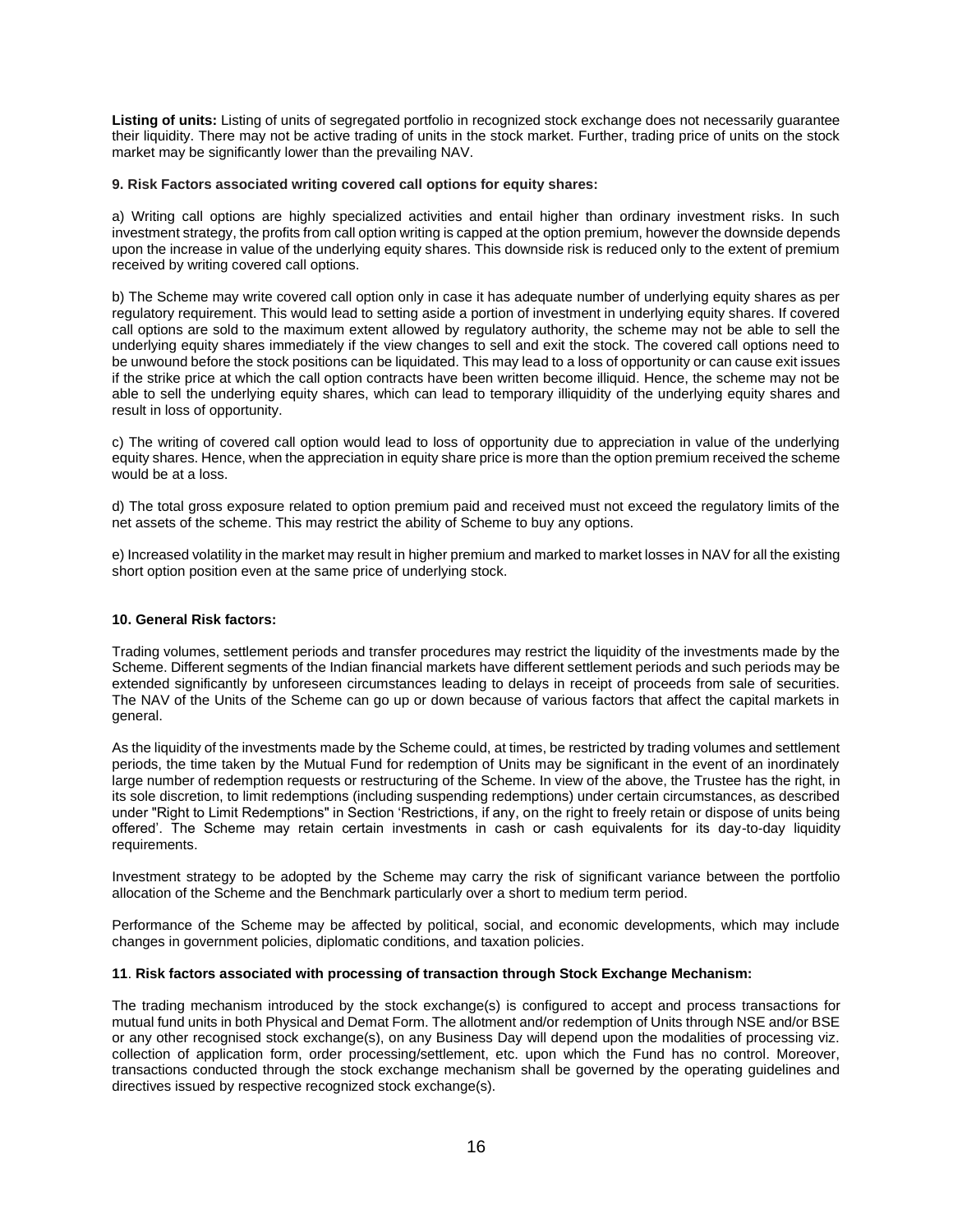**Listing of units:** Listing of units of segregated portfolio in recognized stock exchange does not necessarily guarantee their liquidity. There may not be active trading of units in the stock market. Further, trading price of units on the stock market may be significantly lower than the prevailing NAV.

**9. Risk Factors associated writing covered call options for equity shares:**

a) Writing call options are highly specialized activities and entail higher than ordinary investment risks. In such investment strategy, the profits from call option writing is capped at the option premium, however the downside depends upon the increase in value of the underlying equity shares. This downside risk is reduced only to the extent of premium received by writing covered call options.

b) The Scheme may write covered call option only in case it has adequate number of underlying equity shares as per regulatory requirement. This would lead to setting aside a portion of investment in underlying equity shares. If covered call options are sold to the maximum extent allowed by regulatory authority, the scheme may not be able to sell the underlying equity shares immediately if the view changes to sell and exit the stock. The covered call options need to be unwound before the stock positions can be liquidated. This may lead to a loss of opportunity or can cause exit issues if the strike price at which the call option contracts have been written become illiquid. Hence, the scheme may not be able to sell the underlying equity shares, which can lead to temporary illiquidity of the underlying equity shares and result in loss of opportunity.

c) The writing of covered call option would lead to loss of opportunity due to appreciation in value of the underlying equity shares. Hence, when the appreciation in equity share price is more than the option premium received the scheme would be at a loss.

d) The total gross exposure related to option premium paid and received must not exceed the regulatory limits of the net assets of the scheme. This may restrict the ability of Scheme to buy any options.

e) Increased volatility in the market may result in higher premium and marked to market losses in NAV for all the existing short option position even at the same price of underlying stock.

**10. General Risk factors:**

Trading volumes, settlement periods and transfer procedures may restrict the liquidity of the investments made by the Scheme. Different segments of the Indian financial markets have different settlement periods and such periods may be extended significantly by unforeseen circumstances leading to delays in receipt of proceeds from sale of securities. The NAV of the Units of the Scheme can go up or down because of various factors that affect the capital markets in general.

As the liquidity of the investments made by the Scheme could, at times, be restricted by trading volumes and settlement periods, the time taken by the Mutual Fund for redemption of Units may be significant in the event of an inordinately large number of redemption requests or restructuring of the Scheme. In view of the above, the Trustee has the right, in its sole discretion, to limit redemptions (including suspending redemptions) under certain circumstances, as described under "Right to Limit Redemptions" in Section 'Restrictions, if any, on the right to freely retain or dispose of units being offered'. The Scheme may retain certain investments in cash or cash equivalents for its day-to-day liquidity requirements.

Investment strategy to be adopted by the Scheme may carry the risk of significant variance between the portfolio allocation of the Scheme and the Benchmark particularly over a short to medium term period.

Performance of the Scheme may be affected by political, social, and economic developments, which may include changes in government policies, diplomatic conditions, and taxation policies.

**11**. **Risk factors associated with processing of transaction through Stock Exchange Mechanism:**

The trading mechanism introduced by the stock exchange(s) is configured to accept and process transactions for mutual fund units in both Physical and Demat Form. The allotment and/or redemption of Units through NSE and/or BSE or any other recognised stock exchange(s), on any Business Day will depend upon the modalities of processing viz. collection of application form, order processing/settlement, etc. upon which the Fund has no control. Moreover, transactions conducted through the stock exchange mechanism shall be governed by the operating guidelines and directives issued by respective recognized stock exchange(s).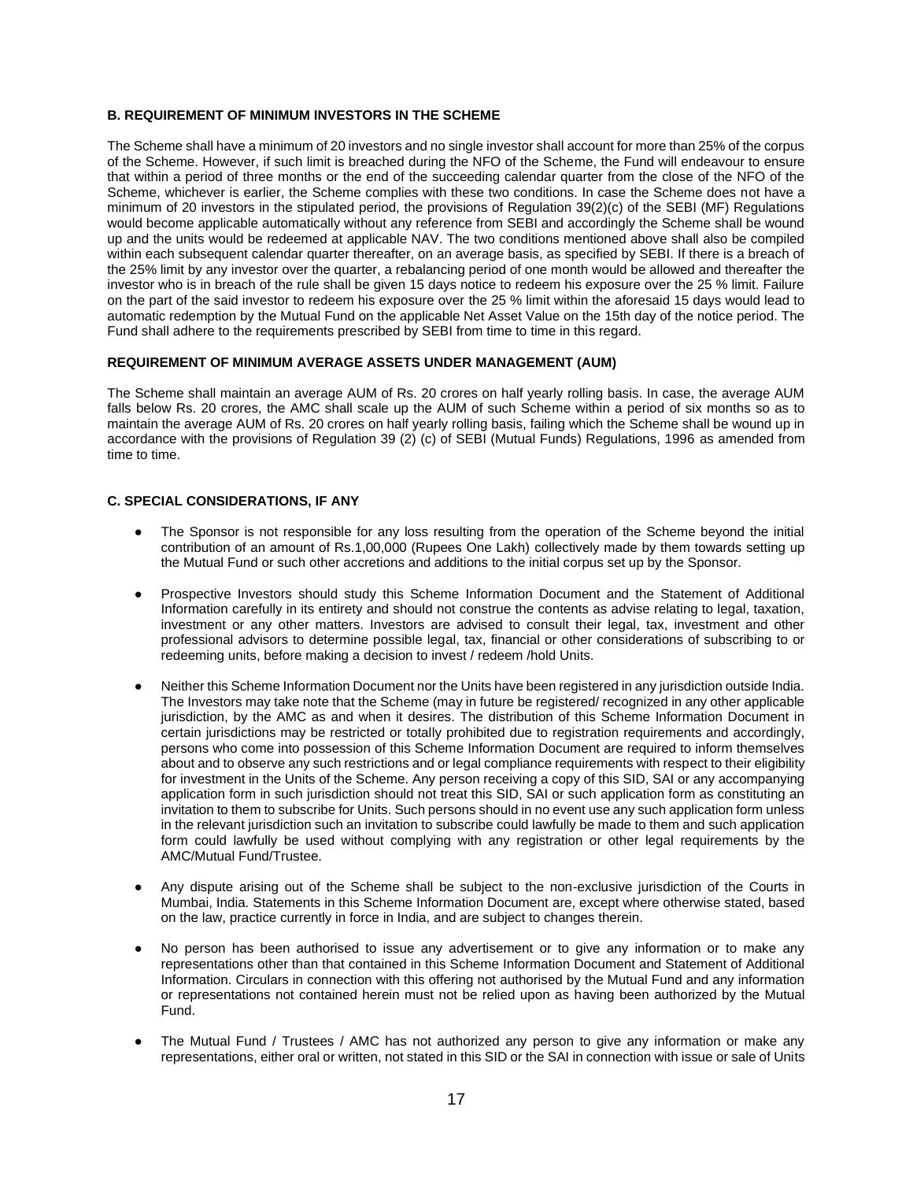### B. REQUIREMENT OF MINIMUM INVESTORS IN THE SCHEME

The Scheme shall have a minimum of 20 investors and no single investor shall account for more than 25% of the corpus of the Scheme. However, if such limit is breached during the NFO of the Scheme, the Fund will endeavour to ensure that within a period of three months or the end of the succeeding calendar quarter from the close of the NFO of the Scheme, whichever is earlier, the Scheme complies with these two conditions. In case the Scheme does not have a minimum of 20 investors in the stipulated period, the provisions of Regulation 39(2)(c) of the SEBI (MF) Regulations would become applicable automatically without any reference from SEBI and accordingly the Scheme shall be wound up and the units would be redeemed at applicable NAV. The two conditions mentioned above shall also be compiled within each subsequent calendar quarter thereafter, on an average basis, as specified by SEBI. If there is a breach of the 25% limit by any investor over the quarter, a rebalancing period of one month would be allowed and thereafter the investor who is in breach of the rule shall be given 15 days notice to redeem his exposure over the 25 % limit. Failure on the part of the said investor to redeem his exposure over the 25 % limit within the aforesaid 15 days would lead to automatic redemption by the Mutual Fund on the applicable Net Asset Value on the 15th day of the notice period. The Fund shall adhere to the requirements prescribed by SEBI from time to time in this regard.

### REQUIREMENT OF MINIMUM AVERAGE ASSETS UNDER MANAGEMENT (AUM)

The Scheme shall maintain an average AUM of Rs. 20 crores on half yearly rolling basis. In case, the average AUM falls below Rs. 20 crores, the AMC shall scale up the AUM of such Scheme within a period of six months so as to maintain the average AUM of Rs. 20 crores on half yearly rolling basis, failing which the Scheme shall be wound up in accordance with the provisions of Regulation 39 (2) (c) of SEBI (Mutual Funds) Regulations, 1996 as amended from time to time.

### C. SPECIAL CONSIDERATIONS, IF ANY

- The Sponsor is not responsible for any loss resulting from the operation of the Scheme beyond the initial contribution of an amount of Rs.1,00,000 (Rupees One Lakh) collectively made by them towards setting up the Mutual Fund or such other accretions and additions to the initial corpus set up by the Sponsor.
- Prospective Investors should study this Scheme Information Document and the Statement of Additional Information carefully in its entirety and should not construe the contents as advise relating to legal, taxation, investment or any other matters. Investors are advised to consult their legal, tax, investment and other professional advisors to determine possible legal, tax, financial or other considerations of subscribing to or redeeming units, before making a decision to invest / redeem /hold Units.
- Neither this Scheme Information Document nor the Units have been registered in any jurisdiction outside India. The Investors may take note that the Scheme (may in future be registered/ recognized in any other applicable jurisdiction, by the AMC as and when it desires. The distribution of this Scheme Information Document in certain jurisdictions may be restricted or totally prohibited due to registration requirements and accordingly, persons who come into possession of this Scheme Information Document are required to inform themselves about and to observe any such restrictions and or legal compliance requirements with respect to their eligibility for investment in the Units of the Scheme. Any person receiving a copy of this SID, SAI or any accompanying application form in such jurisdiction should not treat this SID, SAI or such application form as constituting an invitation to them to subscribe for Units. Such persons should in no event use any such application form unless in the relevant jurisdiction such an invitation to subscribe could lawfully be made to them and such application form could lawfully be used without complying with any registration or other legal requirements by the AMC/Mutual Fund/Trustee.
- Any dispute arising out of the Scheme shall be subject to the non-exclusive jurisdiction of the Courts in Mumbai, India. Statements in this Scheme Information Document are, except where otherwise stated, based on the law, practice currently in force in India, and are subject to changes therein.
- No person has been authorised to issue any advertisement or to give any information or to make any representations other than that contained in this Scheme Information Document and Statement of Additional Information. Circulars in connection with this offering not authorised by the Mutual Fund and any information or representations not contained herein must not be relied upon as having been authorized by the Mutual Fund.
- The Mutual Fund / Trustees / AMC has not authorized any person to give any information or make any representations, either oral or written, not stated in this SID or the SAI in connection with issue or sale of Units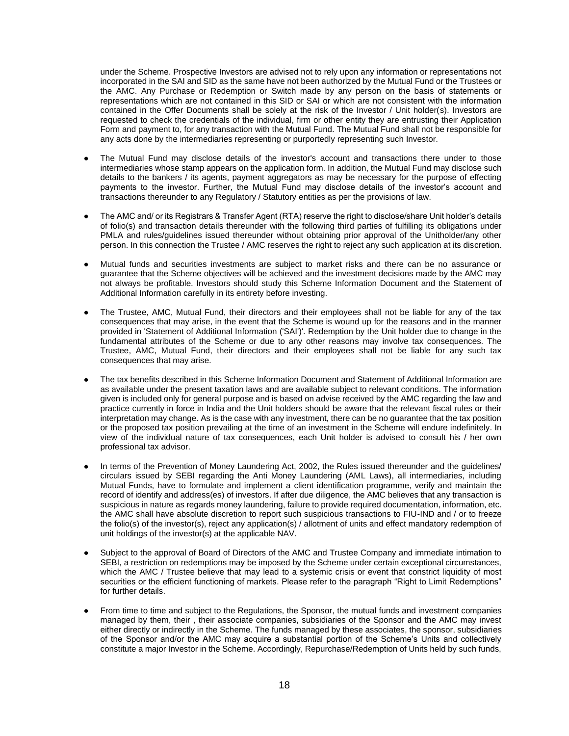under the Scheme. Prospective Investors are advised not to rely upon any information or representations not incorporated in the SAI and SID as the same have not been authorized by the Mutual Fund or the Trustees or the AMC. Any Purchase or Redemption or Switch made by any person on the basis of statements or representations which are not contained in this SID or SAI or which are not consistent with the information contained in the Offer Documents shall be solely at the risk of the Investor / Unit holder(s). Investors are requested to check the credentials of the individual, firm or other entity they are entrusting their Application Form and payment to, for any transaction with the Mutual Fund. The Mutual Fund shall not be responsible for any acts done by the intermediaries representing or purportedly representing such Investor.

- The Mutual Fund may disclose details of the investor's account and transactions there under to those intermediaries whose stamp appears on the application form. In addition, the Mutual Fund may disclose such details to the bankers / its agents, payment aggregators as may be necessary for the purpose of effecting payments to the investor. Further, the Mutual Fund may disclose details of the investor's account and transactions thereunder to any Regulatory / Statutory entities as per the provisions of law.

- The AMC and/ or its Registrars & Transfer Agent (RTA) reserve the right to disclose/share Unit holder's details of folio(s) and transaction details thereunder with the following third parties of fulfilling its obligations under PMLA and rules/guidelines issued thereunder without obtaining prior approval of the Unitholder/any other person. In this connection the Trustee / AMC reserves the right to reject any such application at its discretion.

- Mutual funds and securities investments are subject to market risks and there can be no assurance or guarantee that the Scheme objectives will be achieved and the investment decisions made by the AMC may not always be profitable. Investors should study this Scheme Information Document and the Statement of Additional Information carefully in its entirety before investing.

- The Trustee, AMC, Mutual Fund, their directors and their employees shall not be liable for any of the tax consequences that may arise, in the event that the Scheme is wound up for the reasons and in the manner provided in 'Statement of Additional Information ('SAI')'. Redemption by the Unit holder due to change in the fundamental attributes of the Scheme or due to any other reasons may involve tax consequences. The Trustee, AMC, Mutual Fund, their directors and their employees shall not be liable for any such tax consequences that may arise.

- The tax benefits described in this Scheme Information Document and Statement of Additional Information are as available under the present taxation laws and are available subject to relevant conditions. The information given is included only for general purpose and is based on advise received by the AMC regarding the law and practice currently in force in India and the Unit holders should be aware that the relevant fiscal rules or their interpretation may change. As is the case with any investment, there can be no guarantee that the tax position or the proposed tax position prevailing at the time of an investment in the Scheme will endure indefinitely. In view of the individual nature of tax consequences, each Unit holder is advised to consult his / her own professional tax advisor.

- In terms of the Prevention of Money Laundering Act, 2002, the Rules issued thereunder and the guidelines/ circulars issued by SEBI regarding the Anti Money Laundering (AML Laws), all intermediaries, including Mutual Funds, have to formulate and implement a client identification programme, verify and maintain the record of identify and address(es) of investors. If after due diligence, the AMC believes that any transaction is suspicious in nature as regards money laundering, failure to provide required documentation, information, etc. the AMC shall have absolute discretion to report such suspicious transactions to FIU-IND and / or to freeze the folio(s) of the investor(s), reject any application(s) / allotment of units and effect mandatory redemption of unit holdings of the investor(s) at the applicable NAV.

- Subject to the approval of Board of Directors of the AMC and Trustee Company and immediate intimation to SEBI, a restriction on redemptions may be imposed by the Scheme under certain exceptional circumstances, which the AMC / Trustee believe that may lead to a systemic crisis or event that constrict liquidity of most securities or the efficient functioning of markets. Please refer to the paragraph "Right to Limit Redemptions" for further details.

- From time to time and subject to the Regulations, the Sponsor, the mutual funds and investment companies managed by them, their , their associate companies, subsidiaries of the Sponsor and the AMC may invest either directly or indirectly in the Scheme. The funds managed by these associates, the sponsor, subsidiaries of the Sponsor and/or the AMC may acquire a substantial portion of the Scheme's Units and collectively constitute a major Investor in the Scheme. Accordingly, Repurchase/Redemption of Units held by such funds,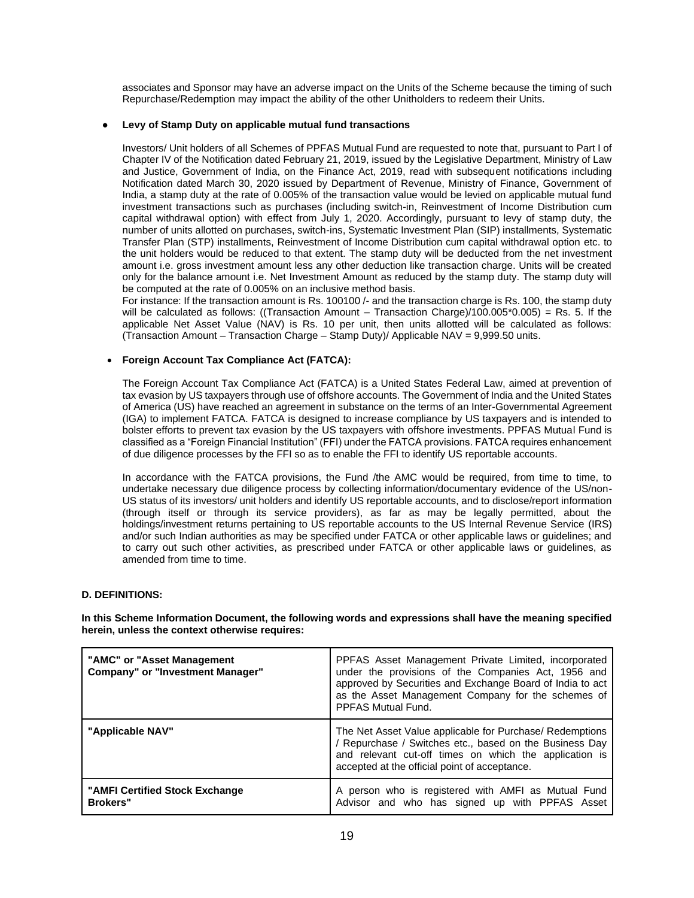associates and Sponsor may have an adverse impact on the Units of the Scheme because the timing of such Repurchase/Redemption may impact the ability of the other Unitholders to redeem their Units.

- **Levy of Stamp Duty on applicable mutual fund transactions**

  Investors/ Unit holders of all Schemes of PPFAS Mutual Fund are requested to note that, pursuant to Part I of Chapter IV of the Notification dated February 21, 2019, issued by the Legislative Department, Ministry of Law and Justice, Government of India, on the Finance Act, 2019, read with subsequent notifications including Notification dated March 30, 2020 issued by Department of Revenue, Ministry of Finance, Government of India, a stamp duty at the rate of 0.005% of the transaction value would be levied on applicable mutual fund investment transactions such as purchases (including switch-in, Reinvestment of Income Distribution cum capital withdrawal option) with effect from July 1, 2020. Accordingly, pursuant to levy of stamp duty, the number of units allotted on purchases, switch-ins, Systematic Investment Plan (SIP) installments, Systematic Transfer Plan (STP) installments, Reinvestment of Income Distribution cum capital withdrawal option etc. to the unit holders would be reduced to that extent. The stamp duty will be deducted from the net investment amount i.e. gross investment amount less any other deduction like transaction charge. Units will be created only for the balance amount i.e. Net Investment Amount as reduced by the stamp duty. The stamp duty will be computed at the rate of 0.005% on an inclusive method basis.

  For instance: If the transaction amount is Rs. 100100 /- and the transaction charge is Rs. 100, the stamp duty will be calculated as follows: ((Transaction Amount – Transaction Charge)/100.005*0.005) = Rs. 5. If the applicable Net Asset Value (NAV) is Rs. 10 per unit, then units allotted will be calculated as follows: (Transaction Amount – Transaction Charge – Stamp Duty)/ Applicable NAV = 9,999.50 units.

- **Foreign Account Tax Compliance Act (FATCA):**

  The Foreign Account Tax Compliance Act (FATCA) is a United States Federal Law, aimed at prevention of tax evasion by US taxpayers through use of offshore accounts. The Government of India and the United States of America (US) have reached an agreement in substance on the terms of an Inter-Governmental Agreement (IGA) to implement FATCA. FATCA is designed to increase compliance by US taxpayers and is intended to bolster efforts to prevent tax evasion by the US taxpayers with offshore investments. PPFAS Mutual Fund is classified as a "Foreign Financial Institution" (FFI) under the FATCA provisions. FATCA requires enhancement of due diligence processes by the FFI so as to enable the FFI to identify US reportable accounts.

  In accordance with the FATCA provisions, the Fund /the AMC would be required, from time to time, to undertake necessary due diligence process by collecting information/documentary evidence of the US/non-US status of its investors/ unit holders and identify US reportable accounts, and to disclose/report information (through itself or through its service providers), as far as may be legally permitted, about the holdings/investment returns pertaining to US reportable accounts to the US Internal Revenue Service (IRS) and/or such Indian authorities as may be specified under FATCA or other applicable laws or guidelines; and to carry out such other activities, as prescribed under FATCA or other applicable laws or guidelines, as amended from time to time.

**D. DEFINITIONS:**

**In this Scheme Information Document, the following words and expressions shall have the meaning specified herein, unless the context otherwise requires:**

| | |
|---|---|
| **"AMC" or "Asset Management Company" or "Investment Manager"** | PPFAS Asset Management Private Limited, incorporated under the provisions of the Companies Act, 1956 and approved by Securities and Exchange Board of India to act as the Asset Management Company for the schemes of PPFAS Mutual Fund. |
| **"Applicable NAV"** | The Net Asset Value applicable for Purchase/ Redemptions / Repurchase / Switches etc., based on the Business Day and relevant cut-off times on which the application is accepted at the official point of acceptance. |
| **"AMFI Certified Stock Exchange Brokers"** | A person who is registered with AMFI as Mutual Fund Advisor and who has signed up with PPFAS Asset |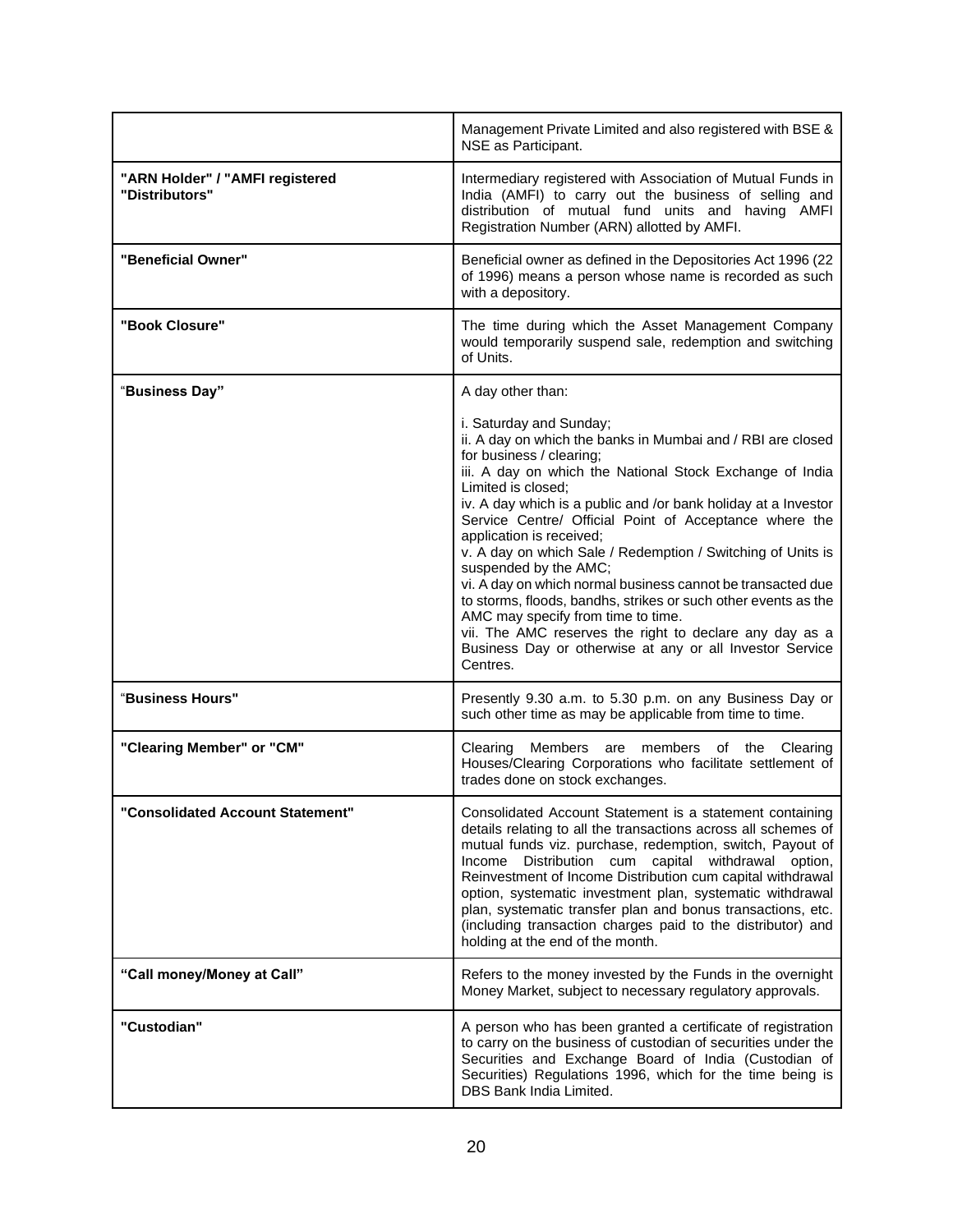| | |
|---|---|
| | Management Private Limited and also registered with BSE & NSE as Participant. |
| **"ARN Holder" / "AMFI registered "Distributors"** | Intermediary registered with Association of Mutual Funds in India (AMFI) to carry out the business of selling and distribution of mutual fund units and having AMFI Registration Number (ARN) allotted by AMFI. |
| **"Beneficial Owner"** | Beneficial owner as defined in the Depositories Act 1996 (22 of 1996) means a person whose name is recorded as such with a depository. |
| **"Book Closure"** | The time during which the Asset Management Company would temporarily suspend sale, redemption and switching of Units. |
| "**Business Day"** | A day other than:<br><br>i. Saturday and Sunday;<br>ii. A day on which the banks in Mumbai and / RBI are closed for business / clearing;<br>iii. A day on which the National Stock Exchange of India Limited is closed;<br>iv. A day which is a public and /or bank holiday at a Investor Service Centre/ Official Point of Acceptance where the application is received;<br>v. A day on which Sale / Redemption / Switching of Units is suspended by the AMC;<br>vi. A day on which normal business cannot be transacted due to storms, floods, bandhs, strikes or such other events as the AMC may specify from time to time.<br>vii. The AMC reserves the right to declare any day as a Business Day or otherwise at any or all Investor Service Centres. |
| "**Business Hours"** | Presently 9.30 a.m. to 5.30 p.m. on any Business Day or such other time as may be applicable from time to time. |
| **"Clearing Member" or "CM"** | Clearing Members are members of the Clearing Houses/Clearing Corporations who facilitate settlement of trades done on stock exchanges. |
| **"Consolidated Account Statement"** | Consolidated Account Statement is a statement containing details relating to all the transactions across all schemes of mutual funds viz. purchase, redemption, switch, Payout of Income Distribution cum capital withdrawal option, Reinvestment of Income Distribution cum capital withdrawal option, systematic investment plan, systematic withdrawal plan, systematic transfer plan and bonus transactions, etc. (including transaction charges paid to the distributor) and holding at the end of the month. |
| **"Call money/Money at Call"** | Refers to the money invested by the Funds in the overnight Money Market, subject to necessary regulatory approvals. |
| **"Custodian"** | A person who has been granted a certificate of registration to carry on the business of custodian of securities under the Securities and Exchange Board of India (Custodian of Securities) Regulations 1996, which for the time being is DBS Bank India Limited. |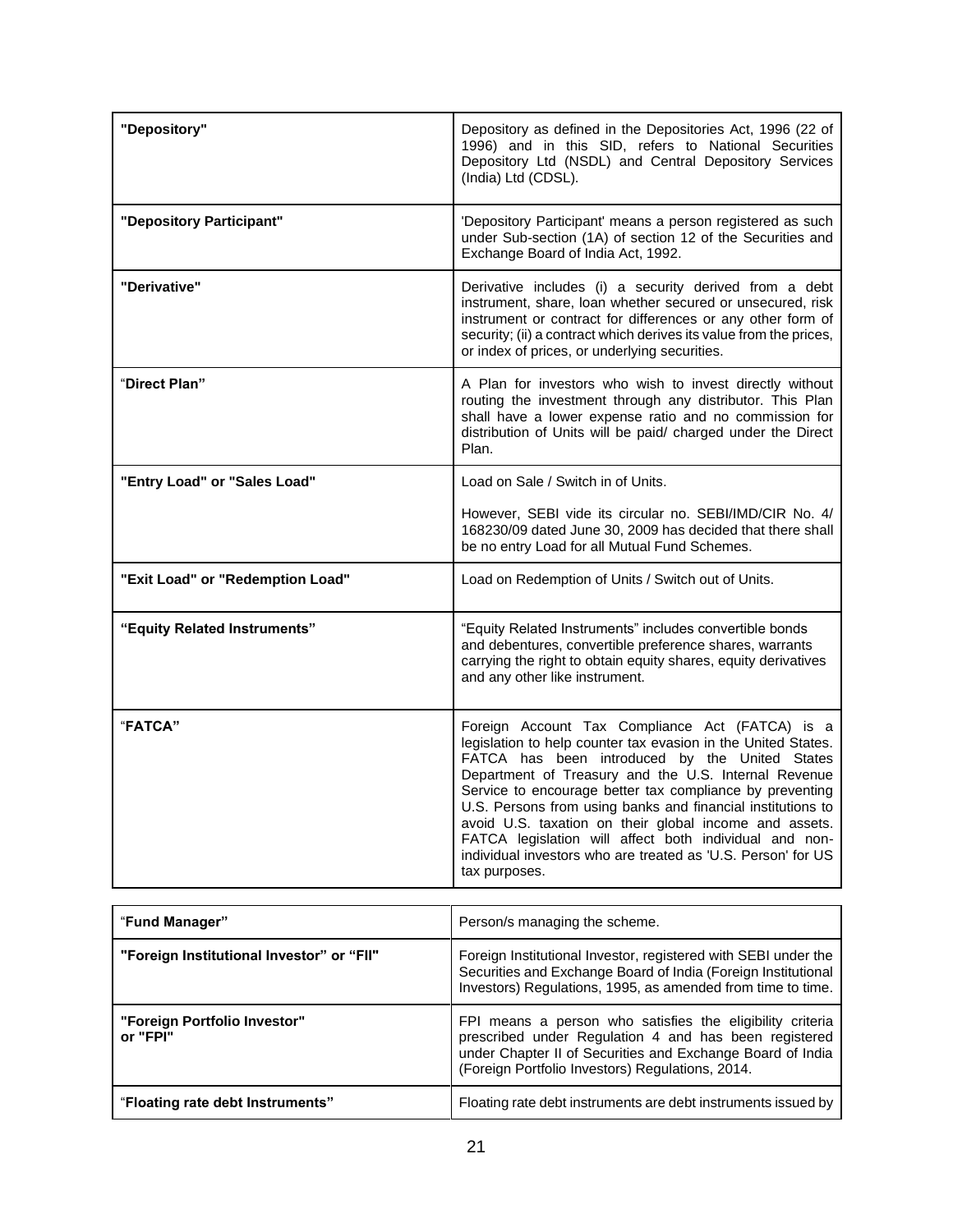| | |
|---|---|
| **"Depository"** | Depository as defined in the Depositories Act, 1996 (22 of 1996) and in this SID, refers to National Securities Depository Ltd (NSDL) and Central Depository Services (India) Ltd (CDSL). |
| **"Depository Participant"** | 'Depository Participant' means a person registered as such under Sub-section (1A) of section 12 of the Securities and Exchange Board of India Act, 1992. |
| **"Derivative"** | Derivative includes (i) a security derived from a debt instrument, share, loan whether secured or unsecured, risk instrument or contract for differences or any other form of security; (ii) a contract which derives its value from the prices, or index of prices, or underlying securities. |
| "**Direct Plan"** | A Plan for investors who wish to invest directly without routing the investment through any distributor. This Plan shall have a lower expense ratio and no commission for distribution of Units will be paid/ charged under the Direct Plan. |
| **"Entry Load" or "Sales Load"** | Load on Sale / Switch in of Units.<br><br>However, SEBI vide its circular no. SEBI/IMD/CIR No. 4/ 168230/09 dated June 30, 2009 has decided that there shall be no entry Load for all Mutual Fund Schemes. |
| **"Exit Load" or "Redemption Load"** | Load on Redemption of Units / Switch out of Units. |
| **"Equity Related Instruments"** | "Equity Related Instruments" includes convertible bonds and debentures, convertible preference shares, warrants carrying the right to obtain equity shares, equity derivatives and any other like instrument. |
| "**FATCA"** | Foreign Account Tax Compliance Act (FATCA) is a legislation to help counter tax evasion in the United States. FATCA has been introduced by the United States Department of Treasury and the U.S. Internal Revenue Service to encourage better tax compliance by preventing U.S. Persons from using banks and financial institutions to avoid U.S. taxation on their global income and assets. FATCA legislation will affect both individual and non-individual investors who are treated as 'U.S. Person' for US tax purposes. |
| "**Fund Manager"** | Person/s managing the scheme. |
| **"Foreign Institutional Investor" or "FII"** | Foreign Institutional Investor, registered with SEBI under the Securities and Exchange Board of India (Foreign Institutional Investors) Regulations, 1995, as amended from time to time. |
| **"Foreign Portfolio Investor" or "FPI"** | FPI means a person who satisfies the eligibility criteria prescribed under Regulation 4 and has been registered under Chapter II of Securities and Exchange Board of India (Foreign Portfolio Investors) Regulations, 2014. |
| "**Floating rate debt Instruments"** | Floating rate debt instruments are debt instruments issued by |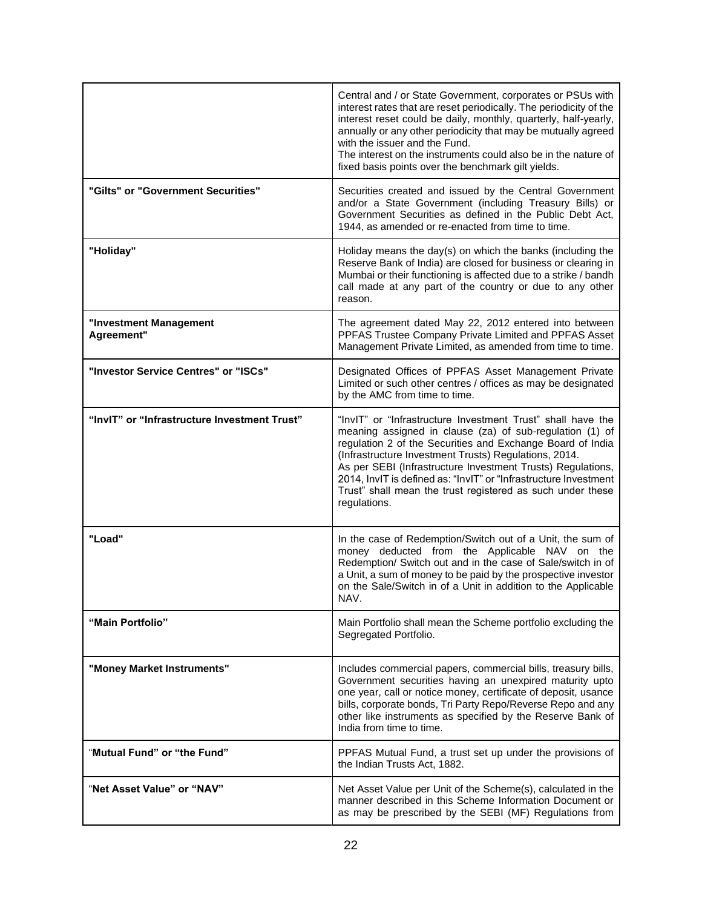| | |
|---|---|
| | Central and / or State Government, corporates or PSUs with interest rates that are reset periodically. The periodicity of the interest reset could be daily, monthly, quarterly, half-yearly, annually or any other periodicity that may be mutually agreed with the issuer and the Fund.<br>The interest on the instruments could also be in the nature of fixed basis points over the benchmark gilt yields. |
| **"Gilts" or "Government Securities"** | Securities created and issued by the Central Government and/or a State Government (including Treasury Bills) or Government Securities as defined in the Public Debt Act, 1944, as amended or re-enacted from time to time. |
| **"Holiday"** | Holiday means the day(s) on which the banks (including the Reserve Bank of India) are closed for business or clearing in Mumbai or their functioning is affected due to a strike / bandh call made at any part of the country or due to any other reason. |
| **"Investment Management Agreement"** | The agreement dated May 22, 2012 entered into between PPFAS Trustee Company Private Limited and PPFAS Asset Management Private Limited, as amended from time to time. |
| **"Investor Service Centres" or "ISCs"** | Designated Offices of PPFAS Asset Management Private Limited or such other centres / offices as may be designated by the AMC from time to time. |
| **"InvIT" or "Infrastructure Investment Trust"** | "InvIT" or "Infrastructure Investment Trust" shall have the meaning assigned in clause (za) of sub-regulation (1) of regulation 2 of the Securities and Exchange Board of India (Infrastructure Investment Trusts) Regulations, 2014.<br>As per SEBI (Infrastructure Investment Trusts) Regulations, 2014, InvIT is defined as: "InvIT" or "Infrastructure Investment Trust" shall mean the trust registered as such under these regulations. |
| **"Load"** | In the case of Redemption/Switch out of a Unit, the sum of money deducted from the Applicable NAV on the Redemption/ Switch out and in the case of Sale/switch in of a Unit, a sum of money to be paid by the prospective investor on the Sale/Switch in of a Unit in addition to the Applicable NAV. |
| **"Main Portfolio"** | Main Portfolio shall mean the Scheme portfolio excluding the Segregated Portfolio. |
| **"Money Market Instruments"** | Includes commercial papers, commercial bills, treasury bills, Government securities having an unexpired maturity upto one year, call or notice money, certificate of deposit, usance bills, corporate bonds, Tri Party Repo/Reverse Repo and any other like instruments as specified by the Reserve Bank of India from time to time. |
| **"Mutual Fund" or "the Fund"** | PPFAS Mutual Fund, a trust set up under the provisions of the Indian Trusts Act, 1882. |
| **"Net Asset Value" or "NAV"** | Net Asset Value per Unit of the Scheme(s), calculated in the manner described in this Scheme Information Document or as may be prescribed by the SEBI (MF) Regulations from |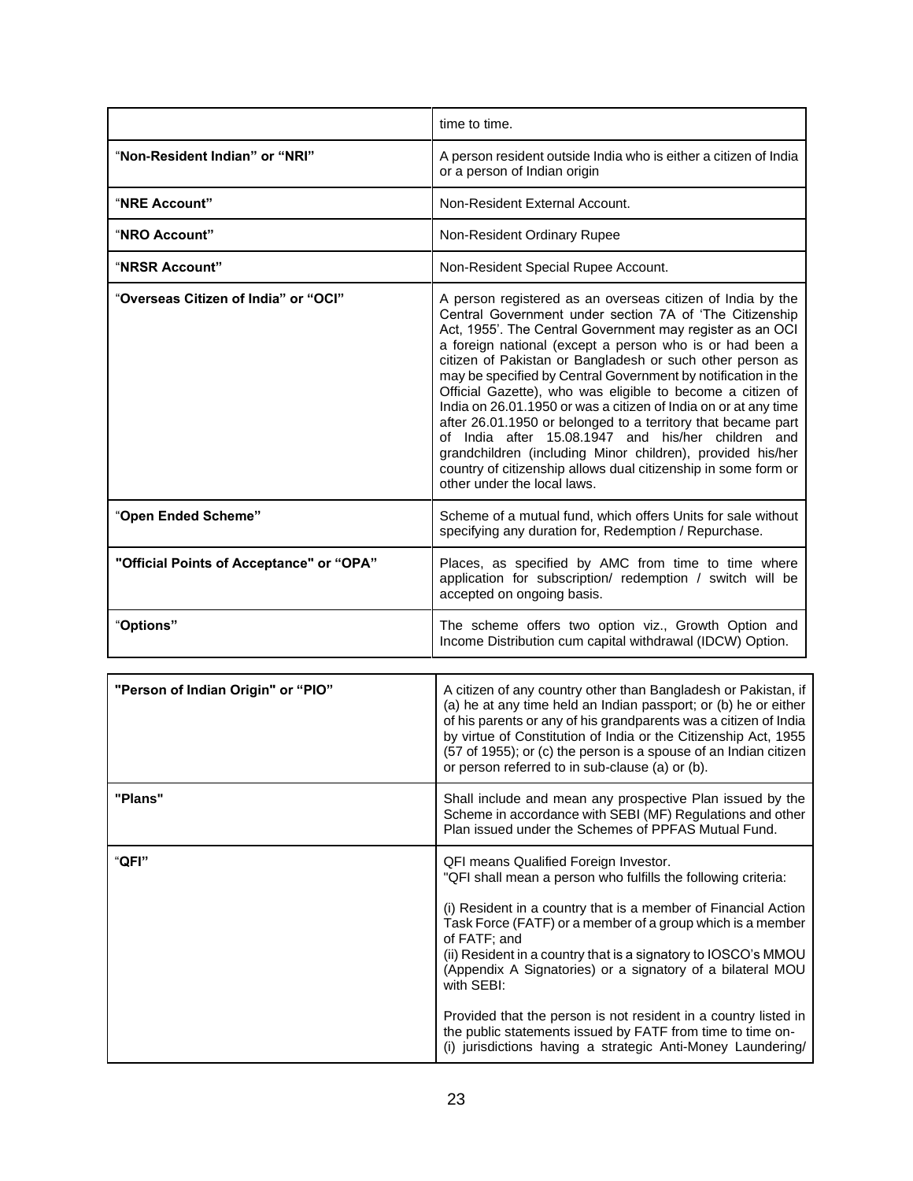| | |
|---|---|
| | time to time. |
| "**Non-Resident Indian" or "NRI"** | A person resident outside India who is either a citizen of India or a person of Indian origin |
| "**NRE Account"** | Non-Resident External Account. |
| "**NRO Account"** | Non-Resident Ordinary Rupee |
| "**NRSR Account"** | Non-Resident Special Rupee Account. |
| "**Overseas Citizen of India" or "OCI"** | A person registered as an overseas citizen of India by the Central Government under section 7A of 'The Citizenship Act, 1955'. The Central Government may register as an OCI a foreign national (except a person who is or had been a citizen of Pakistan or Bangladesh or such other person as may be specified by Central Government by notification in the Official Gazette), who was eligible to become a citizen of India on 26.01.1950 or was a citizen of India on or at any time after 26.01.1950 or belonged to a territory that became part of India after 15.08.1947 and his/her children and grandchildren (including Minor children), provided his/her country of citizenship allows dual citizenship in some form or other under the local laws. |
| "**Open Ended Scheme"** | Scheme of a mutual fund, which offers Units for sale without specifying any duration for, Redemption / Repurchase. |
| **"Official Points of Acceptance" or "OPA"** | Places, as specified by AMC from time to time where application for subscription/ redemption / switch will be accepted on ongoing basis. |
| "**Options"** | The scheme offers two option viz., Growth Option and Income Distribution cum capital withdrawal (IDCW) Option. |
| **"Person of Indian Origin" or "PIO"** | A citizen of any country other than Bangladesh or Pakistan, if (a) he at any time held an Indian passport; or (b) he or either of his parents or any of his grandparents was a citizen of India by virtue of Constitution of India or the Citizenship Act, 1955 (57 of 1955); or (c) the person is a spouse of an Indian citizen or person referred to in sub-clause (a) or (b). |
| **"Plans"** | Shall include and mean any prospective Plan issued by the Scheme in accordance with SEBI (MF) Regulations and other Plan issued under the Schemes of PPFAS Mutual Fund. |
| "**QFI"** | QFI means Qualified Foreign Investor.<br>"QFI shall mean a person who fulfills the following criteria:<br><br>(i) Resident in a country that is a member of Financial Action Task Force (FATF) or a member of a group which is a member of FATF; and<br>(ii) Resident in a country that is a signatory to IOSCO's MMOU (Appendix A Signatories) or a signatory of a bilateral MOU with SEBI:<br><br>Provided that the person is not resident in a country listed in the public statements issued by FATF from time to time on-<br>(i) jurisdictions having a strategic Anti-Money Laundering/ |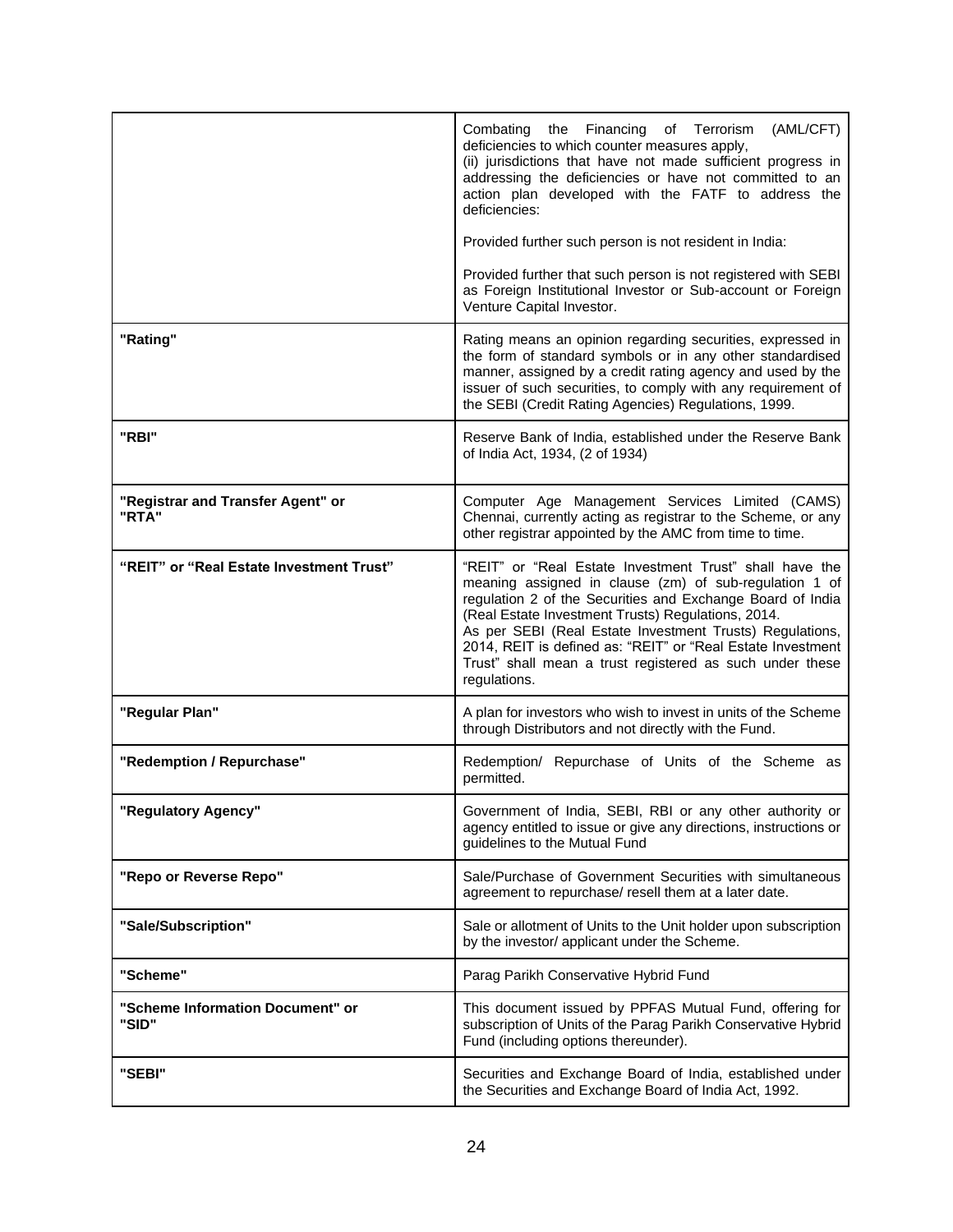| | |
|---|---|
| | Combating the Financing of Terrorism (AML/CFT) deficiencies to which counter measures apply,<br>(ii) jurisdictions that have not made sufficient progress in addressing the deficiencies or have not committed to an action plan developed with the FATF to address the deficiencies:<br><br>Provided further such person is not resident in India:<br><br>Provided further that such person is not registered with SEBI as Foreign Institutional Investor or Sub-account or Foreign Venture Capital Investor. |
| **"Rating"** | Rating means an opinion regarding securities, expressed in the form of standard symbols or in any other standardised manner, assigned by a credit rating agency and used by the issuer of such securities, to comply with any requirement of the SEBI (Credit Rating Agencies) Regulations, 1999. |
| **"RBI"** | Reserve Bank of India, established under the Reserve Bank of India Act, 1934, (2 of 1934) |
| **"Registrar and Transfer Agent" or "RTA"** | Computer Age Management Services Limited (CAMS) Chennai, currently acting as registrar to the Scheme, or any other registrar appointed by the AMC from time to time. |
| **"REIT" or "Real Estate Investment Trust"** | "REIT" or "Real Estate Investment Trust" shall have the meaning assigned in clause (zm) of sub-regulation 1 of regulation 2 of the Securities and Exchange Board of India (Real Estate Investment Trusts) Regulations, 2014.<br>As per SEBI (Real Estate Investment Trusts) Regulations, 2014, REIT is defined as: "REIT" or "Real Estate Investment Trust" shall mean a trust registered as such under these regulations. |
| **"Regular Plan"** | A plan for investors who wish to invest in units of the Scheme through Distributors and not directly with the Fund. |
| **"Redemption / Repurchase"** | Redemption/ Repurchase of Units of the Scheme as permitted. |
| **"Regulatory Agency"** | Government of India, SEBI, RBI or any other authority or agency entitled to issue or give any directions, instructions or guidelines to the Mutual Fund |
| **"Repo or Reverse Repo"** | Sale/Purchase of Government Securities with simultaneous agreement to repurchase/ resell them at a later date. |
| **"Sale/Subscription"** | Sale or allotment of Units to the Unit holder upon subscription by the investor/ applicant under the Scheme. |
| **"Scheme"** | Parag Parikh Conservative Hybrid Fund |
| **"Scheme Information Document" or "SID"** | This document issued by PPFAS Mutual Fund, offering for subscription of Units of the Parag Parikh Conservative Hybrid Fund (including options thereunder). |
| **"SEBI"** | Securities and Exchange Board of India, established under the Securities and Exchange Board of India Act, 1992. |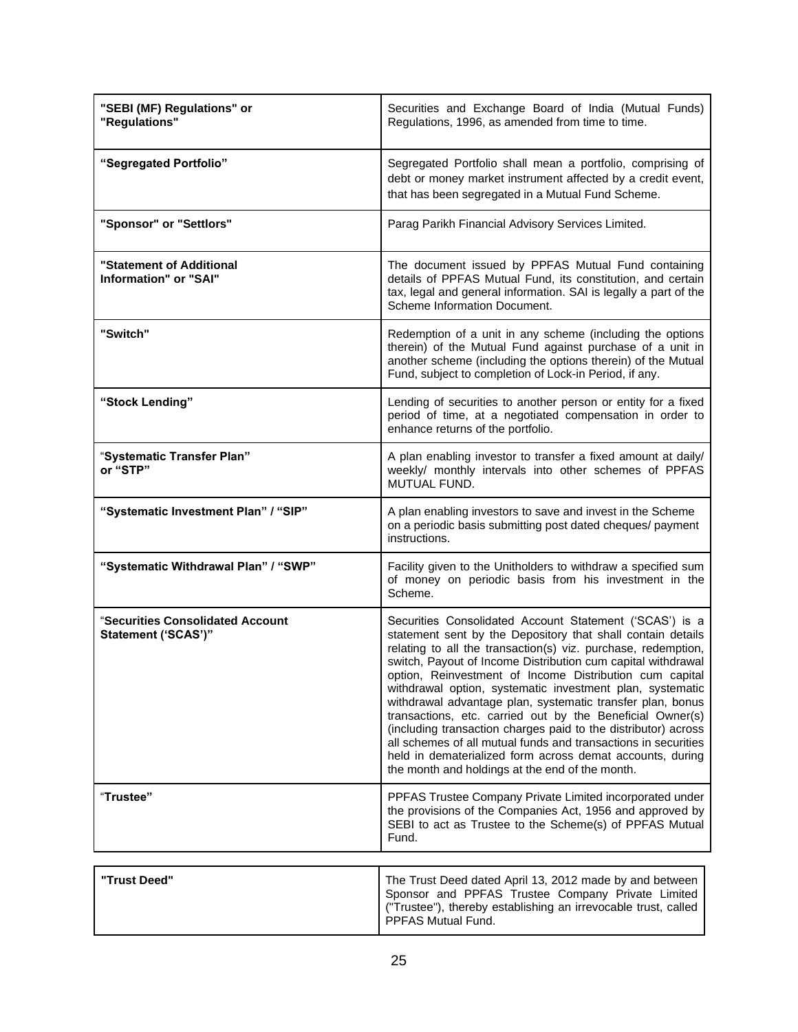| | |
|---|---|
| **"SEBI (MF) Regulations" or "Regulations"** | Securities and Exchange Board of India (Mutual Funds) Regulations, 1996, as amended from time to time. |
| **"Segregated Portfolio"** | Segregated Portfolio shall mean a portfolio, comprising of debt or money market instrument affected by a credit event, that has been segregated in a Mutual Fund Scheme. |
| **"Sponsor" or "Settlors"** | Parag Parikh Financial Advisory Services Limited. |
| **"Statement of Additional Information" or "SAI"** | The document issued by PPFAS Mutual Fund containing details of PPFAS Mutual Fund, its constitution, and certain tax, legal and general information. SAI is legally a part of the Scheme Information Document. |
| **"Switch"** | Redemption of a unit in any scheme (including the options therein) of the Mutual Fund against purchase of a unit in another scheme (including the options therein) of the Mutual Fund, subject to completion of Lock-in Period, if any. |
| **"Stock Lending"** | Lending of securities to another person or entity for a fixed period of time, at a negotiated compensation in order to enhance returns of the portfolio. |
| **"Systematic Transfer Plan" or "STP"** | A plan enabling investor to transfer a fixed amount at daily/ weekly/ monthly intervals into other schemes of PPFAS MUTUAL FUND. |
| **"Systematic Investment Plan" / "SIP"** | A plan enabling investors to save and invest in the Scheme on a periodic basis submitting post dated cheques/ payment instructions. |
| **"Systematic Withdrawal Plan" / "SWP"** | Facility given to the Unitholders to withdraw a specified sum of money on periodic basis from his investment in the Scheme. |
| **"Securities Consolidated Account Statement ('SCAS')"** | Securities Consolidated Account Statement ('SCAS') is a statement sent by the Depository that shall contain details relating to all the transaction(s) viz. purchase, redemption, switch, Payout of Income Distribution cum capital withdrawal option, Reinvestment of Income Distribution cum capital withdrawal option, systematic investment plan, systematic withdrawal advantage plan, systematic transfer plan, bonus transactions, etc. carried out by the Beneficial Owner(s) (including transaction charges paid to the distributor) across all schemes of all mutual funds and transactions in securities held in dematerialized form across demat accounts, during the month and holdings at the end of the month. |
| **"Trustee"** | PPFAS Trustee Company Private Limited incorporated under the provisions of the Companies Act, 1956 and approved by SEBI to act as Trustee to the Scheme(s) of PPFAS Mutual Fund. |
| **"Trust Deed"** | The Trust Deed dated April 13, 2012 made by and between Sponsor and PPFAS Trustee Company Private Limited ("Trustee"), thereby establishing an irrevocable trust, called PPFAS Mutual Fund. |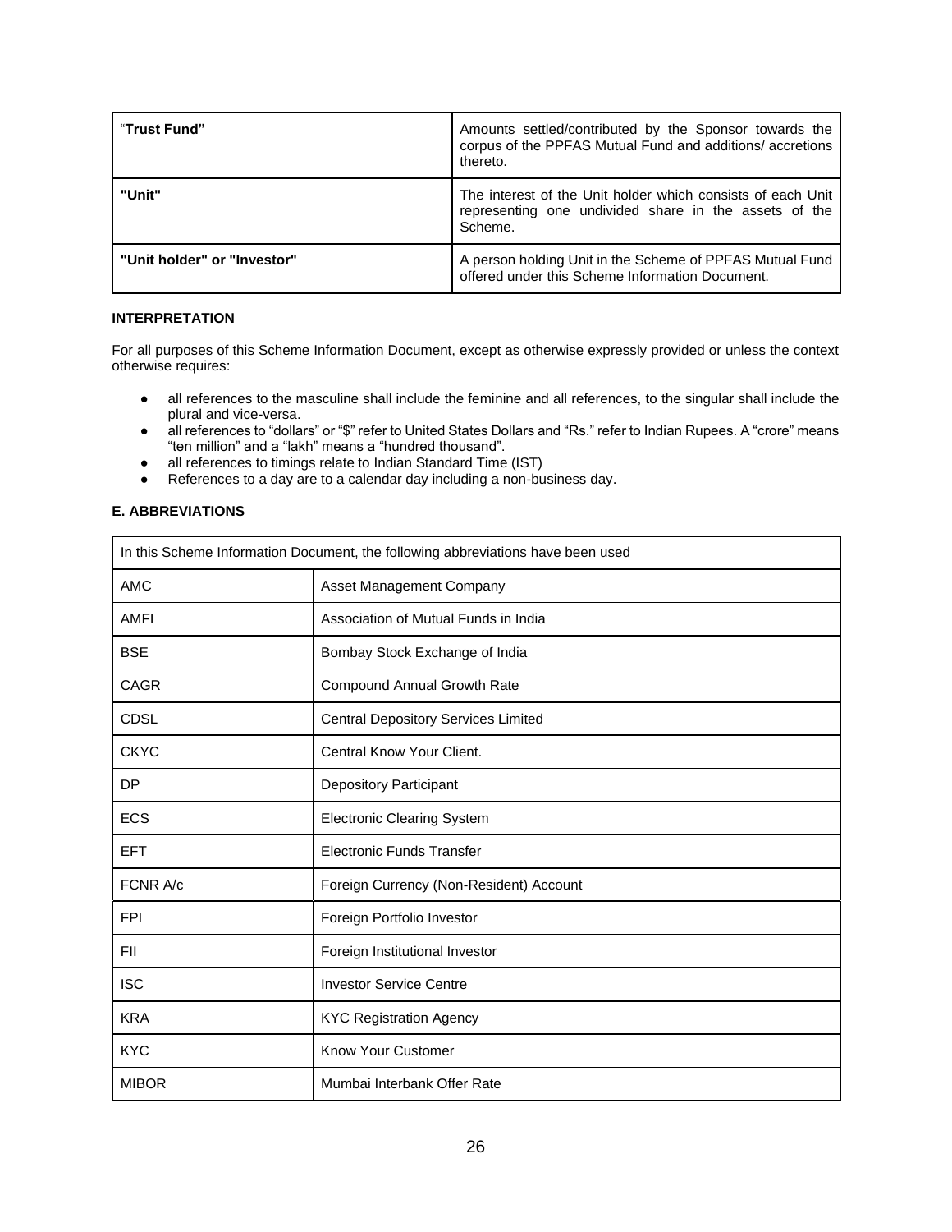| "**Trust Fund"** | Amounts settled/contributed by the Sponsor towards the corpus of the PPFAS Mutual Fund and additions/ accretions thereto. |
|---|---|
| **"Unit"** | The interest of the Unit holder which consists of each Unit representing one undivided share in the assets of the Scheme. |
| **"Unit holder" or "Investor"** | A person holding Unit in the Scheme of PPFAS Mutual Fund offered under this Scheme Information Document. |

**INTERPRETATION**

For all purposes of this Scheme Information Document, except as otherwise expressly provided or unless the context otherwise requires:

- all references to the masculine shall include the feminine and all references, to the singular shall include the plural and vice-versa.
- all references to "dollars" or "$" refer to United States Dollars and "Rs." refer to Indian Rupees. A "crore" means "ten million" and a "lakh" means a "hundred thousand".
- all references to timings relate to Indian Standard Time (IST)
- References to a day are to a calendar day including a non-business day.

**E. ABBREVIATIONS**

| In this Scheme Information Document, the following abbreviations have been used | |
|---|---|
| AMC | Asset Management Company |
| AMFI | Association of Mutual Funds in India |
| BSE | Bombay Stock Exchange of India |
| CAGR | Compound Annual Growth Rate |
| CDSL | Central Depository Services Limited |
| CKYC | Central Know Your Client. |
| DP | Depository Participant |
| ECS | Electronic Clearing System |
| EFT | Electronic Funds Transfer |
| FCNR A/c | Foreign Currency (Non-Resident) Account |
| FPI | Foreign Portfolio Investor |
| FII | Foreign Institutional Investor |
| ISC | Investor Service Centre |
| KRA | KYC Registration Agency |
| KYC | Know Your Customer |
| MIBOR | Mumbai Interbank Offer Rate |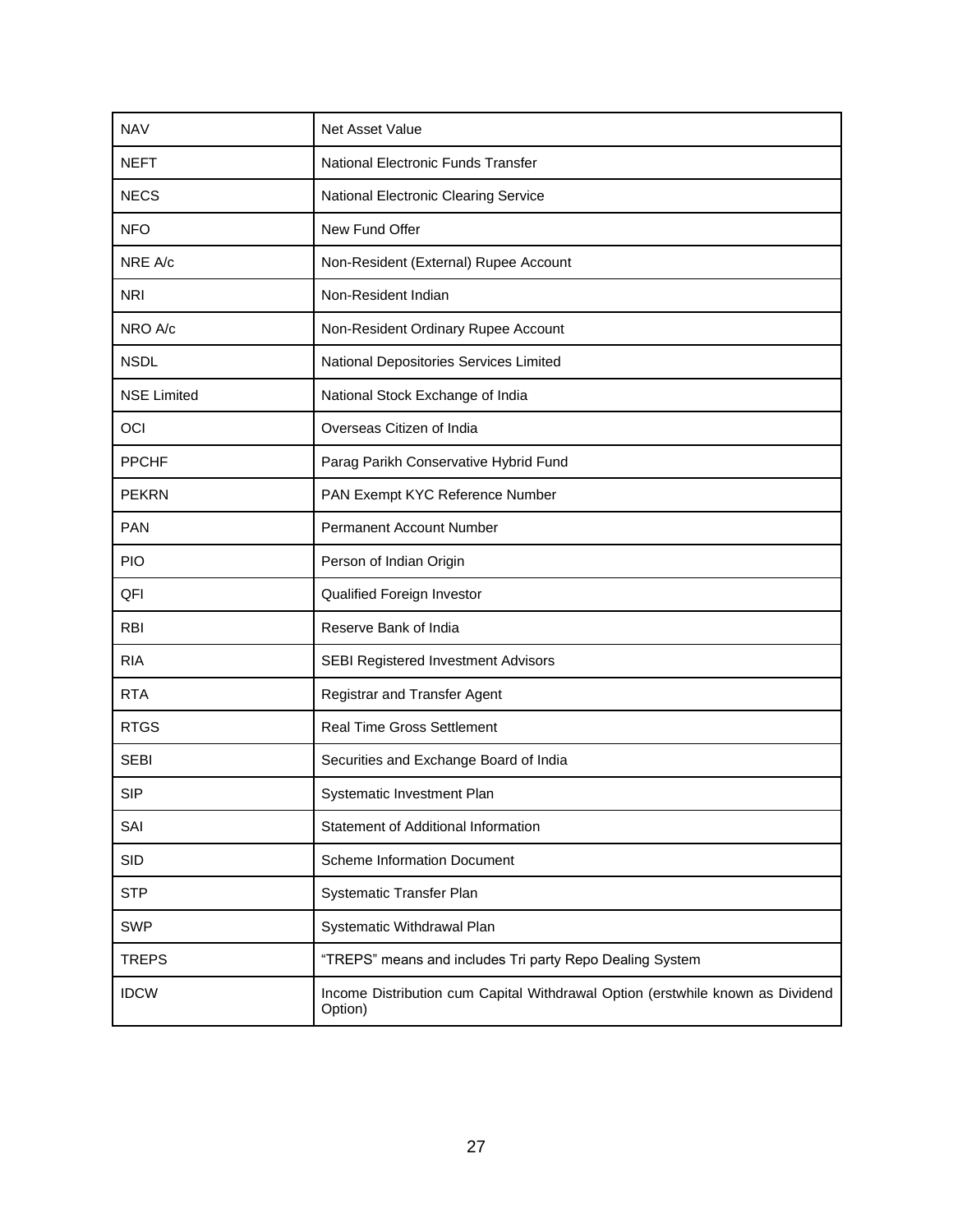| NAV | Net Asset Value |
| --- | --- |
| NEFT | National Electronic Funds Transfer |
| NECS | National Electronic Clearing Service |
| NFO | New Fund Offer |
| NRE A/c | Non-Resident (External) Rupee Account |
| NRI | Non-Resident Indian |
| NRO A/c | Non-Resident Ordinary Rupee Account |
| NSDL | National Depositories Services Limited |
| NSE Limited | National Stock Exchange of India |
| OCI | Overseas Citizen of India |
| PPCHF | Parag Parikh Conservative Hybrid Fund |
| PEKRN | PAN Exempt KYC Reference Number |
| PAN | Permanent Account Number |
| PIO | Person of Indian Origin |
| QFI | Qualified Foreign Investor |
| RBI | Reserve Bank of India |
| RIA | SEBI Registered Investment Advisors |
| RTA | Registrar and Transfer Agent |
| RTGS | Real Time Gross Settlement |
| SEBI | Securities and Exchange Board of India |
| SIP | Systematic Investment Plan |
| SAI | Statement of Additional Information |
| SID | Scheme Information Document |
| STP | Systematic Transfer Plan |
| SWP | Systematic Withdrawal Plan |
| TREPS | "TREPS" means and includes Tri party Repo Dealing System |
| IDCW | Income Distribution cum Capital Withdrawal Option (erstwhile known as Dividend Option) |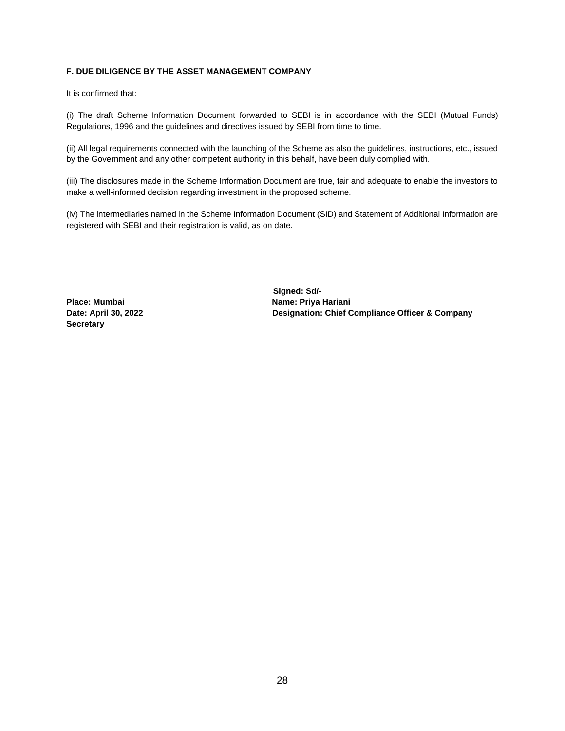**F. DUE DILIGENCE BY THE ASSET MANAGEMENT COMPANY**

It is confirmed that:

(i) The draft Scheme Information Document forwarded to SEBI is in accordance with the SEBI (Mutual Funds) Regulations, 1996 and the guidelines and directives issued by SEBI from time to time.

(ii) All legal requirements connected with the launching of the Scheme as also the guidelines, instructions, etc., issued by the Government and any other competent authority in this behalf, have been duly complied with.

(iii) The disclosures made in the Scheme Information Document are true, fair and adequate to enable the investors to make a well-informed decision regarding investment in the proposed scheme.

(iv) The intermediaries named in the Scheme Information Document (SID) and Statement of Additional Information are registered with SEBI and their registration is valid, as on date.

**Signed: Sd/-**
**Name: Priya Hariani**
**Designation: Chief Compliance Officer & Company Secretary**

**Place: Mumbai**
**Date: April 30, 2022**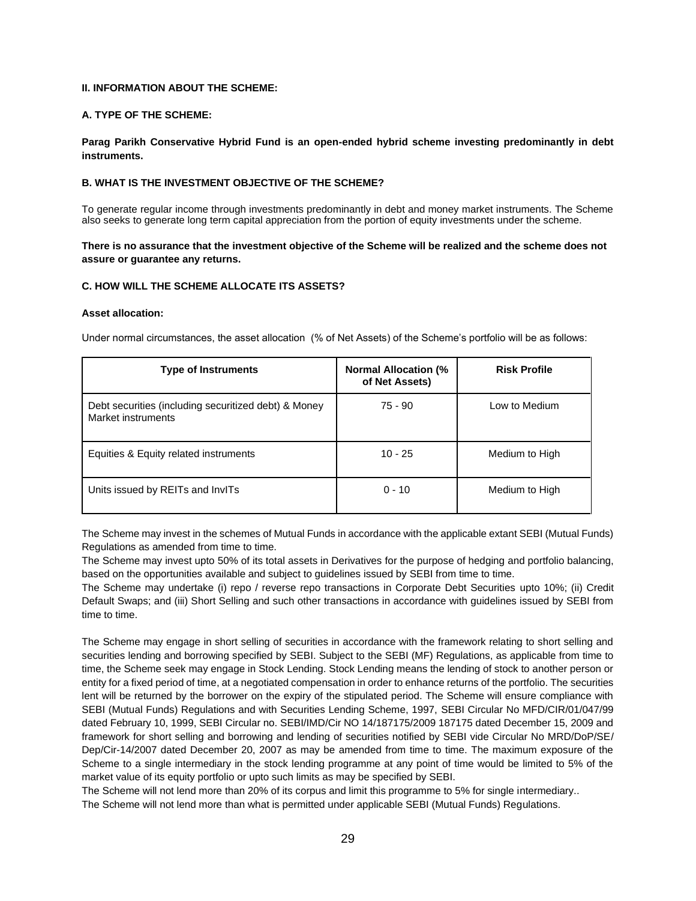**II. INFORMATION ABOUT THE SCHEME:**

**A. TYPE OF THE SCHEME:**

**Parag Parikh Conservative Hybrid Fund is an open-ended hybrid scheme investing predominantly in debt instruments.**

**B. WHAT IS THE INVESTMENT OBJECTIVE OF THE SCHEME?**

To generate regular income through investments predominantly in debt and money market instruments. The Scheme also seeks to generate long term capital appreciation from the portion of equity investments under the scheme.

**There is no assurance that the investment objective of the Scheme will be realized and the scheme does not assure or guarantee any returns.**

**C. HOW WILL THE SCHEME ALLOCATE ITS ASSETS?**

**Asset allocation:**

Under normal circumstances, the asset allocation (% of Net Assets) of the Scheme's portfolio will be as follows:

| Type of Instruments | Normal Allocation (% of Net Assets) | Risk Profile |
|---|---|---|
| Debt securities (including securitized debt) & Money Market instruments | 75 - 90 | Low to Medium |
| Equities & Equity related instruments | 10 - 25 | Medium to High |
| Units issued by REITs and InvITs | 0 - 10 | Medium to High |

The Scheme may invest in the schemes of Mutual Funds in accordance with the applicable extant SEBI (Mutual Funds) Regulations as amended from time to time.

The Scheme may invest upto 50% of its total assets in Derivatives for the purpose of hedging and portfolio balancing, based on the opportunities available and subject to guidelines issued by SEBI from time to time.

The Scheme may undertake (i) repo / reverse repo transactions in Corporate Debt Securities upto 10%; (ii) Credit Default Swaps; and (iii) Short Selling and such other transactions in accordance with guidelines issued by SEBI from time to time.

The Scheme may engage in short selling of securities in accordance with the framework relating to short selling and securities lending and borrowing specified by SEBI. Subject to the SEBI (MF) Regulations, as applicable from time to time, the Scheme seek may engage in Stock Lending. Stock Lending means the lending of stock to another person or entity for a fixed period of time, at a negotiated compensation in order to enhance returns of the portfolio. The securities lent will be returned by the borrower on the expiry of the stipulated period. The Scheme will ensure compliance with SEBI (Mutual Funds) Regulations and with Securities Lending Scheme, 1997, SEBI Circular No MFD/CIR/01/047/99 dated February 10, 1999, SEBI Circular no. SEBI/IMD/Cir NO 14/187175/2009 187175 dated December 15, 2009 and framework for short selling and borrowing and lending of securities notified by SEBI vide Circular No MRD/DoP/SE/ Dep/Cir-14/2007 dated December 20, 2007 as may be amended from time to time. The maximum exposure of the Scheme to a single intermediary in the stock lending programme at any point of time would be limited to 5% of the market value of its equity portfolio or upto such limits as may be specified by SEBI.

The Scheme will not lend more than 20% of its corpus and limit this programme to 5% for single intermediary..

The Scheme will not lend more than what is permitted under applicable SEBI (Mutual Funds) Regulations.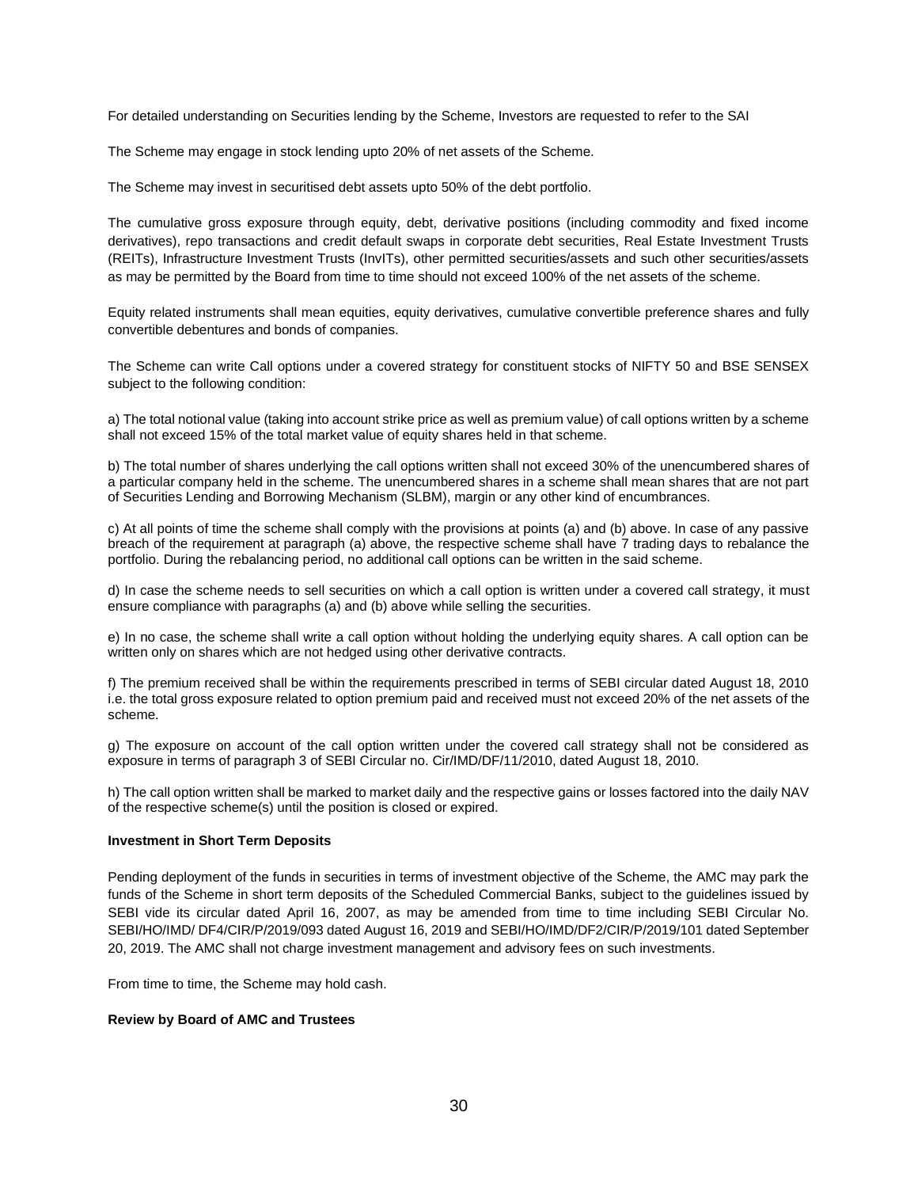For detailed understanding on Securities lending by the Scheme, Investors are requested to refer to the SAI

The Scheme may engage in stock lending upto 20% of net assets of the Scheme.

The Scheme may invest in securitised debt assets upto 50% of the debt portfolio.

The cumulative gross exposure through equity, debt, derivative positions (including commodity and fixed income derivatives), repo transactions and credit default swaps in corporate debt securities, Real Estate Investment Trusts (REITs), Infrastructure Investment Trusts (InvITs), other permitted securities/assets and such other securities/assets as may be permitted by the Board from time to time should not exceed 100% of the net assets of the scheme.

Equity related instruments shall mean equities, equity derivatives, cumulative convertible preference shares and fully convertible debentures and bonds of companies.

The Scheme can write Call options under a covered strategy for constituent stocks of NIFTY 50 and BSE SENSEX subject to the following condition:

a) The total notional value (taking into account strike price as well as premium value) of call options written by a scheme shall not exceed 15% of the total market value of equity shares held in that scheme.

b) The total number of shares underlying the call options written shall not exceed 30% of the unencumbered shares of a particular company held in the scheme. The unencumbered shares in a scheme shall mean shares that are not part of Securities Lending and Borrowing Mechanism (SLBM), margin or any other kind of encumbrances.

c) At all points of time the scheme shall comply with the provisions at points (a) and (b) above. In case of any passive breach of the requirement at paragraph (a) above, the respective scheme shall have 7 trading days to rebalance the portfolio. During the rebalancing period, no additional call options can be written in the said scheme.

d) In case the scheme needs to sell securities on which a call option is written under a covered call strategy, it must ensure compliance with paragraphs (a) and (b) above while selling the securities.

e) In no case, the scheme shall write a call option without holding the underlying equity shares. A call option can be written only on shares which are not hedged using other derivative contracts.

f) The premium received shall be within the requirements prescribed in terms of SEBI circular dated August 18, 2010 i.e. the total gross exposure related to option premium paid and received must not exceed 20% of the net assets of the scheme.

g) The exposure on account of the call option written under the covered call strategy shall not be considered as exposure in terms of paragraph 3 of SEBI Circular no. Cir/IMD/DF/11/2010, dated August 18, 2010.

h) The call option written shall be marked to market daily and the respective gains or losses factored into the daily NAV of the respective scheme(s) until the position is closed or expired.

**Investment in Short Term Deposits**

Pending deployment of the funds in securities in terms of investment objective of the Scheme, the AMC may park the funds of the Scheme in short term deposits of the Scheduled Commercial Banks, subject to the guidelines issued by SEBI vide its circular dated April 16, 2007, as may be amended from time to time including SEBI Circular No. SEBI/HO/IMD/ DF4/CIR/P/2019/093 dated August 16, 2019 and SEBI/HO/IMD/DF2/CIR/P/2019/101 dated September 20, 2019. The AMC shall not charge investment management and advisory fees on such investments.

From time to time, the Scheme may hold cash.

**Review by Board of AMC and Trustees**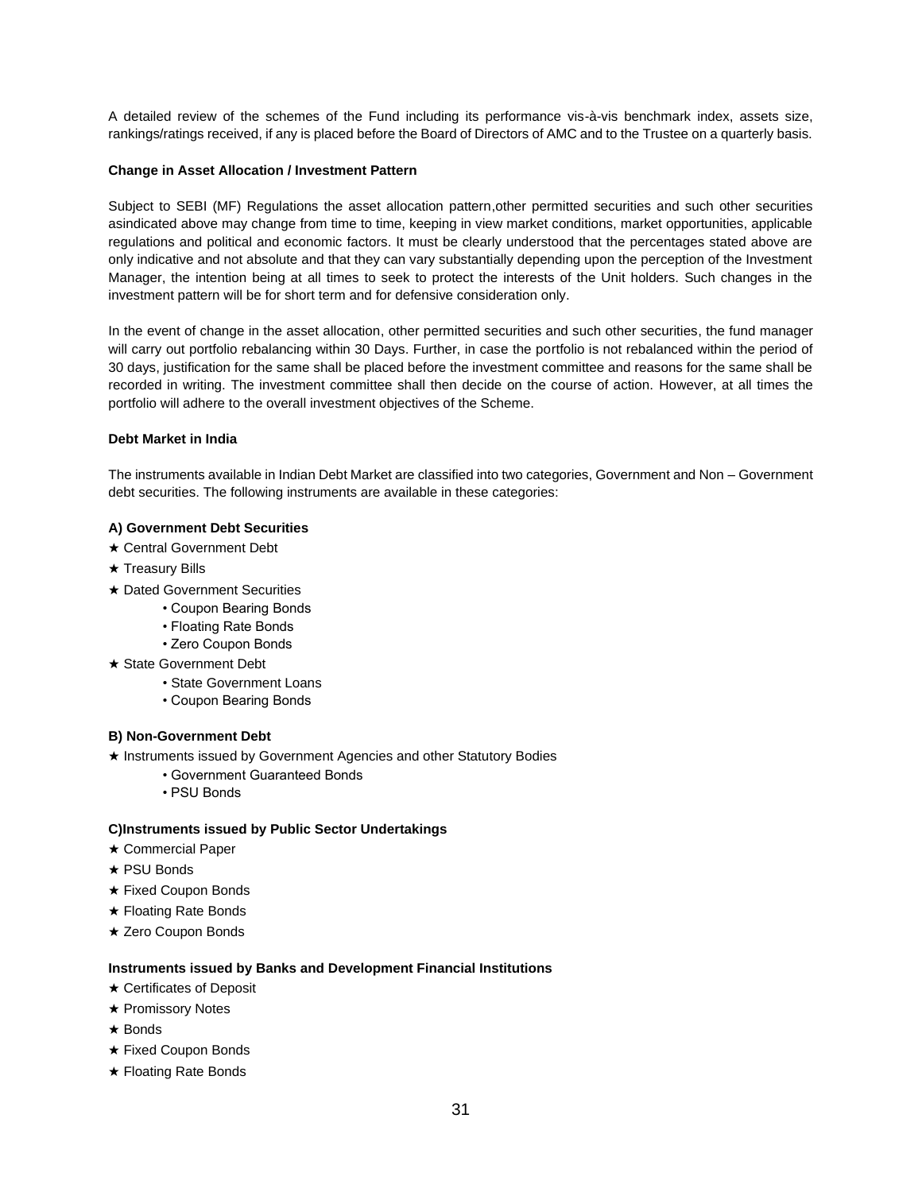A detailed review of the schemes of the Fund including its performance vis-à-vis benchmark index, assets size, rankings/ratings received, if any is placed before the Board of Directors of AMC and to the Trustee on a quarterly basis.

**Change in Asset Allocation / Investment Pattern**

Subject to SEBI (MF) Regulations the asset allocation pattern,other permitted securities and such other securities asindicated above may change from time to time, keeping in view market conditions, market opportunities, applicable regulations and political and economic factors. It must be clearly understood that the percentages stated above are only indicative and not absolute and that they can vary substantially depending upon the perception of the Investment Manager, the intention being at all times to seek to protect the interests of the Unit holders. Such changes in the investment pattern will be for short term and for defensive consideration only.

In the event of change in the asset allocation, other permitted securities and such other securities, the fund manager will carry out portfolio rebalancing within 30 Days. Further, in case the portfolio is not rebalanced within the period of 30 days, justification for the same shall be placed before the investment committee and reasons for the same shall be recorded in writing. The investment committee shall then decide on the course of action. However, at all times the portfolio will adhere to the overall investment objectives of the Scheme.

**Debt Market in India**

The instruments available in Indian Debt Market are classified into two categories, Government and Non – Government debt securities. The following instruments are available in these categories:

**A) Government Debt Securities**

- ★ Central Government Debt
- ★ Treasury Bills
- ★ Dated Government Securities
    - Coupon Bearing Bonds
    - Floating Rate Bonds
    - Zero Coupon Bonds
- ★ State Government Debt
    - State Government Loans
    - Coupon Bearing Bonds

**B) Non-Government Debt**

- ★ Instruments issued by Government Agencies and other Statutory Bodies
    - Government Guaranteed Bonds
    - PSU Bonds

**C)Instruments issued by Public Sector Undertakings**

- ★ Commercial Paper
- ★ PSU Bonds
- ★ Fixed Coupon Bonds
- ★ Floating Rate Bonds
- ★ Zero Coupon Bonds

**Instruments issued by Banks and Development Financial Institutions**

- ★ Certificates of Deposit
- ★ Promissory Notes
- ★ Bonds
- ★ Fixed Coupon Bonds
- ★ Floating Rate Bonds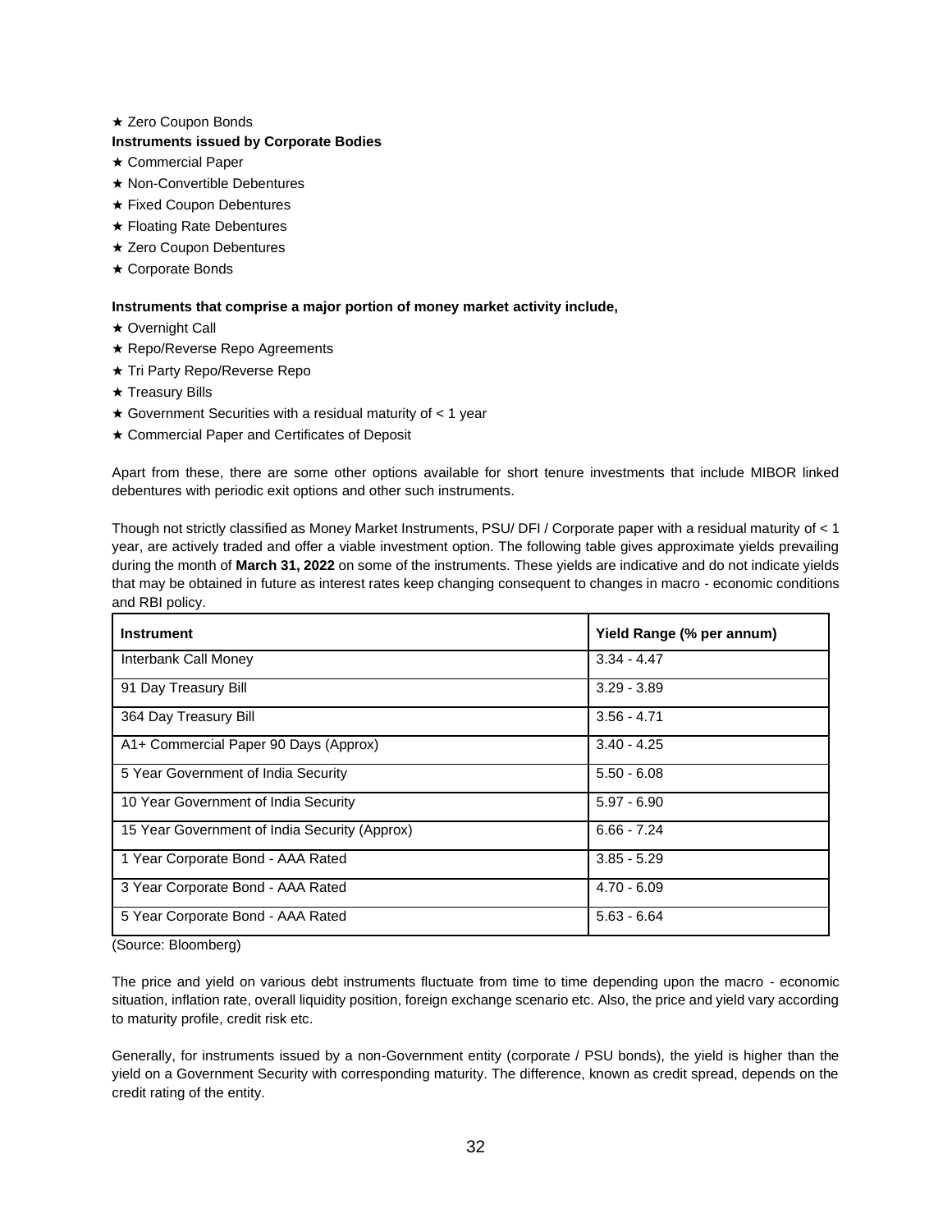★ Zero Coupon Bonds

**Instruments issued by Corporate Bodies**

★ Commercial Paper

★ Non-Convertible Debentures

★ Fixed Coupon Debentures

★ Floating Rate Debentures

★ Zero Coupon Debentures

★ Corporate Bonds

**Instruments that comprise a major portion of money market activity include,**

★ Overnight Call

★ Repo/Reverse Repo Agreements

★ Tri Party Repo/Reverse Repo

★ Treasury Bills

★ Government Securities with a residual maturity of < 1 year

★ Commercial Paper and Certificates of Deposit

Apart from these, there are some other options available for short tenure investments that include MIBOR linked debentures with periodic exit options and other such instruments.

Though not strictly classified as Money Market Instruments, PSU/ DFI / Corporate paper with a residual maturity of < 1 year, are actively traded and offer a viable investment option. The following table gives approximate yields prevailing during the month of **March 31, 2022** on some of the instruments. These yields are indicative and do not indicate yields that may be obtained in future as interest rates keep changing consequent to changes in macro - economic conditions and RBI policy.

| Instrument | Yield Range (% per annum) |
|---|---|
| Interbank Call Money | 3.34 - 4.47 |
| 91 Day Treasury Bill | 3.29 - 3.89 |
| 364 Day Treasury Bill | 3.56 - 4.71 |
| A1+ Commercial Paper 90 Days (Approx) | 3.40 - 4.25 |
| 5 Year Government of India Security | 5.50 - 6.08 |
| 10 Year Government of India Security | 5.97 - 6.90 |
| 15 Year Government of India Security (Approx) | 6.66 - 7.24 |
| 1 Year Corporate Bond - AAA Rated | 3.85 - 5.29 |
| 3 Year Corporate Bond - AAA Rated | 4.70 - 6.09 |
| 5 Year Corporate Bond - AAA Rated | 5.63 - 6.64 |

(Source: Bloomberg)

The price and yield on various debt instruments fluctuate from time to time depending upon the macro - economic situation, inflation rate, overall liquidity position, foreign exchange scenario etc. Also, the price and yield vary according to maturity profile, credit risk etc.

Generally, for instruments issued by a non-Government entity (corporate / PSU bonds), the yield is higher than the yield on a Government Security with corresponding maturity. The difference, known as credit spread, depends on the credit rating of the entity.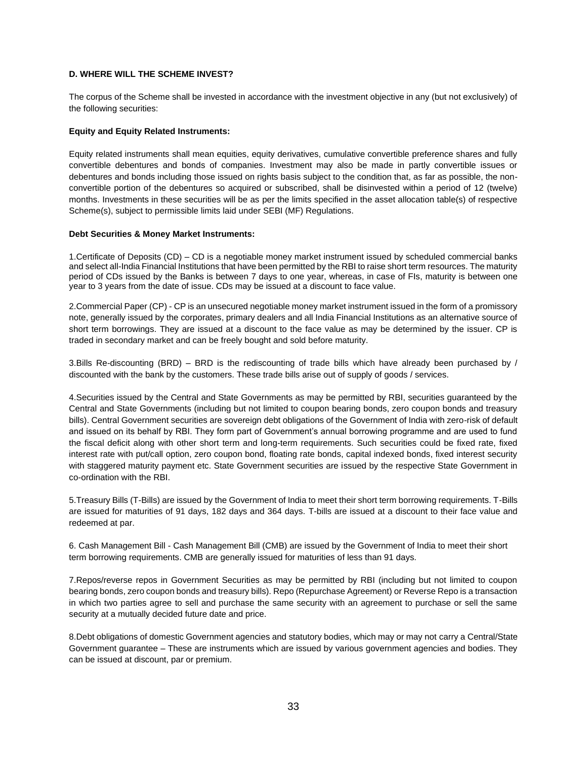**D. WHERE WILL THE SCHEME INVEST?**

The corpus of the Scheme shall be invested in accordance with the investment objective in any (but not exclusively) of the following securities:

**Equity and Equity Related Instruments:**

Equity related instruments shall mean equities, equity derivatives, cumulative convertible preference shares and fully convertible debentures and bonds of companies. Investment may also be made in partly convertible issues or debentures and bonds including those issued on rights basis subject to the condition that, as far as possible, the non-convertible portion of the debentures so acquired or subscribed, shall be disinvested within a period of 12 (twelve) months. Investments in these securities will be as per the limits specified in the asset allocation table(s) of respective Scheme(s), subject to permissible limits laid under SEBI (MF) Regulations.

**Debt Securities & Money Market Instruments:**

1.Certificate of Deposits (CD) – CD is a negotiable money market instrument issued by scheduled commercial banks and select all-India Financial Institutions that have been permitted by the RBI to raise short term resources. The maturity period of CDs issued by the Banks is between 7 days to one year, whereas, in case of FIs, maturity is between one year to 3 years from the date of issue. CDs may be issued at a discount to face value.

2.Commercial Paper (CP) - CP is an unsecured negotiable money market instrument issued in the form of a promissory note, generally issued by the corporates, primary dealers and all India Financial Institutions as an alternative source of short term borrowings. They are issued at a discount to the face value as may be determined by the issuer. CP is traded in secondary market and can be freely bought and sold before maturity.

3.Bills Re-discounting (BRD) – BRD is the rediscounting of trade bills which have already been purchased by / discounted with the bank by the customers. These trade bills arise out of supply of goods / services.

4.Securities issued by the Central and State Governments as may be permitted by RBI, securities guaranteed by the Central and State Governments (including but not limited to coupon bearing bonds, zero coupon bonds and treasury bills). Central Government securities are sovereign debt obligations of the Government of India with zero-risk of default and issued on its behalf by RBI. They form part of Government's annual borrowing programme and are used to fund the fiscal deficit along with other short term and long-term requirements. Such securities could be fixed rate, fixed interest rate with put/call option, zero coupon bond, floating rate bonds, capital indexed bonds, fixed interest security with staggered maturity payment etc. State Government securities are issued by the respective State Government in co-ordination with the RBI.

5.Treasury Bills (T-Bills) are issued by the Government of India to meet their short term borrowing requirements. T-Bills are issued for maturities of 91 days, 182 days and 364 days. T-bills are issued at a discount to their face value and redeemed at par.

6. Cash Management Bill - Cash Management Bill (CMB) are issued by the Government of India to meet their short term borrowing requirements. CMB are generally issued for maturities of less than 91 days.

7.Repos/reverse repos in Government Securities as may be permitted by RBI (including but not limited to coupon bearing bonds, zero coupon bonds and treasury bills). Repo (Repurchase Agreement) or Reverse Repo is a transaction in which two parties agree to sell and purchase the same security with an agreement to purchase or sell the same security at a mutually decided future date and price.

8.Debt obligations of domestic Government agencies and statutory bodies, which may or may not carry a Central/State Government guarantee – These are instruments which are issued by various government agencies and bodies. They can be issued at discount, par or premium.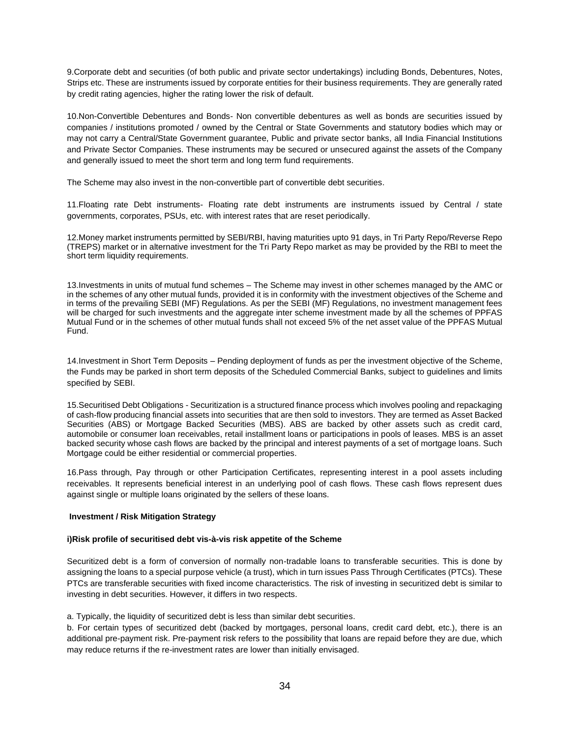9.Corporate debt and securities (of both public and private sector undertakings) including Bonds, Debentures, Notes, Strips etc. These are instruments issued by corporate entities for their business requirements. They are generally rated by credit rating agencies, higher the rating lower the risk of default.

10.Non-Convertible Debentures and Bonds- Non convertible debentures as well as bonds are securities issued by companies / institutions promoted / owned by the Central or State Governments and statutory bodies which may or may not carry a Central/State Government guarantee, Public and private sector banks, all India Financial Institutions and Private Sector Companies. These instruments may be secured or unsecured against the assets of the Company and generally issued to meet the short term and long term fund requirements.

The Scheme may also invest in the non-convertible part of convertible debt securities.

11.Floating rate Debt instruments- Floating rate debt instruments are instruments issued by Central / state governments, corporates, PSUs, etc. with interest rates that are reset periodically.

12.Money market instruments permitted by SEBI/RBI, having maturities upto 91 days, in Tri Party Repo/Reverse Repo (TREPS) market or in alternative investment for the Tri Party Repo market as may be provided by the RBI to meet the short term liquidity requirements.

13.Investments in units of mutual fund schemes – The Scheme may invest in other schemes managed by the AMC or in the schemes of any other mutual funds, provided it is in conformity with the investment objectives of the Scheme and in terms of the prevailing SEBI (MF) Regulations. As per the SEBI (MF) Regulations, no investment management fees will be charged for such investments and the aggregate inter scheme investment made by all the schemes of PPFAS Mutual Fund or in the schemes of other mutual funds shall not exceed 5% of the net asset value of the PPFAS Mutual Fund.

14.Investment in Short Term Deposits – Pending deployment of funds as per the investment objective of the Scheme, the Funds may be parked in short term deposits of the Scheduled Commercial Banks, subject to guidelines and limits specified by SEBI.

15.Securitised Debt Obligations - Securitization is a structured finance process which involves pooling and repackaging of cash-flow producing financial assets into securities that are then sold to investors. They are termed as Asset Backed Securities (ABS) or Mortgage Backed Securities (MBS). ABS are backed by other assets such as credit card, automobile or consumer loan receivables, retail installment loans or participations in pools of leases. MBS is an asset backed security whose cash flows are backed by the principal and interest payments of a set of mortgage loans. Such Mortgage could be either residential or commercial properties.

16.Pass through, Pay through or other Participation Certificates, representing interest in a pool assets including receivables. It represents beneficial interest in an underlying pool of cash flows. These cash flows represent dues against single or multiple loans originated by the sellers of these loans.

**Investment / Risk Mitigation Strategy**

**i)Risk profile of securitised debt vis-à-vis risk appetite of the Scheme**

Securitized debt is a form of conversion of normally non-tradable loans to transferable securities. This is done by assigning the loans to a special purpose vehicle (a trust), which in turn issues Pass Through Certificates (PTCs). These PTCs are transferable securities with fixed income characteristics. The risk of investing in securitized debt is similar to investing in debt securities. However, it differs in two respects.

a. Typically, the liquidity of securitized debt is less than similar debt securities.

b. For certain types of securitized debt (backed by mortgages, personal loans, credit card debt, etc.), there is an additional pre-payment risk. Pre-payment risk refers to the possibility that loans are repaid before they are due, which may reduce returns if the re-investment rates are lower than initially envisaged.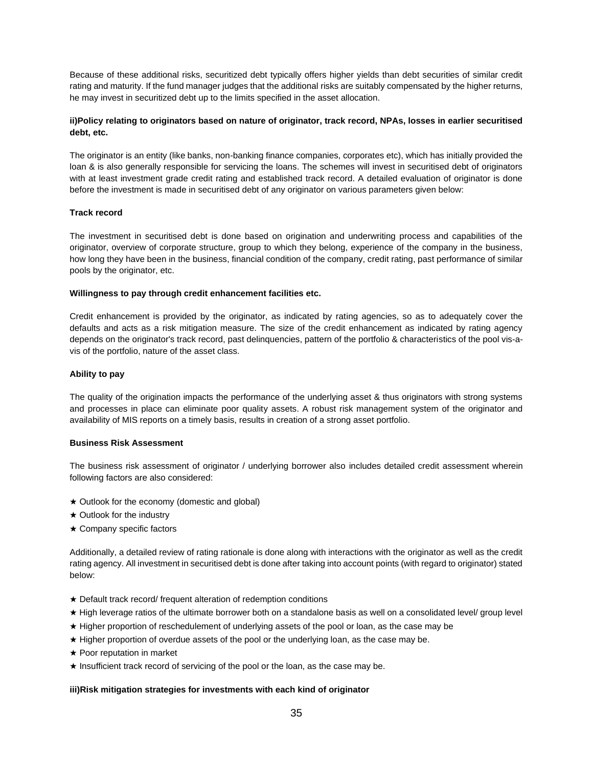Because of these additional risks, securitized debt typically offers higher yields than debt securities of similar credit rating and maturity. If the fund manager judges that the additional risks are suitably compensated by the higher returns, he may invest in securitized debt up to the limits specified in the asset allocation.

**ii)Policy relating to originators based on nature of originator, track record, NPAs, losses in earlier securitised debt, etc.**

The originator is an entity (like banks, non-banking finance companies, corporates etc), which has initially provided the loan & is also generally responsible for servicing the loans. The schemes will invest in securitised debt of originators with at least investment grade credit rating and established track record. A detailed evaluation of originator is done before the investment is made in securitised debt of any originator on various parameters given below:

**Track record**

The investment in securitised debt is done based on origination and underwriting process and capabilities of the originator, overview of corporate structure, group to which they belong, experience of the company in the business, how long they have been in the business, financial condition of the company, credit rating, past performance of similar pools by the originator, etc.

**Willingness to pay through credit enhancement facilities etc.**

Credit enhancement is provided by the originator, as indicated by rating agencies, so as to adequately cover the defaults and acts as a risk mitigation measure. The size of the credit enhancement as indicated by rating agency depends on the originator's track record, past delinquencies, pattern of the portfolio & characteristics of the pool vis-a-vis of the portfolio, nature of the asset class.

**Ability to pay**

The quality of the origination impacts the performance of the underlying asset & thus originators with strong systems and processes in place can eliminate poor quality assets. A robust risk management system of the originator and availability of MIS reports on a timely basis, results in creation of a strong asset portfolio.

**Business Risk Assessment**

The business risk assessment of originator / underlying borrower also includes detailed credit assessment wherein following factors are also considered:

★ Outlook for the economy (domestic and global)
★ Outlook for the industry
★ Company specific factors

Additionally, a detailed review of rating rationale is done along with interactions with the originator as well as the credit rating agency. All investment in securitised debt is done after taking into account points (with regard to originator) stated below:

★ Default track record/ frequent alteration of redemption conditions
★ High leverage ratios of the ultimate borrower both on a standalone basis as well on a consolidated level/ group level
★ Higher proportion of reschedulement of underlying assets of the pool or loan, as the case may be
★ Higher proportion of overdue assets of the pool or the underlying loan, as the case may be.
★ Poor reputation in market
★ Insufficient track record of servicing of the pool or the loan, as the case may be.

**iii)Risk mitigation strategies for investments with each kind of originator**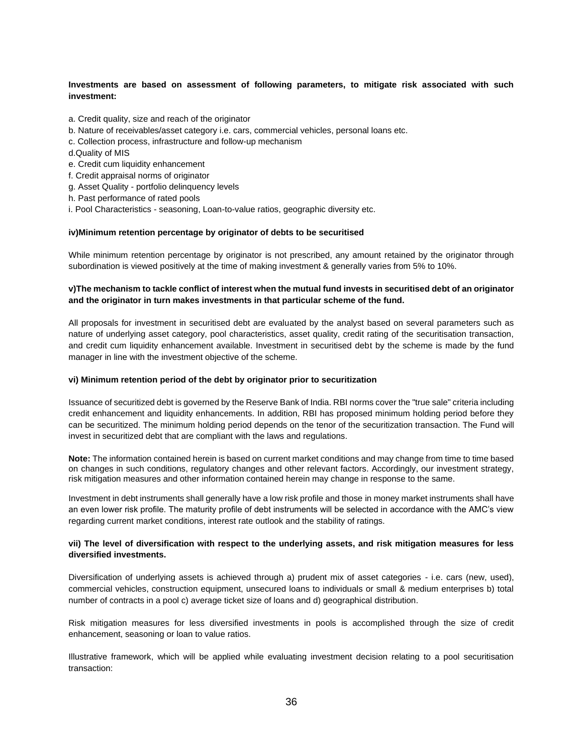**Investments are based on assessment of following parameters, to mitigate risk associated with such investment:**

a. Credit quality, size and reach of the originator
b. Nature of receivables/asset category i.e. cars, commercial vehicles, personal loans etc.
c. Collection process, infrastructure and follow-up mechanism
d.Quality of MIS
e. Credit cum liquidity enhancement
f. Credit appraisal norms of originator
g. Asset Quality - portfolio delinquency levels
h. Past performance of rated pools
i. Pool Characteristics - seasoning, Loan-to-value ratios, geographic diversity etc.

**iv)Minimum retention percentage by originator of debts to be securitised**

While minimum retention percentage by originator is not prescribed, any amount retained by the originator through subordination is viewed positively at the time of making investment & generally varies from 5% to 10%.

**v)The mechanism to tackle conflict of interest when the mutual fund invests in securitised debt of an originator and the originator in turn makes investments in that particular scheme of the fund.**

All proposals for investment in securitised debt are evaluated by the analyst based on several parameters such as nature of underlying asset category, pool characteristics, asset quality, credit rating of the securitisation transaction, and credit cum liquidity enhancement available. Investment in securitised debt by the scheme is made by the fund manager in line with the investment objective of the scheme.

**vi) Minimum retention period of the debt by originator prior to securitization**

Issuance of securitized debt is governed by the Reserve Bank of India. RBI norms cover the "true sale" criteria including credit enhancement and liquidity enhancements. In addition, RBI has proposed minimum holding period before they can be securitized. The minimum holding period depends on the tenor of the securitization transaction. The Fund will invest in securitized debt that are compliant with the laws and regulations.

**Note:** The information contained herein is based on current market conditions and may change from time to time based on changes in such conditions, regulatory changes and other relevant factors. Accordingly, our investment strategy, risk mitigation measures and other information contained herein may change in response to the same.

Investment in debt instruments shall generally have a low risk profile and those in money market instruments shall have an even lower risk profile. The maturity profile of debt instruments will be selected in accordance with the AMC's view regarding current market conditions, interest rate outlook and the stability of ratings.

**vii) The level of diversification with respect to the underlying assets, and risk mitigation measures for less diversified investments.**

Diversification of underlying assets is achieved through a) prudent mix of asset categories - i.e. cars (new, used), commercial vehicles, construction equipment, unsecured loans to individuals or small & medium enterprises b) total number of contracts in a pool c) average ticket size of loans and d) geographical distribution.

Risk mitigation measures for less diversified investments in pools is accomplished through the size of credit enhancement, seasoning or loan to value ratios.

Illustrative framework, which will be applied while evaluating investment decision relating to a pool securitisation transaction: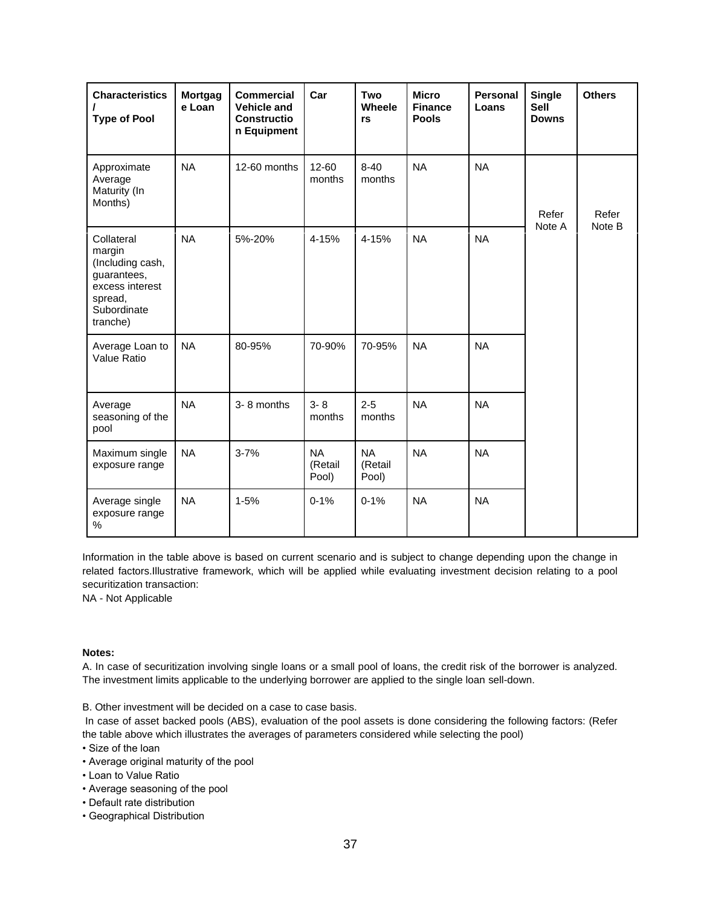| Characteristics / Type of Pool | Mortgage Loan | Commercial Vehicle and Construction Equipment | Car | Two Wheelers | Micro Finance Pools | Personal Loans | Single Sell Downs | Others |
|---|---|---|---|---|---|---|---|---|
| Approximate Average Maturity (In Months) | NA | 12-60 months | 12-60 months | 8-40 months | NA | NA | Refer Note A | Refer Note B |
| Collateral margin (Including cash, guarantees, excess interest spread, Subordinate tranche) | NA | 5%-20% | 4-15% | 4-15% | NA | NA | | |
| Average Loan to Value Ratio | NA | 80-95% | 70-90% | 70-95% | NA | NA | | |
| Average seasoning of the pool | NA | 3- 8 months | 3- 8 months | 2-5 months | NA | NA | | |
| Maximum single exposure range | NA | 3-7% | NA (Retail Pool) | NA (Retail Pool) | NA | NA | | |
| Average single exposure range % | NA | 1-5% | 0-1% | 0-1% | NA | NA | | |

Information in the table above is based on current scenario and is subject to change depending upon the change in related factors.Illustrative framework, which will be applied while evaluating investment decision relating to a pool securitization transaction:

NA - Not Applicable

**Notes:**

A. In case of securitization involving single loans or a small pool of loans, the credit risk of the borrower is analyzed. The investment limits applicable to the underlying borrower are applied to the single loan sell-down.

B. Other investment will be decided on a case to case basis.

In case of asset backed pools (ABS), evaluation of the pool assets is done considering the following factors: (Refer the table above which illustrates the averages of parameters considered while selecting the pool)

- Size of the loan
- Average original maturity of the pool
- Loan to Value Ratio
- Average seasoning of the pool
- Default rate distribution
- Geographical Distribution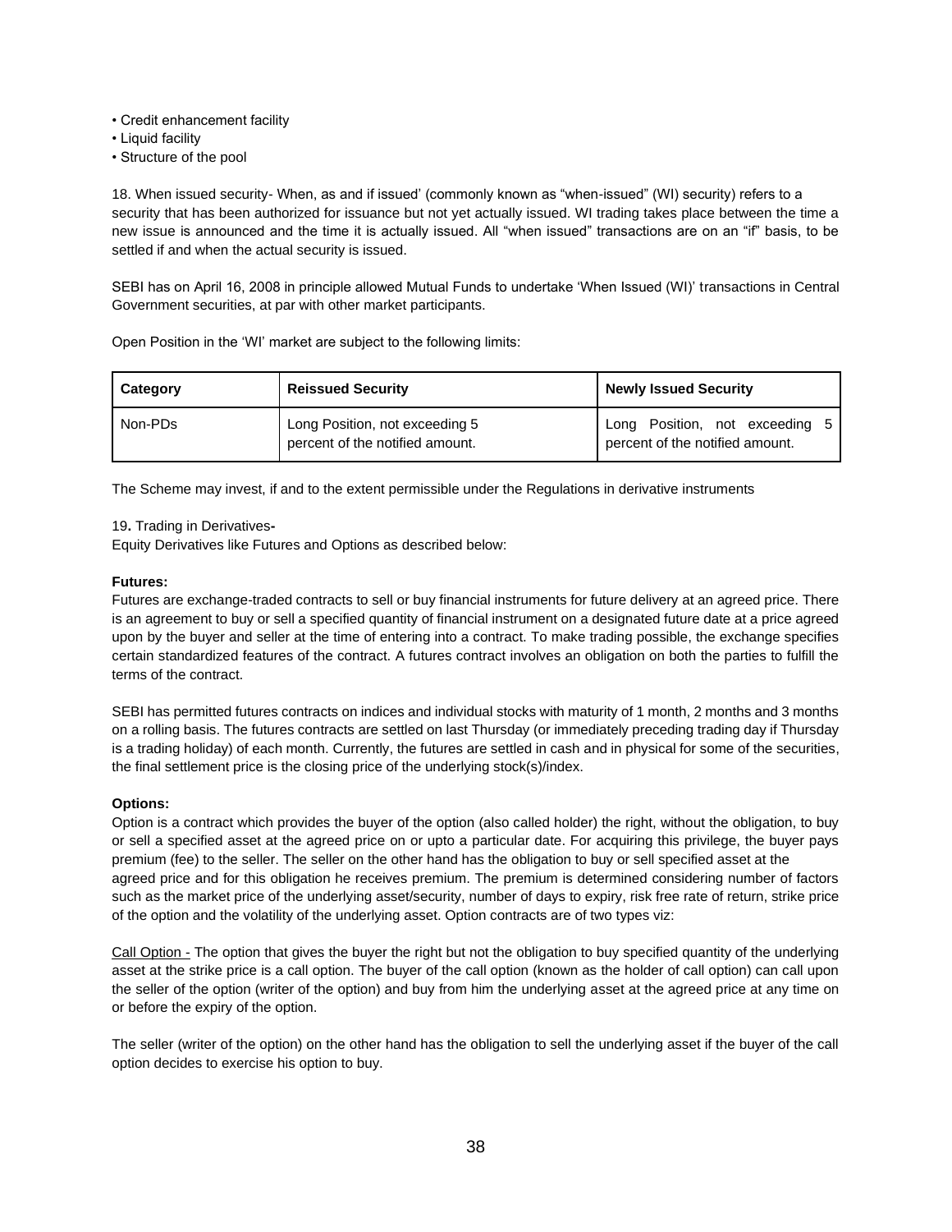- Credit enhancement facility
- Liquid facility
- Structure of the pool

18. When issued security- When, as and if issued' (commonly known as "when-issued" (WI) security) refers to a security that has been authorized for issuance but not yet actually issued. WI trading takes place between the time a new issue is announced and the time it is actually issued. All "when issued" transactions are on an "if" basis, to be settled if and when the actual security is issued.

SEBI has on April 16, 2008 in principle allowed Mutual Funds to undertake 'When Issued (WI)' transactions in Central Government securities, at par with other market participants.

Open Position in the 'WI' market are subject to the following limits:

| Category | Reissued Security | Newly Issued Security |
|---|---|---|
| Non-PDs | Long Position, not exceeding 5 percent of the notified amount. | Long Position, not exceeding 5 percent of the notified amount. |

The Scheme may invest, if and to the extent permissible under the Regulations in derivative instruments

19**.** Trading in Derivatives**-**

Equity Derivatives like Futures and Options as described below:

**Futures:**

Futures are exchange-traded contracts to sell or buy financial instruments for future delivery at an agreed price. There is an agreement to buy or sell a specified quantity of financial instrument on a designated future date at a price agreed upon by the buyer and seller at the time of entering into a contract. To make trading possible, the exchange specifies certain standardized features of the contract. A futures contract involves an obligation on both the parties to fulfill the terms of the contract.

SEBI has permitted futures contracts on indices and individual stocks with maturity of 1 month, 2 months and 3 months on a rolling basis. The futures contracts are settled on last Thursday (or immediately preceding trading day if Thursday is a trading holiday) of each month. Currently, the futures are settled in cash and in physical for some of the securities, the final settlement price is the closing price of the underlying stock(s)/index.

**Options:**

Option is a contract which provides the buyer of the option (also called holder) the right, without the obligation, to buy or sell a specified asset at the agreed price on or upto a particular date. For acquiring this privilege, the buyer pays premium (fee) to the seller. The seller on the other hand has the obligation to buy or sell specified asset at the agreed price and for this obligation he receives premium. The premium is determined considering number of factors such as the market price of the underlying asset/security, number of days to expiry, risk free rate of return, strike price of the option and the volatility of the underlying asset. Option contracts are of two types viz:

<u>Call Option -</u> The option that gives the buyer the right but not the obligation to buy specified quantity of the underlying asset at the strike price is a call option. The buyer of the call option (known as the holder of call option) can call upon the seller of the option (writer of the option) and buy from him the underlying asset at the agreed price at any time on or before the expiry of the option.

The seller (writer of the option) on the other hand has the obligation to sell the underlying asset if the buyer of the call option decides to exercise his option to buy.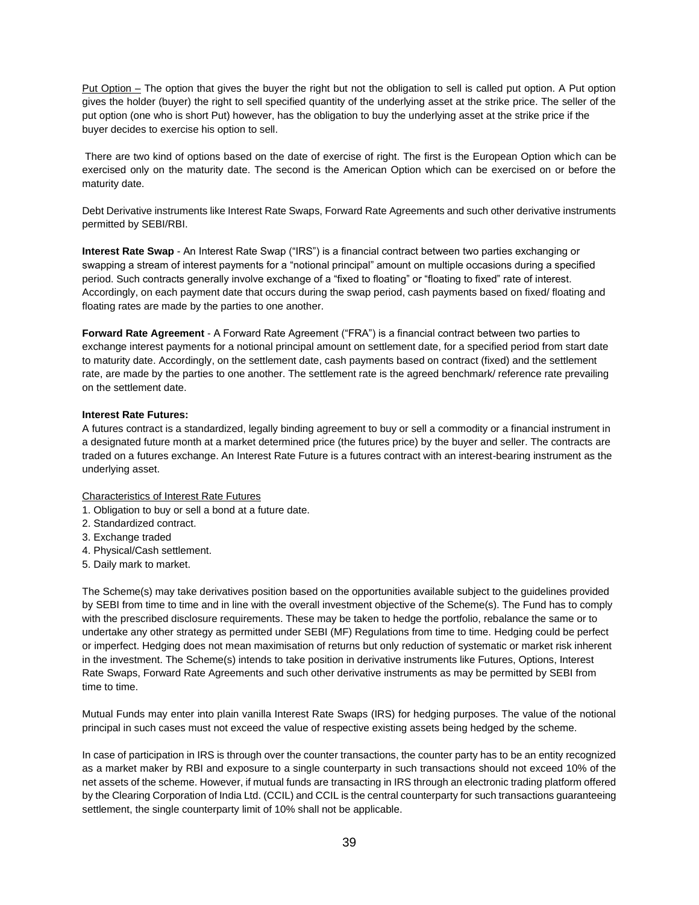Put Option – The option that gives the buyer the right but not the obligation to sell is called put option. A Put option gives the holder (buyer) the right to sell specified quantity of the underlying asset at the strike price. The seller of the put option (one who is short Put) however, has the obligation to buy the underlying asset at the strike price if the buyer decides to exercise his option to sell.

There are two kind of options based on the date of exercise of right. The first is the European Option which can be exercised only on the maturity date. The second is the American Option which can be exercised on or before the maturity date.

Debt Derivative instruments like Interest Rate Swaps, Forward Rate Agreements and such other derivative instruments permitted by SEBI/RBI.

**Interest Rate Swap** - An Interest Rate Swap ("IRS") is a financial contract between two parties exchanging or swapping a stream of interest payments for a "notional principal" amount on multiple occasions during a specified period. Such contracts generally involve exchange of a "fixed to floating" or "floating to fixed" rate of interest. Accordingly, on each payment date that occurs during the swap period, cash payments based on fixed/ floating and floating rates are made by the parties to one another.

**Forward Rate Agreement** - A Forward Rate Agreement ("FRA") is a financial contract between two parties to exchange interest payments for a notional principal amount on settlement date, for a specified period from start date to maturity date. Accordingly, on the settlement date, cash payments based on contract (fixed) and the settlement rate, are made by the parties to one another. The settlement rate is the agreed benchmark/ reference rate prevailing on the settlement date.

**Interest Rate Futures:**

A futures contract is a standardized, legally binding agreement to buy or sell a commodity or a financial instrument in a designated future month at a market determined price (the futures price) by the buyer and seller. The contracts are traded on a futures exchange. An Interest Rate Future is a futures contract with an interest-bearing instrument as the underlying asset.

Characteristics of Interest Rate Futures

1. Obligation to buy or sell a bond at a future date.
2. Standardized contract.
3. Exchange traded
4. Physical/Cash settlement.
5. Daily mark to market.

The Scheme(s) may take derivatives position based on the opportunities available subject to the guidelines provided by SEBI from time to time and in line with the overall investment objective of the Scheme(s). The Fund has to comply with the prescribed disclosure requirements. These may be taken to hedge the portfolio, rebalance the same or to undertake any other strategy as permitted under SEBI (MF) Regulations from time to time. Hedging could be perfect or imperfect. Hedging does not mean maximisation of returns but only reduction of systematic or market risk inherent in the investment. The Scheme(s) intends to take position in derivative instruments like Futures, Options, Interest Rate Swaps, Forward Rate Agreements and such other derivative instruments as may be permitted by SEBI from time to time.

Mutual Funds may enter into plain vanilla Interest Rate Swaps (IRS) for hedging purposes. The value of the notional principal in such cases must not exceed the value of respective existing assets being hedged by the scheme.

In case of participation in IRS is through over the counter transactions, the counter party has to be an entity recognized as a market maker by RBI and exposure to a single counterparty in such transactions should not exceed 10% of the net assets of the scheme. However, if mutual funds are transacting in IRS through an electronic trading platform offered by the Clearing Corporation of India Ltd. (CCIL) and CCIL is the central counterparty for such transactions guaranteeing settlement, the single counterparty limit of 10% shall not be applicable.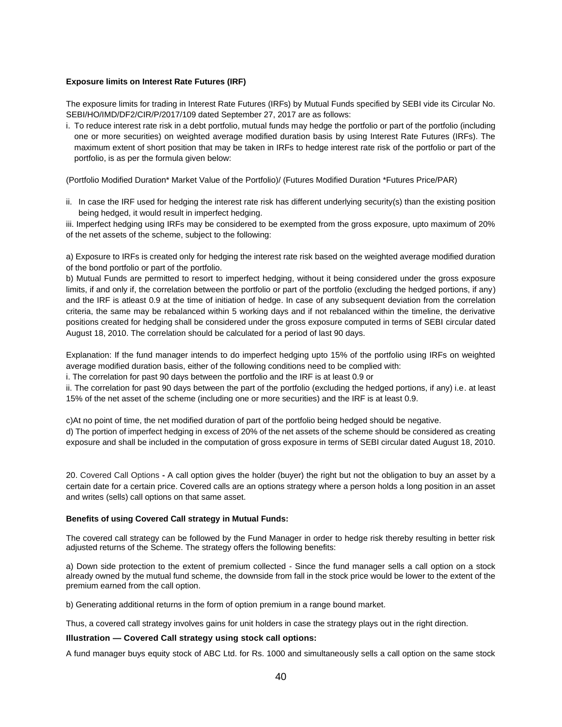**Exposure limits on Interest Rate Futures (IRF)**

The exposure limits for trading in Interest Rate Futures (IRFs) by Mutual Funds specified by SEBI vide its Circular No. SEBI/HO/IMD/DF2/CIR/P/2017/109 dated September 27, 2017 are as follows:

i. To reduce interest rate risk in a debt portfolio, mutual funds may hedge the portfolio or part of the portfolio (including one or more securities) on weighted average modified duration basis by using Interest Rate Futures (IRFs). The maximum extent of short position that may be taken in IRFs to hedge interest rate risk of the portfolio or part of the portfolio, is as per the formula given below:

(Portfolio Modified Duration* Market Value of the Portfolio)/ (Futures Modified Duration *Futures Price/PAR)

ii. In case the IRF used for hedging the interest rate risk has different underlying security(s) than the existing position being hedged, it would result in imperfect hedging.

iii. Imperfect hedging using IRFs may be considered to be exempted from the gross exposure, upto maximum of 20% of the net assets of the scheme, subject to the following:

a) Exposure to IRFs is created only for hedging the interest rate risk based on the weighted average modified duration of the bond portfolio or part of the portfolio.

b) Mutual Funds are permitted to resort to imperfect hedging, without it being considered under the gross exposure limits, if and only if, the correlation between the portfolio or part of the portfolio (excluding the hedged portions, if any) and the IRF is atleast 0.9 at the time of initiation of hedge. In case of any subsequent deviation from the correlation criteria, the same may be rebalanced within 5 working days and if not rebalanced within the timeline, the derivative positions created for hedging shall be considered under the gross exposure computed in terms of SEBI circular dated August 18, 2010. The correlation should be calculated for a period of last 90 days.

Explanation: If the fund manager intends to do imperfect hedging upto 15% of the portfolio using IRFs on weighted average modified duration basis, either of the following conditions need to be complied with:

i. The correlation for past 90 days between the portfolio and the IRF is at least 0.9 or

ii. The correlation for past 90 days between the part of the portfolio (excluding the hedged portions, if any) i.e. at least 15% of the net asset of the scheme (including one or more securities) and the IRF is at least 0.9.

c)At no point of time, the net modified duration of part of the portfolio being hedged should be negative.

d) The portion of imperfect hedging in excess of 20% of the net assets of the scheme should be considered as creating exposure and shall be included in the computation of gross exposure in terms of SEBI circular dated August 18, 2010.

20. Covered Call Options **-** A call option gives the holder (buyer) the right but not the obligation to buy an asset by a certain date for a certain price. Covered calls are an options strategy where a person holds a long position in an asset and writes (sells) call options on that same asset.

**Benefits of using Covered Call strategy in Mutual Funds:**

The covered call strategy can be followed by the Fund Manager in order to hedge risk thereby resulting in better risk adjusted returns of the Scheme. The strategy offers the following benefits:

a) Down side protection to the extent of premium collected - Since the fund manager sells a call option on a stock already owned by the mutual fund scheme, the downside from fall in the stock price would be lower to the extent of the premium earned from the call option.

b) Generating additional returns in the form of option premium in a range bound market.

Thus, a covered call strategy involves gains for unit holders in case the strategy plays out in the right direction.

**Illustration — Covered Call strategy using stock call options:**

A fund manager buys equity stock of ABC Ltd. for Rs. 1000 and simultaneously sells a call option on the same stock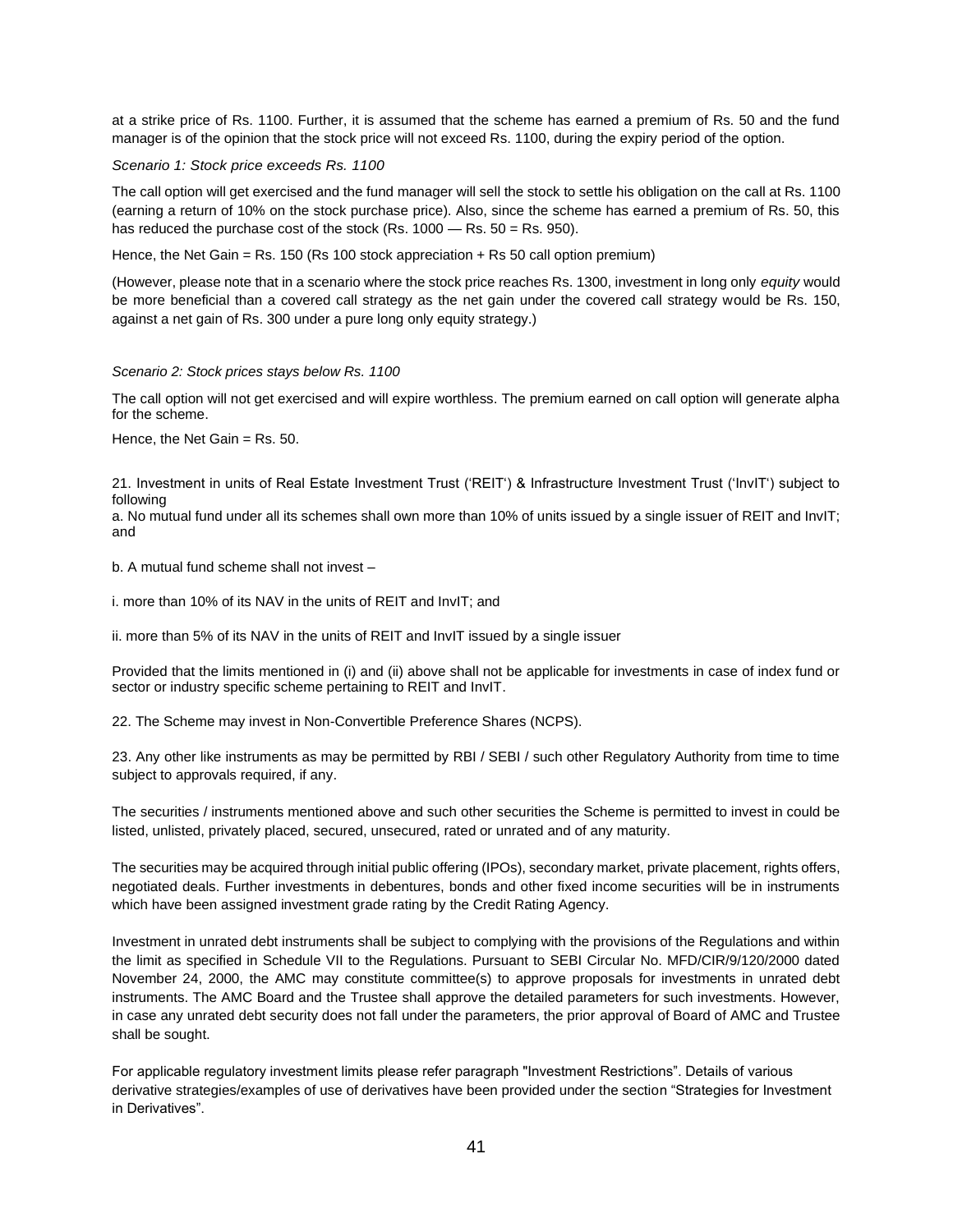at a strike price of Rs. 1100. Further, it is assumed that the scheme has earned a premium of Rs. 50 and the fund manager is of the opinion that the stock price will not exceed Rs. 1100, during the expiry period of the option.

*Scenario 1: Stock price exceeds Rs. 1100*

The call option will get exercised and the fund manager will sell the stock to settle his obligation on the call at Rs. 1100 (earning a return of 10% on the stock purchase price). Also, since the scheme has earned a premium of Rs. 50, this has reduced the purchase cost of the stock (Rs. 1000 — Rs. 50 = Rs. 950).

Hence, the Net Gain = Rs. 150 (Rs 100 stock appreciation + Rs 50 call option premium)

(However, please note that in a scenario where the stock price reaches Rs. 1300, investment in long only *equity* would be more beneficial than a covered call strategy as the net gain under the covered call strategy would be Rs. 150, against a net gain of Rs. 300 under a pure long only equity strategy.)

*Scenario 2: Stock prices stays below Rs. 1100*

The call option will not get exercised and will expire worthless. The premium earned on call option will generate alpha for the scheme.

Hence, the Net Gain = Rs. 50.

21. Investment in units of Real Estate Investment Trust ('REIT') & Infrastructure Investment Trust ('InvIT') subject to following

a. No mutual fund under all its schemes shall own more than 10% of units issued by a single issuer of REIT and InvIT; and

b. A mutual fund scheme shall not invest –

i. more than 10% of its NAV in the units of REIT and InvIT; and

ii. more than 5% of its NAV in the units of REIT and InvIT issued by a single issuer

Provided that the limits mentioned in (i) and (ii) above shall not be applicable for investments in case of index fund or sector or industry specific scheme pertaining to REIT and InvIT.

22. The Scheme may invest in Non-Convertible Preference Shares (NCPS).

23. Any other like instruments as may be permitted by RBI / SEBI / such other Regulatory Authority from time to time subject to approvals required, if any.

The securities / instruments mentioned above and such other securities the Scheme is permitted to invest in could be listed, unlisted, privately placed, secured, unsecured, rated or unrated and of any maturity.

The securities may be acquired through initial public offering (IPOs), secondary market, private placement, rights offers, negotiated deals. Further investments in debentures, bonds and other fixed income securities will be in instruments which have been assigned investment grade rating by the Credit Rating Agency.

Investment in unrated debt instruments shall be subject to complying with the provisions of the Regulations and within the limit as specified in Schedule VII to the Regulations. Pursuant to SEBI Circular No. MFD/CIR/9/120/2000 dated November 24, 2000, the AMC may constitute committee(s) to approve proposals for investments in unrated debt instruments. The AMC Board and the Trustee shall approve the detailed parameters for such investments. However, in case any unrated debt security does not fall under the parameters, the prior approval of Board of AMC and Trustee shall be sought.

For applicable regulatory investment limits please refer paragraph "Investment Restrictions". Details of various derivative strategies/examples of use of derivatives have been provided under the section "Strategies for Investment in Derivatives".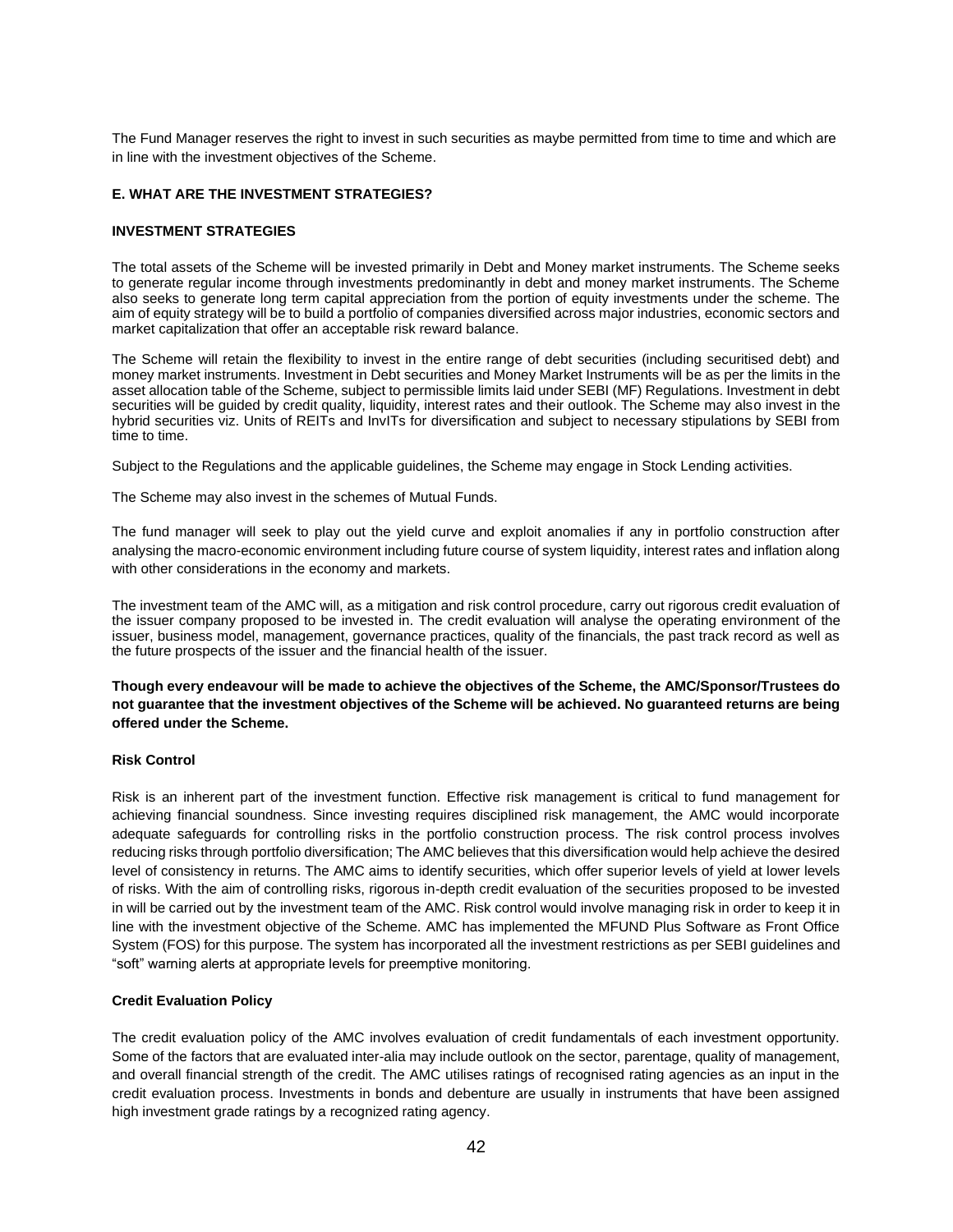The Fund Manager reserves the right to invest in such securities as maybe permitted from time to time and which are in line with the investment objectives of the Scheme.

### E. WHAT ARE THE INVESTMENT STRATEGIES?

#### INVESTMENT STRATEGIES

The total assets of the Scheme will be invested primarily in Debt and Money market instruments. The Scheme seeks to generate regular income through investments predominantly in debt and money market instruments. The Scheme also seeks to generate long term capital appreciation from the portion of equity investments under the scheme. The aim of equity strategy will be to build a portfolio of companies diversified across major industries, economic sectors and market capitalization that offer an acceptable risk reward balance.

The Scheme will retain the flexibility to invest in the entire range of debt securities (including securitised debt) and money market instruments. Investment in Debt securities and Money Market Instruments will be as per the limits in the asset allocation table of the Scheme, subject to permissible limits laid under SEBI (MF) Regulations. Investment in debt securities will be guided by credit quality, liquidity, interest rates and their outlook. The Scheme may also invest in the hybrid securities viz. Units of REITs and InvITs for diversification and subject to necessary stipulations by SEBI from time to time.

Subject to the Regulations and the applicable guidelines, the Scheme may engage in Stock Lending activities.

The Scheme may also invest in the schemes of Mutual Funds.

The fund manager will seek to play out the yield curve and exploit anomalies if any in portfolio construction after analysing the macro-economic environment including future course of system liquidity, interest rates and inflation along with other considerations in the economy and markets.

The investment team of the AMC will, as a mitigation and risk control procedure, carry out rigorous credit evaluation of the issuer company proposed to be invested in. The credit evaluation will analyse the operating environment of the issuer, business model, management, governance practices, quality of the financials, the past track record as well as the future prospects of the issuer and the financial health of the issuer.

**Though every endeavour will be made to achieve the objectives of the Scheme, the AMC/Sponsor/Trustees do not guarantee that the investment objectives of the Scheme will be achieved. No guaranteed returns are being offered under the Scheme.**

#### Risk Control

Risk is an inherent part of the investment function. Effective risk management is critical to fund management for achieving financial soundness. Since investing requires disciplined risk management, the AMC would incorporate adequate safeguards for controlling risks in the portfolio construction process. The risk control process involves reducing risks through portfolio diversification; The AMC believes that this diversification would help achieve the desired level of consistency in returns. The AMC aims to identify securities, which offer superior levels of yield at lower levels of risks. With the aim of controlling risks, rigorous in-depth credit evaluation of the securities proposed to be invested in will be carried out by the investment team of the AMC. Risk control would involve managing risk in order to keep it in line with the investment objective of the Scheme. AMC has implemented the MFUND Plus Software as Front Office System (FOS) for this purpose. The system has incorporated all the investment restrictions as per SEBI guidelines and "soft" warning alerts at appropriate levels for preemptive monitoring.

#### Credit Evaluation Policy

The credit evaluation policy of the AMC involves evaluation of credit fundamentals of each investment opportunity. Some of the factors that are evaluated inter-alia may include outlook on the sector, parentage, quality of management, and overall financial strength of the credit. The AMC utilises ratings of recognised rating agencies as an input in the credit evaluation process. Investments in bonds and debenture are usually in instruments that have been assigned high investment grade ratings by a recognized rating agency.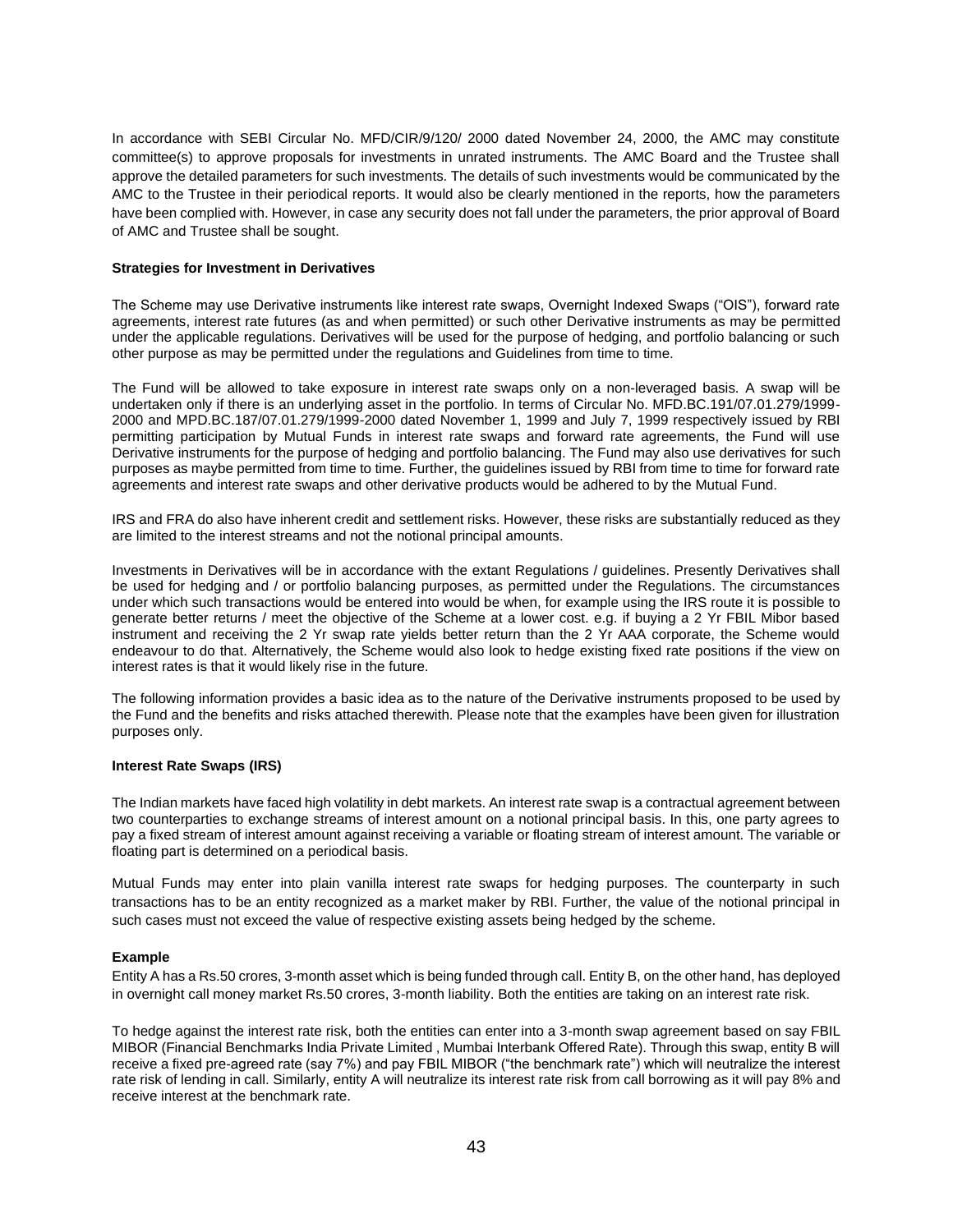In accordance with SEBI Circular No. MFD/CIR/9/120/ 2000 dated November 24, 2000, the AMC may constitute committee(s) to approve proposals for investments in unrated instruments. The AMC Board and the Trustee shall approve the detailed parameters for such investments. The details of such investments would be communicated by the AMC to the Trustee in their periodical reports. It would also be clearly mentioned in the reports, how the parameters have been complied with. However, in case any security does not fall under the parameters, the prior approval of Board of AMC and Trustee shall be sought.

**Strategies for Investment in Derivatives**

The Scheme may use Derivative instruments like interest rate swaps, Overnight Indexed Swaps ("OIS"), forward rate agreements, interest rate futures (as and when permitted) or such other Derivative instruments as may be permitted under the applicable regulations. Derivatives will be used for the purpose of hedging, and portfolio balancing or such other purpose as may be permitted under the regulations and Guidelines from time to time.

The Fund will be allowed to take exposure in interest rate swaps only on a non-leveraged basis. A swap will be undertaken only if there is an underlying asset in the portfolio. In terms of Circular No. MFD.BC.191/07.01.279/1999-2000 and MPD.BC.187/07.01.279/1999-2000 dated November 1, 1999 and July 7, 1999 respectively issued by RBI permitting participation by Mutual Funds in interest rate swaps and forward rate agreements, the Fund will use Derivative instruments for the purpose of hedging and portfolio balancing. The Fund may also use derivatives for such purposes as maybe permitted from time to time. Further, the guidelines issued by RBI from time to time for forward rate agreements and interest rate swaps and other derivative products would be adhered to by the Mutual Fund.

IRS and FRA do also have inherent credit and settlement risks. However, these risks are substantially reduced as they are limited to the interest streams and not the notional principal amounts.

Investments in Derivatives will be in accordance with the extant Regulations / guidelines. Presently Derivatives shall be used for hedging and / or portfolio balancing purposes, as permitted under the Regulations. The circumstances under which such transactions would be entered into would be when, for example using the IRS route it is possible to generate better returns / meet the objective of the Scheme at a lower cost. e.g. if buying a 2 Yr FBIL Mibor based instrument and receiving the 2 Yr swap rate yields better return than the 2 Yr AAA corporate, the Scheme would endeavour to do that. Alternatively, the Scheme would also look to hedge existing fixed rate positions if the view on interest rates is that it would likely rise in the future.

The following information provides a basic idea as to the nature of the Derivative instruments proposed to be used by the Fund and the benefits and risks attached therewith. Please note that the examples have been given for illustration purposes only.

**Interest Rate Swaps (IRS)**

The Indian markets have faced high volatility in debt markets. An interest rate swap is a contractual agreement between two counterparties to exchange streams of interest amount on a notional principal basis. In this, one party agrees to pay a fixed stream of interest amount against receiving a variable or floating stream of interest amount. The variable or floating part is determined on a periodical basis.

Mutual Funds may enter into plain vanilla interest rate swaps for hedging purposes. The counterparty in such transactions has to be an entity recognized as a market maker by RBI. Further, the value of the notional principal in such cases must not exceed the value of respective existing assets being hedged by the scheme.

**Example**

Entity A has a Rs.50 crores, 3-month asset which is being funded through call. Entity B, on the other hand, has deployed in overnight call money market Rs.50 crores, 3-month liability. Both the entities are taking on an interest rate risk.

To hedge against the interest rate risk, both the entities can enter into a 3-month swap agreement based on say FBIL MIBOR (Financial Benchmarks India Private Limited , Mumbai Interbank Offered Rate). Through this swap, entity B will receive a fixed pre-agreed rate (say 7%) and pay FBIL MIBOR ("the benchmark rate") which will neutralize the interest rate risk of lending in call. Similarly, entity A will neutralize its interest rate risk from call borrowing as it will pay 8% and receive interest at the benchmark rate.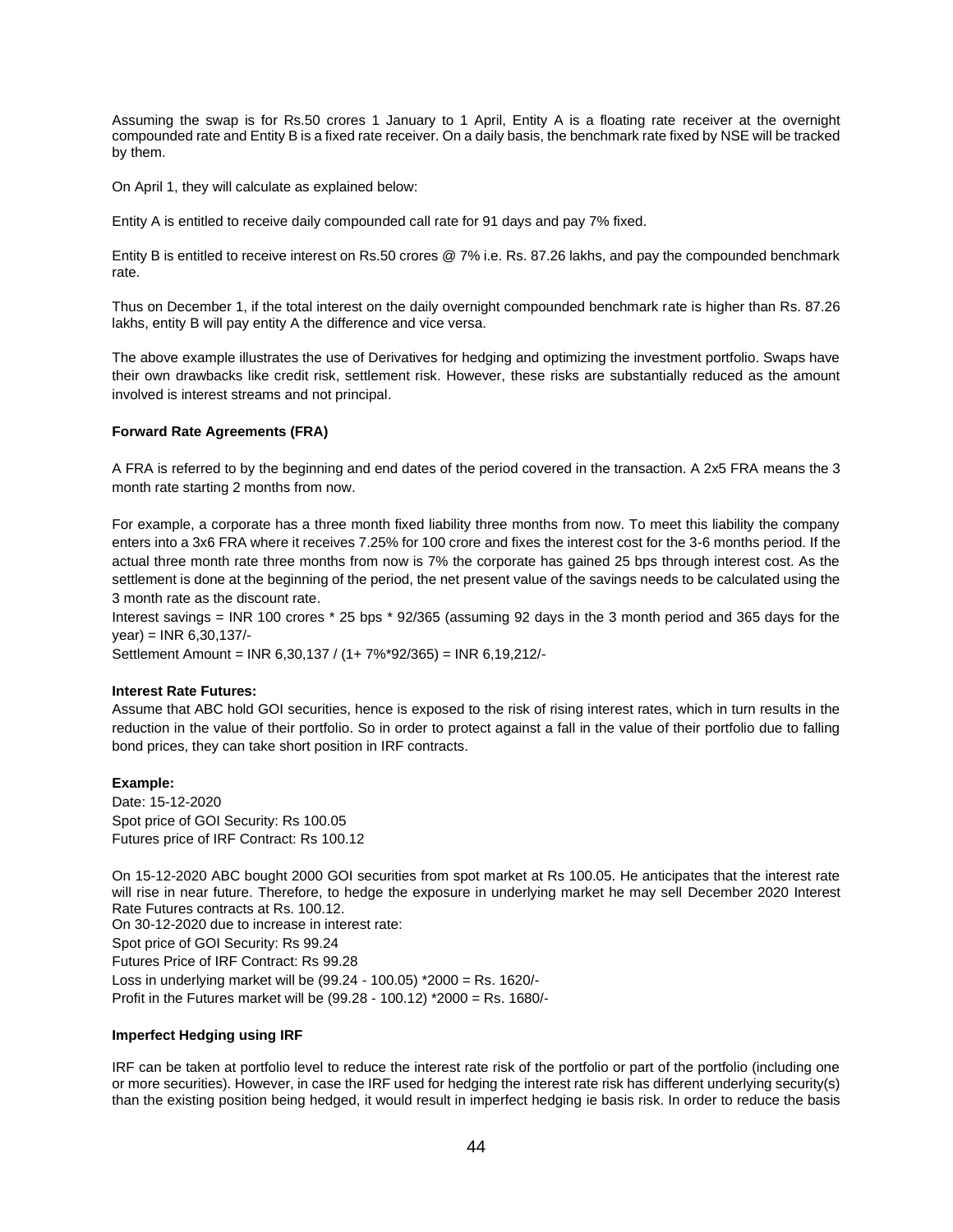Assuming the swap is for Rs.50 crores 1 January to 1 April, Entity A is a floating rate receiver at the overnight compounded rate and Entity B is a fixed rate receiver. On a daily basis, the benchmark rate fixed by NSE will be tracked by them.

On April 1, they will calculate as explained below:

Entity A is entitled to receive daily compounded call rate for 91 days and pay 7% fixed.

Entity B is entitled to receive interest on Rs.50 crores @ 7% i.e. Rs. 87.26 lakhs, and pay the compounded benchmark rate.

Thus on December 1, if the total interest on the daily overnight compounded benchmark rate is higher than Rs. 87.26 lakhs, entity B will pay entity A the difference and vice versa.

The above example illustrates the use of Derivatives for hedging and optimizing the investment portfolio. Swaps have their own drawbacks like credit risk, settlement risk. However, these risks are substantially reduced as the amount involved is interest streams and not principal.

**Forward Rate Agreements (FRA)**

A FRA is referred to by the beginning and end dates of the period covered in the transaction. A 2x5 FRA means the 3 month rate starting 2 months from now.

For example, a corporate has a three month fixed liability three months from now. To meet this liability the company enters into a 3x6 FRA where it receives 7.25% for 100 crore and fixes the interest cost for the 3-6 months period. If the actual three month rate three months from now is 7% the corporate has gained 25 bps through interest cost. As the settlement is done at the beginning of the period, the net present value of the savings needs to be calculated using the 3 month rate as the discount rate.

Interest savings = INR 100 crores * 25 bps * 92/365 (assuming 92 days in the 3 month period and 365 days for the year) = INR 6,30,137/-

Settlement Amount = INR 6,30,137 / (1+ 7%*92/365) = INR 6,19,212/-

**Interest Rate Futures:**

Assume that ABC hold GOI securities, hence is exposed to the risk of rising interest rates, which in turn results in the reduction in the value of their portfolio. So in order to protect against a fall in the value of their portfolio due to falling bond prices, they can take short position in IRF contracts.

**Example:**

Date: 15-12-2020
Spot price of GOI Security: Rs 100.05
Futures price of IRF Contract: Rs 100.12

On 15-12-2020 ABC bought 2000 GOI securities from spot market at Rs 100.05. He anticipates that the interest rate will rise in near future. Therefore, to hedge the exposure in underlying market he may sell December 2020 Interest Rate Futures contracts at Rs. 100.12.
On 30-12-2020 due to increase in interest rate:
Spot price of GOI Security: Rs 99.24
Futures Price of IRF Contract: Rs 99.28
Loss in underlying market will be (99.24 - 100.05) *2000 = Rs. 1620/-
Profit in the Futures market will be (99.28 - 100.12) *2000 = Rs. 1680/-

**Imperfect Hedging using IRF**

IRF can be taken at portfolio level to reduce the interest rate risk of the portfolio or part of the portfolio (including one or more securities). However, in case the IRF used for hedging the interest rate risk has different underlying security(s) than the existing position being hedged, it would result in imperfect hedging ie basis risk. In order to reduce the basis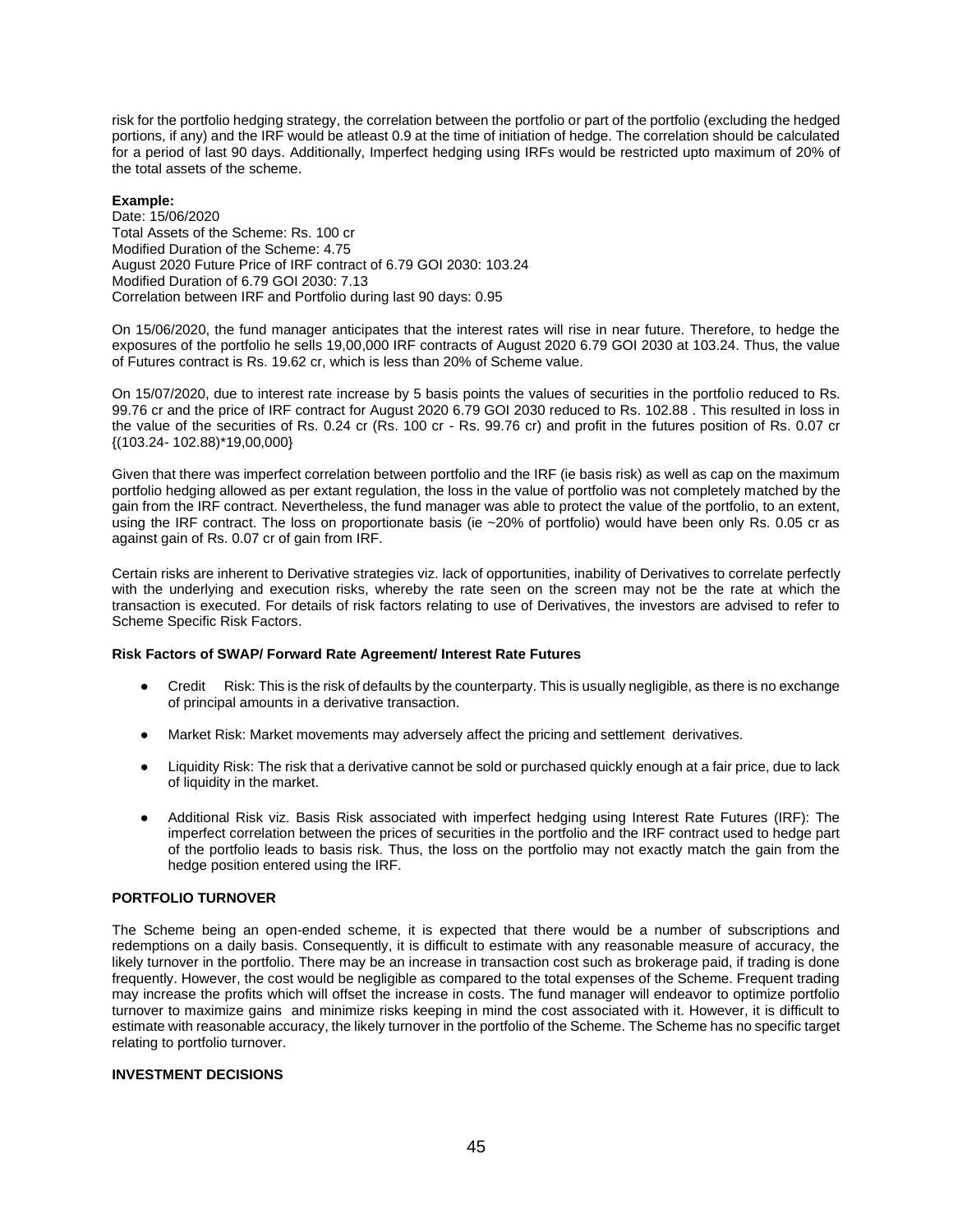risk for the portfolio hedging strategy, the correlation between the portfolio or part of the portfolio (excluding the hedged portions, if any) and the IRF would be atleast 0.9 at the time of initiation of hedge. The correlation should be calculated for a period of last 90 days. Additionally, Imperfect hedging using IRFs would be restricted upto maximum of 20% of the total assets of the scheme.

**Example:**
Date: 15/06/2020
Total Assets of the Scheme: Rs. 100 cr
Modified Duration of the Scheme: 4.75
August 2020 Future Price of IRF contract of 6.79 GOI 2030: 103.24
Modified Duration of 6.79 GOI 2030: 7.13
Correlation between IRF and Portfolio during last 90 days: 0.95

On 15/06/2020, the fund manager anticipates that the interest rates will rise in near future. Therefore, to hedge the exposures of the portfolio he sells 19,00,000 IRF contracts of August 2020 6.79 GOI 2030 at 103.24. Thus, the value of Futures contract is Rs. 19.62 cr, which is less than 20% of Scheme value.

On 15/07/2020, due to interest rate increase by 5 basis points the values of securities in the portfolio reduced to Rs. 99.76 cr and the price of IRF contract for August 2020 6.79 GOI 2030 reduced to Rs. 102.88 . This resulted in loss in the value of the securities of Rs. 0.24 cr (Rs. 100 cr - Rs. 99.76 cr) and profit in the futures position of Rs. 0.07 cr {(103.24- 102.88)*19,00,000}

Given that there was imperfect correlation between portfolio and the IRF (ie basis risk) as well as cap on the maximum portfolio hedging allowed as per extant regulation, the loss in the value of portfolio was not completely matched by the gain from the IRF contract. Nevertheless, the fund manager was able to protect the value of the portfolio, to an extent, using the IRF contract. The loss on proportionate basis (ie ~20% of portfolio) would have been only Rs. 0.05 cr as against gain of Rs. 0.07 cr of gain from IRF.

Certain risks are inherent to Derivative strategies viz. lack of opportunities, inability of Derivatives to correlate perfectly with the underlying and execution risks, whereby the rate seen on the screen may not be the rate at which the transaction is executed. For details of risk factors relating to use of Derivatives, the investors are advised to refer to Scheme Specific Risk Factors.

**Risk Factors of SWAP/ Forward Rate Agreement/ Interest Rate Futures**

- Credit Risk: This is the risk of defaults by the counterparty. This is usually negligible, as there is no exchange of principal amounts in a derivative transaction.
- Market Risk: Market movements may adversely affect the pricing and settlement derivatives.
- Liquidity Risk: The risk that a derivative cannot be sold or purchased quickly enough at a fair price, due to lack of liquidity in the market.
- Additional Risk viz. Basis Risk associated with imperfect hedging using Interest Rate Futures (IRF): The imperfect correlation between the prices of securities in the portfolio and the IRF contract used to hedge part of the portfolio leads to basis risk. Thus, the loss on the portfolio may not exactly match the gain from the hedge position entered using the IRF.

**PORTFOLIO TURNOVER**

The Scheme being an open-ended scheme, it is expected that there would be a number of subscriptions and redemptions on a daily basis. Consequently, it is difficult to estimate with any reasonable measure of accuracy, the likely turnover in the portfolio. There may be an increase in transaction cost such as brokerage paid, if trading is done frequently. However, the cost would be negligible as compared to the total expenses of the Scheme. Frequent trading may increase the profits which will offset the increase in costs. The fund manager will endeavor to optimize portfolio turnover to maximize gains and minimize risks keeping in mind the cost associated with it. However, it is difficult to estimate with reasonable accuracy, the likely turnover in the portfolio of the Scheme. The Scheme has no specific target relating to portfolio turnover.

**INVESTMENT DECISIONS**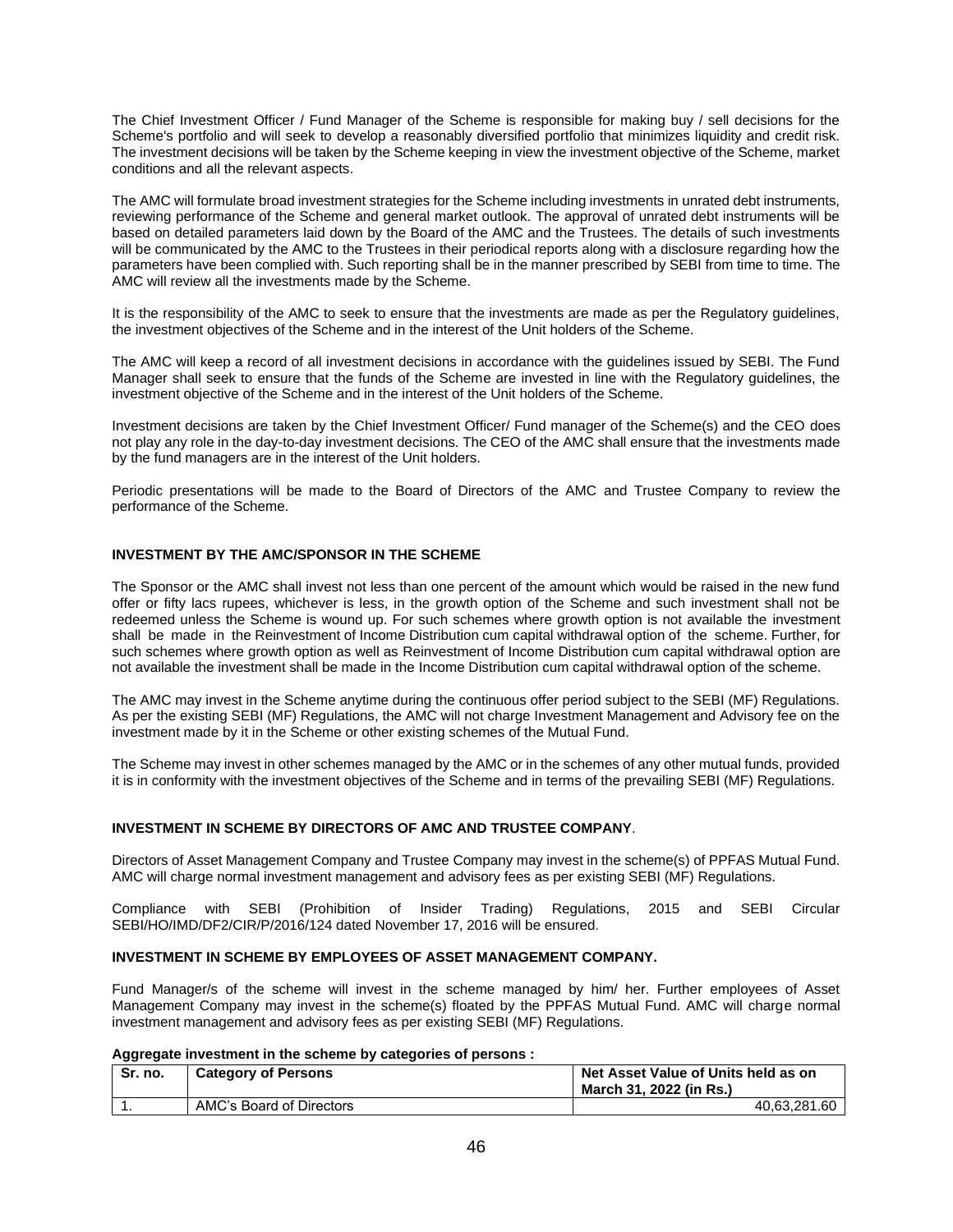The Chief Investment Officer / Fund Manager of the Scheme is responsible for making buy / sell decisions for the Scheme's portfolio and will seek to develop a reasonably diversified portfolio that minimizes liquidity and credit risk. The investment decisions will be taken by the Scheme keeping in view the investment objective of the Scheme, market conditions and all the relevant aspects.

The AMC will formulate broad investment strategies for the Scheme including investments in unrated debt instruments, reviewing performance of the Scheme and general market outlook. The approval of unrated debt instruments will be based on detailed parameters laid down by the Board of the AMC and the Trustees. The details of such investments will be communicated by the AMC to the Trustees in their periodical reports along with a disclosure regarding how the parameters have been complied with. Such reporting shall be in the manner prescribed by SEBI from time to time. The AMC will review all the investments made by the Scheme.

It is the responsibility of the AMC to seek to ensure that the investments are made as per the Regulatory guidelines, the investment objectives of the Scheme and in the interest of the Unit holders of the Scheme.

The AMC will keep a record of all investment decisions in accordance with the guidelines issued by SEBI. The Fund Manager shall seek to ensure that the funds of the Scheme are invested in line with the Regulatory guidelines, the investment objective of the Scheme and in the interest of the Unit holders of the Scheme.

Investment decisions are taken by the Chief Investment Officer/ Fund manager of the Scheme(s) and the CEO does not play any role in the day-to-day investment decisions. The CEO of the AMC shall ensure that the investments made by the fund managers are in the interest of the Unit holders.

Periodic presentations will be made to the Board of Directors of the AMC and Trustee Company to review the performance of the Scheme.

**INVESTMENT BY THE AMC/SPONSOR IN THE SCHEME**

The Sponsor or the AMC shall invest not less than one percent of the amount which would be raised in the new fund offer or fifty lacs rupees, whichever is less, in the growth option of the Scheme and such investment shall not be redeemed unless the Scheme is wound up. For such schemes where growth option is not available the investment shall be made in the Reinvestment of Income Distribution cum capital withdrawal option of the scheme. Further, for such schemes where growth option as well as Reinvestment of Income Distribution cum capital withdrawal option are not available the investment shall be made in the Income Distribution cum capital withdrawal option of the scheme.

The AMC may invest in the Scheme anytime during the continuous offer period subject to the SEBI (MF) Regulations. As per the existing SEBI (MF) Regulations, the AMC will not charge Investment Management and Advisory fee on the investment made by it in the Scheme or other existing schemes of the Mutual Fund.

The Scheme may invest in other schemes managed by the AMC or in the schemes of any other mutual funds, provided it is in conformity with the investment objectives of the Scheme and in terms of the prevailing SEBI (MF) Regulations.

**INVESTMENT IN SCHEME BY DIRECTORS OF AMC AND TRUSTEE COMPANY**.

Directors of Asset Management Company and Trustee Company may invest in the scheme(s) of PPFAS Mutual Fund. AMC will charge normal investment management and advisory fees as per existing SEBI (MF) Regulations.

Compliance with SEBI (Prohibition of Insider Trading) Regulations, 2015 and SEBI Circular SEBI/HO/IMD/DF2/CIR/P/2016/124 dated November 17, 2016 will be ensured.

**INVESTMENT IN SCHEME BY EMPLOYEES OF ASSET MANAGEMENT COMPANY.**

Fund Manager/s of the scheme will invest in the scheme managed by him/ her. Further employees of Asset Management Company may invest in the scheme(s) floated by the PPFAS Mutual Fund. AMC will charge normal investment management and advisory fees as per existing SEBI (MF) Regulations.

**Aggregate investment in the scheme by categories of persons :**

| Sr. no. | Category of Persons | Net Asset Value of Units held as on March 31, 2022 (in Rs.) |
|---|---|---|
| 1. | AMC's Board of Directors | 40,63,281.60 |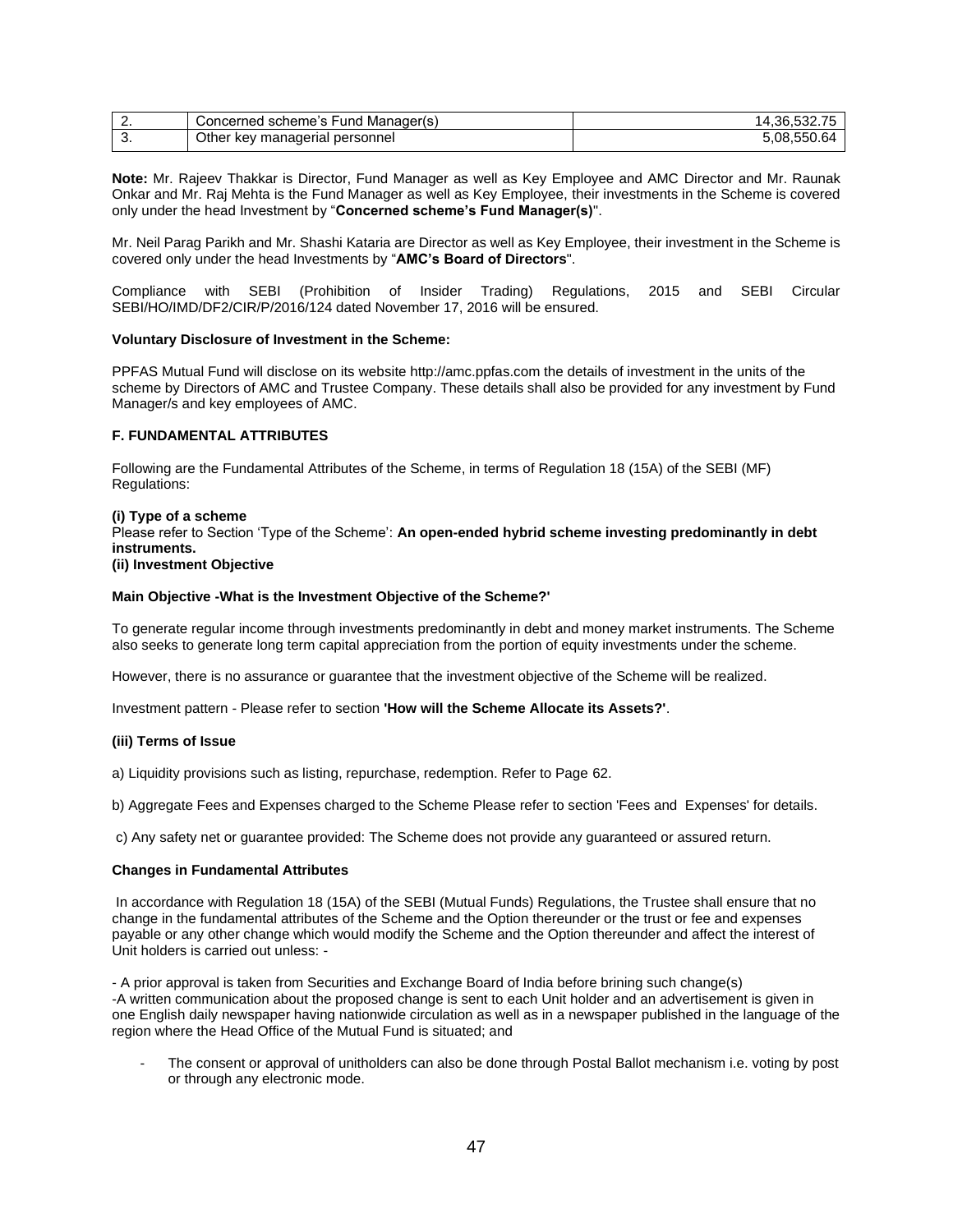| 2. | Concerned scheme's Fund Manager(s) | 14,36,532.75 |
|---|---|---|
| 3. | Other key managerial personnel | 5,08,550.64 |

**Note:** Mr. Rajeev Thakkar is Director, Fund Manager as well as Key Employee and AMC Director and Mr. Raunak Onkar and Mr. Raj Mehta is the Fund Manager as well as Key Employee, their investments in the Scheme is covered only under the head Investment by "**Concerned scheme's Fund Manager(s)**".

Mr. Neil Parag Parikh and Mr. Shashi Kataria are Director as well as Key Employee, their investment in the Scheme is covered only under the head Investments by "**AMC's Board of Directors**".

Compliance with SEBI (Prohibition of Insider Trading) Regulations, 2015 and SEBI Circular SEBI/HO/IMD/DF2/CIR/P/2016/124 dated November 17, 2016 will be ensured.

**Voluntary Disclosure of Investment in the Scheme:**

PPFAS Mutual Fund will disclose on its website http://amc.ppfas.com the details of investment in the units of the scheme by Directors of AMC and Trustee Company. These details shall also be provided for any investment by Fund Manager/s and key employees of AMC.

**F. FUNDAMENTAL ATTRIBUTES**

Following are the Fundamental Attributes of the Scheme, in terms of Regulation 18 (15A) of the SEBI (MF) Regulations:

**(i) Type of a scheme**

Please refer to Section 'Type of the Scheme': **An open-ended hybrid scheme investing predominantly in debt instruments.**

**(ii) Investment Objective**

**Main Objective -What is the Investment Objective of the Scheme?'**

To generate regular income through investments predominantly in debt and money market instruments. The Scheme also seeks to generate long term capital appreciation from the portion of equity investments under the scheme.

However, there is no assurance or guarantee that the investment objective of the Scheme will be realized.

Investment pattern - Please refer to section **'How will the Scheme Allocate its Assets?'**.

**(iii) Terms of Issue**

a) Liquidity provisions such as listing, repurchase, redemption. Refer to Page 62.

b) Aggregate Fees and Expenses charged to the Scheme Please refer to section 'Fees and Expenses' for details.

c) Any safety net or guarantee provided: The Scheme does not provide any guaranteed or assured return.

**Changes in Fundamental Attributes**

In accordance with Regulation 18 (15A) of the SEBI (Mutual Funds) Regulations, the Trustee shall ensure that no change in the fundamental attributes of the Scheme and the Option thereunder or the trust or fee and expenses payable or any other change which would modify the Scheme and the Option thereunder and affect the interest of Unit holders is carried out unless: -

- A prior approval is taken from Securities and Exchange Board of India before brining such change(s)
- A written communication about the proposed change is sent to each Unit holder and an advertisement is given in one English daily newspaper having nationwide circulation as well as in a newspaper published in the language of the region where the Head Office of the Mutual Fund is situated; and
- The consent or approval of unitholders can also be done through Postal Ballot mechanism i.e. voting by post or through any electronic mode.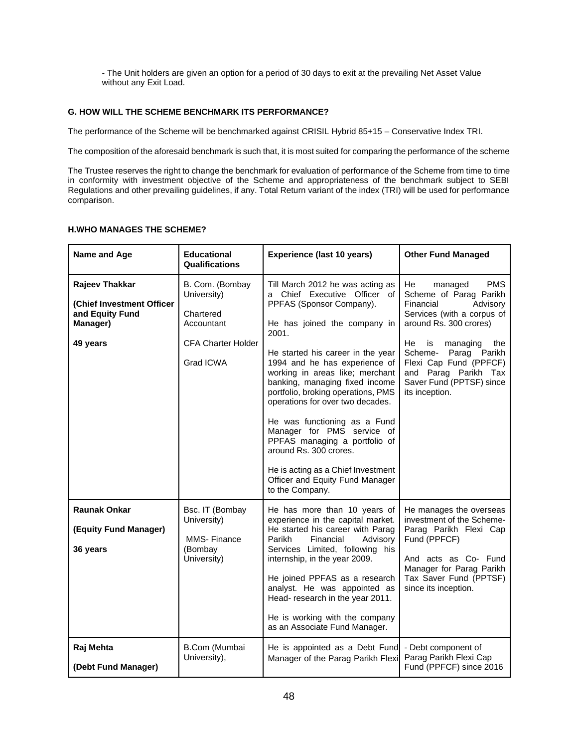- The Unit holders are given an option for a period of 30 days to exit at the prevailing Net Asset Value without any Exit Load.

### G. HOW WILL THE SCHEME BENCHMARK ITS PERFORMANCE?

The performance of the Scheme will be benchmarked against CRISIL Hybrid 85+15 – Conservative Index TRI.

The composition of the aforesaid benchmark is such that, it is most suited for comparing the performance of the scheme

The Trustee reserves the right to change the benchmark for evaluation of performance of the Scheme from time to time in conformity with investment objective of the Scheme and appropriateness of the benchmark subject to SEBI Regulations and other prevailing guidelines, if any. Total Return variant of the index (TRI) will be used for performance comparison.

### H.WHO MANAGES THE SCHEME?

| Name and Age | Educational Qualifications | Experience (last 10 years) | Other Fund Managed |
|---|---|---|---|
| **Rajeev Thakkar**<br><br>**(Chief Investment Officer and Equity Fund Manager)**<br><br>**49 years** | B. Com. (Bombay University)<br><br>Chartered Accountant<br><br>CFA Charter Holder<br><br>Grad ICWA | Till March 2012 he was acting as a Chief Executive Officer of PPFAS (Sponsor Company).<br><br>He has joined the company in 2001.<br><br>He started his career in the year 1994 and he has experience of working in areas like; merchant banking, managing fixed income portfolio, broking operations, PMS operations for over two decades.<br><br>He was functioning as a Fund Manager for PMS service of PPFAS managing a portfolio of around Rs. 300 crores.<br><br>He is acting as a Chief Investment Officer and Equity Fund Manager to the Company. | He managed PMS Scheme of Parag Parikh Financial Advisory Services (with a corpus of around Rs. 300 crores)<br><br>He is managing the Scheme- Parag Parikh Flexi Cap Fund (PPFCF) and Parag Parikh Tax Saver Fund (PPTSF) since its inception. |
| **Raunak Onkar**<br><br>**(Equity Fund Manager)**<br><br>**36 years** | Bsc. IT (Bombay University)<br><br>MMS- Finance (Bombay University) | He has more than 10 years of experience in the capital market. He started his career with Parag Parikh Financial Advisory Services Limited, following his internship, in the year 2009.<br><br>He joined PPFAS as a research analyst. He was appointed as Head- research in the year 2011.<br><br>He is working with the company as an Associate Fund Manager. | He manages the overseas investment of the Scheme- Parag Parikh Flexi Cap Fund (PPFCF)<br><br>And acts as Co- Fund Manager for Parag Parikh Tax Saver Fund (PPTSF) since its inception. |
| **Raj Mehta**<br><br>**(Debt Fund Manager)** | B.Com (Mumbai University), | He is appointed as a Debt Fund Manager of the Parag Parikh Flexi | - Debt component of Parag Parikh Flexi Cap Fund (PPFCF) since 2016 |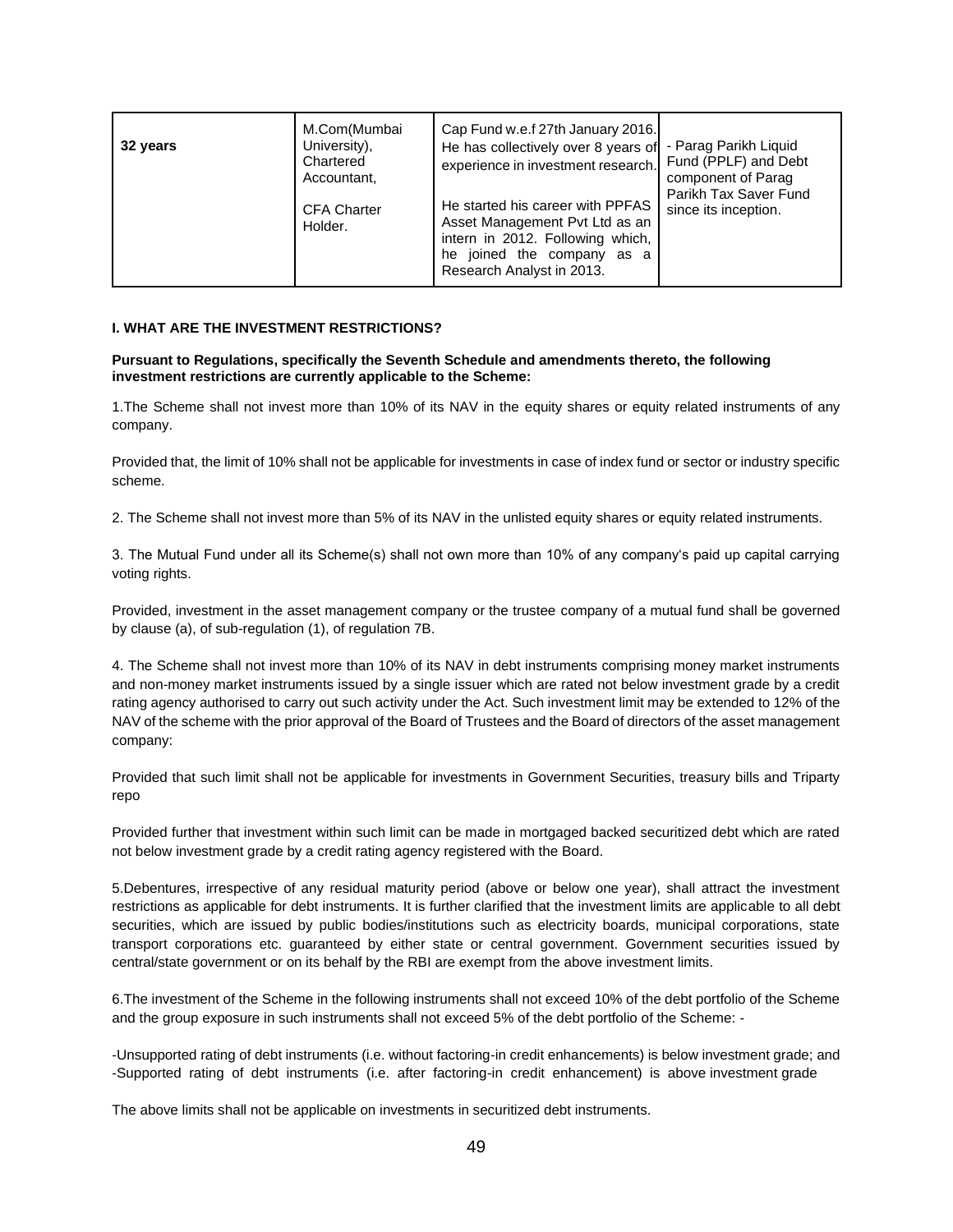| 32 years | M.Com(Mumbai University), Chartered Accountant,<br><br>CFA Charter Holder. | Cap Fund w.e.f 27th January 2016. He has collectively over 8 years of experience in investment research.<br><br>He started his career with PPFAS Asset Management Pvt Ltd as an intern in 2012. Following which, he joined the company as a Research Analyst in 2013. | - Parag Parikh Liquid Fund (PPLF) and Debt component of Parag Parikh Tax Saver Fund since its inception. |
|---|---|---|---|

**I. WHAT ARE THE INVESTMENT RESTRICTIONS?**

**Pursuant to Regulations, specifically the Seventh Schedule and amendments thereto, the following investment restrictions are currently applicable to the Scheme:**

1.The Scheme shall not invest more than 10% of its NAV in the equity shares or equity related instruments of any company.

Provided that, the limit of 10% shall not be applicable for investments in case of index fund or sector or industry specific scheme.

2. The Scheme shall not invest more than 5% of its NAV in the unlisted equity shares or equity related instruments.

3. The Mutual Fund under all its Scheme(s) shall not own more than 10% of any company's paid up capital carrying voting rights.

Provided, investment in the asset management company or the trustee company of a mutual fund shall be governed by clause (a), of sub-regulation (1), of regulation 7B.

4. The Scheme shall not invest more than 10% of its NAV in debt instruments comprising money market instruments and non-money market instruments issued by a single issuer which are rated not below investment grade by a credit rating agency authorised to carry out such activity under the Act. Such investment limit may be extended to 12% of the NAV of the scheme with the prior approval of the Board of Trustees and the Board of directors of the asset management company:

Provided that such limit shall not be applicable for investments in Government Securities, treasury bills and Triparty repo

Provided further that investment within such limit can be made in mortgaged backed securitized debt which are rated not below investment grade by a credit rating agency registered with the Board.

5.Debentures, irrespective of any residual maturity period (above or below one year), shall attract the investment restrictions as applicable for debt instruments. It is further clarified that the investment limits are applicable to all debt securities, which are issued by public bodies/institutions such as electricity boards, municipal corporations, state transport corporations etc. guaranteed by either state or central government. Government securities issued by central/state government or on its behalf by the RBI are exempt from the above investment limits.

6.The investment of the Scheme in the following instruments shall not exceed 10% of the debt portfolio of the Scheme and the group exposure in such instruments shall not exceed 5% of the debt portfolio of the Scheme: -

-Unsupported rating of debt instruments (i.e. without factoring-in credit enhancements) is below investment grade; and
-Supported rating of debt instruments (i.e. after factoring-in credit enhancement) is above investment grade

The above limits shall not be applicable on investments in securitized debt instruments.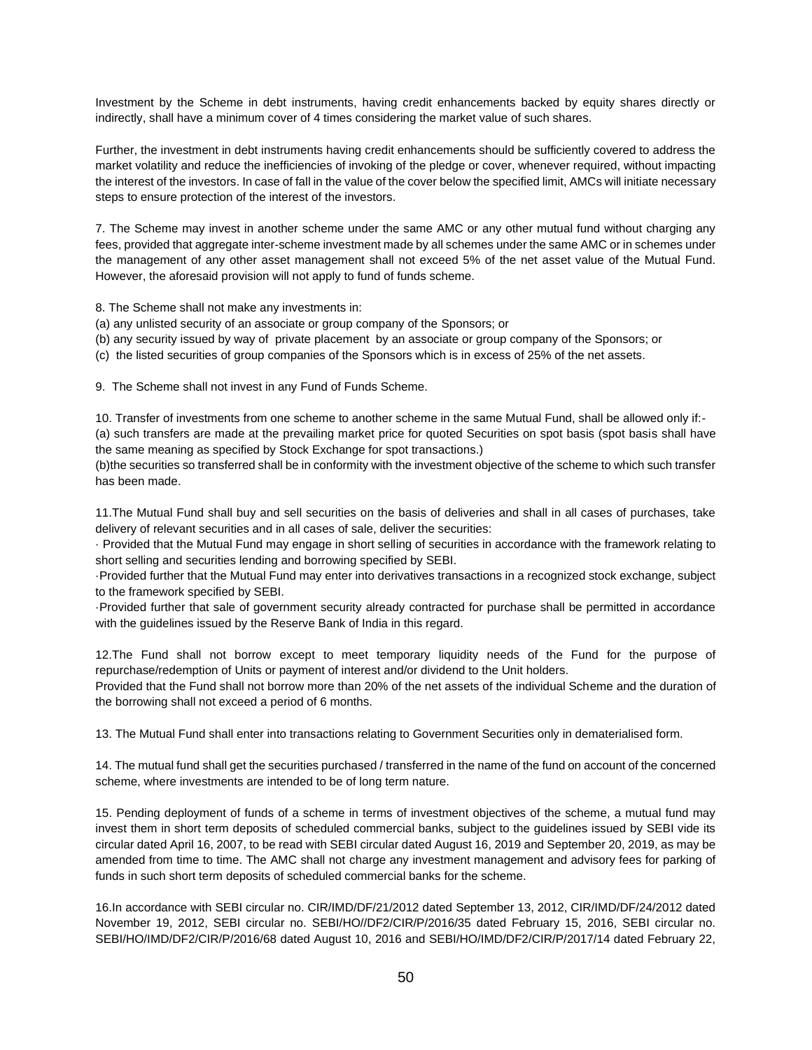Investment by the Scheme in debt instruments, having credit enhancements backed by equity shares directly or indirectly, shall have a minimum cover of 4 times considering the market value of such shares.

Further, the investment in debt instruments having credit enhancements should be sufficiently covered to address the market volatility and reduce the inefficiencies of invoking of the pledge or cover, whenever required, without impacting the interest of the investors. In case of fall in the value of the cover below the specified limit, AMCs will initiate necessary steps to ensure protection of the interest of the investors.

7. The Scheme may invest in another scheme under the same AMC or any other mutual fund without charging any fees, provided that aggregate inter-scheme investment made by all schemes under the same AMC or in schemes under the management of any other asset management shall not exceed 5% of the net asset value of the Mutual Fund. However, the aforesaid provision will not apply to fund of funds scheme.

8. The Scheme shall not make any investments in:
(a) any unlisted security of an associate or group company of the Sponsors; or
(b) any security issued by way of private placement by an associate or group company of the Sponsors; or
(c) the listed securities of group companies of the Sponsors which is in excess of 25% of the net assets.

9. The Scheme shall not invest in any Fund of Funds Scheme.

10. Transfer of investments from one scheme to another scheme in the same Mutual Fund, shall be allowed only if:-
(a) such transfers are made at the prevailing market price for quoted Securities on spot basis (spot basis shall have the same meaning as specified by Stock Exchange for spot transactions.)
(b)the securities so transferred shall be in conformity with the investment objective of the scheme to which such transfer has been made.

11.The Mutual Fund shall buy and sell securities on the basis of deliveries and shall in all cases of purchases, take delivery of relevant securities and in all cases of sale, deliver the securities:
· Provided that the Mutual Fund may engage in short selling of securities in accordance with the framework relating to short selling and securities lending and borrowing specified by SEBI.
·Provided further that the Mutual Fund may enter into derivatives transactions in a recognized stock exchange, subject to the framework specified by SEBI.
·Provided further that sale of government security already contracted for purchase shall be permitted in accordance with the guidelines issued by the Reserve Bank of India in this regard.

12.The Fund shall not borrow except to meet temporary liquidity needs of the Fund for the purpose of repurchase/redemption of Units or payment of interest and/or dividend to the Unit holders.
Provided that the Fund shall not borrow more than 20% of the net assets of the individual Scheme and the duration of the borrowing shall not exceed a period of 6 months.

13. The Mutual Fund shall enter into transactions relating to Government Securities only in dematerialised form.

14. The mutual fund shall get the securities purchased / transferred in the name of the fund on account of the concerned scheme, where investments are intended to be of long term nature.

15. Pending deployment of funds of a scheme in terms of investment objectives of the scheme, a mutual fund may invest them in short term deposits of scheduled commercial banks, subject to the guidelines issued by SEBI vide its circular dated April 16, 2007, to be read with SEBI circular dated August 16, 2019 and September 20, 2019, as may be amended from time to time. The AMC shall not charge any investment management and advisory fees for parking of funds in such short term deposits of scheduled commercial banks for the scheme.

16.In accordance with SEBI circular no. CIR/IMD/DF/21/2012 dated September 13, 2012, CIR/IMD/DF/24/2012 dated November 19, 2012, SEBI circular no. SEBI/HO//DF2/CIR/P/2016/35 dated February 15, 2016, SEBI circular no. SEBI/HO/IMD/DF2/CIR/P/2016/68 dated August 10, 2016 and SEBI/HO/IMD/DF2/CIR/P/2017/14 dated February 22,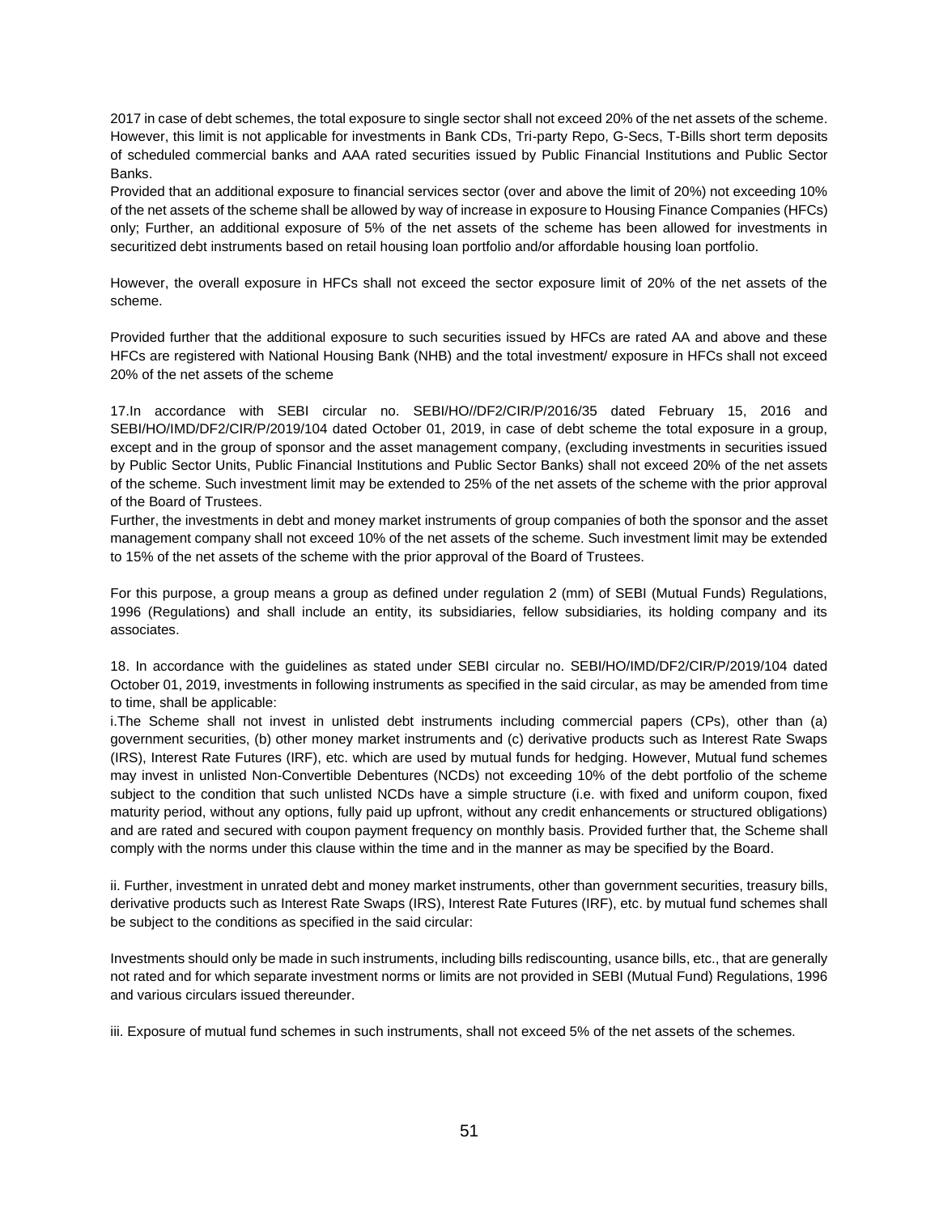2017 in case of debt schemes, the total exposure to single sector shall not exceed 20% of the net assets of the scheme. However, this limit is not applicable for investments in Bank CDs, Tri-party Repo, G-Secs, T-Bills short term deposits of scheduled commercial banks and AAA rated securities issued by Public Financial Institutions and Public Sector Banks.

Provided that an additional exposure to financial services sector (over and above the limit of 20%) not exceeding 10% of the net assets of the scheme shall be allowed by way of increase in exposure to Housing Finance Companies (HFCs) only; Further, an additional exposure of 5% of the net assets of the scheme has been allowed for investments in securitized debt instruments based on retail housing loan portfolio and/or affordable housing loan portfolio.

However, the overall exposure in HFCs shall not exceed the sector exposure limit of 20% of the net assets of the scheme.

Provided further that the additional exposure to such securities issued by HFCs are rated AA and above and these HFCs are registered with National Housing Bank (NHB) and the total investment/ exposure in HFCs shall not exceed 20% of the net assets of the scheme

17.In accordance with SEBI circular no. SEBI/HO//DF2/CIR/P/2016/35 dated February 15, 2016 and SEBI/HO/IMD/DF2/CIR/P/2019/104 dated October 01, 2019, in case of debt scheme the total exposure in a group, except and in the group of sponsor and the asset management company, (excluding investments in securities issued by Public Sector Units, Public Financial Institutions and Public Sector Banks) shall not exceed 20% of the net assets of the scheme. Such investment limit may be extended to 25% of the net assets of the scheme with the prior approval of the Board of Trustees.

Further, the investments in debt and money market instruments of group companies of both the sponsor and the asset management company shall not exceed 10% of the net assets of the scheme. Such investment limit may be extended to 15% of the net assets of the scheme with the prior approval of the Board of Trustees.

For this purpose, a group means a group as defined under regulation 2 (mm) of SEBI (Mutual Funds) Regulations, 1996 (Regulations) and shall include an entity, its subsidiaries, fellow subsidiaries, its holding company and its associates.

18. In accordance with the guidelines as stated under SEBI circular no. SEBI/HO/IMD/DF2/CIR/P/2019/104 dated October 01, 2019, investments in following instruments as specified in the said circular, as may be amended from time to time, shall be applicable:

i.The Scheme shall not invest in unlisted debt instruments including commercial papers (CPs), other than (a) government securities, (b) other money market instruments and (c) derivative products such as Interest Rate Swaps (IRS), Interest Rate Futures (IRF), etc. which are used by mutual funds for hedging. However, Mutual fund schemes may invest in unlisted Non-Convertible Debentures (NCDs) not exceeding 10% of the debt portfolio of the scheme subject to the condition that such unlisted NCDs have a simple structure (i.e. with fixed and uniform coupon, fixed maturity period, without any options, fully paid up upfront, without any credit enhancements or structured obligations) and are rated and secured with coupon payment frequency on monthly basis. Provided further that, the Scheme shall comply with the norms under this clause within the time and in the manner as may be specified by the Board.

ii. Further, investment in unrated debt and money market instruments, other than government securities, treasury bills, derivative products such as Interest Rate Swaps (IRS), Interest Rate Futures (IRF), etc. by mutual fund schemes shall be subject to the conditions as specified in the said circular:

Investments should only be made in such instruments, including bills rediscounting, usance bills, etc., that are generally not rated and for which separate investment norms or limits are not provided in SEBI (Mutual Fund) Regulations, 1996 and various circulars issued thereunder.

iii. Exposure of mutual fund schemes in such instruments, shall not exceed 5% of the net assets of the schemes.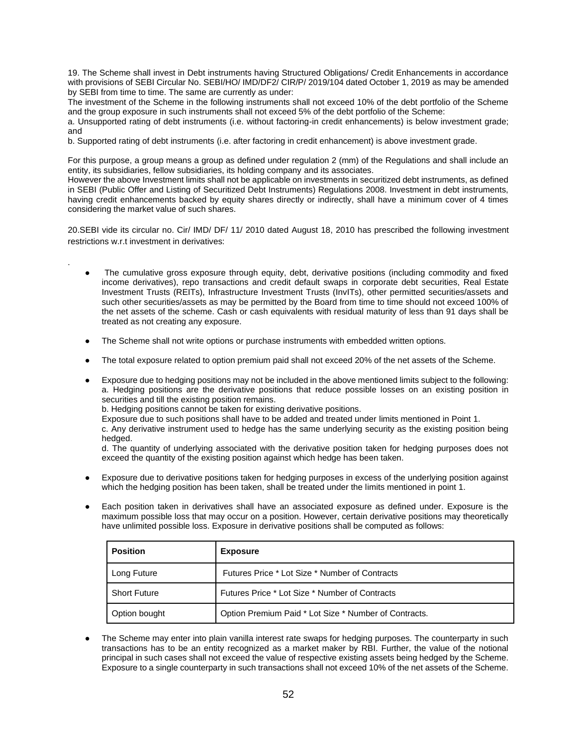19. The Scheme shall invest in Debt instruments having Structured Obligations/ Credit Enhancements in accordance with provisions of SEBI Circular No. SEBI/HO/ IMD/DF2/ CIR/P/ 2019/104 dated October 1, 2019 as may be amended by SEBI from time to time. The same are currently as under:

The investment of the Scheme in the following instruments shall not exceed 10% of the debt portfolio of the Scheme and the group exposure in such instruments shall not exceed 5% of the debt portfolio of the Scheme:

a. Unsupported rating of debt instruments (i.e. without factoring-in credit enhancements) is below investment grade; and

b. Supported rating of debt instruments (i.e. after factoring in credit enhancement) is above investment grade.

For this purpose, a group means a group as defined under regulation 2 (mm) of the Regulations and shall include an entity, its subsidiaries, fellow subsidiaries, its holding company and its associates.

However the above Investment limits shall not be applicable on investments in securitized debt instruments, as defined in SEBI (Public Offer and Listing of Securitized Debt Instruments) Regulations 2008. Investment in debt instruments, having credit enhancements backed by equity shares directly or indirectly, shall have a minimum cover of 4 times considering the market value of such shares.

20.SEBI vide its circular no. Cir/ IMD/ DF/ 11/ 2010 dated August 18, 2010 has prescribed the following investment restrictions w.r.t investment in derivatives:

.

- The cumulative gross exposure through equity, debt, derivative positions (including commodity and fixed income derivatives), repo transactions and credit default swaps in corporate debt securities, Real Estate Investment Trusts (REITs), Infrastructure Investment Trusts (InvITs), other permitted securities/assets and such other securities/assets as may be permitted by the Board from time to time should not exceed 100% of the net assets of the scheme. Cash or cash equivalents with residual maturity of less than 91 days shall be treated as not creating any exposure.

- The Scheme shall not write options or purchase instruments with embedded written options.

- The total exposure related to option premium paid shall not exceed 20% of the net assets of the Scheme.

- Exposure due to hedging positions may not be included in the above mentioned limits subject to the following:
  a. Hedging positions are the derivative positions that reduce possible losses on an existing position in securities and till the existing position remains.
  b. Hedging positions cannot be taken for existing derivative positions.
  Exposure due to such positions shall have to be added and treated under limits mentioned in Point 1.
  c. Any derivative instrument used to hedge has the same underlying security as the existing position being hedged.
  d. The quantity of underlying associated with the derivative position taken for hedging purposes does not exceed the quantity of the existing position against which hedge has been taken.

- Exposure due to derivative positions taken for hedging purposes in excess of the underlying position against which the hedging position has been taken, shall be treated under the limits mentioned in point 1.

- Each position taken in derivatives shall have an associated exposure as defined under. Exposure is the maximum possible loss that may occur on a position. However, certain derivative positions may theoretically have unlimited possible loss. Exposure in derivative positions shall be computed as follows:

| **Position** | **Exposure** |
|---|---|
| Long Future | Futures Price * Lot Size * Number of Contracts |
| Short Future | Futures Price * Lot Size * Number of Contracts |
| Option bought | Option Premium Paid * Lot Size * Number of Contracts. |

- The Scheme may enter into plain vanilla interest rate swaps for hedging purposes. The counterparty in such transactions has to be an entity recognized as a market maker by RBI. Further, the value of the notional principal in such cases shall not exceed the value of respective existing assets being hedged by the Scheme. Exposure to a single counterparty in such transactions shall not exceed 10% of the net assets of the Scheme.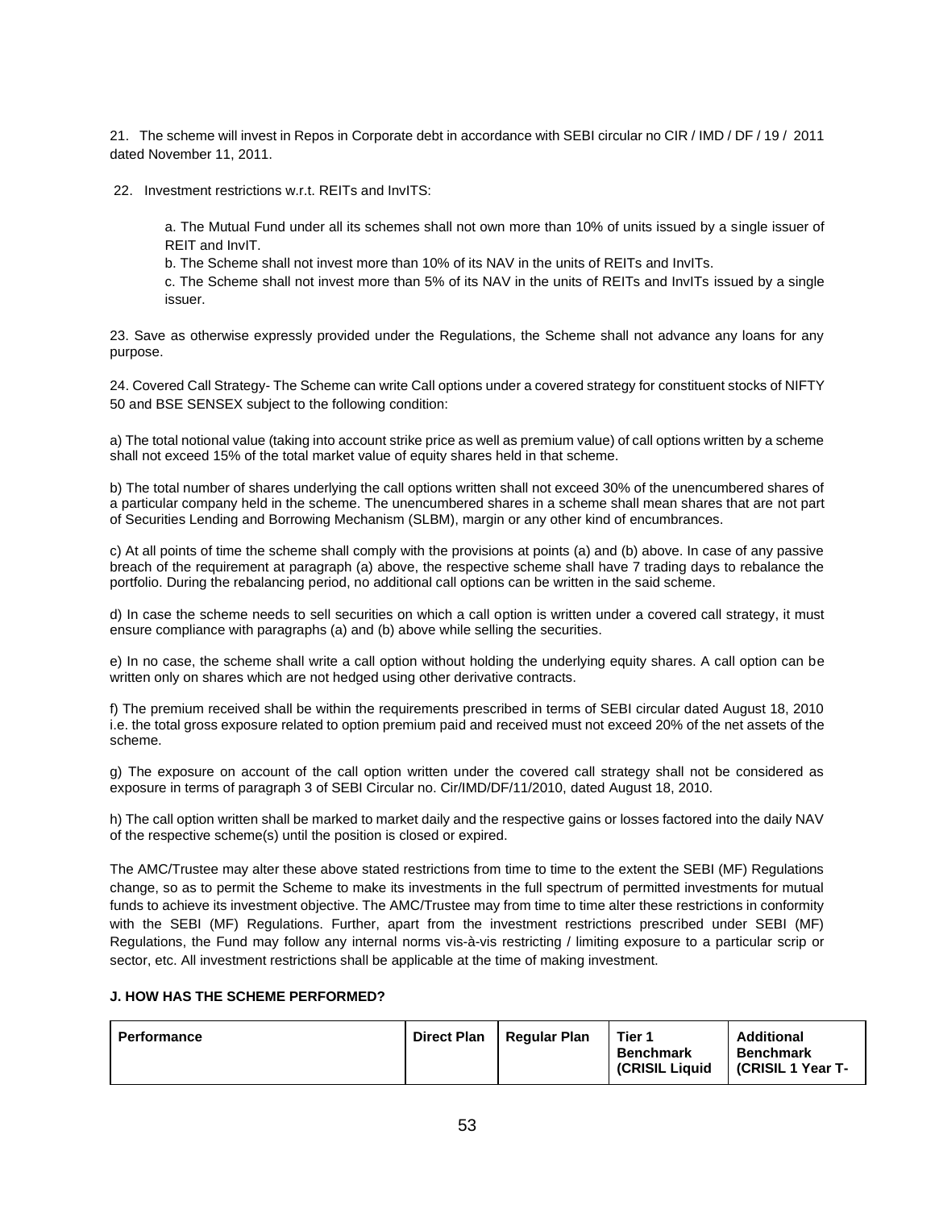21. The scheme will invest in Repos in Corporate debt in accordance with SEBI circular no CIR / IMD / DF / 19 / 2011 dated November 11, 2011.

22. Investment restrictions w.r.t. REITs and InvITS:

a. The Mutual Fund under all its schemes shall not own more than 10% of units issued by a single issuer of REIT and InvIT.

b. The Scheme shall not invest more than 10% of its NAV in the units of REITs and InvITs.

c. The Scheme shall not invest more than 5% of its NAV in the units of REITs and InvITs issued by a single issuer.

23. Save as otherwise expressly provided under the Regulations, the Scheme shall not advance any loans for any purpose.

24. Covered Call Strategy- The Scheme can write Call options under a covered strategy for constituent stocks of NIFTY 50 and BSE SENSEX subject to the following condition:

a) The total notional value (taking into account strike price as well as premium value) of call options written by a scheme shall not exceed 15% of the total market value of equity shares held in that scheme.

b) The total number of shares underlying the call options written shall not exceed 30% of the unencumbered shares of a particular company held in the scheme. The unencumbered shares in a scheme shall mean shares that are not part of Securities Lending and Borrowing Mechanism (SLBM), margin or any other kind of encumbrances.

c) At all points of time the scheme shall comply with the provisions at points (a) and (b) above. In case of any passive breach of the requirement at paragraph (a) above, the respective scheme shall have 7 trading days to rebalance the portfolio. During the rebalancing period, no additional call options can be written in the said scheme.

d) In case the scheme needs to sell securities on which a call option is written under a covered call strategy, it must ensure compliance with paragraphs (a) and (b) above while selling the securities.

e) In no case, the scheme shall write a call option without holding the underlying equity shares. A call option can be written only on shares which are not hedged using other derivative contracts.

f) The premium received shall be within the requirements prescribed in terms of SEBI circular dated August 18, 2010 i.e. the total gross exposure related to option premium paid and received must not exceed 20% of the net assets of the scheme.

g) The exposure on account of the call option written under the covered call strategy shall not be considered as exposure in terms of paragraph 3 of SEBI Circular no. Cir/IMD/DF/11/2010, dated August 18, 2010.

h) The call option written shall be marked to market daily and the respective gains or losses factored into the daily NAV of the respective scheme(s) until the position is closed or expired.

The AMC/Trustee may alter these above stated restrictions from time to time to the extent the SEBI (MF) Regulations change, so as to permit the Scheme to make its investments in the full spectrum of permitted investments for mutual funds to achieve its investment objective. The AMC/Trustee may from time to time alter these restrictions in conformity with the SEBI (MF) Regulations. Further, apart from the investment restrictions prescribed under SEBI (MF) Regulations, the Fund may follow any internal norms vis-à-vis restricting / limiting exposure to a particular scrip or sector, etc. All investment restrictions shall be applicable at the time of making investment.

**J. HOW HAS THE SCHEME PERFORMED?**

| Performance | Direct Plan | Regular Plan | Tier 1 Benchmark (CRISIL Liquid | Additional Benchmark (CRISIL 1 Year T- |
|---|---|---|---|---|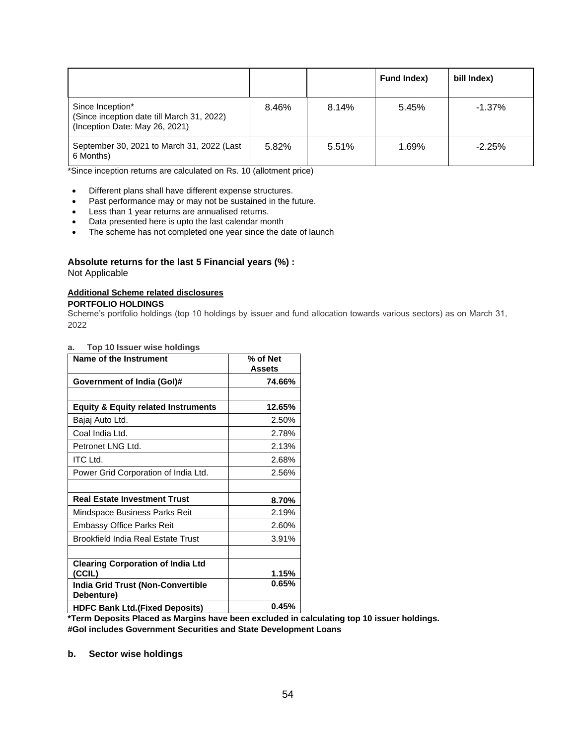| | | | Fund Index) | bill Index) |
|---|---|---|---|---|
| Since Inception*<br>(Since inception date till March 31, 2022)<br>(Inception Date: May 26, 2021) | 8.46% | 8.14% | 5.45% | -1.37% |
| September 30, 2021 to March 31, 2022 (Last 6 Months) | 5.82% | 5.51% | 1.69% | -2.25% |

*Since inception returns are calculated on Rs. 10 (allotment price)

- Different plans shall have different expense structures.
- Past performance may or may not be sustained in the future.
- Less than 1 year returns are annualised returns.
- Data presented here is upto the last calendar month
- The scheme has not completed one year since the date of launch

**Absolute returns for the last 5 Financial years (%) :**
Not Applicable

**Additional Scheme related disclosures**

**PORTFOLIO HOLDINGS**

Scheme's portfolio holdings (top 10 holdings by issuer and fund allocation towards various sectors) as on March 31, 2022

**a. Top 10 Issuer wise holdings**

| Name of the Instrument | % of Net Assets |
|---|---|
| **Government of India (GoI)#** | **74.66%** |
| | |
| **Equity & Equity related Instruments** | **12.65%** |
| Bajaj Auto Ltd. | 2.50% |
| Coal India Ltd. | 2.78% |
| Petronet LNG Ltd. | 2.13% |
| ITC Ltd. | 2.68% |
| Power Grid Corporation of India Ltd. | 2.56% |
| | |
| **Real Estate Investment Trust** | **8.70%** |
| Mindspace Business Parks Reit | 2.19% |
| Embassy Office Parks Reit | 2.60% |
| Brookfield India Real Estate Trust | 3.91% |
| | |
| **Clearing Corporation of India Ltd (CCIL)** | **1.15%** |
| **India Grid Trust (Non-Convertible Debenture)** | **0.65%** |
| **HDFC Bank Ltd.(Fixed Deposits)** | **0.45%** |

***Term Deposits Placed as Margins have been excluded in calculating top 10 issuer holdings.**
**#GoI includes Government Securities and State Development Loans**

**b. Sector wise holdings**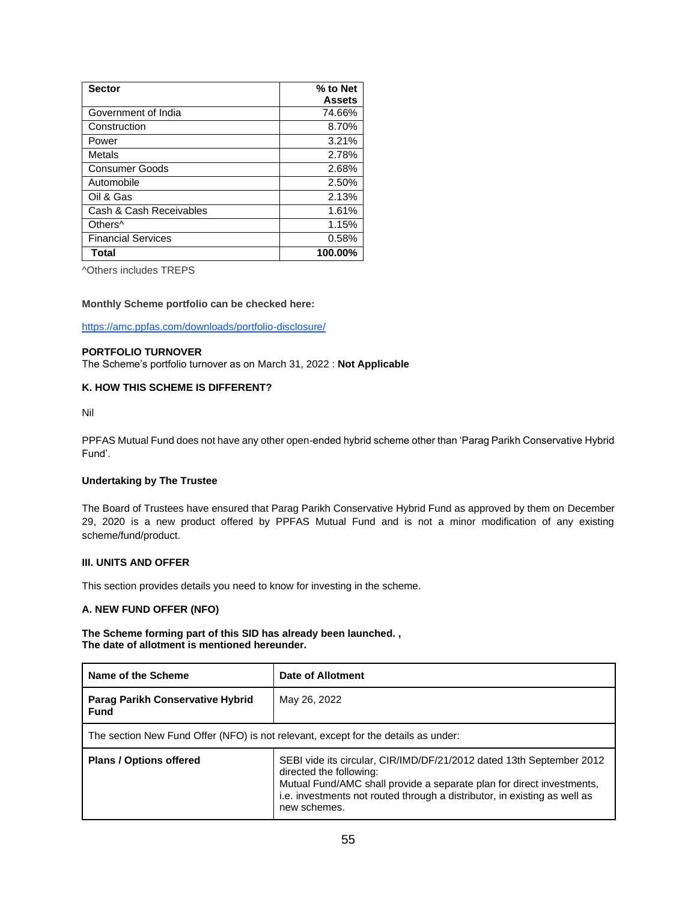| Sector | % to Net Assets |
|---|---|
| Government of India | 74.66% |
| Construction | 8.70% |
| Power | 3.21% |
| Metals | 2.78% |
| Consumer Goods | 2.68% |
| Automobile | 2.50% |
| Oil & Gas | 2.13% |
| Cash & Cash Receivables | 1.61% |
| Others^ | 1.15% |
| Financial Services | 0.58% |
| **Total** | **100.00%** |

^Others includes TREPS

**Monthly Scheme portfolio can be checked here:**

https://amc.ppfas.com/downloads/portfolio-disclosure/

**PORTFOLIO TURNOVER**

The Scheme's portfolio turnover as on March 31, 2022 : **Not Applicable**

### K. HOW THIS SCHEME IS DIFFERENT?

Nil

PPFAS Mutual Fund does not have any other open-ended hybrid scheme other than 'Parag Parikh Conservative Hybrid Fund'.

**Undertaking by The Trustee**

The Board of Trustees have ensured that Parag Parikh Conservative Hybrid Fund as approved by them on December 29, 2020 is a new product offered by PPFAS Mutual Fund and is not a minor modification of any existing scheme/fund/product.

## III. UNITS AND OFFER

This section provides details you need to know for investing in the scheme.

### A. NEW FUND OFFER (NFO)

**The Scheme forming part of this SID has already been launched. ,**
**The date of allotment is mentioned hereunder.**

| Name of the Scheme | Date of Allotment |
|---|---|
| **Parag Parikh Conservative Hybrid Fund** | May 26, 2022 |
| The section New Fund Offer (NFO) is not relevant, except for the details as under: | |
| **Plans / Options offered** | SEBI vide its circular, CIR/IMD/DF/21/2012 dated 13th September 2012 directed the following:<br>Mutual Fund/AMC shall provide a separate plan for direct investments, i.e. investments not routed through a distributor, in existing as well as new schemes. |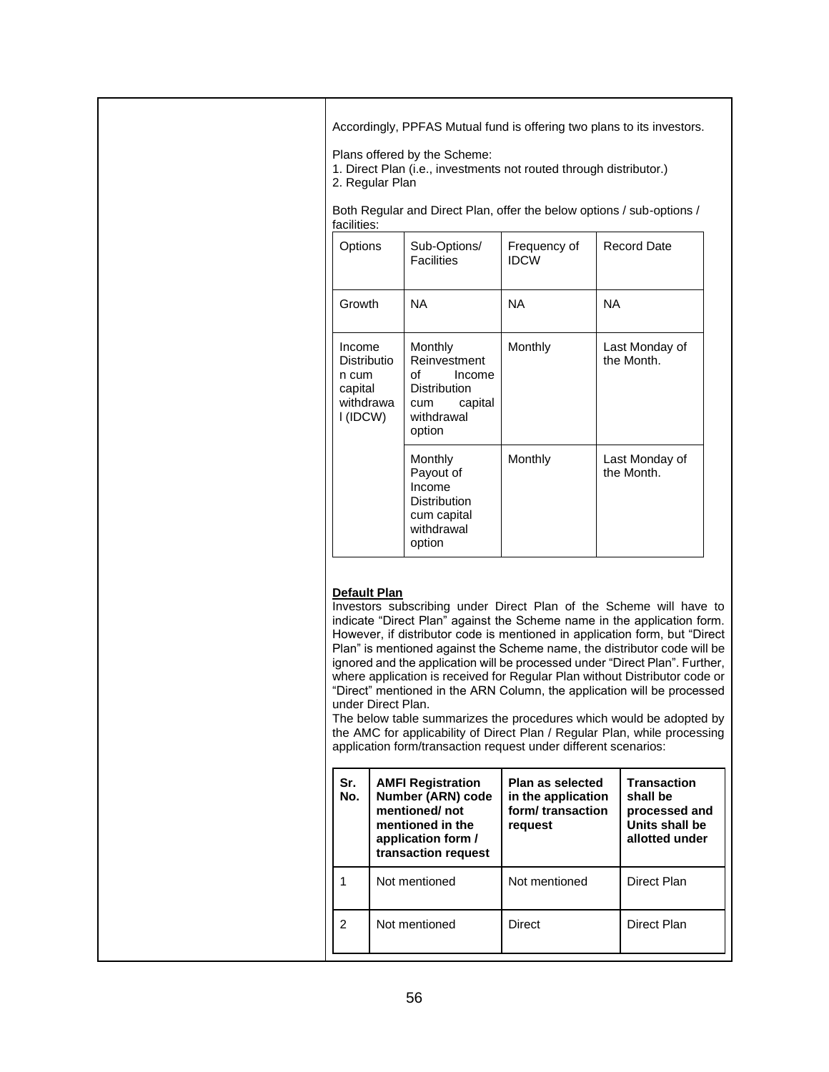Accordingly, PPFAS Mutual fund is offering two plans to its investors.

Plans offered by the Scheme:
1. Direct Plan (i.e., investments not routed through distributor.)
2. Regular Plan

Both Regular and Direct Plan, offer the below options / sub-options / facilities:

| Options | Sub-Options/ Facilities | Frequency of IDCW | Record Date |
|---|---|---|---|
| Growth | NA | NA | NA |
| Income Distribution cum capital withdrawal (IDCW) | Monthly Reinvestment of Income Distribution cum capital withdrawal option | Monthly | Last Monday of the Month. |
| | Monthly Payout of Income Distribution cum capital withdrawal option | Monthly | Last Monday of the Month. |

**Default Plan**

Investors subscribing under Direct Plan of the Scheme will have to indicate "Direct Plan" against the Scheme name in the application form. However, if distributor code is mentioned in application form, but "Direct Plan" is mentioned against the Scheme name, the distributor code will be ignored and the application will be processed under "Direct Plan". Further, where application is received for Regular Plan without Distributor code or "Direct" mentioned in the ARN Column, the application will be processed under Direct Plan.

The below table summarizes the procedures which would be adopted by the AMC for applicability of Direct Plan / Regular Plan, while processing application form/transaction request under different scenarios:

| Sr. No. | AMFI Registration Number (ARN) code mentioned/ not mentioned in the application form / transaction request | Plan as selected in the application form/ transaction request | Transaction shall be processed and Units shall be allotted under |
|---|---|---|---|
| 1 | Not mentioned | Not mentioned | Direct Plan |
| 2 | Not mentioned | Direct | Direct Plan |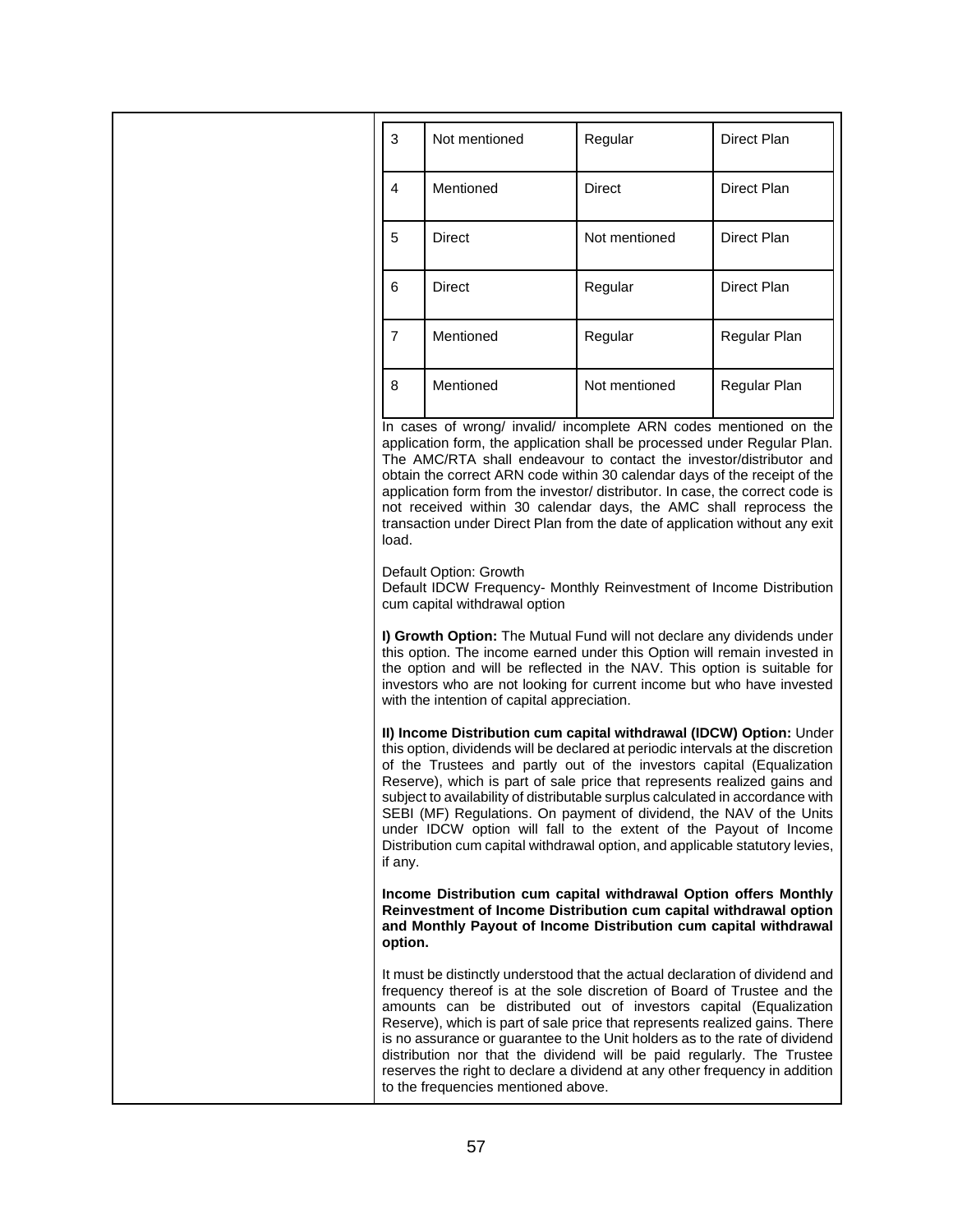| | | | |
|---|---|---|---|
| 3 | Not mentioned | Regular | Direct Plan |
| 4 | Mentioned | Direct | Direct Plan |
| 5 | Direct | Not mentioned | Direct Plan |
| 6 | Direct | Regular | Direct Plan |
| 7 | Mentioned | Regular | Regular Plan |
| 8 | Mentioned | Not mentioned | Regular Plan |

In cases of wrong/ invalid/ incomplete ARN codes mentioned on the application form, the application shall be processed under Regular Plan. The AMC/RTA shall endeavour to contact the investor/distributor and obtain the correct ARN code within 30 calendar days of the receipt of the application form from the investor/ distributor. In case, the correct code is not received within 30 calendar days, the AMC shall reprocess the transaction under Direct Plan from the date of application without any exit load.

Default Option: Growth
Default IDCW Frequency- Monthly Reinvestment of Income Distribution cum capital withdrawal option

**I) Growth Option:** The Mutual Fund will not declare any dividends under this option. The income earned under this Option will remain invested in the option and will be reflected in the NAV. This option is suitable for investors who are not looking for current income but who have invested with the intention of capital appreciation.

**II) Income Distribution cum capital withdrawal (IDCW) Option:** Under this option, dividends will be declared at periodic intervals at the discretion of the Trustees and partly out of the investors capital (Equalization Reserve), which is part of sale price that represents realized gains and subject to availability of distributable surplus calculated in accordance with SEBI (MF) Regulations. On payment of dividend, the NAV of the Units under IDCW option will fall to the extent of the Payout of Income Distribution cum capital withdrawal option, and applicable statutory levies, if any.

**Income Distribution cum capital withdrawal Option offers Monthly Reinvestment of Income Distribution cum capital withdrawal option and Monthly Payout of Income Distribution cum capital withdrawal option.**

It must be distinctly understood that the actual declaration of dividend and frequency thereof is at the sole discretion of Board of Trustee and the amounts can be distributed out of investors capital (Equalization Reserve), which is part of sale price that represents realized gains. There is no assurance or guarantee to the Unit holders as to the rate of dividend distribution nor that the dividend will be paid regularly. The Trustee reserves the right to declare a dividend at any other frequency in addition to the frequencies mentioned above.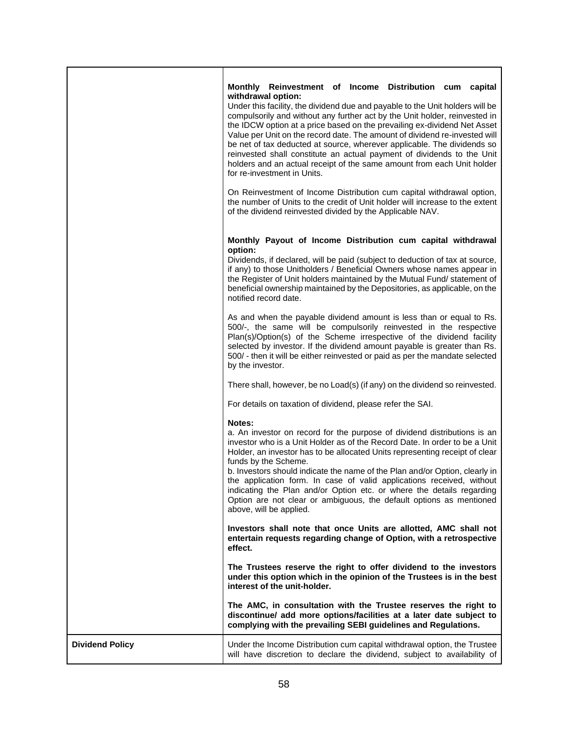| | |
|---|---|
| | **Monthly Reinvestment of Income Distribution cum capital withdrawal option:**<br>Under this facility, the dividend due and payable to the Unit holders will be compulsorily and without any further act by the Unit holder, reinvested in the IDCW option at a price based on the prevailing ex-dividend Net Asset Value per Unit on the record date. The amount of dividend re-invested will be net of tax deducted at source, wherever applicable. The dividends so reinvested shall constitute an actual payment of dividends to the Unit holders and an actual receipt of the same amount from each Unit holder for re-investment in Units.<br><br>On Reinvestment of Income Distribution cum capital withdrawal option, the number of Units to the credit of Unit holder will increase to the extent of the dividend reinvested divided by the Applicable NAV.<br><br>**Monthly Payout of Income Distribution cum capital withdrawal option:**<br>Dividends, if declared, will be paid (subject to deduction of tax at source, if any) to those Unitholders / Beneficial Owners whose names appear in the Register of Unit holders maintained by the Mutual Fund/ statement of beneficial ownership maintained by the Depositories, as applicable, on the notified record date.<br><br>As and when the payable dividend amount is less than or equal to Rs. 500/-, the same will be compulsorily reinvested in the respective Plan(s)/Option(s) of the Scheme irrespective of the dividend facility selected by investor. If the dividend amount payable is greater than Rs. 500/ - then it will be either reinvested or paid as per the mandate selected by the investor.<br><br>There shall, however, be no Load(s) (if any) on the dividend so reinvested.<br><br>For details on taxation of dividend, please refer the SAI.<br><br>**Notes:**<br>a. An investor on record for the purpose of dividend distributions is an investor who is a Unit Holder as of the Record Date. In order to be a Unit Holder, an investor has to be allocated Units representing receipt of clear funds by the Scheme.<br>b. Investors should indicate the name of the Plan and/or Option, clearly in the application form. In case of valid applications received, without indicating the Plan and/or Option etc. or where the details regarding Option are not clear or ambiguous, the default options as mentioned above, will be applied.<br><br>**Investors shall note that once Units are allotted, AMC shall not entertain requests regarding change of Option, with a retrospective effect.**<br><br>**The Trustees reserve the right to offer dividend to the investors under this option which in the opinion of the Trustees is in the best interest of the unit-holder.**<br><br>**The AMC, in consultation with the Trustee reserves the right to discontinue/ add more options/facilities at a later date subject to complying with the prevailing SEBI guidelines and Regulations.** |
| **Dividend Policy** | Under the Income Distribution cum capital withdrawal option, the Trustee will have discretion to declare the dividend, subject to availability of |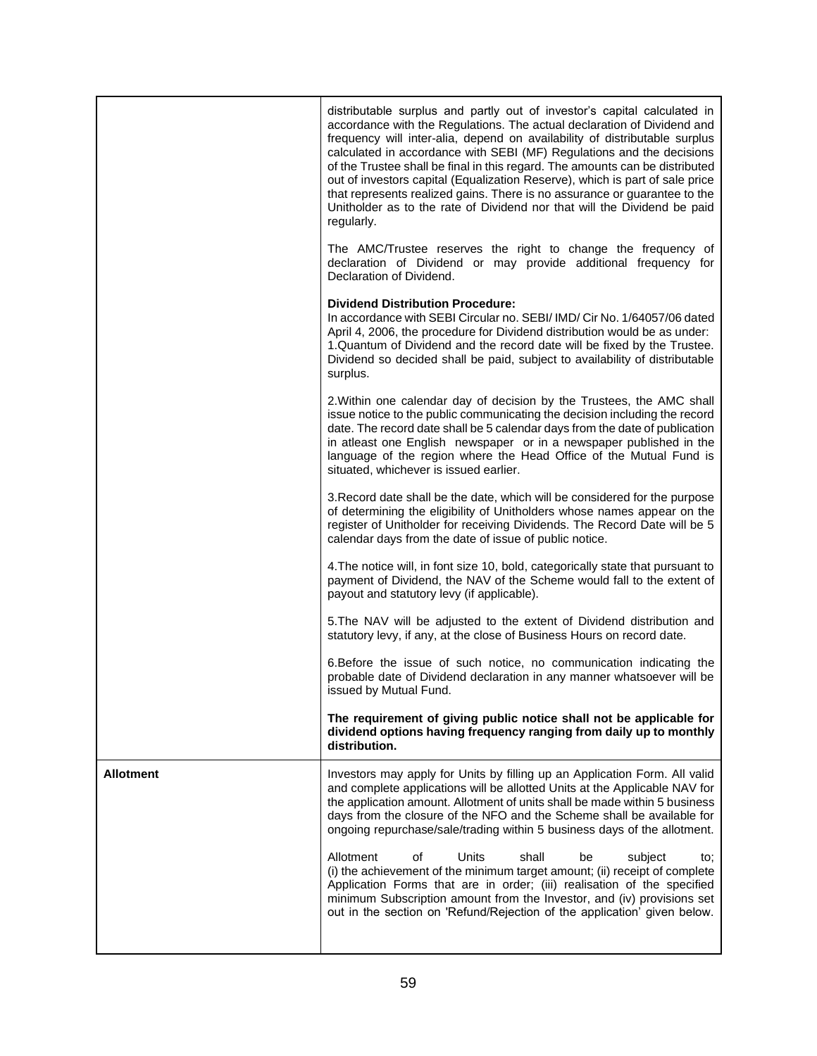| | |
|---|---|
| | distributable surplus and partly out of investor's capital calculated in accordance with the Regulations. The actual declaration of Dividend and frequency will inter-alia, depend on availability of distributable surplus calculated in accordance with SEBI (MF) Regulations and the decisions of the Trustee shall be final in this regard. The amounts can be distributed out of investors capital (Equalization Reserve), which is part of sale price that represents realized gains. There is no assurance or guarantee to the Unitholder as to the rate of Dividend nor that will the Dividend be paid regularly.<br><br>The AMC/Trustee reserves the right to change the frequency of declaration of Dividend or may provide additional frequency for Declaration of Dividend.<br><br>**Dividend Distribution Procedure:**<br>In accordance with SEBI Circular no. SEBI/ IMD/ Cir No. 1/64057/06 dated April 4, 2006, the procedure for Dividend distribution would be as under:<br>1.Quantum of Dividend and the record date will be fixed by the Trustee. Dividend so decided shall be paid, subject to availability of distributable surplus.<br><br>2.Within one calendar day of decision by the Trustees, the AMC shall issue notice to the public communicating the decision including the record date. The record date shall be 5 calendar days from the date of publication in atleast one English newspaper or in a newspaper published in the language of the region where the Head Office of the Mutual Fund is situated, whichever is issued earlier.<br><br>3.Record date shall be the date, which will be considered for the purpose of determining the eligibility of Unitholders whose names appear on the register of Unitholder for receiving Dividends. The Record Date will be 5 calendar days from the date of issue of public notice.<br><br>4.The notice will, in font size 10, bold, categorically state that pursuant to payment of Dividend, the NAV of the Scheme would fall to the extent of payout and statutory levy (if applicable).<br><br>5.The NAV will be adjusted to the extent of Dividend distribution and statutory levy, if any, at the close of Business Hours on record date.<br><br>6.Before the issue of such notice, no communication indicating the probable date of Dividend declaration in any manner whatsoever will be issued by Mutual Fund.<br><br>**The requirement of giving public notice shall not be applicable for dividend options having frequency ranging from daily up to monthly distribution.** |
| **Allotment** | Investors may apply for Units by filling up an Application Form. All valid and complete applications will be allotted Units at the Applicable NAV for the application amount. Allotment of units shall be made within 5 business days from the closure of the NFO and the Scheme shall be available for ongoing repurchase/sale/trading within 5 business days of the allotment.<br><br>Allotment of Units shall be subject to; (i) the achievement of the minimum target amount; (ii) receipt of complete Application Forms that are in order; (iii) realisation of the specified minimum Subscription amount from the Investor, and (iv) provisions set out in the section on 'Refund/Rejection of the application' given below. |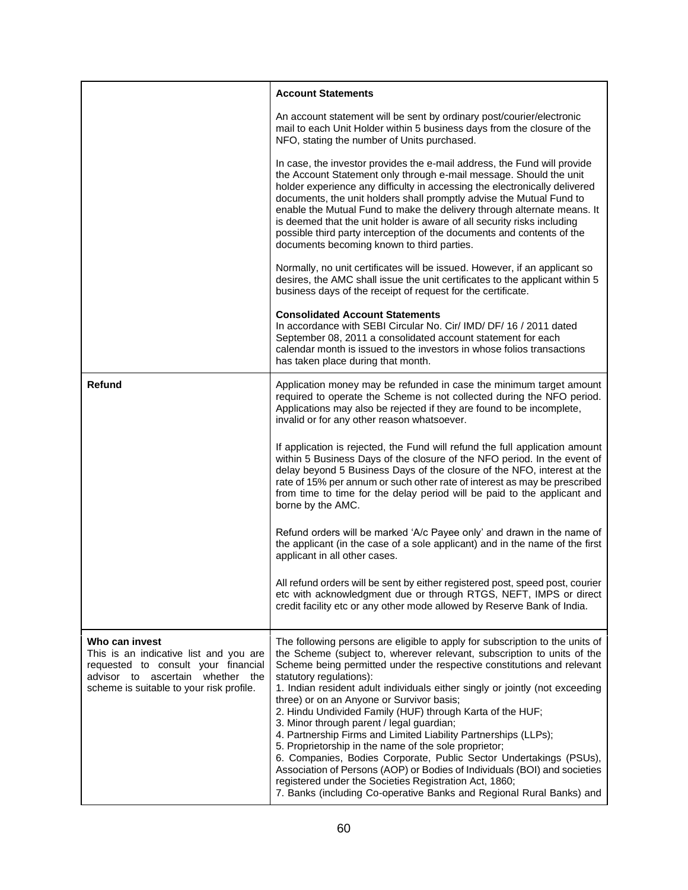| | |
|---|---|
| | **Account Statements**<br><br>An account statement will be sent by ordinary post/courier/electronic mail to each Unit Holder within 5 business days from the closure of the NFO, stating the number of Units purchased.<br><br>In case, the investor provides the e-mail address, the Fund will provide the Account Statement only through e-mail message. Should the unit holder experience any difficulty in accessing the electronically delivered documents, the unit holders shall promptly advise the Mutual Fund to enable the Mutual Fund to make the delivery through alternate means. It is deemed that the unit holder is aware of all security risks including possible third party interception of the documents and contents of the documents becoming known to third parties.<br><br>Normally, no unit certificates will be issued. However, if an applicant so desires, the AMC shall issue the unit certificates to the applicant within 5 business days of the receipt of request for the certificate.<br><br>**Consolidated Account Statements**<br>In accordance with SEBI Circular No. Cir/ IMD/ DF/ 16 / 2011 dated September 08, 2011 a consolidated account statement for each calendar month is issued to the investors in whose folios transactions has taken place during that month. |
| **Refund** | Application money may be refunded in case the minimum target amount required to operate the Scheme is not collected during the NFO period. Applications may also be rejected if they are found to be incomplete, invalid or for any other reason whatsoever.<br><br>If application is rejected, the Fund will refund the full application amount within 5 Business Days of the closure of the NFO period. In the event of delay beyond 5 Business Days of the closure of the NFO, interest at the rate of 15% per annum or such other rate of interest as may be prescribed from time to time for the delay period will be paid to the applicant and borne by the AMC.<br><br>Refund orders will be marked 'A/c Payee only' and drawn in the name of the applicant (in the case of a sole applicant) and in the name of the first applicant in all other cases.<br><br>All refund orders will be sent by either registered post, speed post, courier etc with acknowledgment due or through RTGS, NEFT, IMPS or direct credit facility etc or any other mode allowed by Reserve Bank of India. |
| **Who can invest**<br>This is an indicative list and you are requested to consult your financial advisor to ascertain whether the scheme is suitable to your risk profile. | The following persons are eligible to apply for subscription to the units of the Scheme (subject to, wherever relevant, subscription to units of the Scheme being permitted under the respective constitutions and relevant statutory regulations):<br>1. Indian resident adult individuals either singly or jointly (not exceeding three) or on an Anyone or Survivor basis;<br>2. Hindu Undivided Family (HUF) through Karta of the HUF;<br>3. Minor through parent / legal guardian;<br>4. Partnership Firms and Limited Liability Partnerships (LLPs);<br>5. Proprietorship in the name of the sole proprietor;<br>6. Companies, Bodies Corporate, Public Sector Undertakings (PSUs), Association of Persons (AOP) or Bodies of Individuals (BOI) and societies registered under the Societies Registration Act, 1860;<br>7. Banks (including Co-operative Banks and Regional Rural Banks) and |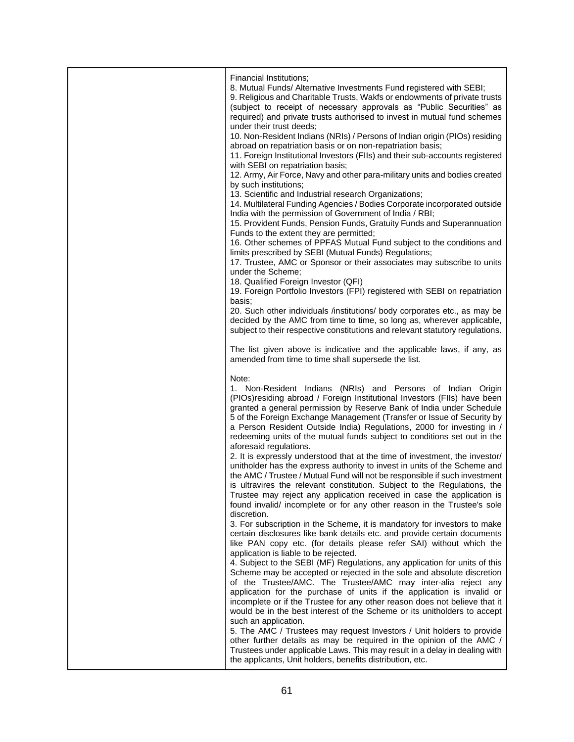| | Financial Institutions;<br>8. Mutual Funds/ Alternative Investments Fund registered with SEBI;<br>9. Religious and Charitable Trusts, Wakfs or endowments of private trusts (subject to receipt of necessary approvals as "Public Securities" as required) and private trusts authorised to invest in mutual fund schemes under their trust deeds;<br>10. Non-Resident Indians (NRIs) / Persons of Indian origin (PIOs) residing abroad on repatriation basis or on non-repatriation basis;<br>11. Foreign Institutional Investors (FIIs) and their sub-accounts registered with SEBI on repatriation basis;<br>12. Army, Air Force, Navy and other para-military units and bodies created by such institutions;<br>13. Scientific and Industrial research Organizations;<br>14. Multilateral Funding Agencies / Bodies Corporate incorporated outside India with the permission of Government of India / RBI;<br>15. Provident Funds, Pension Funds, Gratuity Funds and Superannuation Funds to the extent they are permitted;<br>16. Other schemes of PPFAS Mutual Fund subject to the conditions and limits prescribed by SEBI (Mutual Funds) Regulations;<br>17. Trustee, AMC or Sponsor or their associates may subscribe to units under the Scheme;<br>18. Qualified Foreign Investor (QFI)<br>19. Foreign Portfolio Investors (FPI) registered with SEBI on repatriation basis;<br>20. Such other individuals /institutions/ body corporates etc., as may be decided by the AMC from time to time, so long as, wherever applicable, subject to their respective constitutions and relevant statutory regulations.<br><br>The list given above is indicative and the applicable laws, if any, as amended from time to time shall supersede the list.<br><br>Note:<br>1. Non-Resident Indians (NRIs) and Persons of Indian Origin (PIOs)residing abroad / Foreign Institutional Investors (FIIs) have been granted a general permission by Reserve Bank of India under Schedule 5 of the Foreign Exchange Management (Transfer or Issue of Security by a Person Resident Outside India) Regulations, 2000 for investing in / redeeming units of the mutual funds subject to conditions set out in the aforesaid regulations.<br>2. It is expressly understood that at the time of investment, the investor/ unitholder has the express authority to invest in units of the Scheme and the AMC / Trustee / Mutual Fund will not be responsible if such investment is ultravires the relevant constitution. Subject to the Regulations, the Trustee may reject any application received in case the application is found invalid/ incomplete or for any other reason in the Trustee's sole discretion.<br>3. For subscription in the Scheme, it is mandatory for investors to make certain disclosures like bank details etc. and provide certain documents like PAN copy etc. (for details please refer SAI) without which the application is liable to be rejected.<br>4. Subject to the SEBI (MF) Regulations, any application for units of this Scheme may be accepted or rejected in the sole and absolute discretion of the Trustee/AMC. The Trustee/AMC may inter-alia reject any application for the purchase of units if the application is invalid or incomplete or if the Trustee for any other reason does not believe that it would be in the best interest of the Scheme or its unitholders to accept such an application.<br>5. The AMC / Trustees may request Investors / Unit holders to provide other further details as may be required in the opinion of the AMC / Trustees under applicable Laws. This may result in a delay in dealing with the applicants, Unit holders, benefits distribution, etc. |
|---|---|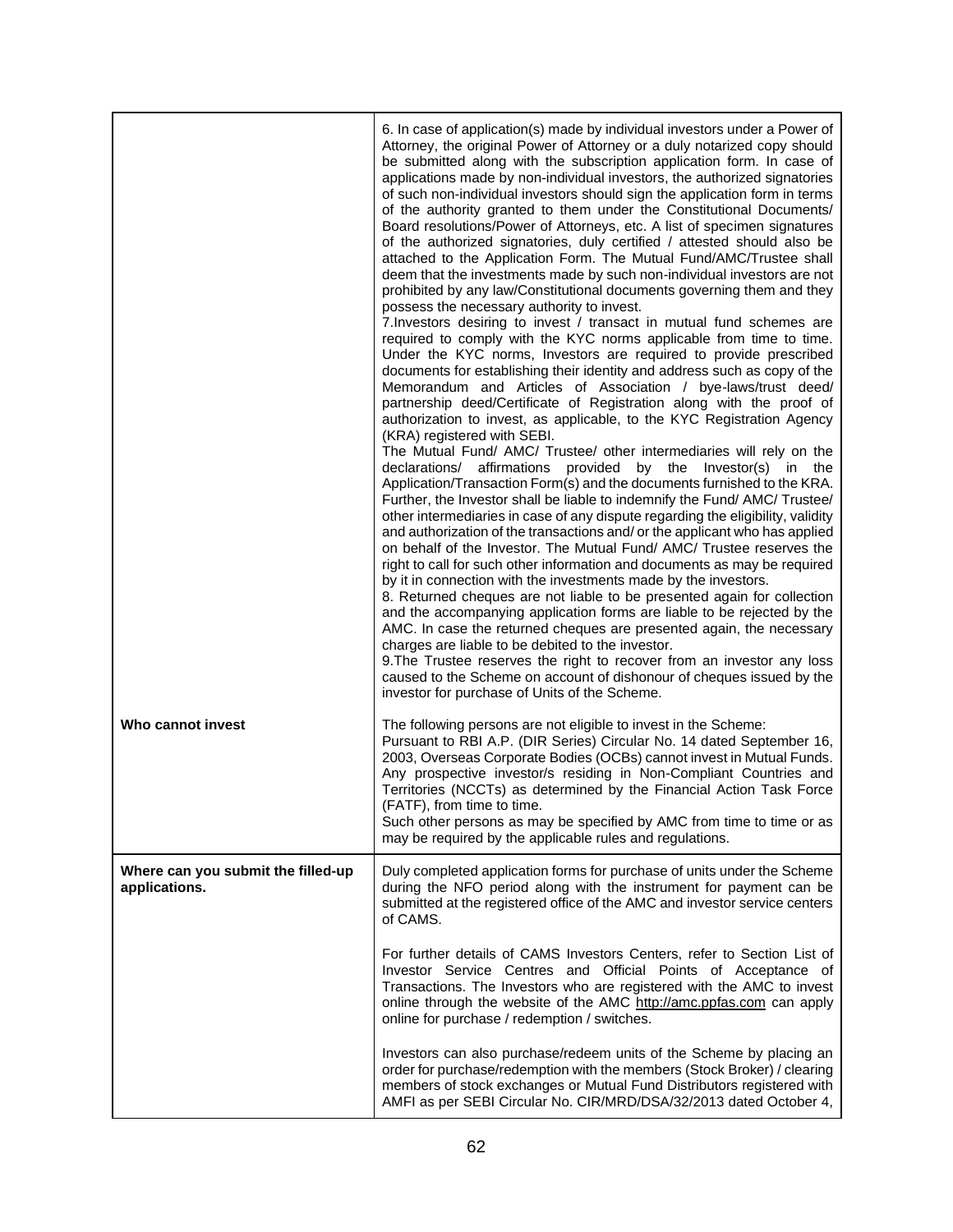| | |
|---|---|
| | 6. In case of application(s) made by individual investors under a Power of Attorney, the original Power of Attorney or a duly notarized copy should be submitted along with the subscription application form. In case of applications made by non-individual investors, the authorized signatories of such non-individual investors should sign the application form in terms of the authority granted to them under the Constitutional Documents/ Board resolutions/Power of Attorneys, etc. A list of specimen signatures of the authorized signatories, duly certified / attested should also be attached to the Application Form. The Mutual Fund/AMC/Trustee shall deem that the investments made by such non-individual investors are not prohibited by any law/Constitutional documents governing them and they possess the necessary authority to invest.<br>7.Investors desiring to invest / transact in mutual fund schemes are required to comply with the KYC norms applicable from time to time. Under the KYC norms, Investors are required to provide prescribed documents for establishing their identity and address such as copy of the Memorandum and Articles of Association / bye-laws/trust deed/ partnership deed/Certificate of Registration along with the proof of authorization to invest, as applicable, to the KYC Registration Agency (KRA) registered with SEBI.<br>The Mutual Fund/ AMC/ Trustee/ other intermediaries will rely on the declarations/ affirmations provided by the Investor(s) in the Application/Transaction Form(s) and the documents furnished to the KRA. Further, the Investor shall be liable to indemnify the Fund/ AMC/ Trustee/ other intermediaries in case of any dispute regarding the eligibility, validity and authorization of the transactions and/ or the applicant who has applied on behalf of the Investor. The Mutual Fund/ AMC/ Trustee reserves the right to call for such other information and documents as may be required by it in connection with the investments made by the investors.<br>8. Returned cheques are not liable to be presented again for collection and the accompanying application forms are liable to be rejected by the AMC. In case the returned cheques are presented again, the necessary charges are liable to be debited to the investor.<br>9.The Trustee reserves the right to recover from an investor any loss caused to the Scheme on account of dishonour of cheques issued by the investor for purchase of Units of the Scheme. |
| **Who cannot invest** | The following persons are not eligible to invest in the Scheme:<br>Pursuant to RBI A.P. (DIR Series) Circular No. 14 dated September 16, 2003, Overseas Corporate Bodies (OCBs) cannot invest in Mutual Funds.<br>Any prospective investor/s residing in Non-Compliant Countries and Territories (NCCTs) as determined by the Financial Action Task Force (FATF), from time to time.<br>Such other persons as may be specified by AMC from time to time or as may be required by the applicable rules and regulations. |
| **Where can you submit the filled-up applications.** | Duly completed application forms for purchase of units under the Scheme during the NFO period along with the instrument for payment can be submitted at the registered office of the AMC and investor service centers of CAMS.<br><br>For further details of CAMS Investors Centers, refer to Section List of Investor Service Centres and Official Points of Acceptance of Transactions. The Investors who are registered with the AMC to invest online through the website of the AMC http://amc.ppfas.com can apply online for purchase / redemption / switches.<br><br>Investors can also purchase/redeem units of the Scheme by placing an order for purchase/redemption with the members (Stock Broker) / clearing members of stock exchanges or Mutual Fund Distributors registered with AMFI as per SEBI Circular No. CIR/MRD/DSA/32/2013 dated October 4, |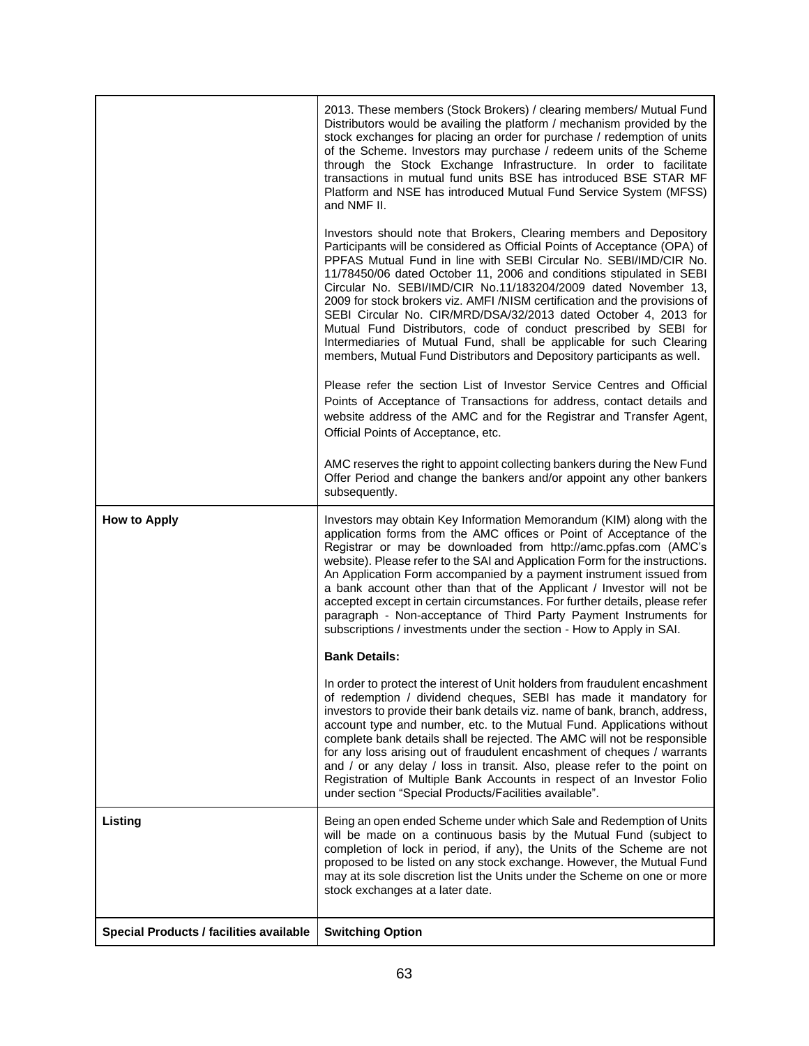| | |
|---|---|
| | 2013. These members (Stock Brokers) / clearing members/ Mutual Fund Distributors would be availing the platform / mechanism provided by the stock exchanges for placing an order for purchase / redemption of units of the Scheme. Investors may purchase / redeem units of the Scheme through the Stock Exchange Infrastructure. In order to facilitate transactions in mutual fund units BSE has introduced BSE STAR MF Platform and NSE has introduced Mutual Fund Service System (MFSS) and NMF II.<br><br>Investors should note that Brokers, Clearing members and Depository Participants will be considered as Official Points of Acceptance (OPA) of PPFAS Mutual Fund in line with SEBI Circular No. SEBI/IMD/CIR No. 11/78450/06 dated October 11, 2006 and conditions stipulated in SEBI Circular No. SEBI/IMD/CIR No.11/183204/2009 dated November 13, 2009 for stock brokers viz. AMFI /NISM certification and the provisions of SEBI Circular No. CIR/MRD/DSA/32/2013 dated October 4, 2013 for Mutual Fund Distributors, code of conduct prescribed by SEBI for Intermediaries of Mutual Fund, shall be applicable for such Clearing members, Mutual Fund Distributors and Depository participants as well.<br><br>Please refer the section List of Investor Service Centres and Official Points of Acceptance of Transactions for address, contact details and website address of the AMC and for the Registrar and Transfer Agent, Official Points of Acceptance, etc.<br><br>AMC reserves the right to appoint collecting bankers during the New Fund Offer Period and change the bankers and/or appoint any other bankers subsequently. |
| **How to Apply** | Investors may obtain Key Information Memorandum (KIM) along with the application forms from the AMC offices or Point of Acceptance of the Registrar or may be downloaded from http://amc.ppfas.com (AMC's website). Please refer to the SAI and Application Form for the instructions. An Application Form accompanied by a payment instrument issued from a bank account other than that of the Applicant / Investor will not be accepted except in certain circumstances. For further details, please refer paragraph - Non-acceptance of Third Party Payment Instruments for subscriptions / investments under the section - How to Apply in SAI.<br><br>**Bank Details:**<br><br>In order to protect the interest of Unit holders from fraudulent encashment of redemption / dividend cheques, SEBI has made it mandatory for investors to provide their bank details viz. name of bank, branch, address, account type and number, etc. to the Mutual Fund. Applications without complete bank details shall be rejected. The AMC will not be responsible for any loss arising out of fraudulent encashment of cheques / warrants and / or any delay / loss in transit. Also, please refer to the point on Registration of Multiple Bank Accounts in respect of an Investor Folio under section "Special Products/Facilities available". |
| **Listing** | Being an open ended Scheme under which Sale and Redemption of Units will be made on a continuous basis by the Mutual Fund (subject to completion of lock in period, if any), the Units of the Scheme are not proposed to be listed on any stock exchange. However, the Mutual Fund may at its sole discretion list the Units under the Scheme on one or more stock exchanges at a later date. |
| **Special Products / facilities available** | **Switching Option** |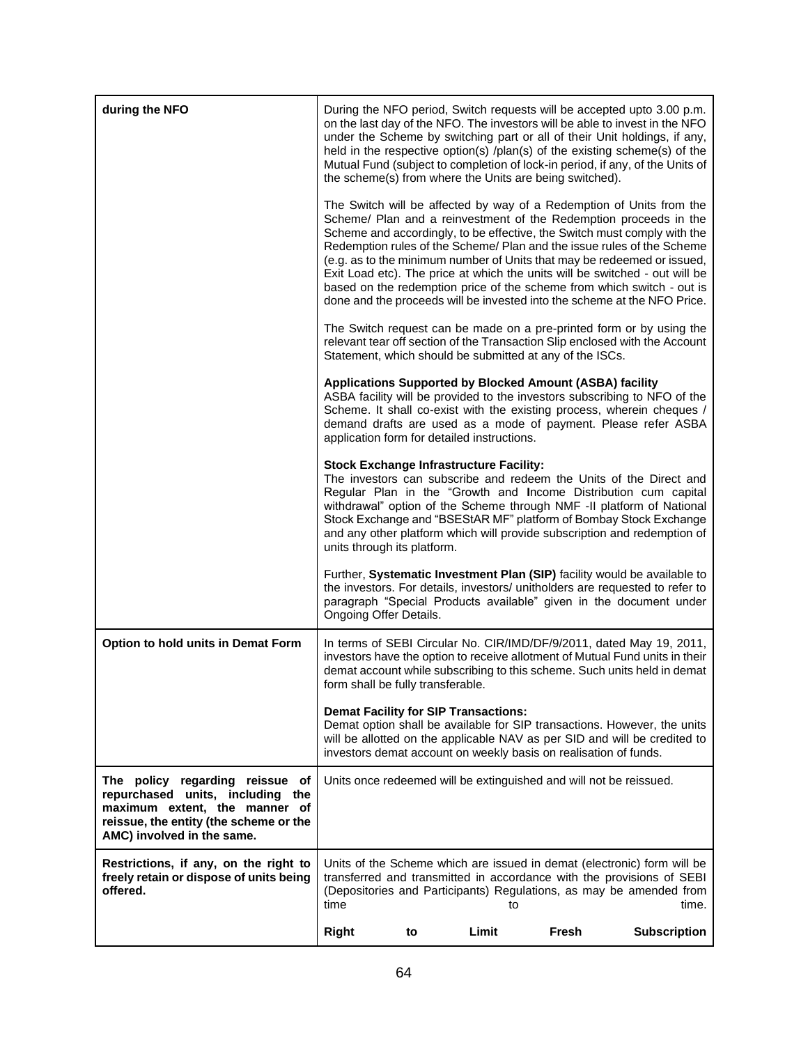| | |
|---|---|
| **during the NFO** | During the NFO period, Switch requests will be accepted upto 3.00 p.m. on the last day of the NFO. The investors will be able to invest in the NFO under the Scheme by switching part or all of their Unit holdings, if any, held in the respective option(s) /plan(s) of the existing scheme(s) of the Mutual Fund (subject to completion of lock-in period, if any, of the Units of the scheme(s) from where the Units are being switched).<br><br>The Switch will be affected by way of a Redemption of Units from the Scheme/ Plan and a reinvestment of the Redemption proceeds in the Scheme and accordingly, to be effective, the Switch must comply with the Redemption rules of the Scheme/ Plan and the issue rules of the Scheme (e.g. as to the minimum number of Units that may be redeemed or issued, Exit Load etc). The price at which the units will be switched - out will be based on the redemption price of the scheme from which switch - out is done and the proceeds will be invested into the scheme at the NFO Price.<br><br>The Switch request can be made on a pre-printed form or by using the relevant tear off section of the Transaction Slip enclosed with the Account Statement, which should be submitted at any of the ISCs.<br><br>**Applications Supported by Blocked Amount (ASBA) facility**<br>ASBA facility will be provided to the investors subscribing to NFO of the Scheme. It shall co-exist with the existing process, wherein cheques / demand drafts are used as a mode of payment. Please refer ASBA application form for detailed instructions.<br><br>**Stock Exchange Infrastructure Facility:**<br>The investors can subscribe and redeem the Units of the Direct and Regular Plan in the "Growth and **I**ncome Distribution cum capital withdrawal" option of the Scheme through NMF -II platform of National Stock Exchange and "BSEStAR MF" platform of Bombay Stock Exchange and any other platform which will provide subscription and redemption of units through its platform.<br><br>Further, **Systematic Investment Plan (SIP)** facility would be available to the investors. For details, investors/ unitholders are requested to refer to paragraph "Special Products available" given in the document under Ongoing Offer Details. |
| **Option to hold units in Demat Form** | In terms of SEBI Circular No. CIR/IMD/DF/9/2011, dated May 19, 2011, investors have the option to receive allotment of Mutual Fund units in their demat account while subscribing to this scheme. Such units held in demat form shall be fully transferable.<br><br>**Demat Facility for SIP Transactions:**<br>Demat option shall be available for SIP transactions. However, the units will be allotted on the applicable NAV as per SID and will be credited to investors demat account on weekly basis on realisation of funds. |
| **The policy regarding reissue of repurchased units, including the maximum extent, the manner of reissue, the entity (the scheme or the AMC) involved in the same.** | Units once redeemed will be extinguished and will not be reissued. |
| **Restrictions, if any, on the right to freely retain or dispose of units being offered.** | Units of the Scheme which are issued in demat (electronic) form will be transferred and transmitted in accordance with the provisions of SEBI (Depositories and Participants) Regulations, as may be amended from time to time.<br><br>**Right to Limit Fresh Subscription** |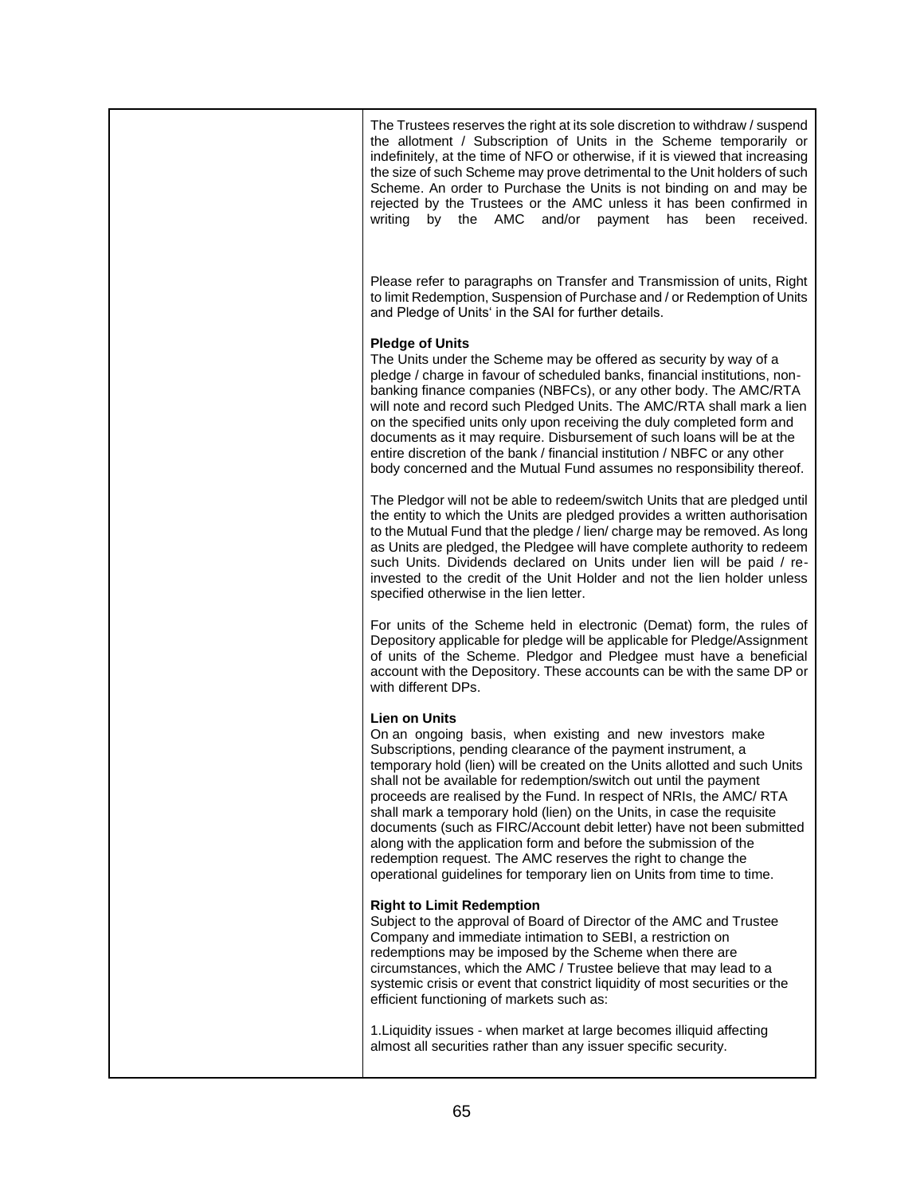| | |
|---|---|
| | The Trustees reserves the right at its sole discretion to withdraw / suspend the allotment / Subscription of Units in the Scheme temporarily or indefinitely, at the time of NFO or otherwise, if it is viewed that increasing the size of such Scheme may prove detrimental to the Unit holders of such Scheme. An order to Purchase the Units is not binding on and may be rejected by the Trustees or the AMC unless it has been confirmed in writing by the AMC and/or payment has been received.<br><br>Please refer to paragraphs on Transfer and Transmission of units, Right to limit Redemption, Suspension of Purchase and / or Redemption of Units and Pledge of Units' in the SAI for further details.<br><br>**Pledge of Units**<br>The Units under the Scheme may be offered as security by way of a pledge / charge in favour of scheduled banks, financial institutions, non-banking finance companies (NBFCs), or any other body. The AMC/RTA will note and record such Pledged Units. The AMC/RTA shall mark a lien on the specified units only upon receiving the duly completed form and documents as it may require. Disbursement of such loans will be at the entire discretion of the bank / financial institution / NBFC or any other body concerned and the Mutual Fund assumes no responsibility thereof.<br><br>The Pledgor will not be able to redeem/switch Units that are pledged until the entity to which the Units are pledged provides a written authorisation to the Mutual Fund that the pledge / lien/ charge may be removed. As long as Units are pledged, the Pledgee will have complete authority to redeem such Units. Dividends declared on Units under lien will be paid / re-invested to the credit of the Unit Holder and not the lien holder unless specified otherwise in the lien letter.<br><br>For units of the Scheme held in electronic (Demat) form, the rules of Depository applicable for pledge will be applicable for Pledge/Assignment of units of the Scheme. Pledgor and Pledgee must have a beneficial account with the Depository. These accounts can be with the same DP or with different DPs.<br><br>**Lien on Units**<br>On an ongoing basis, when existing and new investors make Subscriptions, pending clearance of the payment instrument, a temporary hold (lien) will be created on the Units allotted and such Units shall not be available for redemption/switch out until the payment proceeds are realised by the Fund. In respect of NRIs, the AMC/ RTA shall mark a temporary hold (lien) on the Units, in case the requisite documents (such as FIRC/Account debit letter) have not been submitted along with the application form and before the submission of the redemption request. The AMC reserves the right to change the operational guidelines for temporary lien on Units from time to time.<br><br>**Right to Limit Redemption**<br>Subject to the approval of Board of Director of the AMC and Trustee Company and immediate intimation to SEBI, a restriction on redemptions may be imposed by the Scheme when there are circumstances, which the AMC / Trustee believe that may lead to a systemic crisis or event that constrict liquidity of most securities or the efficient functioning of markets such as:<br><br>1.Liquidity issues - when market at large becomes illiquid affecting almost all securities rather than any issuer specific security. |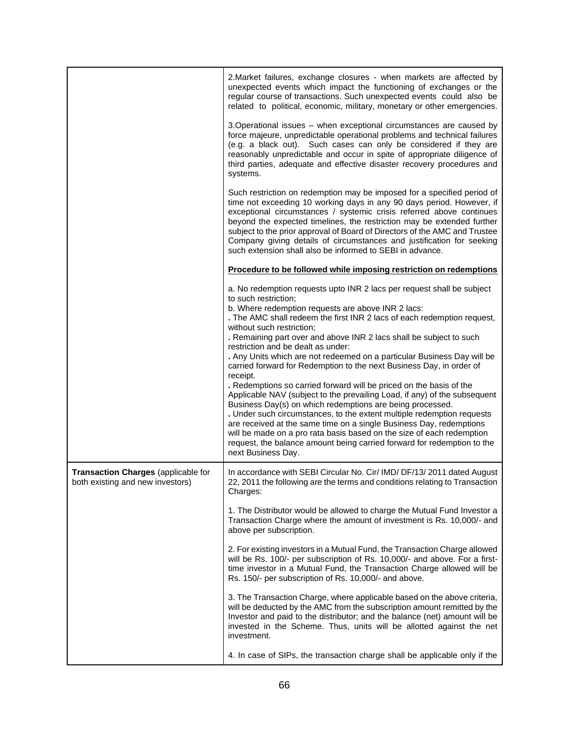| | |
|---|---|
| | 2.Market failures, exchange closures - when markets are affected by unexpected events which impact the functioning of exchanges or the regular course of transactions. Such unexpected events could also be related to political, economic, military, monetary or other emergencies.<br><br>3.Operational issues – when exceptional circumstances are caused by force majeure, unpredictable operational problems and technical failures (e.g. a black out). Such cases can only be considered if they are reasonably unpredictable and occur in spite of appropriate diligence of third parties, adequate and effective disaster recovery procedures and systems.<br><br>Such restriction on redemption may be imposed for a specified period of time not exceeding 10 working days in any 90 days period. However, if exceptional circumstances / systemic crisis referred above continues beyond the expected timelines, the restriction may be extended further subject to the prior approval of Board of Directors of the AMC and Trustee Company giving details of circumstances and justification for seeking such extension shall also be informed to SEBI in advance.<br><br>**<u>Procedure to be followed while imposing restriction on redemptions</u>**<br><br>a. No redemption requests upto INR 2 lacs per request shall be subject to such restriction;<br>b. Where redemption requests are above INR 2 lacs:<br>. The AMC shall redeem the first INR 2 lacs of each redemption request, without such restriction;<br>. Remaining part over and above INR 2 lacs shall be subject to such restriction and be dealt as under:<br>. Any Units which are not redeemed on a particular Business Day will be carried forward for Redemption to the next Business Day, in order of receipt.<br>. Redemptions so carried forward will be priced on the basis of the Applicable NAV (subject to the prevailing Load, if any) of the subsequent Business Day(s) on which redemptions are being processed.<br>. Under such circumstances, to the extent multiple redemption requests are received at the same time on a single Business Day, redemptions will be made on a pro rata basis based on the size of each redemption request, the balance amount being carried forward for redemption to the next Business Day. |
| **Transaction Charges** (applicable for both existing and new investors) | In accordance with SEBI Circular No. Cir/ IMD/ DF/13/ 2011 dated August 22, 2011 the following are the terms and conditions relating to Transaction Charges:<br><br>1. The Distributor would be allowed to charge the Mutual Fund Investor a Transaction Charge where the amount of investment is Rs. 10,000/- and above per subscription.<br><br>2. For existing investors in a Mutual Fund, the Transaction Charge allowed will be Rs. 100/- per subscription of Rs. 10,000/- and above. For a first-time investor in a Mutual Fund, the Transaction Charge allowed will be Rs. 150/- per subscription of Rs. 10,000/- and above.<br><br>3. The Transaction Charge, where applicable based on the above criteria, will be deducted by the AMC from the subscription amount remitted by the Investor and paid to the distributor; and the balance (net) amount will be invested in the Scheme. Thus, units will be allotted against the net investment.<br><br>4. In case of SIPs, the transaction charge shall be applicable only if the |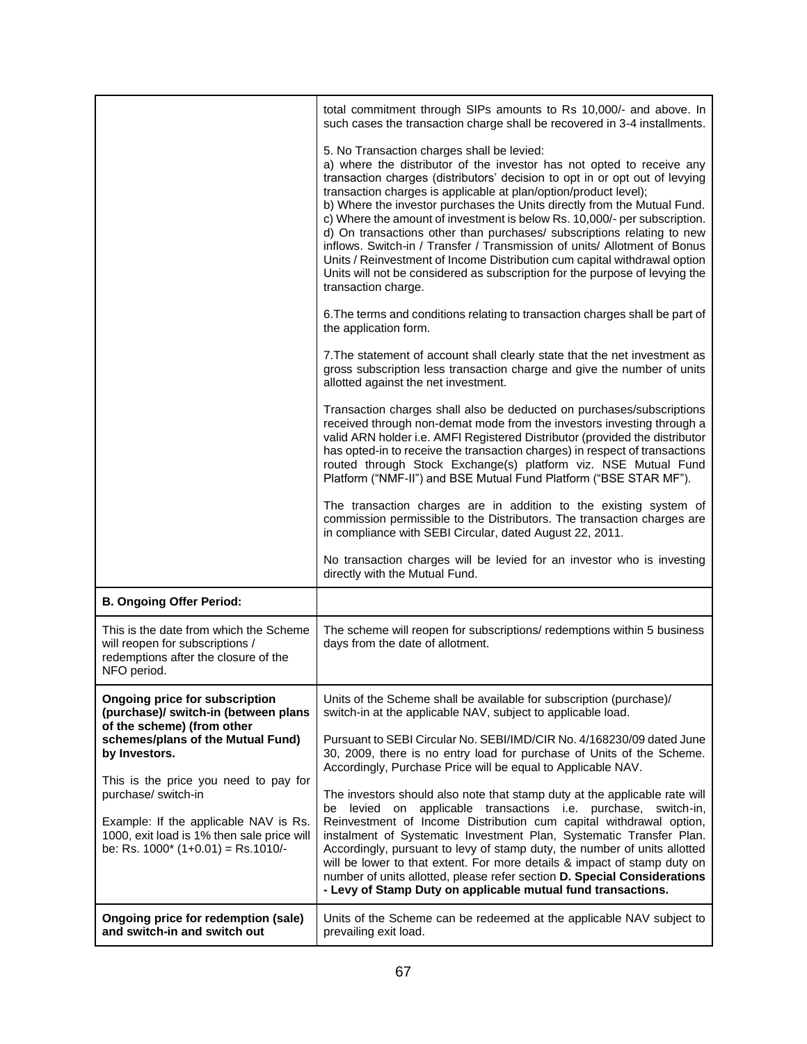| | |
|---|---|
| | total commitment through SIPs amounts to Rs 10,000/- and above. In such cases the transaction charge shall be recovered in 3-4 installments.<br><br>5. No Transaction charges shall be levied:<br>a) where the distributor of the investor has not opted to receive any transaction charges (distributors' decision to opt in or opt out of levying transaction charges is applicable at plan/option/product level);<br>b) Where the investor purchases the Units directly from the Mutual Fund.<br>c) Where the amount of investment is below Rs. 10,000/- per subscription.<br>d) On transactions other than purchases/ subscriptions relating to new inflows. Switch-in / Transfer / Transmission of units/ Allotment of Bonus Units / Reinvestment of Income Distribution cum capital withdrawal option Units will not be considered as subscription for the purpose of levying the transaction charge.<br><br>6.The terms and conditions relating to transaction charges shall be part of the application form.<br><br>7.The statement of account shall clearly state that the net investment as gross subscription less transaction charge and give the number of units allotted against the net investment.<br><br>Transaction charges shall also be deducted on purchases/subscriptions received through non-demat mode from the investors investing through a valid ARN holder i.e. AMFI Registered Distributor (provided the distributor has opted-in to receive the transaction charges) in respect of transactions routed through Stock Exchange(s) platform viz. NSE Mutual Fund Platform ("NMF-II") and BSE Mutual Fund Platform ("BSE STAR MF").<br><br>The transaction charges are in addition to the existing system of commission permissible to the Distributors. The transaction charges are in compliance with SEBI Circular, dated August 22, 2011.<br><br>No transaction charges will be levied for an investor who is investing directly with the Mutual Fund. |
| **B. Ongoing Offer Period:** | |
| This is the date from which the Scheme will reopen for subscriptions / redemptions after the closure of the NFO period. | The scheme will reopen for subscriptions/ redemptions within 5 business days from the date of allotment. |
| **Ongoing price for subscription (purchase)/ switch-in (between plans of the scheme) (from other schemes/plans of the Mutual Fund) by Investors.**<br><br>This is the price you need to pay for purchase/ switch-in<br><br>Example: If the applicable NAV is Rs. 1000, exit load is 1% then sale price will be: Rs. 1000* (1+0.01) = Rs.1010/- | Units of the Scheme shall be available for subscription (purchase)/ switch-in at the applicable NAV, subject to applicable load.<br><br>Pursuant to SEBI Circular No. SEBI/IMD/CIR No. 4/168230/09 dated June 30, 2009, there is no entry load for purchase of Units of the Scheme. Accordingly, Purchase Price will be equal to Applicable NAV.<br><br>The investors should also note that stamp duty at the applicable rate will be levied on applicable transactions i.e. purchase, switch-in, Reinvestment of Income Distribution cum capital withdrawal option, instalment of Systematic Investment Plan, Systematic Transfer Plan. Accordingly, pursuant to levy of stamp duty, the number of units allotted will be lower to that extent. For more details & impact of stamp duty on number of units allotted, please refer section **D. Special Considerations - Levy of Stamp Duty on applicable mutual fund transactions.** |
| **Ongoing price for redemption (sale) and switch-in and switch out** | Units of the Scheme can be redeemed at the applicable NAV subject to prevailing exit load. |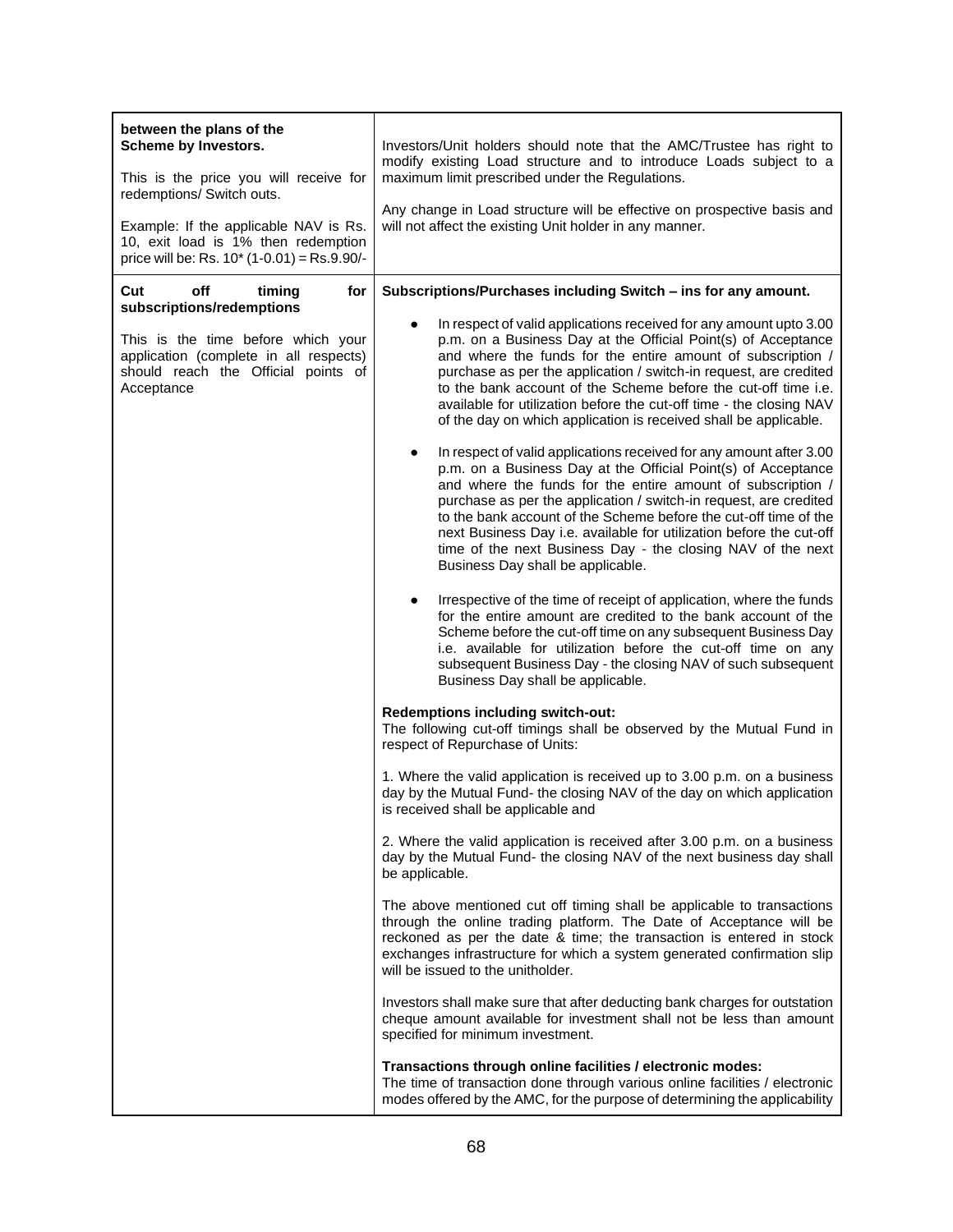| between the plans of the Scheme by Investors.<br><br>This is the price you will receive for redemptions/ Switch outs.<br><br>Example: If the applicable NAV is Rs. 10, exit load is 1% then redemption price will be: Rs. 10* (1-0.01) = Rs.9.90/- | Investors/Unit holders should note that the AMC/Trustee has right to modify existing Load structure and to introduce Loads subject to a maximum limit prescribed under the Regulations.<br><br>Any change in Load structure will be effective on prospective basis and will not affect the existing Unit holder in any manner. |
|---|---|
| **Cut off timing for subscriptions/redemptions**<br><br>This is the time before which your application (complete in all respects) should reach the Official points of Acceptance | **Subscriptions/Purchases including Switch – ins for any amount.**<br><br>● In respect of valid applications received for any amount upto 3.00 p.m. on a Business Day at the Official Point(s) of Acceptance and where the funds for the entire amount of subscription / purchase as per the application / switch-in request, are credited to the bank account of the Scheme before the cut-off time i.e. available for utilization before the cut-off time - the closing NAV of the day on which application is received shall be applicable.<br><br>● In respect of valid applications received for any amount after 3.00 p.m. on a Business Day at the Official Point(s) of Acceptance and where the funds for the entire amount of subscription / purchase as per the application / switch-in request, are credited to the bank account of the Scheme before the cut-off time of the next Business Day i.e. available for utilization before the cut-off time of the next Business Day - the closing NAV of the next Business Day shall be applicable.<br><br>● Irrespective of the time of receipt of application, where the funds for the entire amount are credited to the bank account of the Scheme before the cut-off time on any subsequent Business Day i.e. available for utilization before the cut-off time on any subsequent Business Day - the closing NAV of such subsequent Business Day shall be applicable.<br><br>**Redemptions including switch-out:**<br>The following cut-off timings shall be observed by the Mutual Fund in respect of Repurchase of Units:<br><br>1. Where the valid application is received up to 3.00 p.m. on a business day by the Mutual Fund- the closing NAV of the day on which application is received shall be applicable and<br><br>2. Where the valid application is received after 3.00 p.m. on a business day by the Mutual Fund- the closing NAV of the next business day shall be applicable.<br><br>The above mentioned cut off timing shall be applicable to transactions through the online trading platform. The Date of Acceptance will be reckoned as per the date & time; the transaction is entered in stock exchanges infrastructure for which a system generated confirmation slip will be issued to the unitholder.<br><br>Investors shall make sure that after deducting bank charges for outstation cheque amount available for investment shall not be less than amount specified for minimum investment.<br><br>**Transactions through online facilities / electronic modes:**<br>The time of transaction done through various online facilities / electronic modes offered by the AMC, for the purpose of determining the applicability |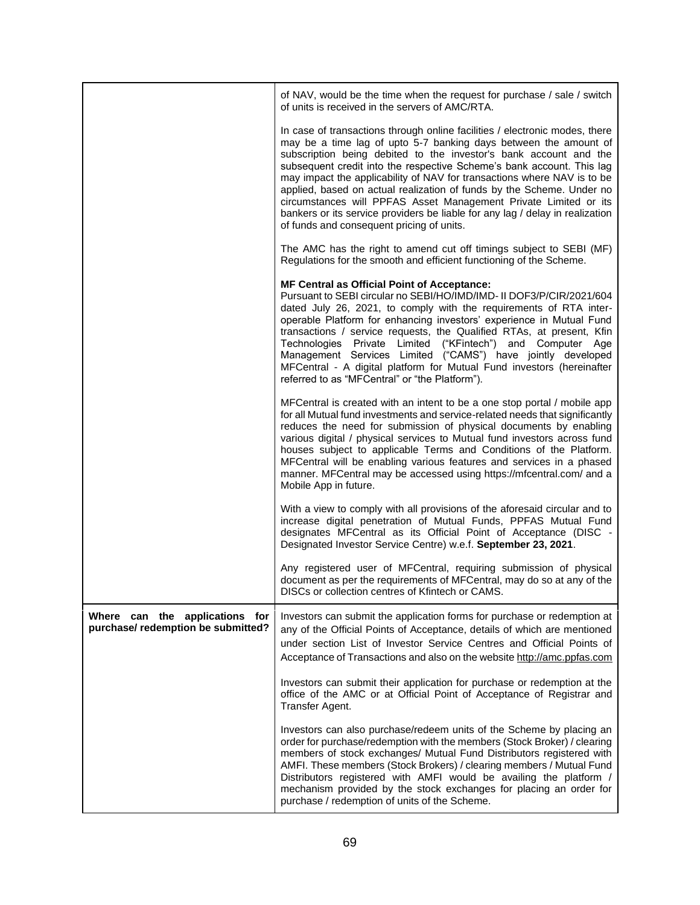| | |
|---|---|
| | of NAV, would be the time when the request for purchase / sale / switch of units is received in the servers of AMC/RTA.<br><br>In case of transactions through online facilities / electronic modes, there may be a time lag of upto 5-7 banking days between the amount of subscription being debited to the investor's bank account and the subsequent credit into the respective Scheme's bank account. This lag may impact the applicability of NAV for transactions where NAV is to be applied, based on actual realization of funds by the Scheme. Under no circumstances will PPFAS Asset Management Private Limited or its bankers or its service providers be liable for any lag / delay in realization of funds and consequent pricing of units.<br><br>The AMC has the right to amend cut off timings subject to SEBI (MF) Regulations for the smooth and efficient functioning of the Scheme.<br><br>**MF Central as Official Point of Acceptance:**<br>Pursuant to SEBI circular no SEBI/HO/IMD/IMD- II DOF3/P/CIR/2021/604 dated July 26, 2021, to comply with the requirements of RTA inter-operable Platform for enhancing investors' experience in Mutual Fund transactions / service requests, the Qualified RTAs, at present, Kfin Technologies Private Limited ("KFintech") and Computer Age Management Services Limited ("CAMS") have jointly developed MFCentral - A digital platform for Mutual Fund investors (hereinafter referred to as "MFCentral" or "the Platform").<br><br>MFCentral is created with an intent to be a one stop portal / mobile app for all Mutual fund investments and service-related needs that significantly reduces the need for submission of physical documents by enabling various digital / physical services to Mutual fund investors across fund houses subject to applicable Terms and Conditions of the Platform. MFCentral will be enabling various features and services in a phased manner. MFCentral may be accessed using https://mfcentral.com/ and a Mobile App in future.<br><br>With a view to comply with all provisions of the aforesaid circular and to increase digital penetration of Mutual Funds, PPFAS Mutual Fund designates MFCentral as its Official Point of Acceptance (DISC - Designated Investor Service Centre) w.e.f. **September 23, 2021**.<br><br>Any registered user of MFCentral, requiring submission of physical document as per the requirements of MFCentral, may do so at any of the DISCs or collection centres of Kfintech or CAMS. |
| **Where can the applications for purchase/ redemption be submitted?** | Investors can submit the application forms for purchase or redemption at any of the Official Points of Acceptance, details of which are mentioned under section List of Investor Service Centres and Official Points of Acceptance of Transactions and also on the website http://amc.ppfas.com<br><br>Investors can submit their application for purchase or redemption at the office of the AMC or at Official Point of Acceptance of Registrar and Transfer Agent.<br><br>Investors can also purchase/redeem units of the Scheme by placing an order for purchase/redemption with the members (Stock Broker) / clearing members of stock exchanges/ Mutual Fund Distributors registered with AMFI. These members (Stock Brokers) / clearing members / Mutual Fund Distributors registered with AMFI would be availing the platform / mechanism provided by the stock exchanges for placing an order for purchase / redemption of units of the Scheme. |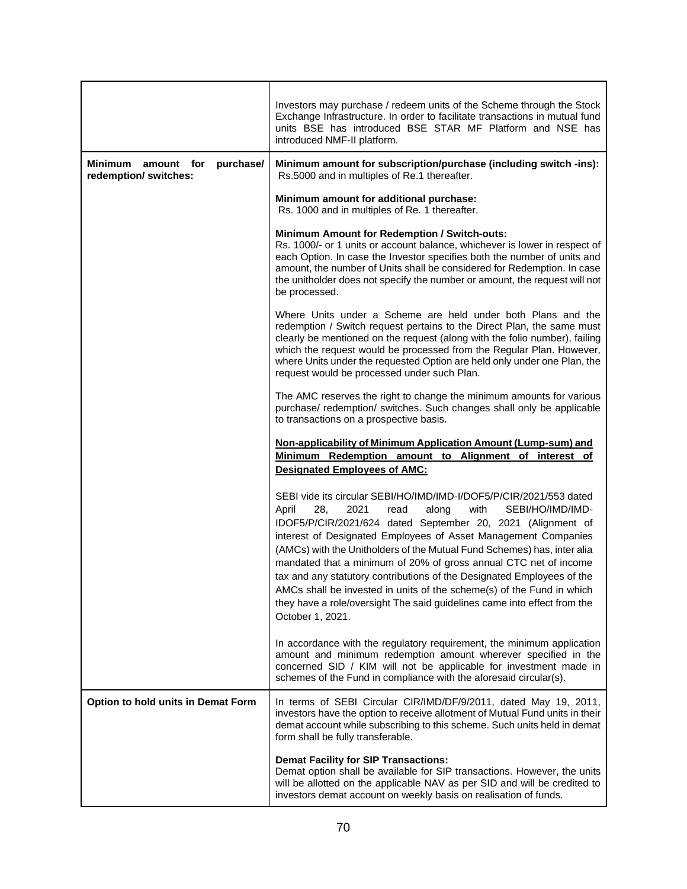| | |
|---|---|
| | Investors may purchase / redeem units of the Scheme through the Stock Exchange Infrastructure. In order to facilitate transactions in mutual fund units BSE has introduced BSE STAR MF Platform and NSE has introduced NMF-II platform. |
| **Minimum amount for purchase/ redemption/ switches:** | **Minimum amount for subscription/purchase (including switch -ins):** Rs.5000 and in multiples of Re.1 thereafter.<br><br>**Minimum amount for additional purchase:** Rs. 1000 and in multiples of Re. 1 thereafter.<br><br>**Minimum Amount for Redemption / Switch-outs:** Rs. 1000/- or 1 units or account balance, whichever is lower in respect of each Option. In case the Investor specifies both the number of units and amount, the number of Units shall be considered for Redemption. In case the unitholder does not specify the number or amount, the request will not be processed.<br><br>Where Units under a Scheme are held under both Plans and the redemption / Switch request pertains to the Direct Plan, the same must clearly be mentioned on the request (along with the folio number), failing which the request would be processed from the Regular Plan. However, where Units under the requested Option are held only under one Plan, the request would be processed under such Plan.<br><br>The AMC reserves the right to change the minimum amounts for various purchase/ redemption/ switches. Such changes shall only be applicable to transactions on a prospective basis.<br><br>**<u>Non-applicability of Minimum Application Amount (Lump-sum) and Minimum Redemption amount to Alignment of interest of Designated Employees of AMC:</u>**<br><br>SEBI vide its circular SEBI/HO/IMD/IMD-I/DOF5/P/CIR/2021/553 dated April 28, 2021 read along with SEBI/HO/IMD/IMD-IDOF5/P/CIR/2021/624 dated September 20, 2021 (Alignment of interest of Designated Employees of Asset Management Companies (AMCs) with the Unitholders of the Mutual Fund Schemes) has, inter alia mandated that a minimum of 20% of gross annual CTC net of income tax and any statutory contributions of the Designated Employees of the AMCs shall be invested in units of the scheme(s) of the Fund in which they have a role/oversight The said guidelines came into effect from the October 1, 2021.<br><br>In accordance with the regulatory requirement, the minimum application amount and minimum redemption amount wherever specified in the concerned SID / KIM will not be applicable for investment made in schemes of the Fund in compliance with the aforesaid circular(s). |
| **Option to hold units in Demat Form** | In terms of SEBI Circular CIR/IMD/DF/9/2011, dated May 19, 2011, investors have the option to receive allotment of Mutual Fund units in their demat account while subscribing to this scheme. Such units held in demat form shall be fully transferable.<br><br>**Demat Facility for SIP Transactions:** Demat option shall be available for SIP transactions. However, the units will be allotted on the applicable NAV as per SID and will be credited to investors demat account on weekly basis on realisation of funds. |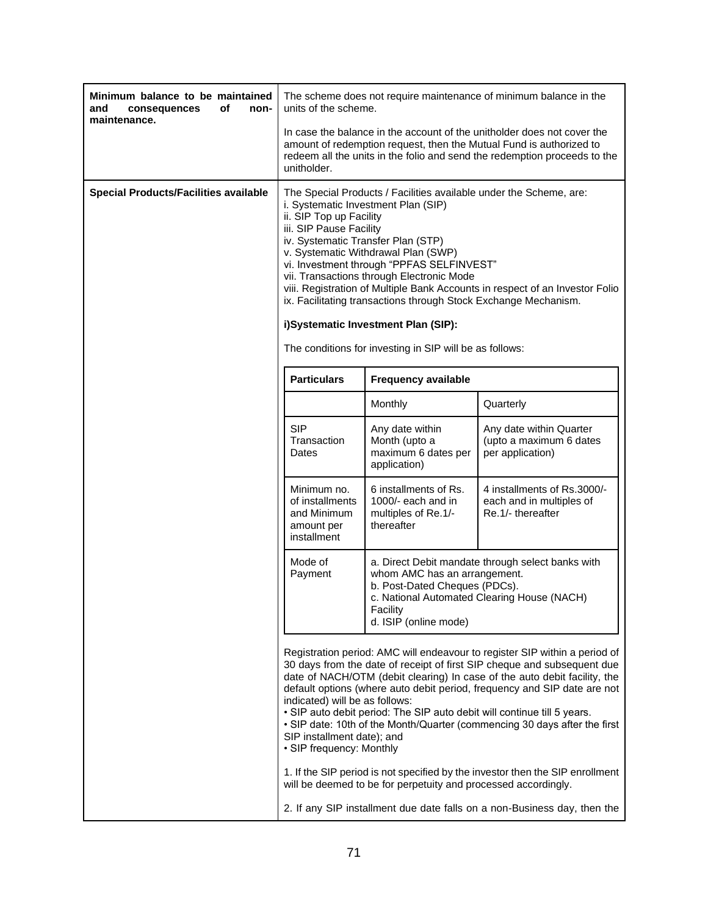| Minimum balance to be maintained and consequences of non-maintenance. | The scheme does not require maintenance of minimum balance in the units of the scheme.<br><br>In case the balance in the account of the unitholder does not cover the amount of redemption request, then the Mutual Fund is authorized to redeem all the units in the folio and send the redemption proceeds to the unitholder. |
|---|---|
| **Special Products/Facilities available** | The Special Products / Facilities available under the Scheme, are:<br>i. Systematic Investment Plan (SIP)<br>ii. SIP Top up Facility<br>iii. SIP Pause Facility<br>iv. Systematic Transfer Plan (STP)<br>v. Systematic Withdrawal Plan (SWP)<br>vi. Investment through "PPFAS SELFINVEST"<br>vii. Transactions through Electronic Mode<br>viii. Registration of Multiple Bank Accounts in respect of an Investor Folio<br>ix. Facilitating transactions through Stock Exchange Mechanism.<br><br>**i)Systematic Investment Plan (SIP):**<br><br>The conditions for investing in SIP will be as follows: |

| Particulars | Frequency available | |
|---|---|---|
| | Monthly | Quarterly |
| SIP Transaction Dates | Any date within Month (upto a maximum 6 dates per application) | Any date within Quarter (upto a maximum 6 dates per application) |
| Minimum no. of installments and Minimum amount per installment | 6 installments of Rs. 1000/- each and in multiples of Re.1/- thereafter | 4 installments of Rs.3000/- each and in multiples of Re.1/- thereafter |
| Mode of Payment | a. Direct Debit mandate through select banks with whom AMC has an arrangement.<br>b. Post-Dated Cheques (PDCs).<br>c. National Automated Clearing House (NACH) Facility<br>d. ISIP (online mode) | |

Registration period: AMC will endeavour to register SIP within a period of 30 days from the date of receipt of first SIP cheque and subsequent due date of NACH/OTM (debit clearing) In case of the auto debit facility, the default options (where auto debit period, frequency and SIP date are not indicated) will be as follows:
• SIP auto debit period: The SIP auto debit will continue till 5 years.
• SIP date: 10th of the Month/Quarter (commencing 30 days after the first SIP installment date); and
• SIP frequency: Monthly

1. If the SIP period is not specified by the investor then the SIP enrollment will be deemed to be for perpetuity and processed accordingly.

2. If any SIP installment due date falls on a non-Business day, then the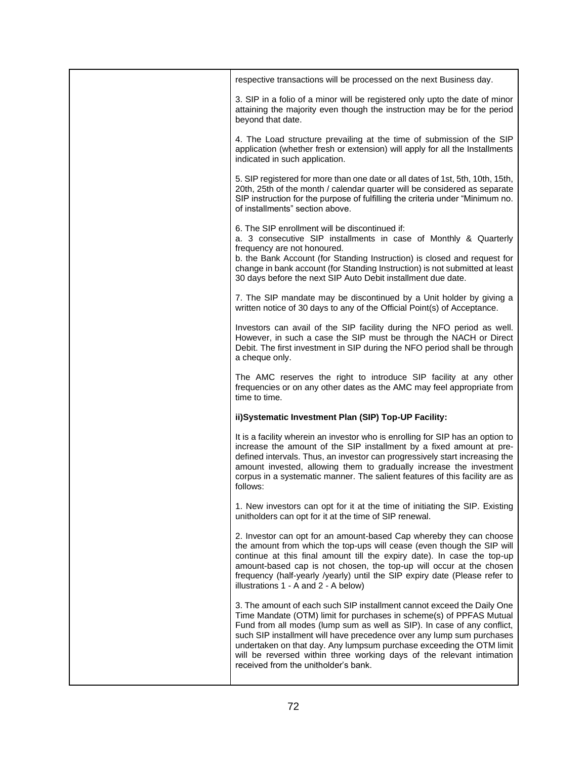| | |
|---|---|
| | respective transactions will be processed on the next Business day.<br><br>3. SIP in a folio of a minor will be registered only upto the date of minor attaining the majority even though the instruction may be for the period beyond that date.<br><br>4. The Load structure prevailing at the time of submission of the SIP application (whether fresh or extension) will apply for all the Installments indicated in such application.<br><br>5. SIP registered for more than one date or all dates of 1st, 5th, 10th, 15th, 20th, 25th of the month / calendar quarter will be considered as separate SIP instruction for the purpose of fulfilling the criteria under "Minimum no. of installments" section above.<br><br>6. The SIP enrollment will be discontinued if:<br>a. 3 consecutive SIP installments in case of Monthly & Quarterly frequency are not honoured.<br>b. the Bank Account (for Standing Instruction) is closed and request for change in bank account (for Standing Instruction) is not submitted at least 30 days before the next SIP Auto Debit installment due date.<br><br>7. The SIP mandate may be discontinued by a Unit holder by giving a written notice of 30 days to any of the Official Point(s) of Acceptance.<br><br>Investors can avail of the SIP facility during the NFO period as well. However, in such a case the SIP must be through the NACH or Direct Debit. The first investment in SIP during the NFO period shall be through a cheque only.<br><br>The AMC reserves the right to introduce SIP facility at any other frequencies or on any other dates as the AMC may feel appropriate from time to time.<br><br>**ii)Systematic Investment Plan (SIP) Top-UP Facility:**<br><br>It is a facility wherein an investor who is enrolling for SIP has an option to increase the amount of the SIP installment by a fixed amount at pre-defined intervals. Thus, an investor can progressively start increasing the amount invested, allowing them to gradually increase the investment corpus in a systematic manner. The salient features of this facility are as follows:<br><br>1. New investors can opt for it at the time of initiating the SIP. Existing unitholders can opt for it at the time of SIP renewal.<br><br>2. Investor can opt for an amount-based Cap whereby they can choose the amount from which the top-ups will cease (even though the SIP will continue at this final amount till the expiry date). In case the top-up amount-based cap is not chosen, the top-up will occur at the chosen frequency (half-yearly /yearly) until the SIP expiry date (Please refer to illustrations 1 - A and 2 - A below)<br><br>3. The amount of each such SIP installment cannot exceed the Daily One Time Mandate (OTM) limit for purchases in scheme(s) of PPFAS Mutual Fund from all modes (lump sum as well as SIP). In case of any conflict, such SIP installment will have precedence over any lump sum purchases undertaken on that day. Any lumpsum purchase exceeding the OTM limit will be reversed within three working days of the relevant intimation received from the unitholder's bank. |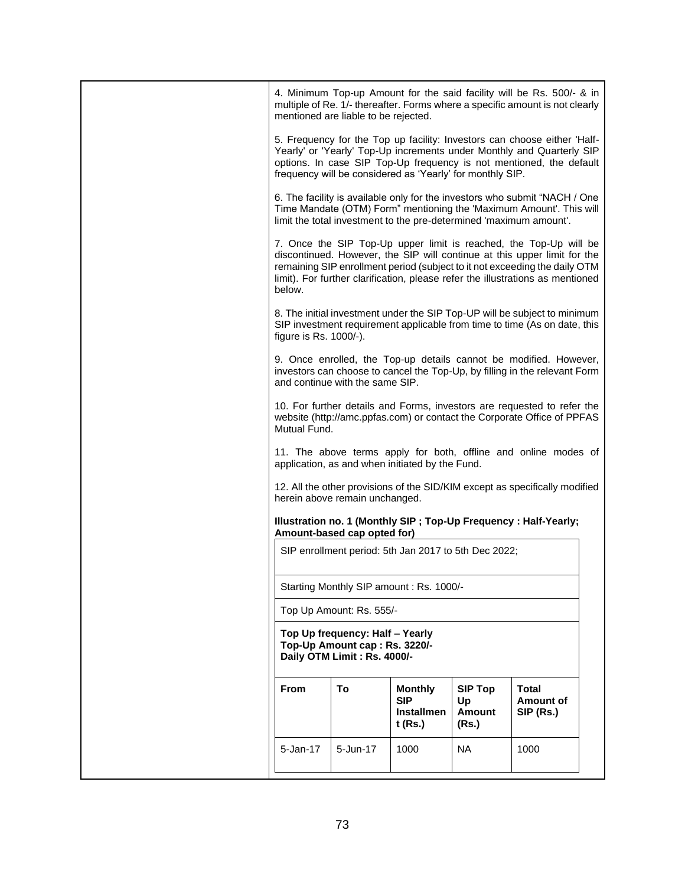4. Minimum Top-up Amount for the said facility will be Rs. 500/- & in multiple of Re. 1/- thereafter. Forms where a specific amount is not clearly mentioned are liable to be rejected.

5. Frequency for the Top up facility: Investors can choose either 'Half-Yearly' or 'Yearly' Top-Up increments under Monthly and Quarterly SIP options. In case SIP Top-Up frequency is not mentioned, the default frequency will be considered as 'Yearly' for monthly SIP.

6. The facility is available only for the investors who submit "NACH / One Time Mandate (OTM) Form" mentioning the 'Maximum Amount'. This will limit the total investment to the pre-determined 'maximum amount'.

7. Once the SIP Top-Up upper limit is reached, the Top-Up will be discontinued. However, the SIP will continue at this upper limit for the remaining SIP enrollment period (subject to it not exceeding the daily OTM limit). For further clarification, please refer the illustrations as mentioned below.

8. The initial investment under the SIP Top-UP will be subject to minimum SIP investment requirement applicable from time to time (As on date, this figure is Rs. 1000/-).

9. Once enrolled, the Top-up details cannot be modified. However, investors can choose to cancel the Top-Up, by filling in the relevant Form and continue with the same SIP.

10. For further details and Forms, investors are requested to refer the website (http://amc.ppfas.com) or contact the Corporate Office of PPFAS Mutual Fund.

11. The above terms apply for both, offline and online modes of application, as and when initiated by the Fund.

12. All the other provisions of the SID/KIM except as specifically modified herein above remain unchanged.

**Illustration no. 1 (Monthly SIP ; Top-Up Frequency : Half-Yearly; Amount-based cap opted for)**

SIP enrollment period: 5th Jan 2017 to 5th Dec 2022;

Starting Monthly SIP amount : Rs. 1000/-

Top Up Amount: Rs. 555/-

**Top Up frequency: Half – Yearly**
**Top-Up Amount cap : Rs. 3220/-**
**Daily OTM Limit : Rs. 4000/-**

| From | To | Monthly SIP Installment (Rs.) | SIP Top Up Amount (Rs.) | Total Amount of SIP (Rs.) |
|---|---|---|---|---|
| 5-Jan-17 | 5-Jun-17 | 1000 | NA | 1000 |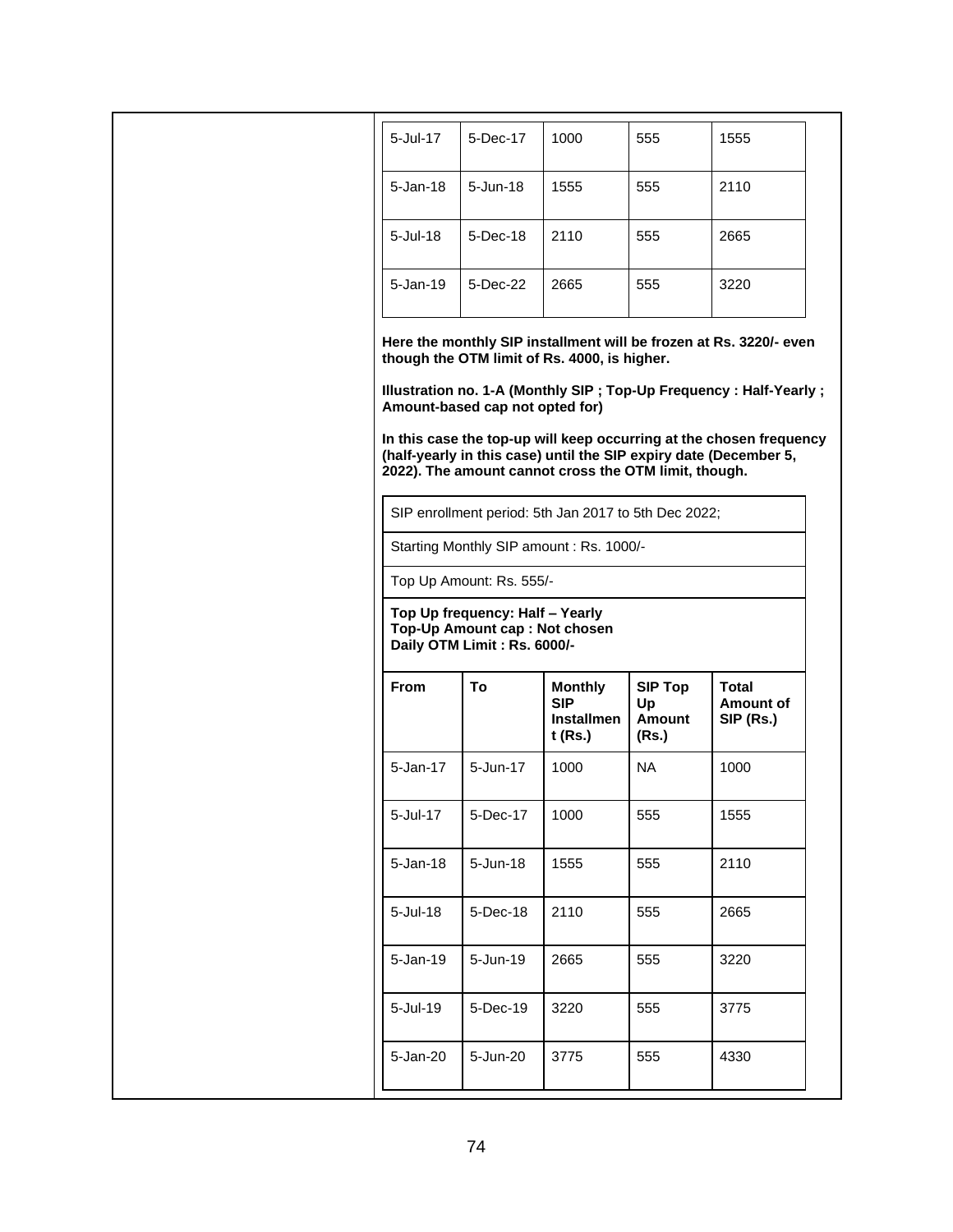| | | | | |
|---|---|---|---|---|
| 5-Jul-17 | 5-Dec-17 | 1000 | 555 | 1555 |
| 5-Jan-18 | 5-Jun-18 | 1555 | 555 | 2110 |
| 5-Jul-18 | 5-Dec-18 | 2110 | 555 | 2665 |
| 5-Jan-19 | 5-Dec-22 | 2665 | 555 | 3220 |

**Here the monthly SIP installment will be frozen at Rs. 3220/- even though the OTM limit of Rs. 4000, is higher.**

**Illustration no. 1-A (Monthly SIP ; Top-Up Frequency : Half-Yearly ; Amount-based cap not opted for)**

**In this case the top-up will keep occurring at the chosen frequency (half-yearly in this case) until the SIP expiry date (December 5, 2022). The amount cannot cross the OTM limit, though.**

SIP enrollment period: 5th Jan 2017 to 5th Dec 2022;

Starting Monthly SIP amount : Rs. 1000/-

Top Up Amount: Rs. 555/-

**Top Up frequency: Half – Yearly**
**Top-Up Amount cap : Not chosen**
**Daily OTM Limit : Rs. 6000/-**

| **From** | **To** | **Monthly SIP Installment (Rs.)** | **SIP Top Up Amount (Rs.)** | **Total Amount of SIP (Rs.)** |
|---|---|---|---|---|
| 5-Jan-17 | 5-Jun-17 | 1000 | NA | 1000 |
| 5-Jul-17 | 5-Dec-17 | 1000 | 555 | 1555 |
| 5-Jan-18 | 5-Jun-18 | 1555 | 555 | 2110 |
| 5-Jul-18 | 5-Dec-18 | 2110 | 555 | 2665 |
| 5-Jan-19 | 5-Jun-19 | 2665 | 555 | 3220 |
| 5-Jul-19 | 5-Dec-19 | 3220 | 555 | 3775 |
| 5-Jan-20 | 5-Jun-20 | 3775 | 555 | 4330 |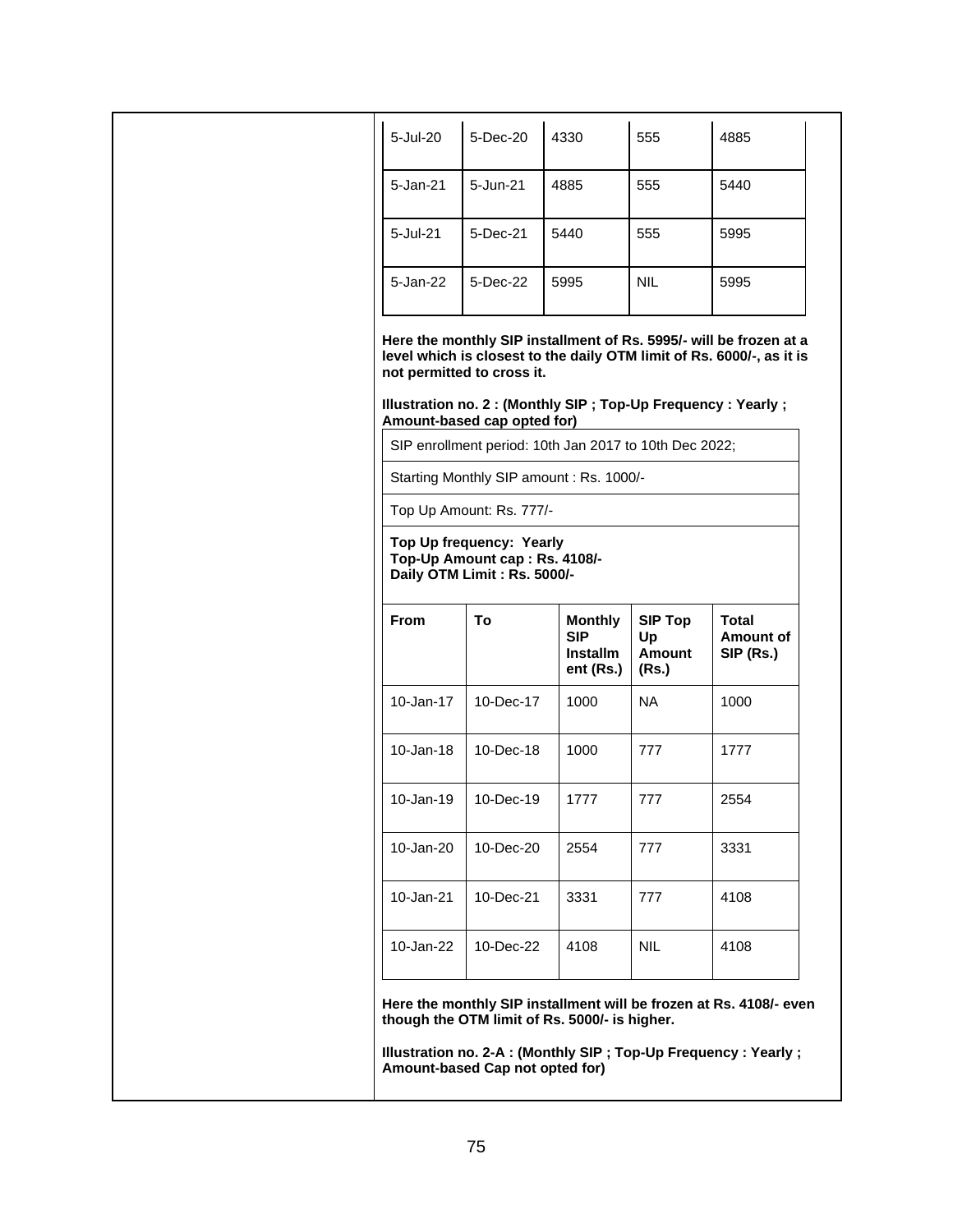| | | | | |
|---|---|---|---|---|
| 5-Jul-20 | 5-Dec-20 | 4330 | 555 | 4885 |
| 5-Jan-21 | 5-Jun-21 | 4885 | 555 | 5440 |
| 5-Jul-21 | 5-Dec-21 | 5440 | 555 | 5995 |
| 5-Jan-22 | 5-Dec-22 | 5995 | NIL | 5995 |

**Here the monthly SIP installment of Rs. 5995/- will be frozen at a level which is closest to the daily OTM limit of Rs. 6000/-, as it is not permitted to cross it.**

**Illustration no. 2 : (Monthly SIP ; Top-Up Frequency : Yearly ; Amount-based cap opted for)**

SIP enrollment period: 10th Jan 2017 to 10th Dec 2022;

Starting Monthly SIP amount : Rs. 1000/-

Top Up Amount: Rs. 777/-

**Top Up frequency: Yearly**
**Top-Up Amount cap : Rs. 4108/-**
**Daily OTM Limit : Rs. 5000/-**

| From | To | Monthly SIP Installment (Rs.) | SIP Top Up Amount (Rs.) | Total Amount of SIP (Rs.) |
|---|---|---|---|---|
| 10-Jan-17 | 10-Dec-17 | 1000 | NA | 1000 |
| 10-Jan-18 | 10-Dec-18 | 1000 | 777 | 1777 |
| 10-Jan-19 | 10-Dec-19 | 1777 | 777 | 2554 |
| 10-Jan-20 | 10-Dec-20 | 2554 | 777 | 3331 |
| 10-Jan-21 | 10-Dec-21 | 3331 | 777 | 4108 |
| 10-Jan-22 | 10-Dec-22 | 4108 | NIL | 4108 |

**Here the monthly SIP installment will be frozen at Rs. 4108/- even though the OTM limit of Rs. 5000/- is higher.**

**Illustration no. 2-A : (Monthly SIP ; Top-Up Frequency : Yearly ; Amount-based Cap not opted for)**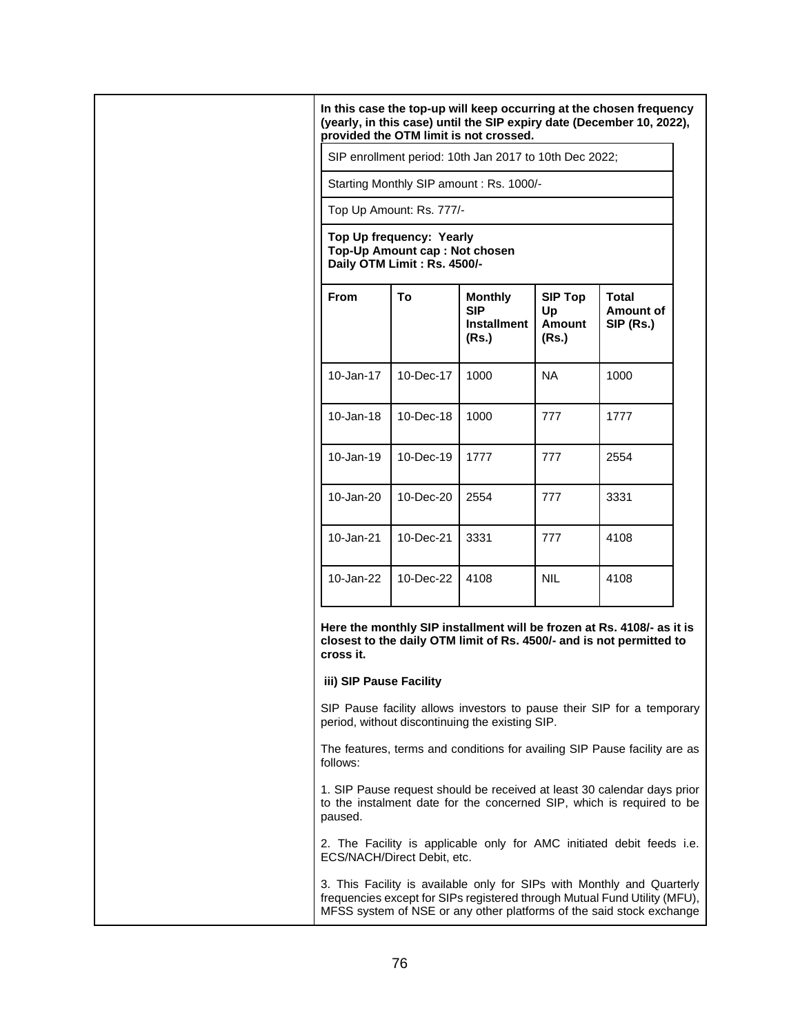**In this case the top-up will keep occurring at the chosen frequency (yearly, in this case) until the SIP expiry date (December 10, 2022), provided the OTM limit is not crossed.**

SIP enrollment period: 10th Jan 2017 to 10th Dec 2022;

Starting Monthly SIP amount : Rs. 1000/-

Top Up Amount: Rs. 777/-

**Top Up frequency: Yearly**
**Top-Up Amount cap : Not chosen**
**Daily OTM Limit : Rs. 4500/-**

| From | To | Monthly SIP Installment (Rs.) | SIP Top Up Amount (Rs.) | Total Amount of SIP (Rs.) |
|---|---|---|---|---|
| 10-Jan-17 | 10-Dec-17 | 1000 | NA | 1000 |
| 10-Jan-18 | 10-Dec-18 | 1000 | 777 | 1777 |
| 10-Jan-19 | 10-Dec-19 | 1777 | 777 | 2554 |
| 10-Jan-20 | 10-Dec-20 | 2554 | 777 | 3331 |
| 10-Jan-21 | 10-Dec-21 | 3331 | 777 | 4108 |
| 10-Jan-22 | 10-Dec-22 | 4108 | NIL | 4108 |

**Here the monthly SIP installment will be frozen at Rs. 4108/- as it is closest to the daily OTM limit of Rs. 4500/- and is not permitted to cross it.**

**iii) SIP Pause Facility**

SIP Pause facility allows investors to pause their SIP for a temporary period, without discontinuing the existing SIP.

The features, terms and conditions for availing SIP Pause facility are as follows:

1. SIP Pause request should be received at least 30 calendar days prior to the instalment date for the concerned SIP, which is required to be paused.

2. The Facility is applicable only for AMC initiated debit feeds i.e. ECS/NACH/Direct Debit, etc.

3. This Facility is available only for SIPs with Monthly and Quarterly frequencies except for SIPs registered through Mutual Fund Utility (MFU), MFSS system of NSE or any other platforms of the said stock exchange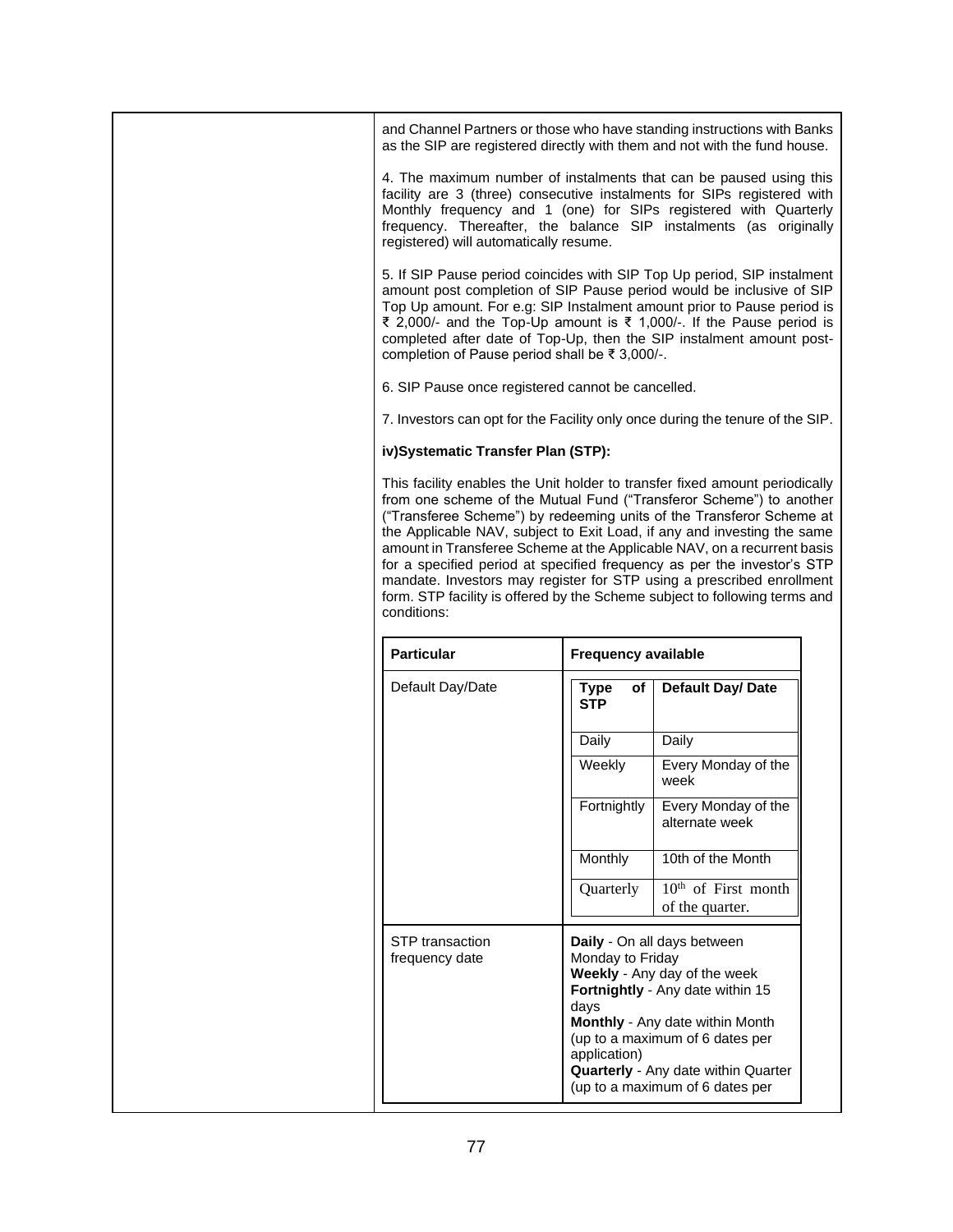and Channel Partners or those who have standing instructions with Banks as the SIP are registered directly with them and not with the fund house.

4. The maximum number of instalments that can be paused using this facility are 3 (three) consecutive instalments for SIPs registered with Monthly frequency and 1 (one) for SIPs registered with Quarterly frequency. Thereafter, the balance SIP instalments (as originally registered) will automatically resume.

5. If SIP Pause period coincides with SIP Top Up period, SIP instalment amount post completion of SIP Pause period would be inclusive of SIP Top Up amount. For e.g: SIP Instalment amount prior to Pause period is ₹ 2,000/- and the Top-Up amount is ₹ 1,000/-. If the Pause period is completed after date of Top-Up, then the SIP instalment amount post-completion of Pause period shall be ₹ 3,000/-.

6. SIP Pause once registered cannot be cancelled.

7. Investors can opt for the Facility only once during the tenure of the SIP.

**iv)Systematic Transfer Plan (STP):**

This facility enables the Unit holder to transfer fixed amount periodically from one scheme of the Mutual Fund ("Transferor Scheme") to another ("Transferee Scheme") by redeeming units of the Transferor Scheme at the Applicable NAV, subject to Exit Load, if any and investing the same amount in Transferee Scheme at the Applicable NAV, on a recurrent basis for a specified period at specified frequency as per the investor's STP mandate. Investors may register for STP using a prescribed enrollment form. STP facility is offered by the Scheme subject to following terms and conditions:

| **Particular** | **Frequency available** |
|---|---|
| Default Day/Date | **Type of STP** – **Default Day/ Date**<br>Daily – Daily<br>Weekly – Every Monday of the week<br>Fortnightly – Every Monday of the alternate week<br>Monthly – 10th of the Month<br>Quarterly – 10th of First month of the quarter. |
| STP transaction frequency date | **Daily** - On all days between Monday to Friday<br>**Weekly** - Any day of the week<br>**Fortnightly** - Any date within 15 days<br>**Monthly** - Any date within Month (up to a maximum of 6 dates per application)<br>**Quarterly** - Any date within Quarter (up to a maximum of 6 dates per |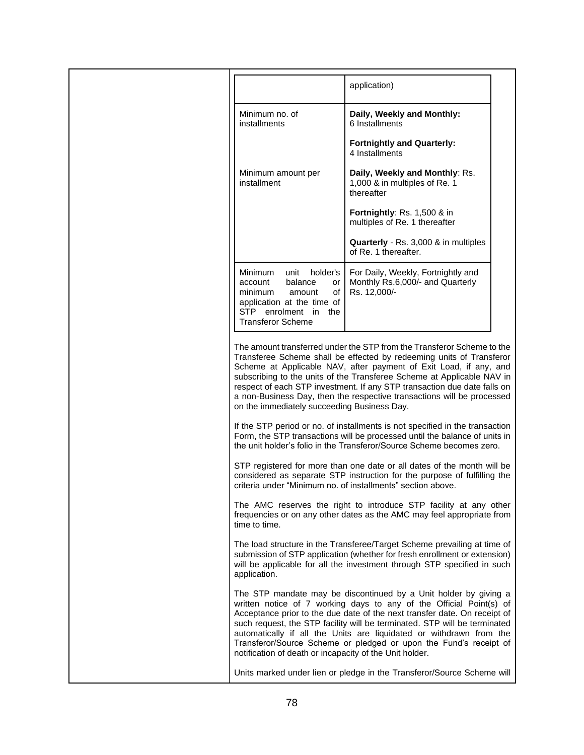| | |
|---|---|
| | application) |
| Minimum no. of installments | **Daily, Weekly and Monthly:** 6 Installments<br><br>**Fortnightly and Quarterly:** 4 Installments |
| Minimum amount per installment | **Daily, Weekly and Monthly**: Rs. 1,000 & in multiples of Re. 1 thereafter<br><br>**Fortnightly**: Rs. 1,500 & in multiples of Re. 1 thereafter<br><br>**Quarterly** - Rs. 3,000 & in multiples of Re. 1 thereafter. |
| Minimum unit holder's account balance or minimum amount of application at the time of STP enrolment in the Transferor Scheme | For Daily, Weekly, Fortnightly and Monthly Rs.6,000/- and Quarterly Rs. 12,000/- |

The amount transferred under the STP from the Transferor Scheme to the Transferee Scheme shall be effected by redeeming units of Transferor Scheme at Applicable NAV, after payment of Exit Load, if any, and subscribing to the units of the Transferee Scheme at Applicable NAV in respect of each STP investment. If any STP transaction due date falls on a non-Business Day, then the respective transactions will be processed on the immediately succeeding Business Day.

If the STP period or no. of installments is not specified in the transaction Form, the STP transactions will be processed until the balance of units in the unit holder's folio in the Transferor/Source Scheme becomes zero.

STP registered for more than one date or all dates of the month will be considered as separate STP instruction for the purpose of fulfilling the criteria under "Minimum no. of installments" section above.

The AMC reserves the right to introduce STP facility at any other frequencies or on any other dates as the AMC may feel appropriate from time to time.

The load structure in the Transferee/Target Scheme prevailing at time of submission of STP application (whether for fresh enrollment or extension) will be applicable for all the investment through STP specified in such application.

The STP mandate may be discontinued by a Unit holder by giving a written notice of 7 working days to any of the Official Point(s) of Acceptance prior to the due date of the next transfer date. On receipt of such request, the STP facility will be terminated. STP will be terminated automatically if all the Units are liquidated or withdrawn from the Transferor/Source Scheme or pledged or upon the Fund's receipt of notification of death or incapacity of the Unit holder.

Units marked under lien or pledge in the Transferor/Source Scheme will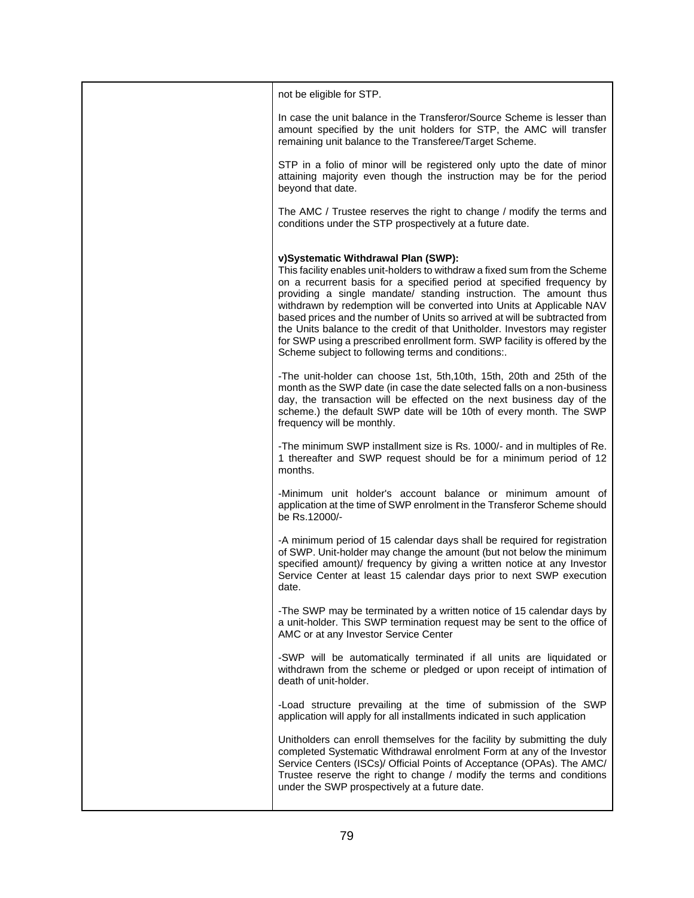| | |
|---|---|
| | not be eligible for STP.<br><br>In case the unit balance in the Transferor/Source Scheme is lesser than amount specified by the unit holders for STP, the AMC will transfer remaining unit balance to the Transferee/Target Scheme.<br><br>STP in a folio of minor will be registered only upto the date of minor attaining majority even though the instruction may be for the period beyond that date.<br><br>The AMC / Trustee reserves the right to change / modify the terms and conditions under the STP prospectively at a future date.<br><br>**v)Systematic Withdrawal Plan (SWP):**<br>This facility enables unit-holders to withdraw a fixed sum from the Scheme on a recurrent basis for a specified period at specified frequency by providing a single mandate/ standing instruction. The amount thus withdrawn by redemption will be converted into Units at Applicable NAV based prices and the number of Units so arrived at will be subtracted from the Units balance to the credit of that Unitholder. Investors may register for SWP using a prescribed enrollment form. SWP facility is offered by the Scheme subject to following terms and conditions:.<br><br>-The unit-holder can choose 1st, 5th,10th, 15th, 20th and 25th of the month as the SWP date (in case the date selected falls on a non-business day, the transaction will be effected on the next business day of the scheme.) the default SWP date will be 10th of every month. The SWP frequency will be monthly.<br><br>-The minimum SWP installment size is Rs. 1000/- and in multiples of Re. 1 thereafter and SWP request should be for a minimum period of 12 months.<br><br>-Minimum unit holder's account balance or minimum amount of application at the time of SWP enrolment in the Transferor Scheme should be Rs.12000/-<br><br>-A minimum period of 15 calendar days shall be required for registration of SWP. Unit-holder may change the amount (but not below the minimum specified amount)/ frequency by giving a written notice at any Investor Service Center at least 15 calendar days prior to next SWP execution date.<br><br>-The SWP may be terminated by a written notice of 15 calendar days by a unit-holder. This SWP termination request may be sent to the office of AMC or at any Investor Service Center<br><br>-SWP will be automatically terminated if all units are liquidated or withdrawn from the scheme or pledged or upon receipt of intimation of death of unit-holder.<br><br>-Load structure prevailing at the time of submission of the SWP application will apply for all installments indicated in such application<br><br>Unitholders can enroll themselves for the facility by submitting the duly completed Systematic Withdrawal enrolment Form at any of the Investor Service Centers (ISCs)/ Official Points of Acceptance (OPAs). The AMC/ Trustee reserve the right to change / modify the terms and conditions under the SWP prospectively at a future date. |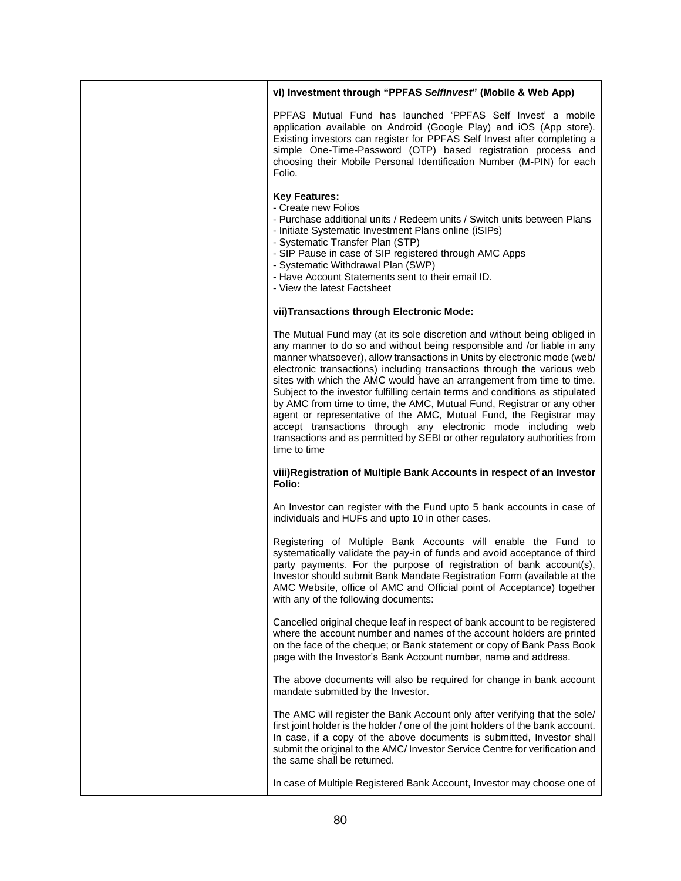**vi) Investment through "PPFAS *SelfInvest*" (Mobile & Web App)**

PPFAS Mutual Fund has launched 'PPFAS Self Invest' a mobile application available on Android (Google Play) and iOS (App store). Existing investors can register for PPFAS Self Invest after completing a simple One-Time-Password (OTP) based registration process and choosing their Mobile Personal Identification Number (M-PIN) for each Folio.

**Key Features:**

- Create new Folios
- Purchase additional units / Redeem units / Switch units between Plans
- Initiate Systematic Investment Plans online (iSIPs)
- Systematic Transfer Plan (STP)
- SIP Pause in case of SIP registered through AMC Apps
- Systematic Withdrawal Plan (SWP)
- Have Account Statements sent to their email ID.
- View the latest Factsheet

**vii)Transactions through Electronic Mode:**

The Mutual Fund may (at its sole discretion and without being obliged in any manner to do so and without being responsible and /or liable in any manner whatsoever), allow transactions in Units by electronic mode (web/ electronic transactions) including transactions through the various web sites with which the AMC would have an arrangement from time to time. Subject to the investor fulfilling certain terms and conditions as stipulated by AMC from time to time, the AMC, Mutual Fund, Registrar or any other agent or representative of the AMC, Mutual Fund, the Registrar may accept transactions through any electronic mode including web transactions and as permitted by SEBI or other regulatory authorities from time to time

**viii)Registration of Multiple Bank Accounts in respect of an Investor Folio:**

An Investor can register with the Fund upto 5 bank accounts in case of individuals and HUFs and upto 10 in other cases.

Registering of Multiple Bank Accounts will enable the Fund to systematically validate the pay-in of funds and avoid acceptance of third party payments. For the purpose of registration of bank account(s), Investor should submit Bank Mandate Registration Form (available at the AMC Website, office of AMC and Official point of Acceptance) together with any of the following documents:

Cancelled original cheque leaf in respect of bank account to be registered where the account number and names of the account holders are printed on the face of the cheque; or Bank statement or copy of Bank Pass Book page with the Investor's Bank Account number, name and address.

The above documents will also be required for change in bank account mandate submitted by the Investor.

The AMC will register the Bank Account only after verifying that the sole/ first joint holder is the holder / one of the joint holders of the bank account. In case, if a copy of the above documents is submitted, Investor shall submit the original to the AMC/ Investor Service Centre for verification and the same shall be returned.

In case of Multiple Registered Bank Account, Investor may choose one of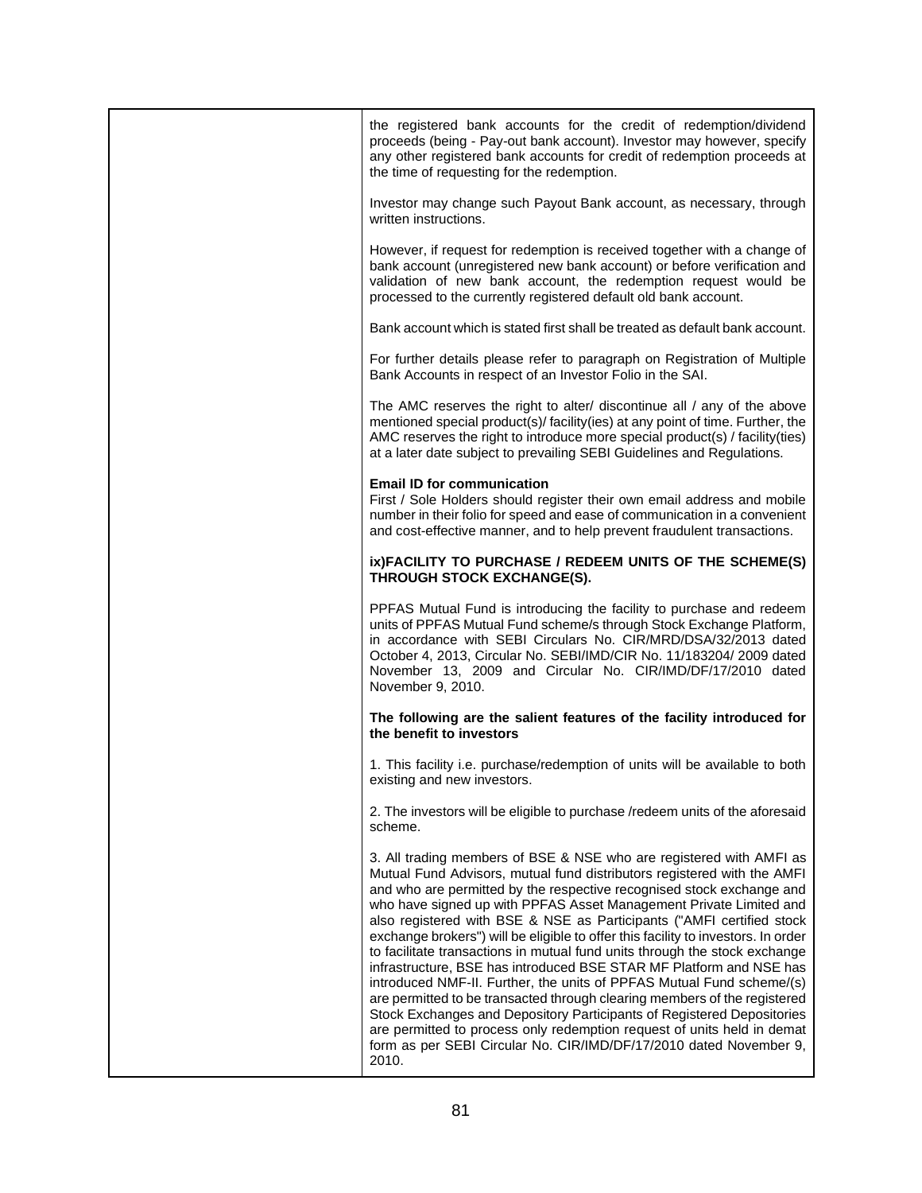| | |
|---|---|
| | the registered bank accounts for the credit of redemption/dividend proceeds (being - Pay-out bank account). Investor may however, specify any other registered bank accounts for credit of redemption proceeds at the time of requesting for the redemption.<br><br>Investor may change such Payout Bank account, as necessary, through written instructions.<br><br>However, if request for redemption is received together with a change of bank account (unregistered new bank account) or before verification and validation of new bank account, the redemption request would be processed to the currently registered default old bank account.<br><br>Bank account which is stated first shall be treated as default bank account.<br><br>For further details please refer to paragraph on Registration of Multiple Bank Accounts in respect of an Investor Folio in the SAI.<br><br>The AMC reserves the right to alter/ discontinue all / any of the above mentioned special product(s)/ facility(ies) at any point of time. Further, the AMC reserves the right to introduce more special product(s) / facility(ties) at a later date subject to prevailing SEBI Guidelines and Regulations.<br><br>**Email ID for communication**<br>First / Sole Holders should register their own email address and mobile number in their folio for speed and ease of communication in a convenient and cost-effective manner, and to help prevent fraudulent transactions.<br><br>**ix)FACILITY TO PURCHASE / REDEEM UNITS OF THE SCHEME(S) THROUGH STOCK EXCHANGE(S).**<br><br>PPFAS Mutual Fund is introducing the facility to purchase and redeem units of PPFAS Mutual Fund scheme/s through Stock Exchange Platform, in accordance with SEBI Circulars No. CIR/MRD/DSA/32/2013 dated October 4, 2013, Circular No. SEBI/IMD/CIR No. 11/183204/ 2009 dated November 13, 2009 and Circular No. CIR/IMD/DF/17/2010 dated November 9, 2010.<br><br>**The following are the salient features of the facility introduced for the benefit to investors**<br><br>1. This facility i.e. purchase/redemption of units will be available to both existing and new investors.<br><br>2. The investors will be eligible to purchase /redeem units of the aforesaid scheme.<br><br>3. All trading members of BSE & NSE who are registered with AMFI as Mutual Fund Advisors, mutual fund distributors registered with the AMFI and who are permitted by the respective recognised stock exchange and who have signed up with PPFAS Asset Management Private Limited and also registered with BSE & NSE as Participants ("AMFI certified stock exchange brokers") will be eligible to offer this facility to investors. In order to facilitate transactions in mutual fund units through the stock exchange infrastructure, BSE has introduced BSE STAR MF Platform and NSE has introduced NMF-II. Further, the units of PPFAS Mutual Fund scheme/(s) are permitted to be transacted through clearing members of the registered Stock Exchanges and Depository Participants of Registered Depositories are permitted to process only redemption request of units held in demat form as per SEBI Circular No. CIR/IMD/DF/17/2010 dated November 9, 2010. |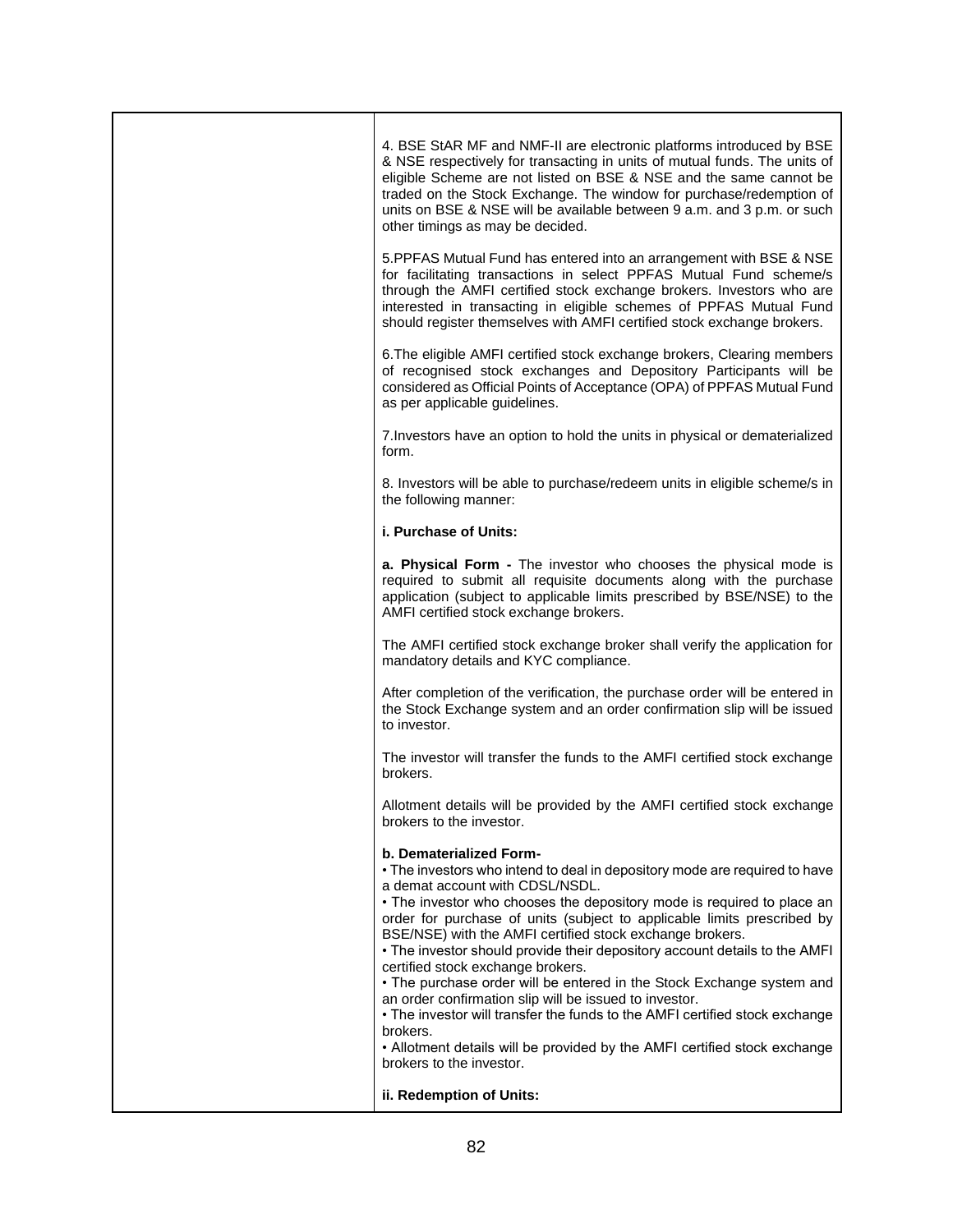4. BSE StAR MF and NMF-II are electronic platforms introduced by BSE & NSE respectively for transacting in units of mutual funds. The units of eligible Scheme are not listed on BSE & NSE and the same cannot be traded on the Stock Exchange. The window for purchase/redemption of units on BSE & NSE will be available between 9 a.m. and 3 p.m. or such other timings as may be decided.

5.PPFAS Mutual Fund has entered into an arrangement with BSE & NSE for facilitating transactions in select PPFAS Mutual Fund scheme/s through the AMFI certified stock exchange brokers. Investors who are interested in transacting in eligible schemes of PPFAS Mutual Fund should register themselves with AMFI certified stock exchange brokers.

6.The eligible AMFI certified stock exchange brokers, Clearing members of recognised stock exchanges and Depository Participants will be considered as Official Points of Acceptance (OPA) of PPFAS Mutual Fund as per applicable guidelines.

7.Investors have an option to hold the units in physical or dematerialized form.

8. Investors will be able to purchase/redeem units in eligible scheme/s in the following manner:

**i. Purchase of Units:**

**a. Physical Form -** The investor who chooses the physical mode is required to submit all requisite documents along with the purchase application (subject to applicable limits prescribed by BSE/NSE) to the AMFI certified stock exchange brokers.

The AMFI certified stock exchange broker shall verify the application for mandatory details and KYC compliance.

After completion of the verification, the purchase order will be entered in the Stock Exchange system and an order confirmation slip will be issued to investor.

The investor will transfer the funds to the AMFI certified stock exchange brokers.

Allotment details will be provided by the AMFI certified stock exchange brokers to the investor.

**b. Dematerialized Form-**

- The investors who intend to deal in depository mode are required to have a demat account with CDSL/NSDL.
- The investor who chooses the depository mode is required to place an order for purchase of units (subject to applicable limits prescribed by BSE/NSE) with the AMFI certified stock exchange brokers.
- The investor should provide their depository account details to the AMFI certified stock exchange brokers.
- The purchase order will be entered in the Stock Exchange system and an order confirmation slip will be issued to investor.
- The investor will transfer the funds to the AMFI certified stock exchange brokers.
- Allotment details will be provided by the AMFI certified stock exchange brokers to the investor.

**ii. Redemption of Units:**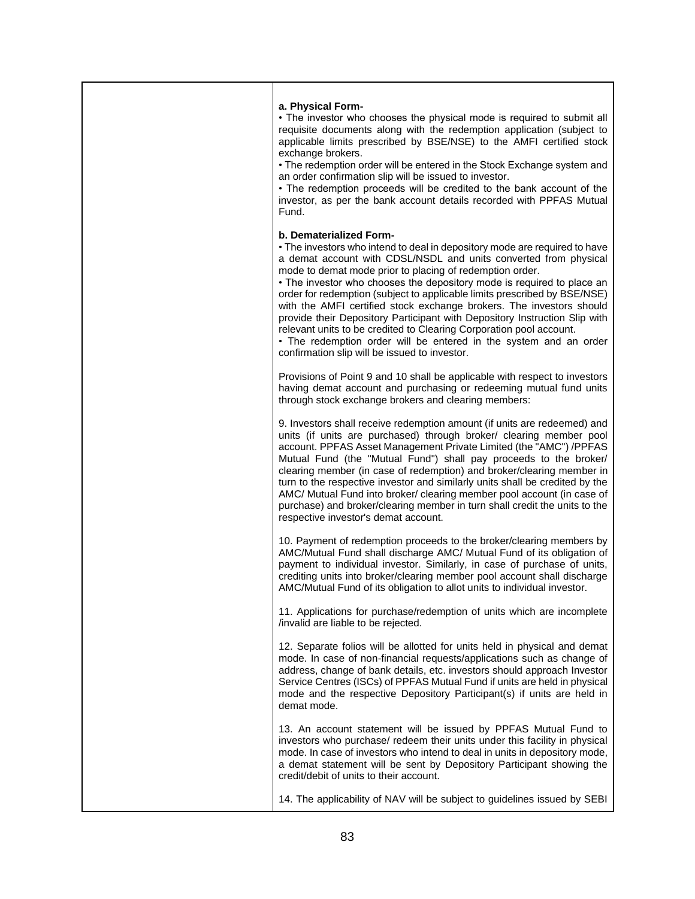| | **a. Physical Form-**<br>• The investor who chooses the physical mode is required to submit all requisite documents along with the redemption application (subject to applicable limits prescribed by BSE/NSE) to the AMFI certified stock exchange brokers.<br>• The redemption order will be entered in the Stock Exchange system and an order confirmation slip will be issued to investor.<br>• The redemption proceeds will be credited to the bank account of the investor, as per the bank account details recorded with PPFAS Mutual Fund.<br><br>**b. Dematerialized Form-**<br>• The investors who intend to deal in depository mode are required to have a demat account with CDSL/NSDL and units converted from physical mode to demat mode prior to placing of redemption order.<br>• The investor who chooses the depository mode is required to place an order for redemption (subject to applicable limits prescribed by BSE/NSE) with the AMFI certified stock exchange brokers. The investors should provide their Depository Participant with Depository Instruction Slip with relevant units to be credited to Clearing Corporation pool account.<br>• The redemption order will be entered in the system and an order confirmation slip will be issued to investor.<br><br>Provisions of Point 9 and 10 shall be applicable with respect to investors having demat account and purchasing or redeeming mutual fund units through stock exchange brokers and clearing members:<br><br>9. Investors shall receive redemption amount (if units are redeemed) and units (if units are purchased) through broker/ clearing member pool account. PPFAS Asset Management Private Limited (the "AMC") /PPFAS Mutual Fund (the "Mutual Fund") shall pay proceeds to the broker/ clearing member (in case of redemption) and broker/clearing member in turn to the respective investor and similarly units shall be credited by the AMC/ Mutual Fund into broker/ clearing member pool account (in case of purchase) and broker/clearing member in turn shall credit the units to the respective investor's demat account.<br><br>10. Payment of redemption proceeds to the broker/clearing members by AMC/Mutual Fund shall discharge AMC/ Mutual Fund of its obligation of payment to individual investor. Similarly, in case of purchase of units, crediting units into broker/clearing member pool account shall discharge AMC/Mutual Fund of its obligation to allot units to individual investor.<br><br>11. Applications for purchase/redemption of units which are incomplete /invalid are liable to be rejected.<br><br>12. Separate folios will be allotted for units held in physical and demat mode. In case of non-financial requests/applications such as change of address, change of bank details, etc. investors should approach Investor Service Centres (ISCs) of PPFAS Mutual Fund if units are held in physical mode and the respective Depository Participant(s) if units are held in demat mode.<br><br>13. An account statement will be issued by PPFAS Mutual Fund to investors who purchase/ redeem their units under this facility in physical mode. In case of investors who intend to deal in units in depository mode, a demat statement will be sent by Depository Participant showing the credit/debit of units to their account.<br><br>14. The applicability of NAV will be subject to guidelines issued by SEBI |
|---|---|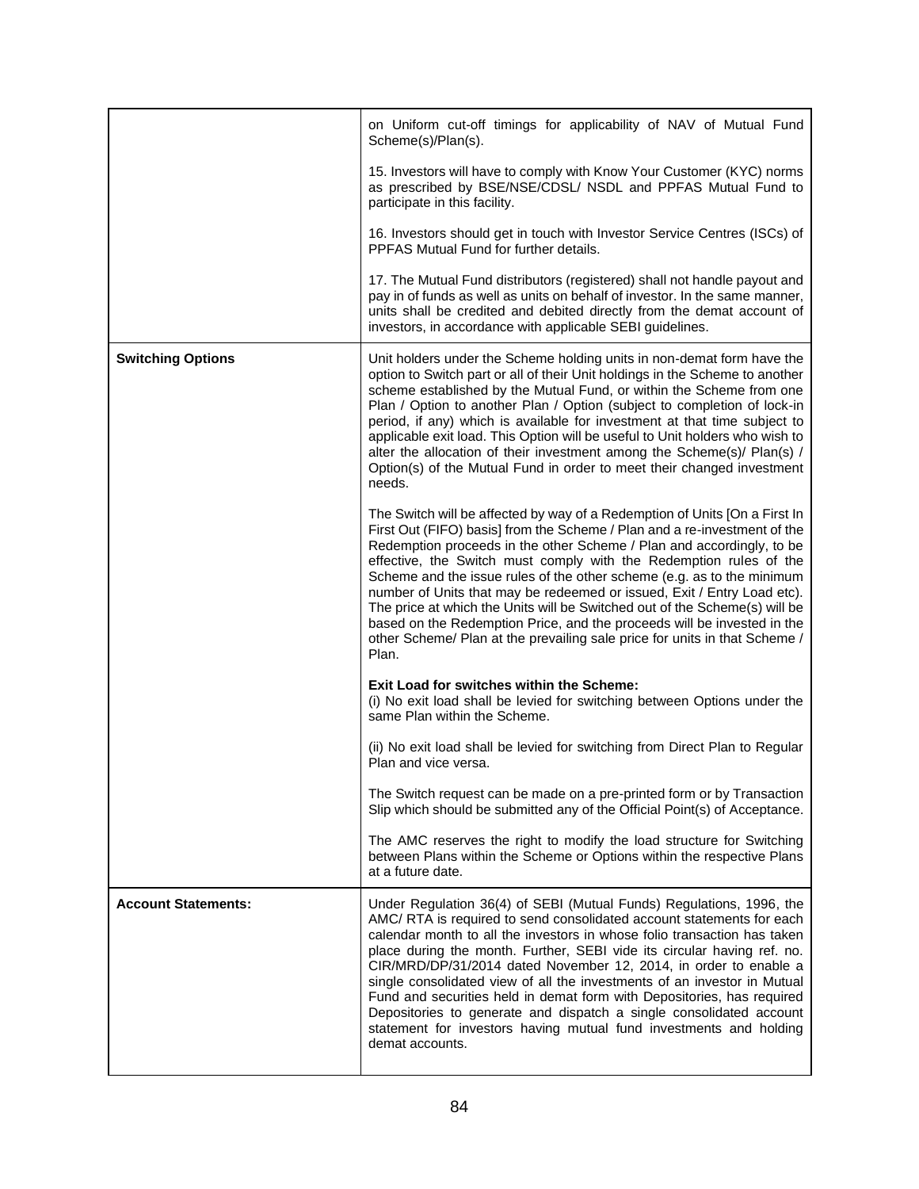| | |
|---|---|
| | on Uniform cut-off timings for applicability of NAV of Mutual Fund Scheme(s)/Plan(s).<br><br>15. Investors will have to comply with Know Your Customer (KYC) norms as prescribed by BSE/NSE/CDSL/ NSDL and PPFAS Mutual Fund to participate in this facility.<br><br>16. Investors should get in touch with Investor Service Centres (ISCs) of PPFAS Mutual Fund for further details.<br><br>17. The Mutual Fund distributors (registered) shall not handle payout and pay in of funds as well as units on behalf of investor. In the same manner, units shall be credited and debited directly from the demat account of investors, in accordance with applicable SEBI guidelines. |
| **Switching Options** | Unit holders under the Scheme holding units in non-demat form have the option to Switch part or all of their Unit holdings in the Scheme to another scheme established by the Mutual Fund, or within the Scheme from one Plan / Option to another Plan / Option (subject to completion of lock-in period, if any) which is available for investment at that time subject to applicable exit load. This Option will be useful to Unit holders who wish to alter the allocation of their investment among the Scheme(s)/ Plan(s) / Option(s) of the Mutual Fund in order to meet their changed investment needs.<br><br>The Switch will be affected by way of a Redemption of Units [On a First In First Out (FIFO) basis] from the Scheme / Plan and a re-investment of the Redemption proceeds in the other Scheme / Plan and accordingly, to be effective, the Switch must comply with the Redemption rules of the Scheme and the issue rules of the other scheme (e.g. as to the minimum number of Units that may be redeemed or issued, Exit / Entry Load etc). The price at which the Units will be Switched out of the Scheme(s) will be based on the Redemption Price, and the proceeds will be invested in the other Scheme/ Plan at the prevailing sale price for units in that Scheme / Plan.<br><br>**Exit Load for switches within the Scheme:**<br>(i) No exit load shall be levied for switching between Options under the same Plan within the Scheme.<br><br>(ii) No exit load shall be levied for switching from Direct Plan to Regular Plan and vice versa.<br><br>The Switch request can be made on a pre-printed form or by Transaction Slip which should be submitted any of the Official Point(s) of Acceptance.<br><br>The AMC reserves the right to modify the load structure for Switching between Plans within the Scheme or Options within the respective Plans at a future date. |
| **Account Statements:** | Under Regulation 36(4) of SEBI (Mutual Funds) Regulations, 1996, the AMC/ RTA is required to send consolidated account statements for each calendar month to all the investors in whose folio transaction has taken place during the month. Further, SEBI vide its circular having ref. no. CIR/MRD/DP/31/2014 dated November 12, 2014, in order to enable a single consolidated view of all the investments of an investor in Mutual Fund and securities held in demat form with Depositories, has required Depositories to generate and dispatch a single consolidated account statement for investors having mutual fund investments and holding demat accounts. |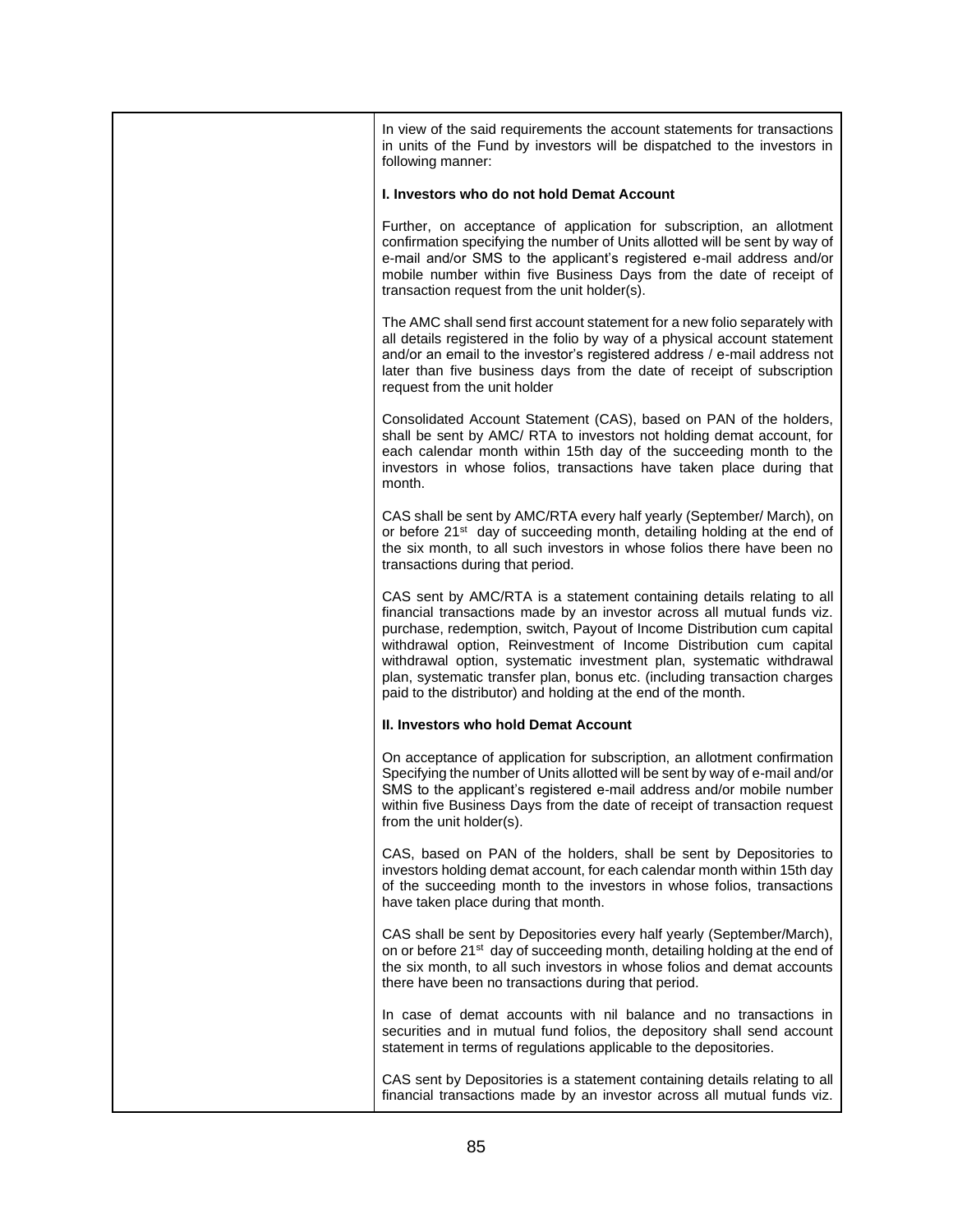| | In view of the said requirements the account statements for transactions in units of the Fund by investors will be dispatched to the investors in following manner:<br><br>**I. Investors who do not hold Demat Account**<br><br>Further, on acceptance of application for subscription, an allotment confirmation specifying the number of Units allotted will be sent by way of e-mail and/or SMS to the applicant's registered e-mail address and/or mobile number within five Business Days from the date of receipt of transaction request from the unit holder(s).<br><br>The AMC shall send first account statement for a new folio separately with all details registered in the folio by way of a physical account statement and/or an email to the investor's registered address / e-mail address not later than five business days from the date of receipt of subscription request from the unit holder<br><br>Consolidated Account Statement (CAS), based on PAN of the holders, shall be sent by AMC/ RTA to investors not holding demat account, for each calendar month within 15th day of the succeeding month to the investors in whose folios, transactions have taken place during that month.<br><br>CAS shall be sent by AMC/RTA every half yearly (September/ March), on or before 21st day of succeeding month, detailing holding at the end of the six month, to all such investors in whose folios there have been no transactions during that period.<br><br>CAS sent by AMC/RTA is a statement containing details relating to all financial transactions made by an investor across all mutual funds viz. purchase, redemption, switch, Payout of Income Distribution cum capital withdrawal option, Reinvestment of Income Distribution cum capital withdrawal option, systematic investment plan, systematic withdrawal plan, systematic transfer plan, bonus etc. (including transaction charges paid to the distributor) and holding at the end of the month.<br><br>**II. Investors who hold Demat Account**<br><br>On acceptance of application for subscription, an allotment confirmation Specifying the number of Units allotted will be sent by way of e-mail and/or SMS to the applicant's registered e-mail address and/or mobile number within five Business Days from the date of receipt of transaction request from the unit holder(s).<br><br>CAS, based on PAN of the holders, shall be sent by Depositories to investors holding demat account, for each calendar month within 15th day of the succeeding month to the investors in whose folios, transactions have taken place during that month.<br><br>CAS shall be sent by Depositories every half yearly (September/March), on or before 21st day of succeeding month, detailing holding at the end of the six month, to all such investors in whose folios and demat accounts there have been no transactions during that period.<br><br>In case of demat accounts with nil balance and no transactions in securities and in mutual fund folios, the depository shall send account statement in terms of regulations applicable to the depositories.<br><br>CAS sent by Depositories is a statement containing details relating to all financial transactions made by an investor across all mutual funds viz. |
|---|---|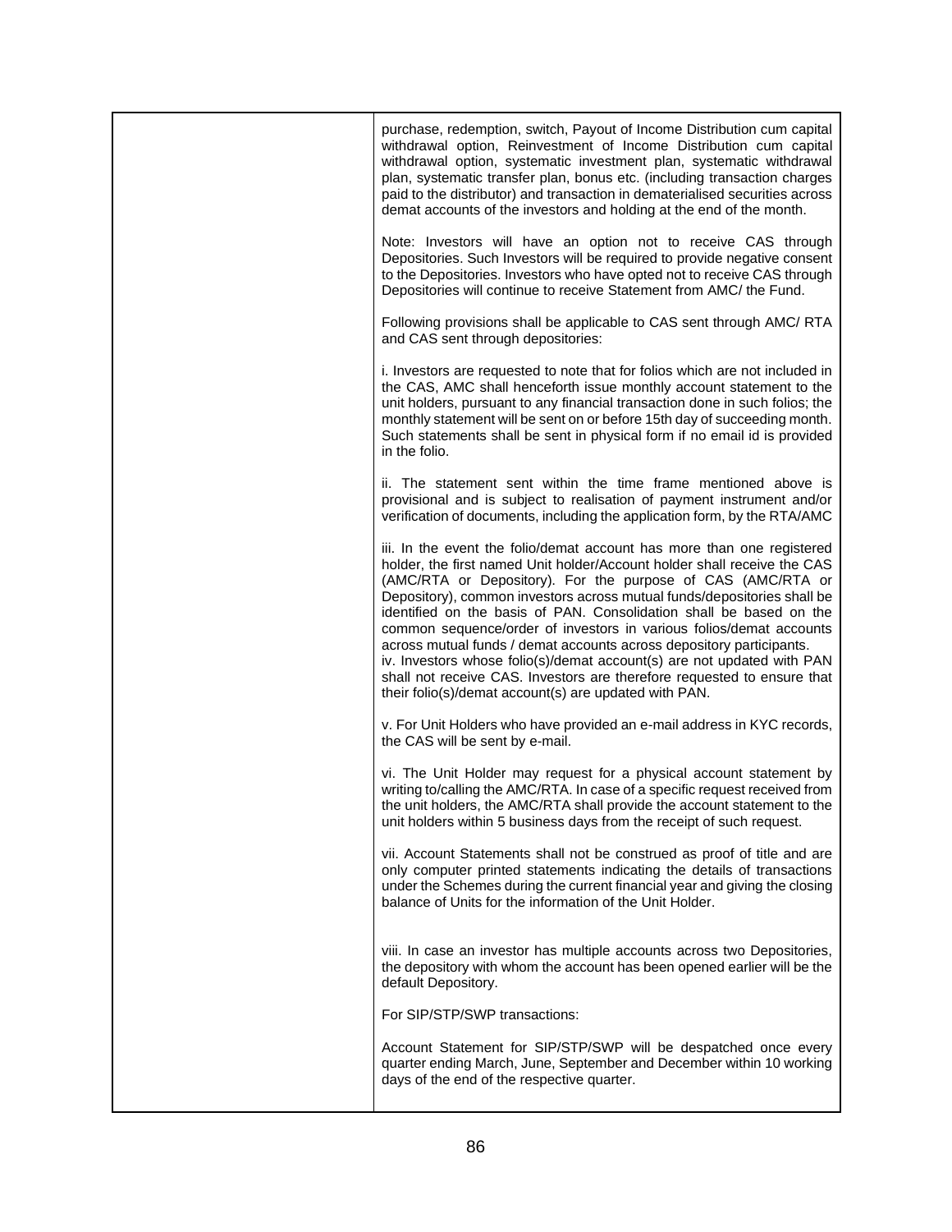|  | purchase, redemption, switch, Payout of Income Distribution cum capital withdrawal option, Reinvestment of Income Distribution cum capital withdrawal option, systematic investment plan, systematic withdrawal plan, systematic transfer plan, bonus etc. (including transaction charges paid to the distributor) and transaction in dematerialised securities across demat accounts of the investors and holding at the end of the month.<br><br>Note: Investors will have an option not to receive CAS through Depositories. Such Investors will be required to provide negative consent to the Depositories. Investors who have opted not to receive CAS through Depositories will continue to receive Statement from AMC/ the Fund.<br><br>Following provisions shall be applicable to CAS sent through AMC/ RTA and CAS sent through depositories:<br><br>i. Investors are requested to note that for folios which are not included in the CAS, AMC shall henceforth issue monthly account statement to the unit holders, pursuant to any financial transaction done in such folios; the monthly statement will be sent on or before 15th day of succeeding month. Such statements shall be sent in physical form if no email id is provided in the folio.<br><br>ii. The statement sent within the time frame mentioned above is provisional and is subject to realisation of payment instrument and/or verification of documents, including the application form, by the RTA/AMC<br><br>iii. In the event the folio/demat account has more than one registered holder, the first named Unit holder/Account holder shall receive the CAS (AMC/RTA or Depository). For the purpose of CAS (AMC/RTA or Depository), common investors across mutual funds/depositories shall be identified on the basis of PAN. Consolidation shall be based on the common sequence/order of investors in various folios/demat accounts across mutual funds / demat accounts across depository participants.<br>iv. Investors whose folio(s)/demat account(s) are not updated with PAN shall not receive CAS. Investors are therefore requested to ensure that their folio(s)/demat account(s) are updated with PAN.<br><br>v. For Unit Holders who have provided an e-mail address in KYC records, the CAS will be sent by e-mail.<br><br>vi. The Unit Holder may request for a physical account statement by writing to/calling the AMC/RTA. In case of a specific request received from the unit holders, the AMC/RTA shall provide the account statement to the unit holders within 5 business days from the receipt of such request.<br><br>vii. Account Statements shall not be construed as proof of title and are only computer printed statements indicating the details of transactions under the Schemes during the current financial year and giving the closing balance of Units for the information of the Unit Holder.<br><br>viii. In case an investor has multiple accounts across two Depositories, the depository with whom the account has been opened earlier will be the default Depository.<br><br>For SIP/STP/SWP transactions:<br><br>Account Statement for SIP/STP/SWP will be despatched once every quarter ending March, June, September and December within 10 working days of the end of the respective quarter. |
|---|---|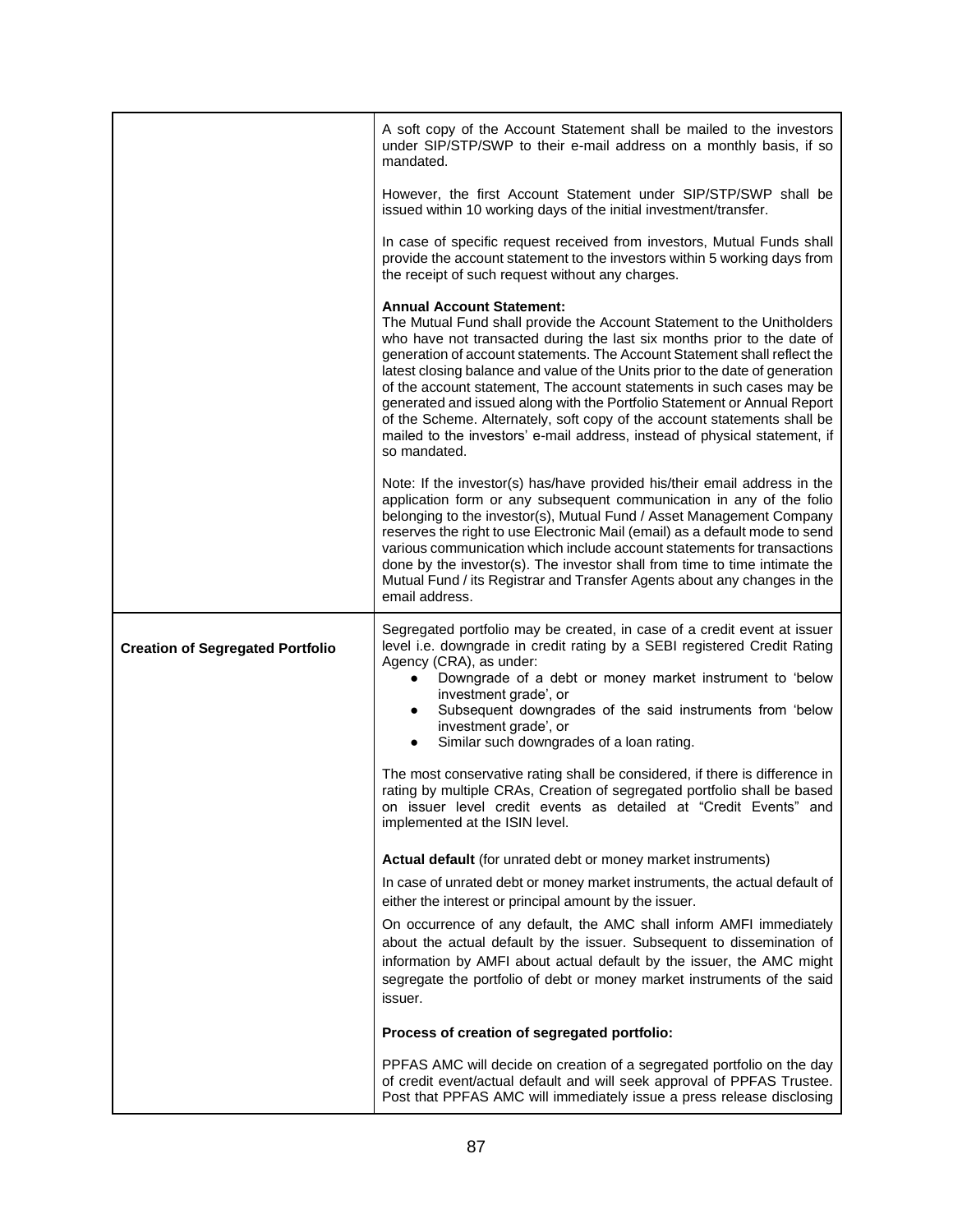| | |
|---|---|
| | A soft copy of the Account Statement shall be mailed to the investors under SIP/STP/SWP to their e-mail address on a monthly basis, if so mandated.<br><br>However, the first Account Statement under SIP/STP/SWP shall be issued within 10 working days of the initial investment/transfer.<br><br>In case of specific request received from investors, Mutual Funds shall provide the account statement to the investors within 5 working days from the receipt of such request without any charges.<br><br>**Annual Account Statement:**<br>The Mutual Fund shall provide the Account Statement to the Unitholders who have not transacted during the last six months prior to the date of generation of account statements. The Account Statement shall reflect the latest closing balance and value of the Units prior to the date of generation of the account statement, The account statements in such cases may be generated and issued along with the Portfolio Statement or Annual Report of the Scheme. Alternately, soft copy of the account statements shall be mailed to the investors' e-mail address, instead of physical statement, if so mandated.<br><br>Note: If the investor(s) has/have provided his/their email address in the application form or any subsequent communication in any of the folio belonging to the investor(s), Mutual Fund / Asset Management Company reserves the right to use Electronic Mail (email) as a default mode to send various communication which include account statements for transactions done by the investor(s). The investor shall from time to time intimate the Mutual Fund / its Registrar and Transfer Agents about any changes in the email address. |
| **Creation of Segregated Portfolio** | Segregated portfolio may be created, in case of a credit event at issuer level i.e. downgrade in credit rating by a SEBI registered Credit Rating Agency (CRA), as under:<br>● Downgrade of a debt or money market instrument to 'below investment grade', or<br>● Subsequent downgrades of the said instruments from 'below investment grade', or<br>● Similar such downgrades of a loan rating.<br><br>The most conservative rating shall be considered, if there is difference in rating by multiple CRAs, Creation of segregated portfolio shall be based on issuer level credit events as detailed at "Credit Events" and implemented at the ISIN level.<br><br>**Actual default** (for unrated debt or money market instruments)<br><br>In case of unrated debt or money market instruments, the actual default of either the interest or principal amount by the issuer.<br><br>On occurrence of any default, the AMC shall inform AMFI immediately about the actual default by the issuer. Subsequent to dissemination of information by AMFI about actual default by the issuer, the AMC might segregate the portfolio of debt or money market instruments of the said issuer.<br><br>**Process of creation of segregated portfolio:**<br><br>PPFAS AMC will decide on creation of a segregated portfolio on the day of credit event/actual default and will seek approval of PPFAS Trustee. Post that PPFAS AMC will immediately issue a press release disclosing |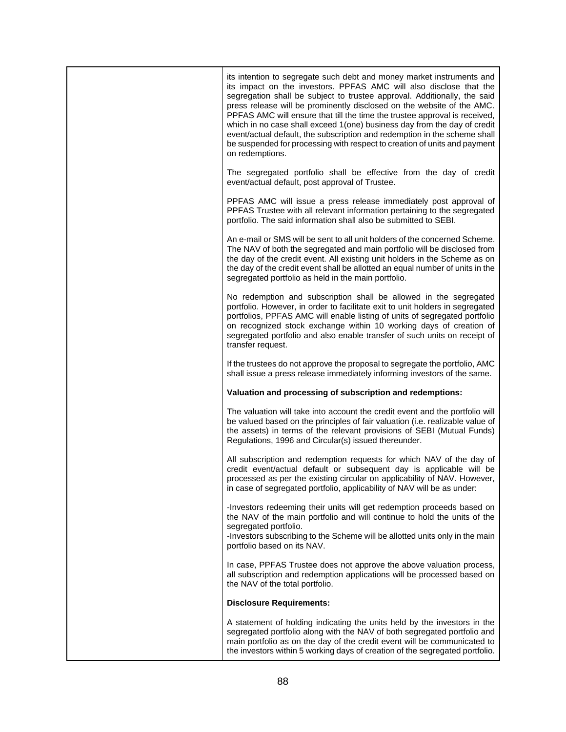| | its intention to segregate such debt and money market instruments and its impact on the investors. PPFAS AMC will also disclose that the segregation shall be subject to trustee approval. Additionally, the said press release will be prominently disclosed on the website of the AMC. PPFAS AMC will ensure that till the time the trustee approval is received, which in no case shall exceed 1(one) business day from the day of credit event/actual default, the subscription and redemption in the scheme shall be suspended for processing with respect to creation of units and payment on redemptions.<br><br>The segregated portfolio shall be effective from the day of credit event/actual default, post approval of Trustee.<br><br>PPFAS AMC will issue a press release immediately post approval of PPFAS Trustee with all relevant information pertaining to the segregated portfolio. The said information shall also be submitted to SEBI.<br><br>An e-mail or SMS will be sent to all unit holders of the concerned Scheme. The NAV of both the segregated and main portfolio will be disclosed from the day of the credit event. All existing unit holders in the Scheme as on the day of the credit event shall be allotted an equal number of units in the segregated portfolio as held in the main portfolio.<br><br>No redemption and subscription shall be allowed in the segregated portfolio. However, in order to facilitate exit to unit holders in segregated portfolios, PPFAS AMC will enable listing of units of segregated portfolio on recognized stock exchange within 10 working days of creation of segregated portfolio and also enable transfer of such units on receipt of transfer request.<br><br>If the trustees do not approve the proposal to segregate the portfolio, AMC shall issue a press release immediately informing investors of the same.<br><br>**Valuation and processing of subscription and redemptions:**<br><br>The valuation will take into account the credit event and the portfolio will be valued based on the principles of fair valuation (i.e. realizable value of the assets) in terms of the relevant provisions of SEBI (Mutual Funds) Regulations, 1996 and Circular(s) issued thereunder.<br><br>All subscription and redemption requests for which NAV of the day of credit event/actual default or subsequent day is applicable will be processed as per the existing circular on applicability of NAV. However, in case of segregated portfolio, applicability of NAV will be as under:<br><br>-Investors redeeming their units will get redemption proceeds based on the NAV of the main portfolio and will continue to hold the units of the segregated portfolio.<br>-Investors subscribing to the Scheme will be allotted units only in the main portfolio based on its NAV.<br><br>In case, PPFAS Trustee does not approve the above valuation process, all subscription and redemption applications will be processed based on the NAV of the total portfolio.<br><br>**Disclosure Requirements:**<br><br>A statement of holding indicating the units held by the investors in the segregated portfolio along with the NAV of both segregated portfolio and main portfolio as on the day of the credit event will be communicated to the investors within 5 working days of creation of the segregated portfolio. |
|---|---|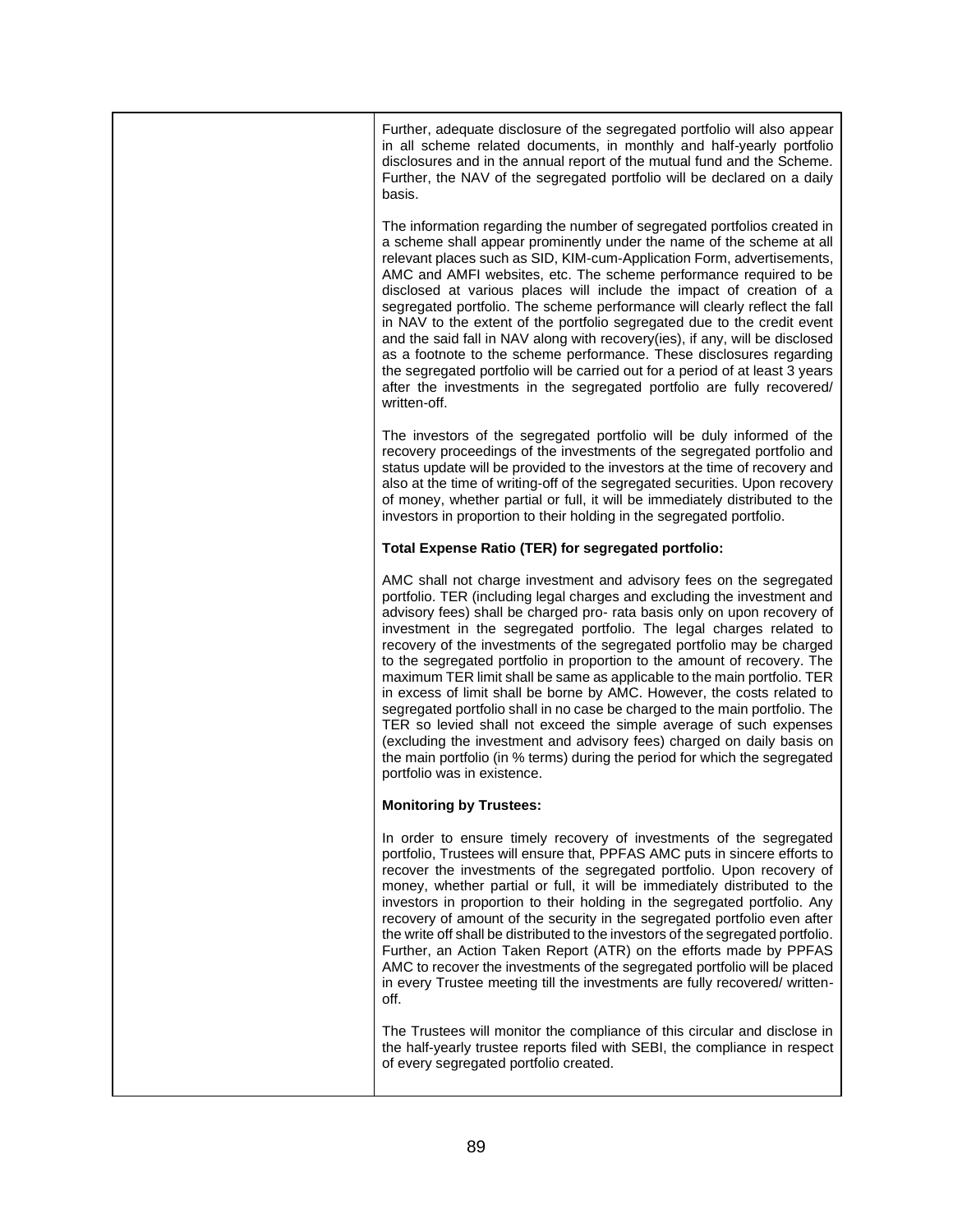| | Further, adequate disclosure of the segregated portfolio will also appear in all scheme related documents, in monthly and half-yearly portfolio disclosures and in the annual report of the mutual fund and the Scheme. Further, the NAV of the segregated portfolio will be declared on a daily basis.<br><br>The information regarding the number of segregated portfolios created in a scheme shall appear prominently under the name of the scheme at all relevant places such as SID, KIM-cum-Application Form, advertisements, AMC and AMFI websites, etc. The scheme performance required to be disclosed at various places will include the impact of creation of a segregated portfolio. The scheme performance will clearly reflect the fall in NAV to the extent of the portfolio segregated due to the credit event and the said fall in NAV along with recovery(ies), if any, will be disclosed as a footnote to the scheme performance. These disclosures regarding the segregated portfolio will be carried out for a period of at least 3 years after the investments in the segregated portfolio are fully recovered/ written-off.<br><br>The investors of the segregated portfolio will be duly informed of the recovery proceedings of the investments of the segregated portfolio and status update will be provided to the investors at the time of recovery and also at the time of writing-off of the segregated securities. Upon recovery of money, whether partial or full, it will be immediately distributed to the investors in proportion to their holding in the segregated portfolio.<br><br>**Total Expense Ratio (TER) for segregated portfolio:**<br><br>AMC shall not charge investment and advisory fees on the segregated portfolio. TER (including legal charges and excluding the investment and advisory fees) shall be charged pro- rata basis only on upon recovery of investment in the segregated portfolio. The legal charges related to recovery of the investments of the segregated portfolio may be charged to the segregated portfolio in proportion to the amount of recovery. The maximum TER limit shall be same as applicable to the main portfolio. TER in excess of limit shall be borne by AMC. However, the costs related to segregated portfolio shall in no case be charged to the main portfolio. The TER so levied shall not exceed the simple average of such expenses (excluding the investment and advisory fees) charged on daily basis on the main portfolio (in % terms) during the period for which the segregated portfolio was in existence.<br><br>**Monitoring by Trustees:**<br><br>In order to ensure timely recovery of investments of the segregated portfolio, Trustees will ensure that, PPFAS AMC puts in sincere efforts to recover the investments of the segregated portfolio. Upon recovery of money, whether partial or full, it will be immediately distributed to the investors in proportion to their holding in the segregated portfolio. Any recovery of amount of the security in the segregated portfolio even after the write off shall be distributed to the investors of the segregated portfolio. Further, an Action Taken Report (ATR) on the efforts made by PPFAS AMC to recover the investments of the segregated portfolio will be placed in every Trustee meeting till the investments are fully recovered/ written-off.<br><br>The Trustees will monitor the compliance of this circular and disclose in the half-yearly trustee reports filed with SEBI, the compliance in respect of every segregated portfolio created. |
|---|---|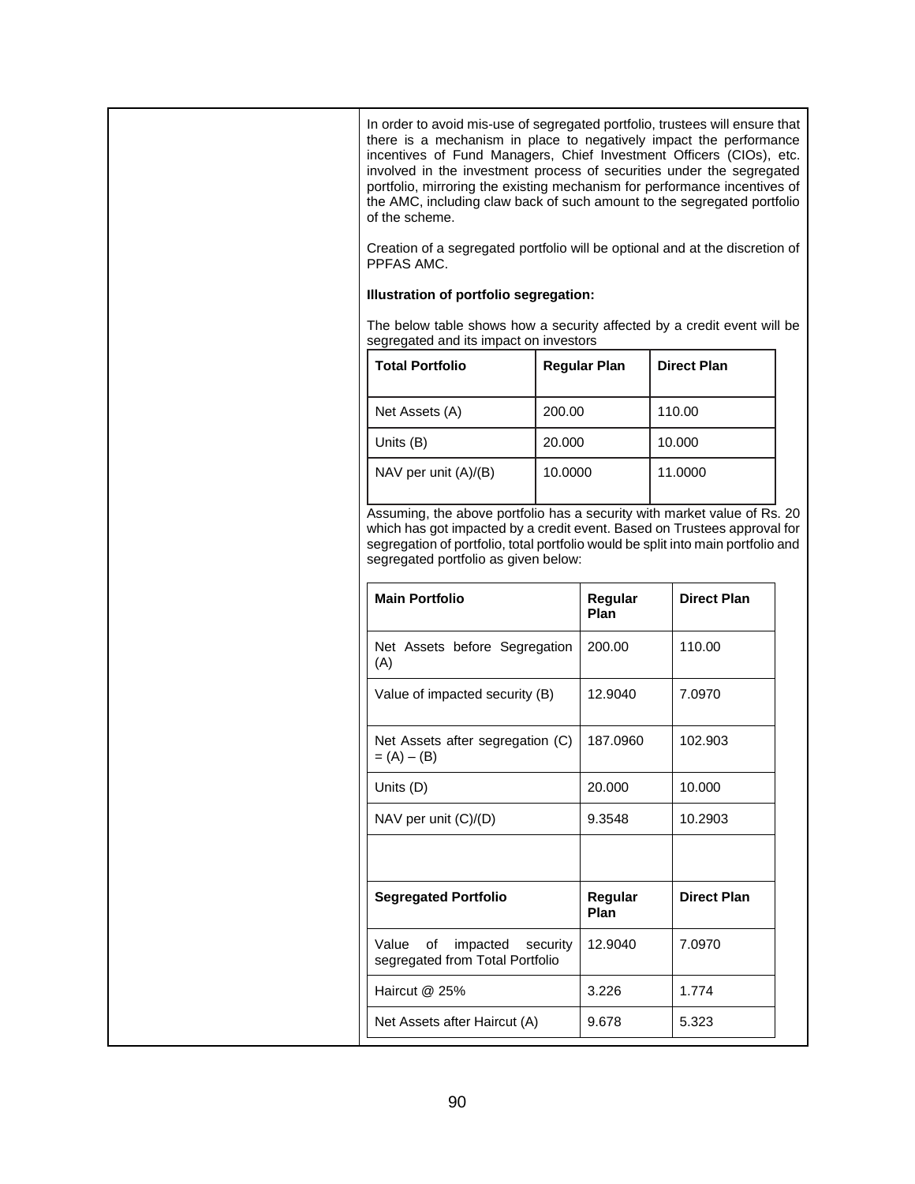In order to avoid mis-use of segregated portfolio, trustees will ensure that there is a mechanism in place to negatively impact the performance incentives of Fund Managers, Chief Investment Officers (CIOs), etc. involved in the investment process of securities under the segregated portfolio, mirroring the existing mechanism for performance incentives of the AMC, including claw back of such amount to the segregated portfolio of the scheme.

Creation of a segregated portfolio will be optional and at the discretion of PPFAS AMC.

**Illustration of portfolio segregation:**

The below table shows how a security affected by a credit event will be segregated and its impact on investors

| Total Portfolio | Regular Plan | Direct Plan |
|---|---|---|
| Net Assets (A) | 200.00 | 110.00 |
| Units (B) | 20.000 | 10.000 |
| NAV per unit (A)/(B) | 10.0000 | 11.0000 |

Assuming, the above portfolio has a security with market value of Rs. 20 which has got impacted by a credit event. Based on Trustees approval for segregation of portfolio, total portfolio would be split into main portfolio and segregated portfolio as given below:

| Main Portfolio | Regular Plan | Direct Plan |
|---|---|---|
| Net Assets before Segregation (A) | 200.00 | 110.00 |
| Value of impacted security (B) | 12.9040 | 7.0970 |
| Net Assets after segregation (C) = (A) – (B) | 187.0960 | 102.903 |
| Units (D) | 20.000 | 10.000 |
| NAV per unit (C)/(D) | 9.3548 | 10.2903 |
| | | |
| **Segregated Portfolio** | **Regular Plan** | **Direct Plan** |
| Value of impacted security segregated from Total Portfolio | 12.9040 | 7.0970 |
| Haircut @ 25% | 3.226 | 1.774 |
| Net Assets after Haircut (A) | 9.678 | 5.323 |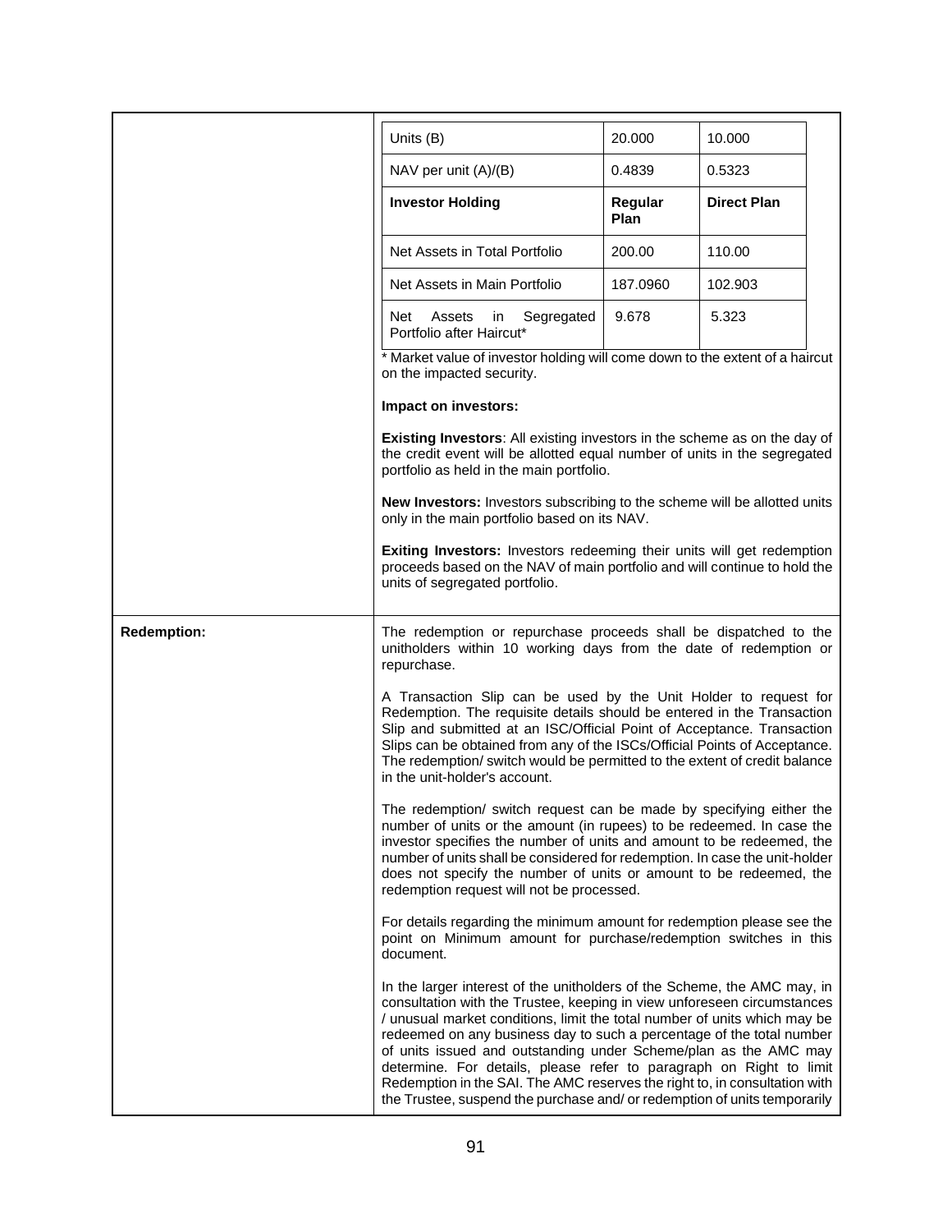| Units (B) | 20.000 | 10.000 |
|---|---|---|
| NAV per unit (A)/(B) | 0.4839 | 0.5323 |
| **Investor Holding** | **Regular Plan** | **Direct Plan** |
| Net Assets in Total Portfolio | 200.00 | 110.00 |
| Net Assets in Main Portfolio | 187.0960 | 102.903 |
| Net Assets in Segregated Portfolio after Haircut* | 9.678 | 5.323 |

* Market value of investor holding will come down to the extent of a haircut on the impacted security.

**Impact on investors:**

**Existing Investors**: All existing investors in the scheme as on the day of the credit event will be allotted equal number of units in the segregated portfolio as held in the main portfolio.

**New Investors:** Investors subscribing to the scheme will be allotted units only in the main portfolio based on its NAV.

**Exiting Investors:** Investors redeeming their units will get redemption proceeds based on the NAV of main portfolio and will continue to hold the units of segregated portfolio.

**Redemption:**

The redemption or repurchase proceeds shall be dispatched to the unitholders within 10 working days from the date of redemption or repurchase.

A Transaction Slip can be used by the Unit Holder to request for Redemption. The requisite details should be entered in the Transaction Slip and submitted at an ISC/Official Point of Acceptance. Transaction Slips can be obtained from any of the ISCs/Official Points of Acceptance. The redemption/ switch would be permitted to the extent of credit balance in the unit-holder's account.

The redemption/ switch request can be made by specifying either the number of units or the amount (in rupees) to be redeemed. In case the investor specifies the number of units and amount to be redeemed, the number of units shall be considered for redemption. In case the unit-holder does not specify the number of units or amount to be redeemed, the redemption request will not be processed.

For details regarding the minimum amount for redemption please see the point on Minimum amount for purchase/redemption switches in this document.

In the larger interest of the unitholders of the Scheme, the AMC may, in consultation with the Trustee, keeping in view unforeseen circumstances / unusual market conditions, limit the total number of units which may be redeemed on any business day to such a percentage of the total number of units issued and outstanding under Scheme/plan as the AMC may determine. For details, please refer to paragraph on Right to limit Redemption in the SAI. The AMC reserves the right to, in consultation with the Trustee, suspend the purchase and/ or redemption of units temporarily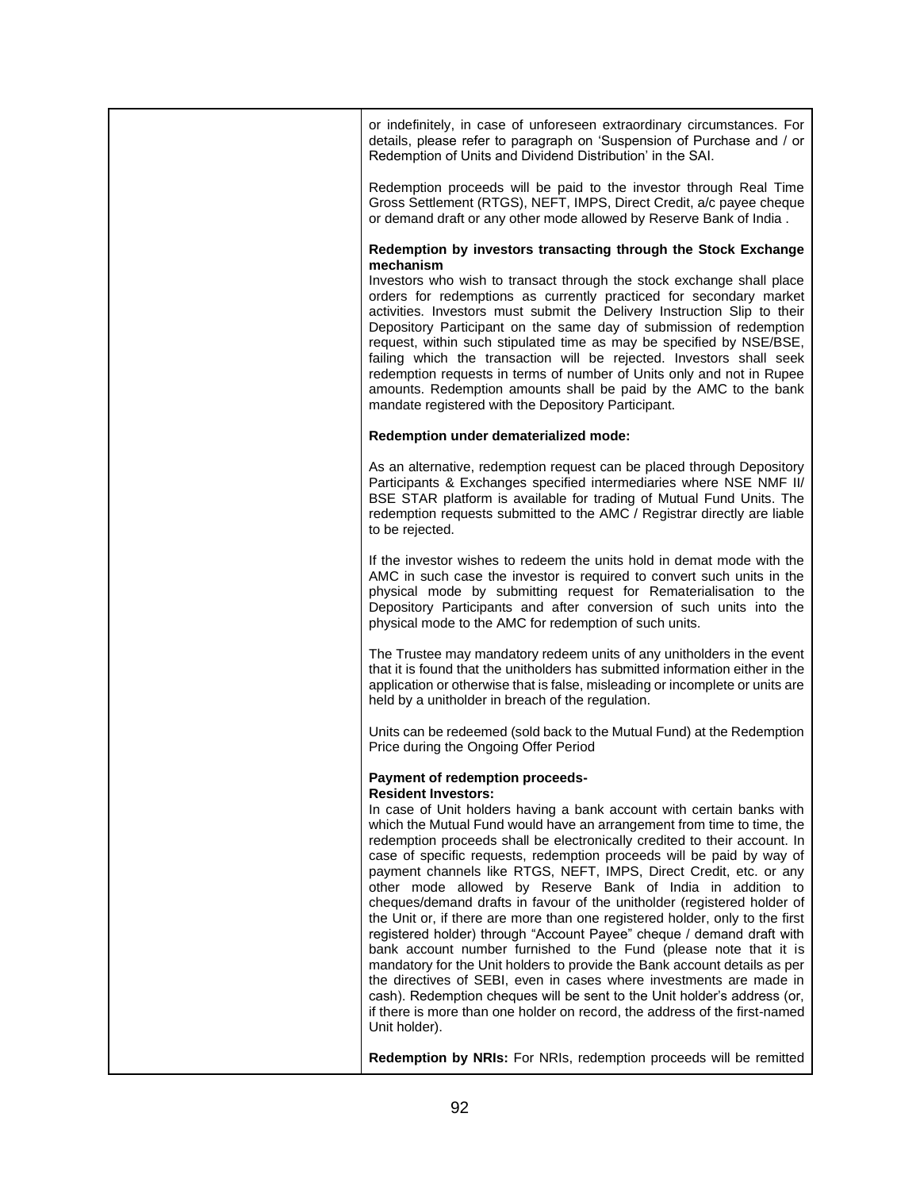| | |
|---|---|
| | or indefinitely, in case of unforeseen extraordinary circumstances. For details, please refer to paragraph on 'Suspension of Purchase and / or Redemption of Units and Dividend Distribution' in the SAI.<br><br>Redemption proceeds will be paid to the investor through Real Time Gross Settlement (RTGS), NEFT, IMPS, Direct Credit, a/c payee cheque or demand draft or any other mode allowed by Reserve Bank of India .<br><br>**Redemption by investors transacting through the Stock Exchange mechanism**<br>Investors who wish to transact through the stock exchange shall place orders for redemptions as currently practiced for secondary market activities. Investors must submit the Delivery Instruction Slip to their Depository Participant on the same day of submission of redemption request, within such stipulated time as may be specified by NSE/BSE, failing which the transaction will be rejected. Investors shall seek redemption requests in terms of number of Units only and not in Rupee amounts. Redemption amounts shall be paid by the AMC to the bank mandate registered with the Depository Participant.<br><br>**Redemption under dematerialized mode:**<br><br>As an alternative, redemption request can be placed through Depository Participants & Exchanges specified intermediaries where NSE NMF II/ BSE STAR platform is available for trading of Mutual Fund Units. The redemption requests submitted to the AMC / Registrar directly are liable to be rejected.<br><br>If the investor wishes to redeem the units hold in demat mode with the AMC in such case the investor is required to convert such units in the physical mode by submitting request for Rematerialisation to the Depository Participants and after conversion of such units into the physical mode to the AMC for redemption of such units.<br><br>The Trustee may mandatory redeem units of any unitholders in the event that it is found that the unitholders has submitted information either in the application or otherwise that is false, misleading or incomplete or units are held by a unitholder in breach of the regulation.<br><br>Units can be redeemed (sold back to the Mutual Fund) at the Redemption Price during the Ongoing Offer Period<br><br>**Payment of redemption proceeds-**<br>**Resident Investors:**<br>In case of Unit holders having a bank account with certain banks with which the Mutual Fund would have an arrangement from time to time, the redemption proceeds shall be electronically credited to their account. In case of specific requests, redemption proceeds will be paid by way of payment channels like RTGS, NEFT, IMPS, Direct Credit, etc. or any other mode allowed by Reserve Bank of India in addition to cheques/demand drafts in favour of the unitholder (registered holder of the Unit or, if there are more than one registered holder, only to the first registered holder) through "Account Payee" cheque / demand draft with bank account number furnished to the Fund (please note that it is mandatory for the Unit holders to provide the Bank account details as per the directives of SEBI, even in cases where investments are made in cash). Redemption cheques will be sent to the Unit holder's address (or, if there is more than one holder on record, the address of the first-named Unit holder).<br><br>**Redemption by NRIs:** For NRIs, redemption proceeds will be remitted |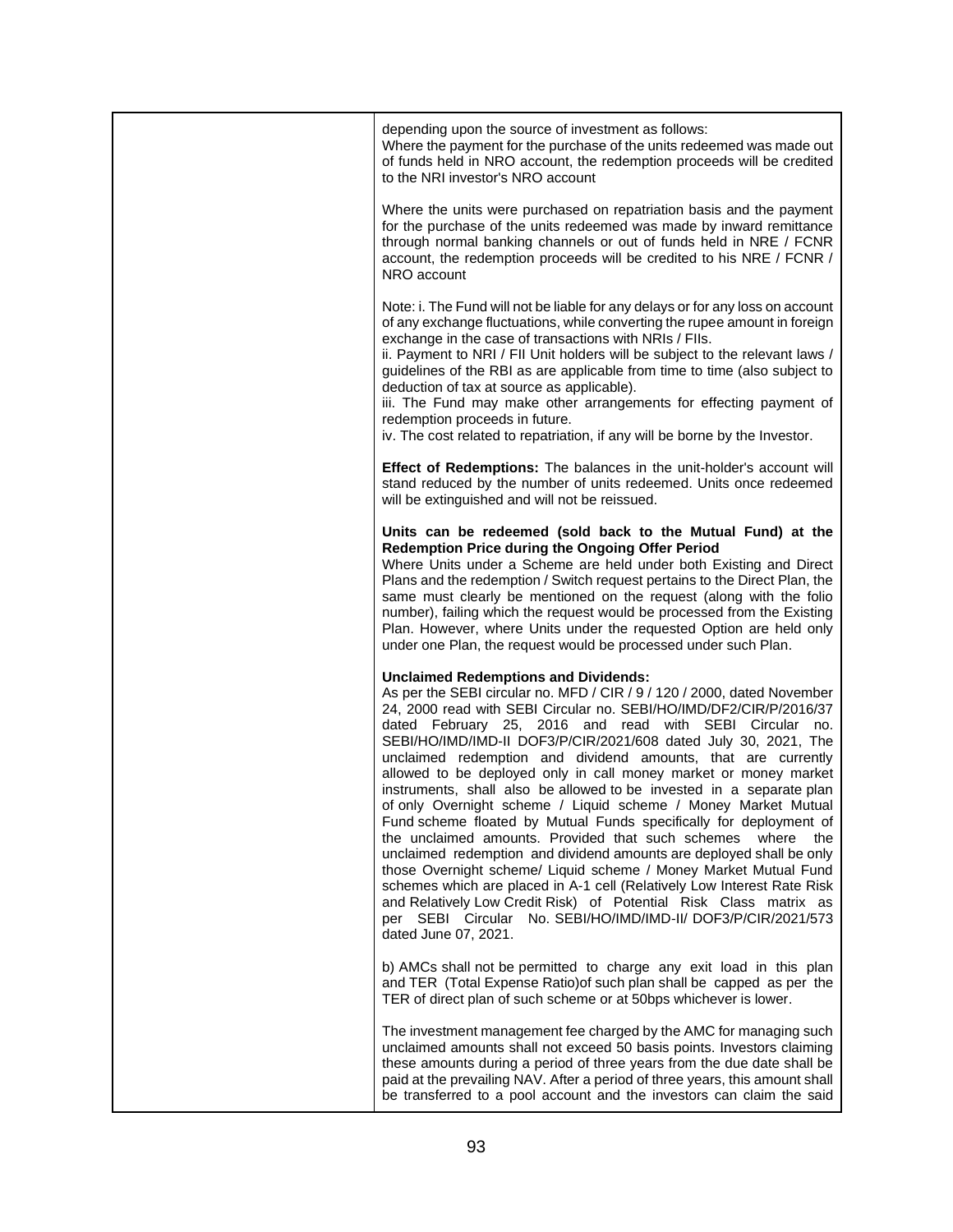depending upon the source of investment as follows:
Where the payment for the purchase of the units redeemed was made out of funds held in NRO account, the redemption proceeds will be credited to the NRI investor's NRO account

Where the units were purchased on repatriation basis and the payment for the purchase of the units redeemed was made by inward remittance through normal banking channels or out of funds held in NRE / FCNR account, the redemption proceeds will be credited to his NRE / FCNR / NRO account

Note: i. The Fund will not be liable for any delays or for any loss on account of any exchange fluctuations, while converting the rupee amount in foreign exchange in the case of transactions with NRIs / FIIs.
ii. Payment to NRI / FII Unit holders will be subject to the relevant laws / guidelines of the RBI as are applicable from time to time (also subject to deduction of tax at source as applicable).
iii. The Fund may make other arrangements for effecting payment of redemption proceeds in future.
iv. The cost related to repatriation, if any will be borne by the Investor.

**Effect of Redemptions:** The balances in the unit-holder's account will stand reduced by the number of units redeemed. Units once redeemed will be extinguished and will not be reissued.

**Units can be redeemed (sold back to the Mutual Fund) at the Redemption Price during the Ongoing Offer Period**
Where Units under a Scheme are held under both Existing and Direct Plans and the redemption / Switch request pertains to the Direct Plan, the same must clearly be mentioned on the request (along with the folio number), failing which the request would be processed from the Existing Plan. However, where Units under the requested Option are held only under one Plan, the request would be processed under such Plan.

**Unclaimed Redemptions and Dividends:**
As per the SEBI circular no. MFD / CIR / 9 / 120 / 2000, dated November 24, 2000 read with SEBI Circular no. SEBI/HO/IMD/DF2/CIR/P/2016/37 dated February 25, 2016 and read with SEBI Circular no. SEBI/HO/IMD/IMD-II DOF3/P/CIR/2021/608 dated July 30, 2021, The unclaimed redemption and dividend amounts, that are currently allowed to be deployed only in call money market or money market instruments, shall also be allowed to be invested in a separate plan of only Overnight scheme / Liquid scheme / Money Market Mutual Fund scheme floated by Mutual Funds specifically for deployment of the unclaimed amounts. Provided that such schemes where the unclaimed redemption and dividend amounts are deployed shall be only those Overnight scheme/ Liquid scheme / Money Market Mutual Fund schemes which are placed in A-1 cell (Relatively Low Interest Rate Risk and Relatively Low Credit Risk) of Potential Risk Class matrix as per SEBI Circular No. SEBI/HO/IMD/IMD-II/ DOF3/P/CIR/2021/573 dated June 07, 2021.

b) AMCs shall not be permitted to charge any exit load in this plan and TER (Total Expense Ratio)of such plan shall be capped as per the TER of direct plan of such scheme or at 50bps whichever is lower.

The investment management fee charged by the AMC for managing such unclaimed amounts shall not exceed 50 basis points. Investors claiming these amounts during a period of three years from the due date shall be paid at the prevailing NAV. After a period of three years, this amount shall be transferred to a pool account and the investors can claim the said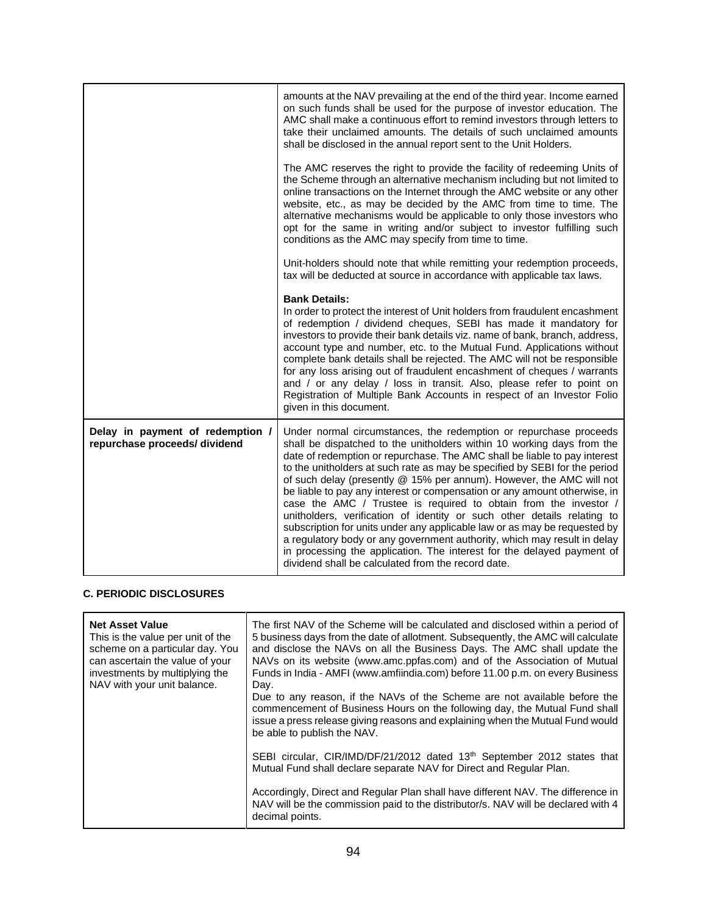| | |
|---|---|
| | amounts at the NAV prevailing at the end of the third year. Income earned on such funds shall be used for the purpose of investor education. The AMC shall make a continuous effort to remind investors through letters to take their unclaimed amounts. The details of such unclaimed amounts shall be disclosed in the annual report sent to the Unit Holders.<br><br>The AMC reserves the right to provide the facility of redeeming Units of the Scheme through an alternative mechanism including but not limited to online transactions on the Internet through the AMC website or any other website, etc., as may be decided by the AMC from time to time. The alternative mechanisms would be applicable to only those investors who opt for the same in writing and/or subject to investor fulfilling such conditions as the AMC may specify from time to time.<br><br>Unit-holders should note that while remitting your redemption proceeds, tax will be deducted at source in accordance with applicable tax laws.<br><br>**Bank Details:**<br>In order to protect the interest of Unit holders from fraudulent encashment of redemption / dividend cheques, SEBI has made it mandatory for investors to provide their bank details viz. name of bank, branch, address, account type and number, etc. to the Mutual Fund. Applications without complete bank details shall be rejected. The AMC will not be responsible for any loss arising out of fraudulent encashment of cheques / warrants and / or any delay / loss in transit. Also, please refer to point on Registration of Multiple Bank Accounts in respect of an Investor Folio given in this document. |
| **Delay in payment of redemption / repurchase proceeds/ dividend** | Under normal circumstances, the redemption or repurchase proceeds shall be dispatched to the unitholders within 10 working days from the date of redemption or repurchase. The AMC shall be liable to pay interest to the unitholders at such rate as may be specified by SEBI for the period of such delay (presently @ 15% per annum). However, the AMC will not be liable to pay any interest or compensation or any amount otherwise, in case the AMC / Trustee is required to obtain from the investor / unitholders, verification of identity or such other details relating to subscription for units under any applicable law or as may be requested by a regulatory body or any government authority, which may result in delay in processing the application. The interest for the delayed payment of dividend shall be calculated from the record date. |

**C. PERIODIC DISCLOSURES**

| | |
|---|---|
| **Net Asset Value**<br>This is the value per unit of the scheme on a particular day. You can ascertain the value of your investments by multiplying the NAV with your unit balance. | The first NAV of the Scheme will be calculated and disclosed within a period of 5 business days from the date of allotment. Subsequently, the AMC will calculate and disclose the NAVs on all the Business Days. The AMC shall update the NAVs on its website (www.amc.ppfas.com) and of the Association of Mutual Funds in India - AMFI (www.amfiindia.com) before 11.00 p.m. on every Business Day.<br>Due to any reason, if the NAVs of the Scheme are not available before the commencement of Business Hours on the following day, the Mutual Fund shall issue a press release giving reasons and explaining when the Mutual Fund would be able to publish the NAV.<br><br>SEBI circular, CIR/IMD/DF/21/2012 dated 13th September 2012 states that Mutual Fund shall declare separate NAV for Direct and Regular Plan.<br><br>Accordingly, Direct and Regular Plan shall have different NAV. The difference in NAV will be the commission paid to the distributor/s. NAV will be declared with 4 decimal points. |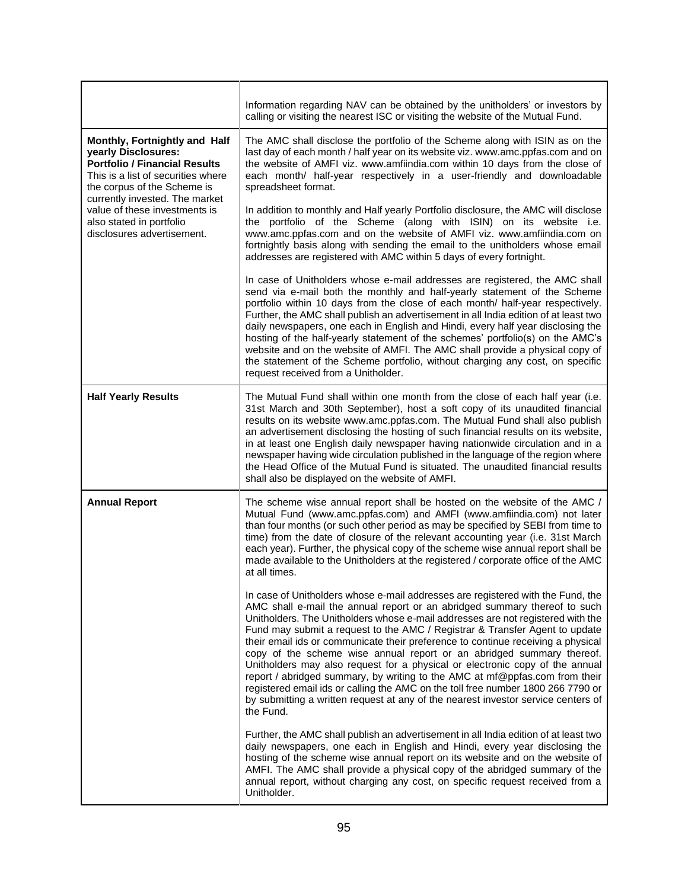| | |
|---|---|
| | Information regarding NAV can be obtained by the unitholders' or investors by calling or visiting the nearest ISC or visiting the website of the Mutual Fund. |
| **Monthly, Fortnightly and Half yearly Disclosures: Portfolio / Financial Results**<br>This is a list of securities where the corpus of the Scheme is currently invested. The market value of these investments is also stated in portfolio disclosures advertisement. | The AMC shall disclose the portfolio of the Scheme along with ISIN as on the last day of each month / half year on its website viz. www.amc.ppfas.com and on the website of AMFI viz. www.amfiindia.com within 10 days from the close of each month/ half-year respectively in a user-friendly and downloadable spreadsheet format.<br><br>In addition to monthly and Half yearly Portfolio disclosure, the AMC will disclose the portfolio of the Scheme (along with ISIN) on its website i.e. www.amc.ppfas.com and on the website of AMFI viz. www.amfiindia.com on fortnightly basis along with sending the email to the unitholders whose email addresses are registered with AMC within 5 days of every fortnight.<br><br>In case of Unitholders whose e-mail addresses are registered, the AMC shall send via e-mail both the monthly and half-yearly statement of the Scheme portfolio within 10 days from the close of each month/ half-year respectively. Further, the AMC shall publish an advertisement in all India edition of at least two daily newspapers, one each in English and Hindi, every half year disclosing the hosting of the half-yearly statement of the schemes' portfolio(s) on the AMC's website and on the website of AMFI. The AMC shall provide a physical copy of the statement of the Scheme portfolio, without charging any cost, on specific request received from a Unitholder. |
| **Half Yearly Results** | The Mutual Fund shall within one month from the close of each half year (i.e. 31st March and 30th September), host a soft copy of its unaudited financial results on its website www.amc.ppfas.com. The Mutual Fund shall also publish an advertisement disclosing the hosting of such financial results on its website, in at least one English daily newspaper having nationwide circulation and in a newspaper having wide circulation published in the language of the region where the Head Office of the Mutual Fund is situated. The unaudited financial results shall also be displayed on the website of AMFI. |
| **Annual Report** | The scheme wise annual report shall be hosted on the website of the AMC / Mutual Fund (www.amc.ppfas.com) and AMFI (www.amfiindia.com) not later than four months (or such other period as may be specified by SEBI from time to time) from the date of closure of the relevant accounting year (i.e. 31st March each year). Further, the physical copy of the scheme wise annual report shall be made available to the Unitholders at the registered / corporate office of the AMC at all times.<br><br>In case of Unitholders whose e-mail addresses are registered with the Fund, the AMC shall e-mail the annual report or an abridged summary thereof to such Unitholders. The Unitholders whose e-mail addresses are not registered with the Fund may submit a request to the AMC / Registrar & Transfer Agent to update their email ids or communicate their preference to continue receiving a physical copy of the scheme wise annual report or an abridged summary thereof. Unitholders may also request for a physical or electronic copy of the annual report / abridged summary, by writing to the AMC at mf@ppfas.com from their registered email ids or calling the AMC on the toll free number 1800 266 7790 or by submitting a written request at any of the nearest investor service centers of the Fund.<br><br>Further, the AMC shall publish an advertisement in all India edition of at least two daily newspapers, one each in English and Hindi, every year disclosing the hosting of the scheme wise annual report on its website and on the website of AMFI. The AMC shall provide a physical copy of the abridged summary of the annual report, without charging any cost, on specific request received from a Unitholder. |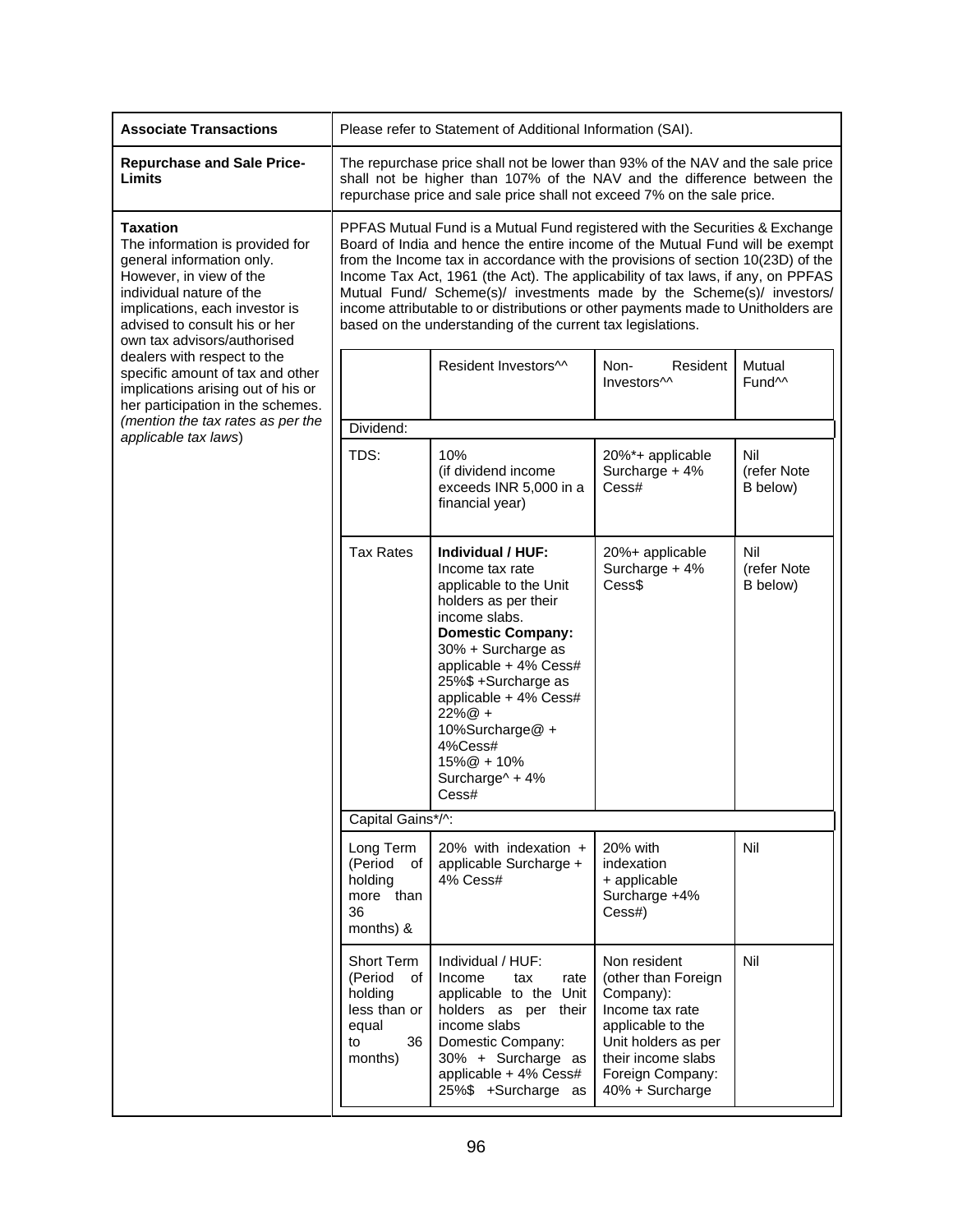| Associate Transactions | Please refer to Statement of Additional Information (SAI). |
|---|---|
| **Repurchase and Sale Price-Limits** | The repurchase price shall not be lower than 93% of the NAV and the sale price shall not be higher than 107% of the NAV and the difference between the repurchase price and sale price shall not exceed 7% on the sale price. |
| **Taxation**<br>The information is provided for general information only. However, in view of the individual nature of the implications, each investor is advised to consult his or her own tax advisors/authorised dealers with respect to the specific amount of tax and other implications arising out of his or her participation in the schemes. *(mention the tax rates as per the applicable tax laws)* | PPFAS Mutual Fund is a Mutual Fund registered with the Securities & Exchange Board of India and hence the entire income of the Mutual Fund will be exempt from the Income tax in accordance with the provisions of section 10(23D) of the Income Tax Act, 1961 (the Act). The applicability of tax laws, if any, on PPFAS Mutual Fund/ Scheme(s)/ investments made by the Scheme(s)/ investors/ income attributable to or distributions or other payments made to Unitholders are based on the understanding of the current tax legislations. |

| | Resident Investors^^ | Non-Resident Investors^^ | Mutual Fund^^ |
|---|---|---|---|
| Dividend: | | | |
| TDS: | 10%<br>(if dividend income exceeds INR 5,000 in a financial year) | 20%*+ applicable Surcharge + 4% Cess# | Nil<br>(refer Note B below) |
| Tax Rates | **Individual / HUF:**<br>Income tax rate applicable to the Unit holders as per their income slabs.<br>**Domestic Company:**<br>30% + Surcharge as applicable + 4% Cess#<br>25%$ +Surcharge as applicable + 4% Cess#<br>22%@ + 10%Surcharge@ + 4%Cess#<br>15%@ + 10% Surcharge^ + 4% Cess# | 20%+ applicable Surcharge + 4% Cess$ | Nil<br>(refer Note B below) |
| Capital Gains*/^: | | | |
| Long Term (Period of holding more than 36 months) & | 20% with indexation + applicable Surcharge + 4% Cess# | 20% with indexation + applicable Surcharge +4% Cess#) | Nil |
| Short Term (Period of holding less than or equal to 36 months) | Individual / HUF:<br>Income tax rate applicable to the Unit holders as per their income slabs<br>Domestic Company:<br>30% + Surcharge as applicable + 4% Cess#<br>25%$ +Surcharge as | Non resident (other than Foreign Company):<br>Income tax rate applicable to the Unit holders as per their income slabs<br>Foreign Company:<br>40% + Surcharge | Nil |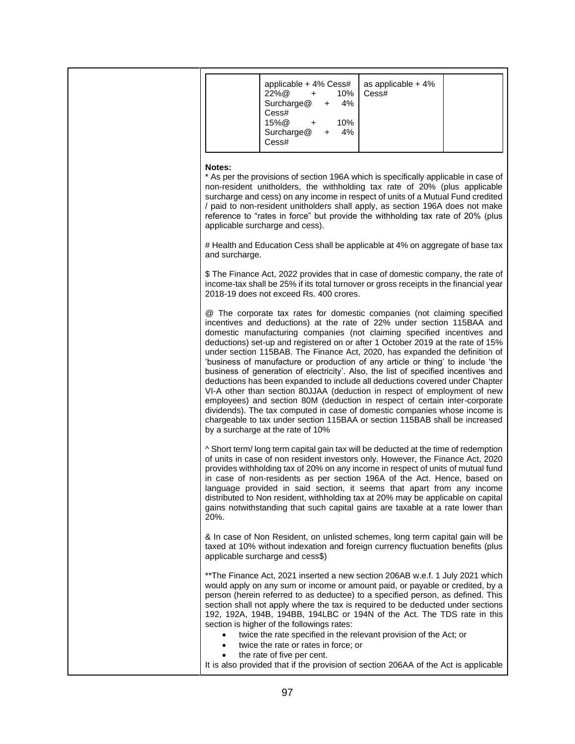|  | applicable + 4% Cess#<br>22%@ + 10% Surcharge@ + 4% Cess#<br>15%@ + 10% Surcharge@ + 4% Cess# | as applicable + 4% Cess# |  |
|---|---|---|---|

**Notes:**

* As per the provisions of section 196A which is specifically applicable in case of non-resident unitholders, the withholding tax rate of 20% (plus applicable surcharge and cess) on any income in respect of units of a Mutual Fund credited / paid to non-resident unitholders shall apply, as section 196A does not make reference to "rates in force" but provide the withholding tax rate of 20% (plus applicable surcharge and cess).

# Health and Education Cess shall be applicable at 4% on aggregate of base tax and surcharge.

$ The Finance Act, 2022 provides that in case of domestic company, the rate of income-tax shall be 25% if its total turnover or gross receipts in the financial year 2018-19 does not exceed Rs. 400 crores.

@ The corporate tax rates for domestic companies (not claiming specified incentives and deductions) at the rate of 22% under section 115BAA and domestic manufacturing companies (not claiming specified incentives and deductions) set-up and registered on or after 1 October 2019 at the rate of 15% under section 115BAB. The Finance Act, 2020, has expanded the definition of 'business of manufacture or production of any article or thing' to include 'the business of generation of electricity'. Also, the list of specified incentives and deductions has been expanded to include all deductions covered under Chapter VI-A other than section 80JJAA (deduction in respect of employment of new employees) and section 80M (deduction in respect of certain inter-corporate dividends). The tax computed in case of domestic companies whose income is chargeable to tax under section 115BAA or section 115BAB shall be increased by a surcharge at the rate of 10%

^ Short term/ long term capital gain tax will be deducted at the time of redemption of units in case of non resident investors only. However, the Finance Act, 2020 provides withholding tax of 20% on any income in respect of units of mutual fund in case of non-residents as per section 196A of the Act. Hence, based on language provided in said section, it seems that apart from any income distributed to Non resident, withholding tax at 20% may be applicable on capital gains notwithstanding that such capital gains are taxable at a rate lower than 20%.

& In case of Non Resident, on unlisted schemes, long term capital gain will be taxed at 10% without indexation and foreign currency fluctuation benefits (plus applicable surcharge and cess$)

**The Finance Act, 2021 inserted a new section 206AB w.e.f. 1 July 2021 which would apply on any sum or income or amount paid, or payable or credited, by a person (herein referred to as deductee) to a specified person, as defined. This section shall not apply where the tax is required to be deducted under sections 192, 192A, 194B, 194BB, 194LBC or 194N of the Act. The TDS rate in this section is higher of the followings rates:

- twice the rate specified in the relevant provision of the Act; or
- twice the rate or rates in force; or
- the rate of five per cent.

It is also provided that if the provision of section 206AA of the Act is applicable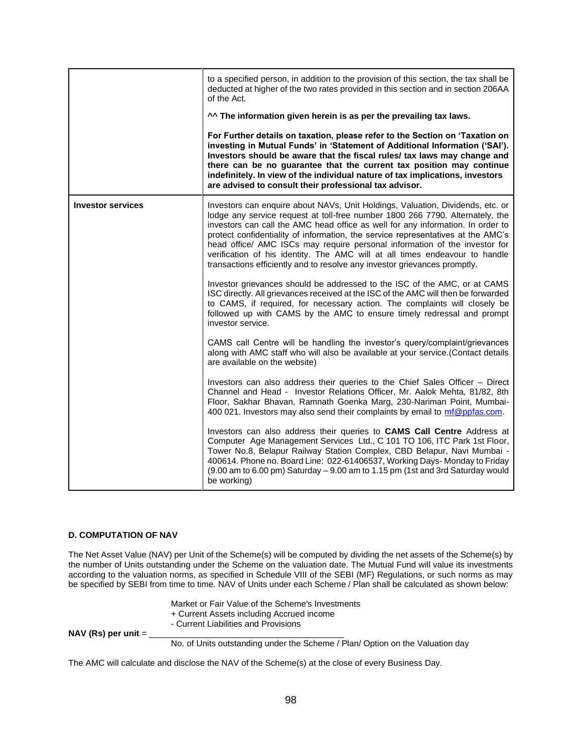| | |
|---|---|
| | to a specified person, in addition to the provision of this section, the tax shall be deducted at higher of the two rates provided in this section and in section 206AA of the Act.<br><br>**^^ The information given herein is as per the prevailing tax laws.**<br><br>**For Further details on taxation, please refer to the Section on 'Taxation on investing in Mutual Funds' in 'Statement of Additional Information ('SAI'). Investors should be aware that the fiscal rules/ tax laws may change and there can be no guarantee that the current tax position may continue indefinitely. In view of the individual nature of tax implications, investors are advised to consult their professional tax advisor.** |
| **Investor services** | Investors can enquire about NAVs, Unit Holdings, Valuation, Dividends, etc. or lodge any service request at toll-free number 1800 266 7790. Alternately, the investors can call the AMC head office as well for any information. In order to protect confidentiality of information, the service representatives at the AMC's head office/ AMC ISCs may require personal information of the investor for verification of his identity. The AMC will at all times endeavour to handle transactions efficiently and to resolve any investor grievances promptly.<br><br>Investor grievances should be addressed to the ISC of the AMC, or at CAMS ISC directly. All grievances received at the ISC of the AMC will then be forwarded to CAMS, if required, for necessary action. The complaints will closely be followed up with CAMS by the AMC to ensure timely redressal and prompt investor service.<br><br>CAMS call Centre will be handling the investor's query/complaint/grievances along with AMC staff who will also be available at your service.(Contact details are available on the website)<br><br>Investors can also address their queries to the Chief Sales Officer – Direct Channel and Head - Investor Relations Officer, Mr. Aalok Mehta, 81/82, 8th Floor, Sakhar Bhavan, Ramnath Goenka Marg, 230-Nariman Point, Mumbai-400 021. Investors may also send their complaints by email to mf@ppfas.com.<br><br>Investors can also address their queries to **CAMS Call Centre** Address at Computer Age Management Services Ltd., C 101 TO 106, ITC Park 1st Floor, Tower No.8, Belapur Railway Station Complex, CBD Belapur, Navi Mumbai - 400614. Phone no. Board Line: 022-61406537, Working Days- Monday to Friday (9.00 am to 6.00 pm) Saturday – 9.00 am to 1.15 pm (1st and 3rd Saturday would be working) |

**D. COMPUTATION OF NAV**

The Net Asset Value (NAV) per Unit of the Scheme(s) will be computed by dividing the net assets of the Scheme(s) by the number of Units outstanding under the Scheme on the valuation date. The Mutual Fund will value its investments according to the valuation norms, as specified in Schedule VIII of the SEBI (MF) Regulations, or such norms as may be specified by SEBI from time to time. NAV of Units under each Scheme / Plan shall be calculated as shown below:

$$\textbf{NAV (Rs) per unit} = \frac{\text{Market or Fair Value of the Scheme's Investments} + \text{Current Assets including Accrued income} - \text{Current Liabilities and Provisions}}{\text{No. of Units outstanding under the Scheme / Plan/ Option on the Valuation day}}$$

The AMC will calculate and disclose the NAV of the Scheme(s) at the close of every Business Day.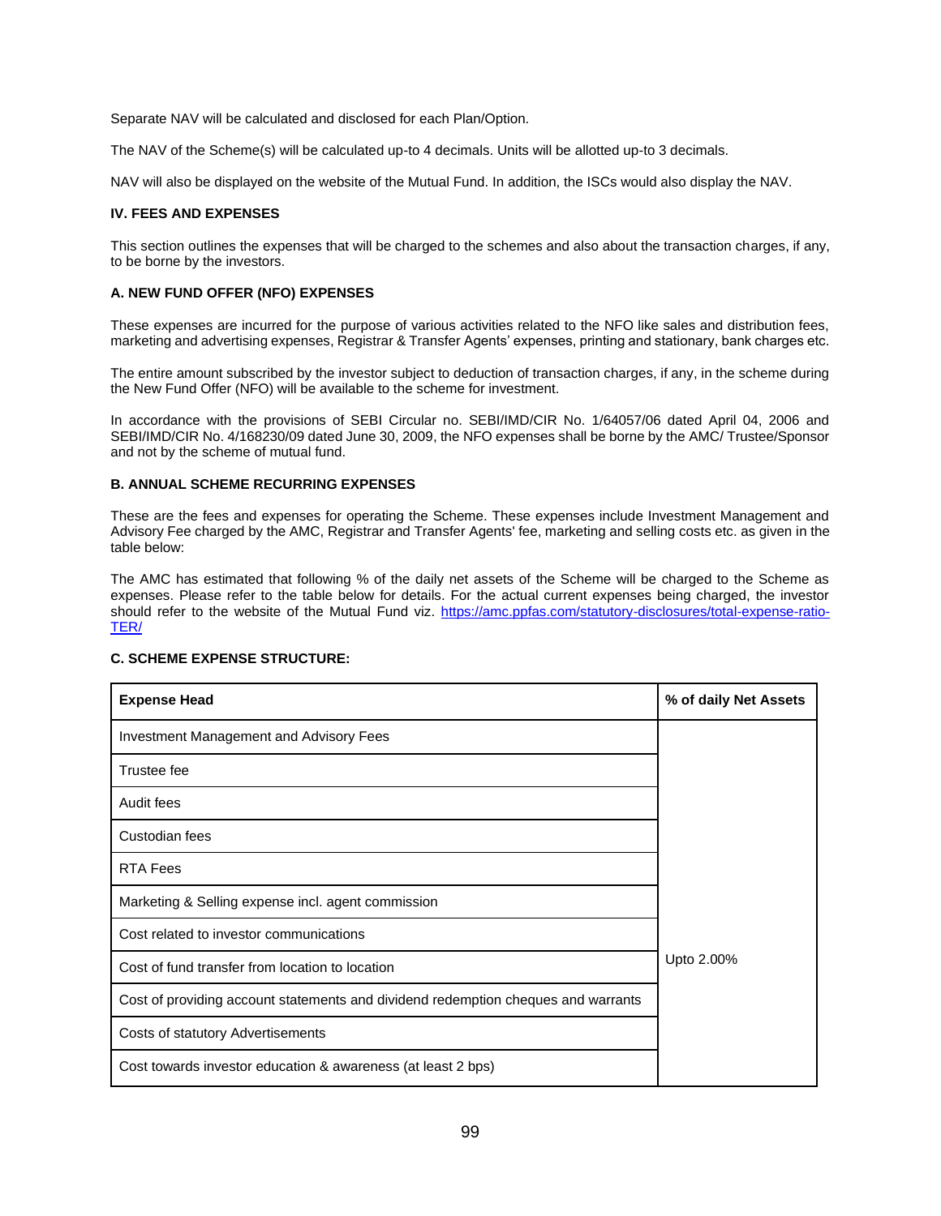Separate NAV will be calculated and disclosed for each Plan/Option.

The NAV of the Scheme(s) will be calculated up-to 4 decimals. Units will be allotted up-to 3 decimals.

NAV will also be displayed on the website of the Mutual Fund. In addition, the ISCs would also display the NAV.

## IV. FEES AND EXPENSES

This section outlines the expenses that will be charged to the schemes and also about the transaction charges, if any, to be borne by the investors.

### A. NEW FUND OFFER (NFO) EXPENSES

These expenses are incurred for the purpose of various activities related to the NFO like sales and distribution fees, marketing and advertising expenses, Registrar & Transfer Agents' expenses, printing and stationary, bank charges etc.

The entire amount subscribed by the investor subject to deduction of transaction charges, if any, in the scheme during the New Fund Offer (NFO) will be available to the scheme for investment.

In accordance with the provisions of SEBI Circular no. SEBI/IMD/CIR No. 1/64057/06 dated April 04, 2006 and SEBI/IMD/CIR No. 4/168230/09 dated June 30, 2009, the NFO expenses shall be borne by the AMC/ Trustee/Sponsor and not by the scheme of mutual fund.

### B. ANNUAL SCHEME RECURRING EXPENSES

These are the fees and expenses for operating the Scheme. These expenses include Investment Management and Advisory Fee charged by the AMC, Registrar and Transfer Agents' fee, marketing and selling costs etc. as given in the table below:

The AMC has estimated that following % of the daily net assets of the Scheme will be charged to the Scheme as expenses. Please refer to the table below for details. For the actual current expenses being charged, the investor should refer to the website of the Mutual Fund viz. https://amc.ppfas.com/statutory-disclosures/total-expense-ratio-TER/

### C. SCHEME EXPENSE STRUCTURE:

| Expense Head | % of daily Net Assets |
|---|---|
| Investment Management and Advisory Fees | Upto 2.00% |
| Trustee fee | |
| Audit fees | |
| Custodian fees | |
| RTA Fees | |
| Marketing & Selling expense incl. agent commission | |
| Cost related to investor communications | |
| Cost of fund transfer from location to location | |
| Cost of providing account statements and dividend redemption cheques and warrants | |
| Costs of statutory Advertisements | |
| Cost towards investor education & awareness (at least 2 bps) | |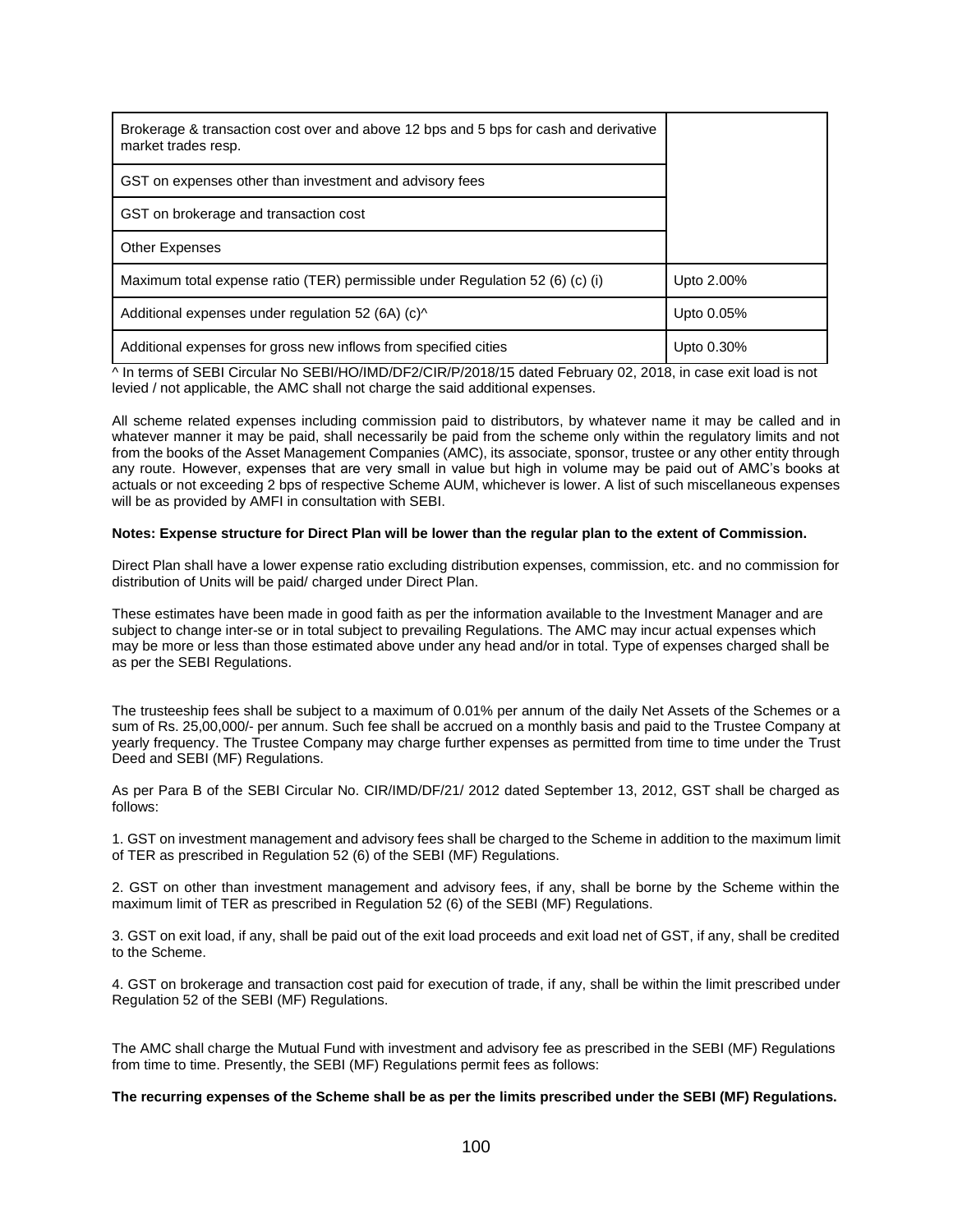| | |
|---|---|
| Brokerage & transaction cost over and above 12 bps and 5 bps for cash and derivative market trades resp. | |
| GST on expenses other than investment and advisory fees | |
| GST on brokerage and transaction cost | |
| Other Expenses | |
| Maximum total expense ratio (TER) permissible under Regulation 52 (6) (c) (i) | Upto 2.00% |
| Additional expenses under regulation 52 (6A) (c)^ | Upto 0.05% |
| Additional expenses for gross new inflows from specified cities | Upto 0.30% |

^ In terms of SEBI Circular No SEBI/HO/IMD/DF2/CIR/P/2018/15 dated February 02, 2018, in case exit load is not levied / not applicable, the AMC shall not charge the said additional expenses.

All scheme related expenses including commission paid to distributors, by whatever name it may be called and in whatever manner it may be paid, shall necessarily be paid from the scheme only within the regulatory limits and not from the books of the Asset Management Companies (AMC), its associate, sponsor, trustee or any other entity through any route. However, expenses that are very small in value but high in volume may be paid out of AMC's books at actuals or not exceeding 2 bps of respective Scheme AUM, whichever is lower. A list of such miscellaneous expenses will be as provided by AMFI in consultation with SEBI.

**Notes: Expense structure for Direct Plan will be lower than the regular plan to the extent of Commission.**

Direct Plan shall have a lower expense ratio excluding distribution expenses, commission, etc. and no commission for distribution of Units will be paid/ charged under Direct Plan.

These estimates have been made in good faith as per the information available to the Investment Manager and are subject to change inter-se or in total subject to prevailing Regulations. The AMC may incur actual expenses which may be more or less than those estimated above under any head and/or in total. Type of expenses charged shall be as per the SEBI Regulations.

The trusteeship fees shall be subject to a maximum of 0.01% per annum of the daily Net Assets of the Schemes or a sum of Rs. 25,00,000/- per annum. Such fee shall be accrued on a monthly basis and paid to the Trustee Company at yearly frequency. The Trustee Company may charge further expenses as permitted from time to time under the Trust Deed and SEBI (MF) Regulations.

As per Para B of the SEBI Circular No. CIR/IMD/DF/21/ 2012 dated September 13, 2012, GST shall be charged as follows:

1. GST on investment management and advisory fees shall be charged to the Scheme in addition to the maximum limit of TER as prescribed in Regulation 52 (6) of the SEBI (MF) Regulations.

2. GST on other than investment management and advisory fees, if any, shall be borne by the Scheme within the maximum limit of TER as prescribed in Regulation 52 (6) of the SEBI (MF) Regulations.

3. GST on exit load, if any, shall be paid out of the exit load proceeds and exit load net of GST, if any, shall be credited to the Scheme.

4. GST on brokerage and transaction cost paid for execution of trade, if any, shall be within the limit prescribed under Regulation 52 of the SEBI (MF) Regulations.

The AMC shall charge the Mutual Fund with investment and advisory fee as prescribed in the SEBI (MF) Regulations from time to time. Presently, the SEBI (MF) Regulations permit fees as follows:

**The recurring expenses of the Scheme shall be as per the limits prescribed under the SEBI (MF) Regulations.**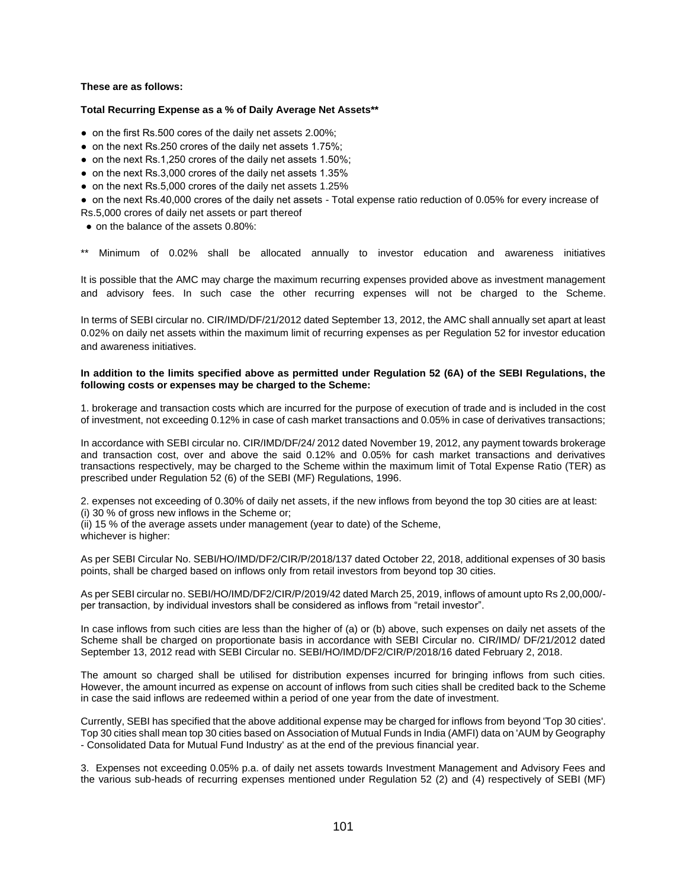**These are as follows:**

**Total Recurring Expense as a % of Daily Average Net Assets****

- on the first Rs.500 cores of the daily net assets 2.00%;
- on the next Rs.250 crores of the daily net assets 1.75%;
- on the next Rs.1,250 crores of the daily net assets 1.50%;
- on the next Rs.3,000 crores of the daily net assets 1.35%
- on the next Rs.5,000 crores of the daily net assets 1.25%
- on the next Rs.40,000 crores of the daily net assets - Total expense ratio reduction of 0.05% for every increase of Rs.5,000 crores of daily net assets or part thereof
- on the balance of the assets 0.80%:

** Minimum of 0.02% shall be allocated annually to investor education and awareness initiatives

It is possible that the AMC may charge the maximum recurring expenses provided above as investment management and advisory fees. In such case the other recurring expenses will not be charged to the Scheme.

In terms of SEBI circular no. CIR/IMD/DF/21/2012 dated September 13, 2012, the AMC shall annually set apart at least 0.02% on daily net assets within the maximum limit of recurring expenses as per Regulation 52 for investor education and awareness initiatives.

**In addition to the limits specified above as permitted under Regulation 52 (6A) of the SEBI Regulations, the following costs or expenses may be charged to the Scheme:**

1. brokerage and transaction costs which are incurred for the purpose of execution of trade and is included in the cost of investment, not exceeding 0.12% in case of cash market transactions and 0.05% in case of derivatives transactions;

In accordance with SEBI circular no. CIR/IMD/DF/24/ 2012 dated November 19, 2012, any payment towards brokerage and transaction cost, over and above the said 0.12% and 0.05% for cash market transactions and derivatives transactions respectively, may be charged to the Scheme within the maximum limit of Total Expense Ratio (TER) as prescribed under Regulation 52 (6) of the SEBI (MF) Regulations, 1996.

2. expenses not exceeding of 0.30% of daily net assets, if the new inflows from beyond the top 30 cities are at least:
(i) 30 % of gross new inflows in the Scheme or;
(ii) 15 % of the average assets under management (year to date) of the Scheme,
whichever is higher:

As per SEBI Circular No. SEBI/HO/IMD/DF2/CIR/P/2018/137 dated October 22, 2018, additional expenses of 30 basis points, shall be charged based on inflows only from retail investors from beyond top 30 cities.

As per SEBI circular no. SEBI/HO/IMD/DF2/CIR/P/2019/42 dated March 25, 2019, inflows of amount upto Rs 2,00,000/- per transaction, by individual investors shall be considered as inflows from "retail investor".

In case inflows from such cities are less than the higher of (a) or (b) above, such expenses on daily net assets of the Scheme shall be charged on proportionate basis in accordance with SEBI Circular no. CIR/IMD/ DF/21/2012 dated September 13, 2012 read with SEBI Circular no. SEBI/HO/IMD/DF2/CIR/P/2018/16 dated February 2, 2018.

The amount so charged shall be utilised for distribution expenses incurred for bringing inflows from such cities. However, the amount incurred as expense on account of inflows from such cities shall be credited back to the Scheme in case the said inflows are redeemed within a period of one year from the date of investment.

Currently, SEBI has specified that the above additional expense may be charged for inflows from beyond 'Top 30 cities'. Top 30 cities shall mean top 30 cities based on Association of Mutual Funds in India (AMFI) data on 'AUM by Geography - Consolidated Data for Mutual Fund Industry' as at the end of the previous financial year.

3. Expenses not exceeding 0.05% p.a. of daily net assets towards Investment Management and Advisory Fees and the various sub-heads of recurring expenses mentioned under Regulation 52 (2) and (4) respectively of SEBI (MF)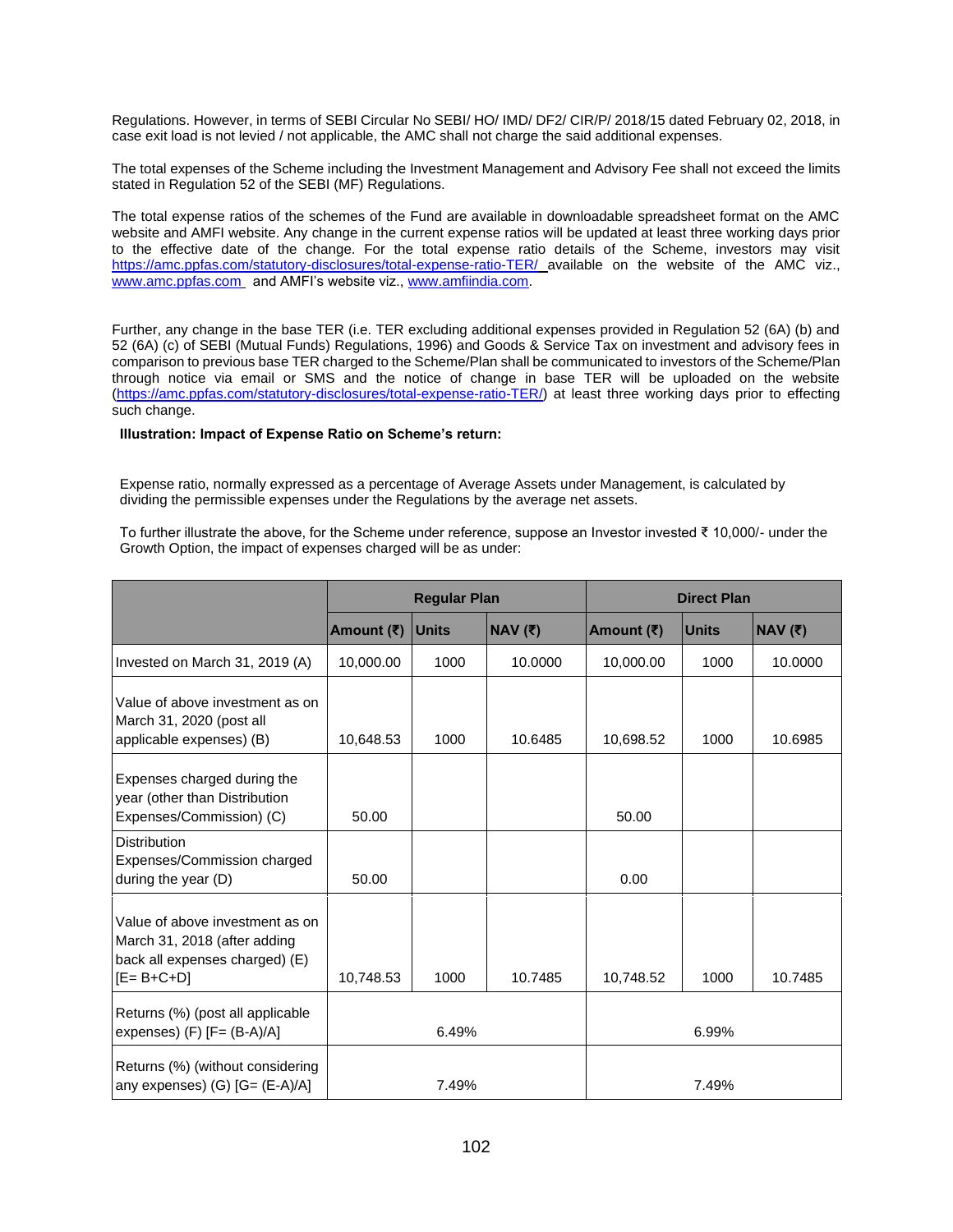Regulations. However, in terms of SEBI Circular No SEBI/ HO/ IMD/ DF2/ CIR/P/ 2018/15 dated February 02, 2018, in case exit load is not levied / not applicable, the AMC shall not charge the said additional expenses.

The total expenses of the Scheme including the Investment Management and Advisory Fee shall not exceed the limits stated in Regulation 52 of the SEBI (MF) Regulations.

The total expense ratios of the schemes of the Fund are available in downloadable spreadsheet format on the AMC website and AMFI website. Any change in the current expense ratios will be updated at least three working days prior to the effective date of the change. For the total expense ratio details of the Scheme, investors may visit https://amc.ppfas.com/statutory-disclosures/total-expense-ratio-TER/ available on the website of the AMC viz., www.amc.ppfas.com and AMFI's website viz., www.amfiindia.com.

Further, any change in the base TER (i.e. TER excluding additional expenses provided in Regulation 52 (6A) (b) and 52 (6A) (c) of SEBI (Mutual Funds) Regulations, 1996) and Goods & Service Tax on investment and advisory fees in comparison to previous base TER charged to the Scheme/Plan shall be communicated to investors of the Scheme/Plan through notice via email or SMS and the notice of change in base TER will be uploaded on the website (https://amc.ppfas.com/statutory-disclosures/total-expense-ratio-TER/) at least three working days prior to effecting such change.

**Illustration: Impact of Expense Ratio on Scheme's return:**

Expense ratio, normally expressed as a percentage of Average Assets under Management, is calculated by dividing the permissible expenses under the Regulations by the average net assets.

To further illustrate the above, for the Scheme under reference, suppose an Investor invested ₹ 10,000/- under the Growth Option, the impact of expenses charged will be as under:

| | Regular Plan | | | Direct Plan | | |
|---|---|---|---|---|---|---|
| | **Amount (₹)** | **Units** | **NAV (₹)** | **Amount (₹)** | **Units** | **NAV (₹)** |
| Invested on March 31, 2019 (A) | 10,000.00 | 1000 | 10.0000 | 10,000.00 | 1000 | 10.0000 |
| Value of above investment as on March 31, 2020 (post all applicable expenses) (B) | 10,648.53 | 1000 | 10.6485 | 10,698.52 | 1000 | 10.6985 |
| Expenses charged during the year (other than Distribution Expenses/Commission) (C) | 50.00 | | | 50.00 | | |
| Distribution Expenses/Commission charged during the year (D) | 50.00 | | | 0.00 | | |
| Value of above investment as on March 31, 2018 (after adding back all expenses charged) (E) [E= B+C+D] | 10,748.53 | 1000 | 10.7485 | 10,748.52 | 1000 | 10.7485 |
| Returns (%) (post all applicable expenses) (F) [F= (B-A)/A] | 6.49% | | | 6.99% | | |
| Returns (%) (without considering any expenses) (G) [G= (E-A)/A] | 7.49% | | | 7.49% | | |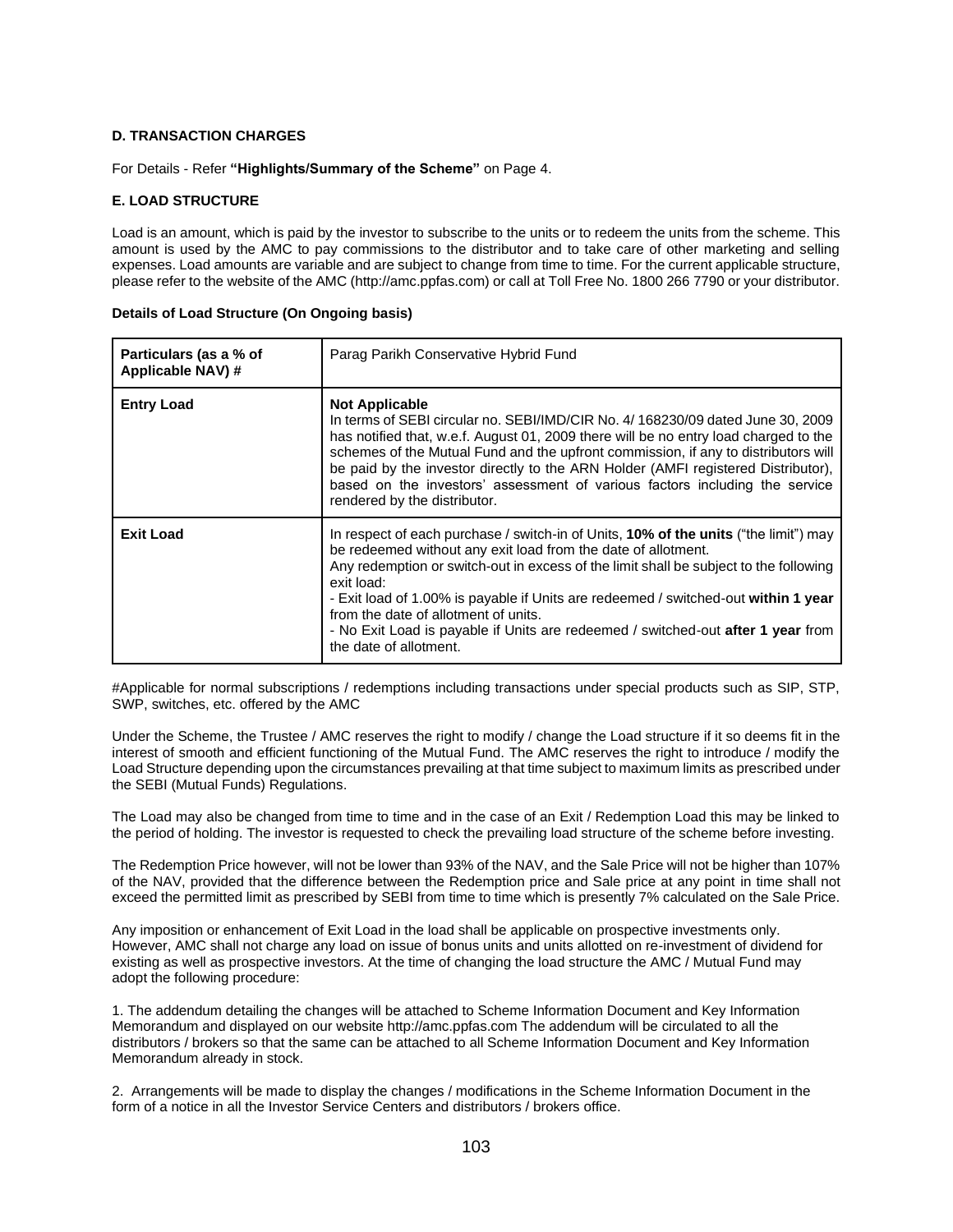**D. TRANSACTION CHARGES**

For Details - Refer **"Highlights/Summary of the Scheme"** on Page 4.

**E. LOAD STRUCTURE**

Load is an amount, which is paid by the investor to subscribe to the units or to redeem the units from the scheme. This amount is used by the AMC to pay commissions to the distributor and to take care of other marketing and selling expenses. Load amounts are variable and are subject to change from time to time. For the current applicable structure, please refer to the website of the AMC (http://amc.ppfas.com) or call at Toll Free No. 1800 266 7790 or your distributor.

**Details of Load Structure (On Ongoing basis)**

| **Particulars (as a % of Applicable NAV) #** | Parag Parikh Conservative Hybrid Fund |
|---|---|
| **Entry Load** | **Not Applicable**<br>In terms of SEBI circular no. SEBI/IMD/CIR No. 4/ 168230/09 dated June 30, 2009 has notified that, w.e.f. August 01, 2009 there will be no entry load charged to the schemes of the Mutual Fund and the upfront commission, if any to distributors will be paid by the investor directly to the ARN Holder (AMFI registered Distributor), based on the investors' assessment of various factors including the service rendered by the distributor. |
| **Exit Load** | In respect of each purchase / switch-in of Units, **10% of the units** ("the limit") may be redeemed without any exit load from the date of allotment.<br>Any redemption or switch-out in excess of the limit shall be subject to the following exit load:<br>- Exit load of 1.00% is payable if Units are redeemed / switched-out **within 1 year** from the date of allotment of units.<br>- No Exit Load is payable if Units are redeemed / switched-out **after 1 year** from the date of allotment. |

#Applicable for normal subscriptions / redemptions including transactions under special products such as SIP, STP, SWP, switches, etc. offered by the AMC

Under the Scheme, the Trustee / AMC reserves the right to modify / change the Load structure if it so deems fit in the interest of smooth and efficient functioning of the Mutual Fund. The AMC reserves the right to introduce / modify the Load Structure depending upon the circumstances prevailing at that time subject to maximum limits as prescribed under the SEBI (Mutual Funds) Regulations.

The Load may also be changed from time to time and in the case of an Exit / Redemption Load this may be linked to the period of holding. The investor is requested to check the prevailing load structure of the scheme before investing.

The Redemption Price however, will not be lower than 93% of the NAV, and the Sale Price will not be higher than 107% of the NAV, provided that the difference between the Redemption price and Sale price at any point in time shall not exceed the permitted limit as prescribed by SEBI from time to time which is presently 7% calculated on the Sale Price.

Any imposition or enhancement of Exit Load in the load shall be applicable on prospective investments only. However, AMC shall not charge any load on issue of bonus units and units allotted on re-investment of dividend for existing as well as prospective investors. At the time of changing the load structure the AMC / Mutual Fund may adopt the following procedure:

1. The addendum detailing the changes will be attached to Scheme Information Document and Key Information Memorandum and displayed on our website http://amc.ppfas.com The addendum will be circulated to all the distributors / brokers so that the same can be attached to all Scheme Information Document and Key Information Memorandum already in stock.

2. Arrangements will be made to display the changes / modifications in the Scheme Information Document in the form of a notice in all the Investor Service Centers and distributors / brokers office.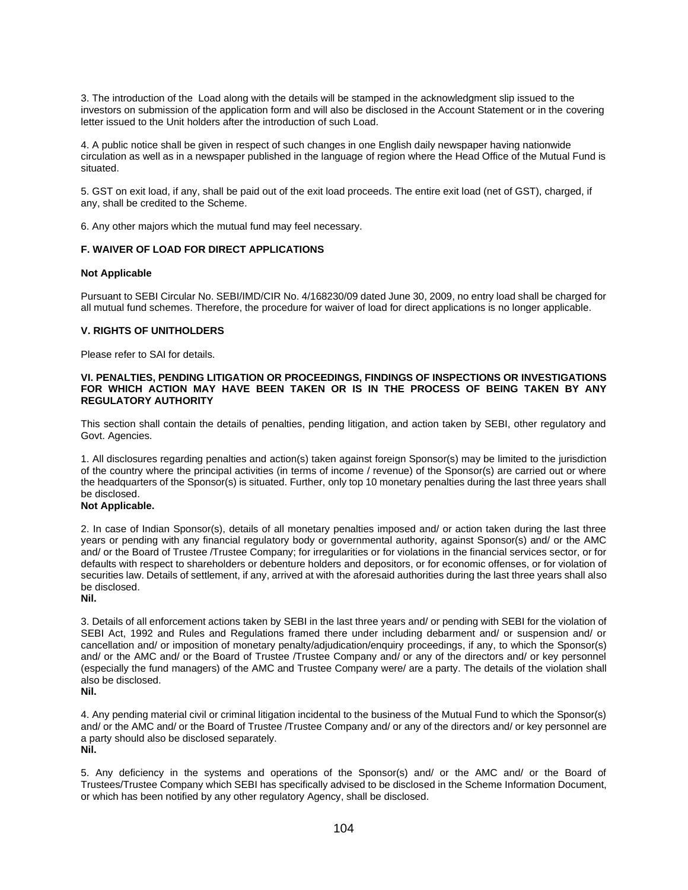3. The introduction of the Load along with the details will be stamped in the acknowledgment slip issued to the investors on submission of the application form and will also be disclosed in the Account Statement or in the covering letter issued to the Unit holders after the introduction of such Load.

4. A public notice shall be given in respect of such changes in one English daily newspaper having nationwide circulation as well as in a newspaper published in the language of region where the Head Office of the Mutual Fund is situated.

5. GST on exit load, if any, shall be paid out of the exit load proceeds. The entire exit load (net of GST), charged, if any, shall be credited to the Scheme.

6. Any other majors which the mutual fund may feel necessary.

### F. WAIVER OF LOAD FOR DIRECT APPLICATIONS

**Not Applicable**

Pursuant to SEBI Circular No. SEBI/IMD/CIR No. 4/168230/09 dated June 30, 2009, no entry load shall be charged for all mutual fund schemes. Therefore, the procedure for waiver of load for direct applications is no longer applicable.

## V. RIGHTS OF UNITHOLDERS

Please refer to SAI for details.

## VI. PENALTIES, PENDING LITIGATION OR PROCEEDINGS, FINDINGS OF INSPECTIONS OR INVESTIGATIONS FOR WHICH ACTION MAY HAVE BEEN TAKEN OR IS IN THE PROCESS OF BEING TAKEN BY ANY REGULATORY AUTHORITY

This section shall contain the details of penalties, pending litigation, and action taken by SEBI, other regulatory and Govt. Agencies.

1. All disclosures regarding penalties and action(s) taken against foreign Sponsor(s) may be limited to the jurisdiction of the country where the principal activities (in terms of income / revenue) of the Sponsor(s) are carried out or where the headquarters of the Sponsor(s) is situated. Further, only top 10 monetary penalties during the last three years shall be disclosed.
**Not Applicable.**

2. In case of Indian Sponsor(s), details of all monetary penalties imposed and/ or action taken during the last three years or pending with any financial regulatory body or governmental authority, against Sponsor(s) and/ or the AMC and/ or the Board of Trustee /Trustee Company; for irregularities or for violations in the financial services sector, or for defaults with respect to shareholders or debenture holders and depositors, or for economic offenses, or for violation of securities law. Details of settlement, if any, arrived at with the aforesaid authorities during the last three years shall also be disclosed.
**Nil.**

3. Details of all enforcement actions taken by SEBI in the last three years and/ or pending with SEBI for the violation of SEBI Act, 1992 and Rules and Regulations framed there under including debarment and/ or suspension and/ or cancellation and/ or imposition of monetary penalty/adjudication/enquiry proceedings, if any, to which the Sponsor(s) and/ or the AMC and/ or the Board of Trustee /Trustee Company and/ or any of the directors and/ or key personnel (especially the fund managers) of the AMC and Trustee Company were/ are a party. The details of the violation shall also be disclosed.
**Nil.**

4. Any pending material civil or criminal litigation incidental to the business of the Mutual Fund to which the Sponsor(s) and/ or the AMC and/ or the Board of Trustee /Trustee Company and/ or any of the directors and/ or key personnel are a party should also be disclosed separately.
**Nil.**

5. Any deficiency in the systems and operations of the Sponsor(s) and/ or the AMC and/ or the Board of Trustees/Trustee Company which SEBI has specifically advised to be disclosed in the Scheme Information Document, or which has been notified by any other regulatory Agency, shall be disclosed.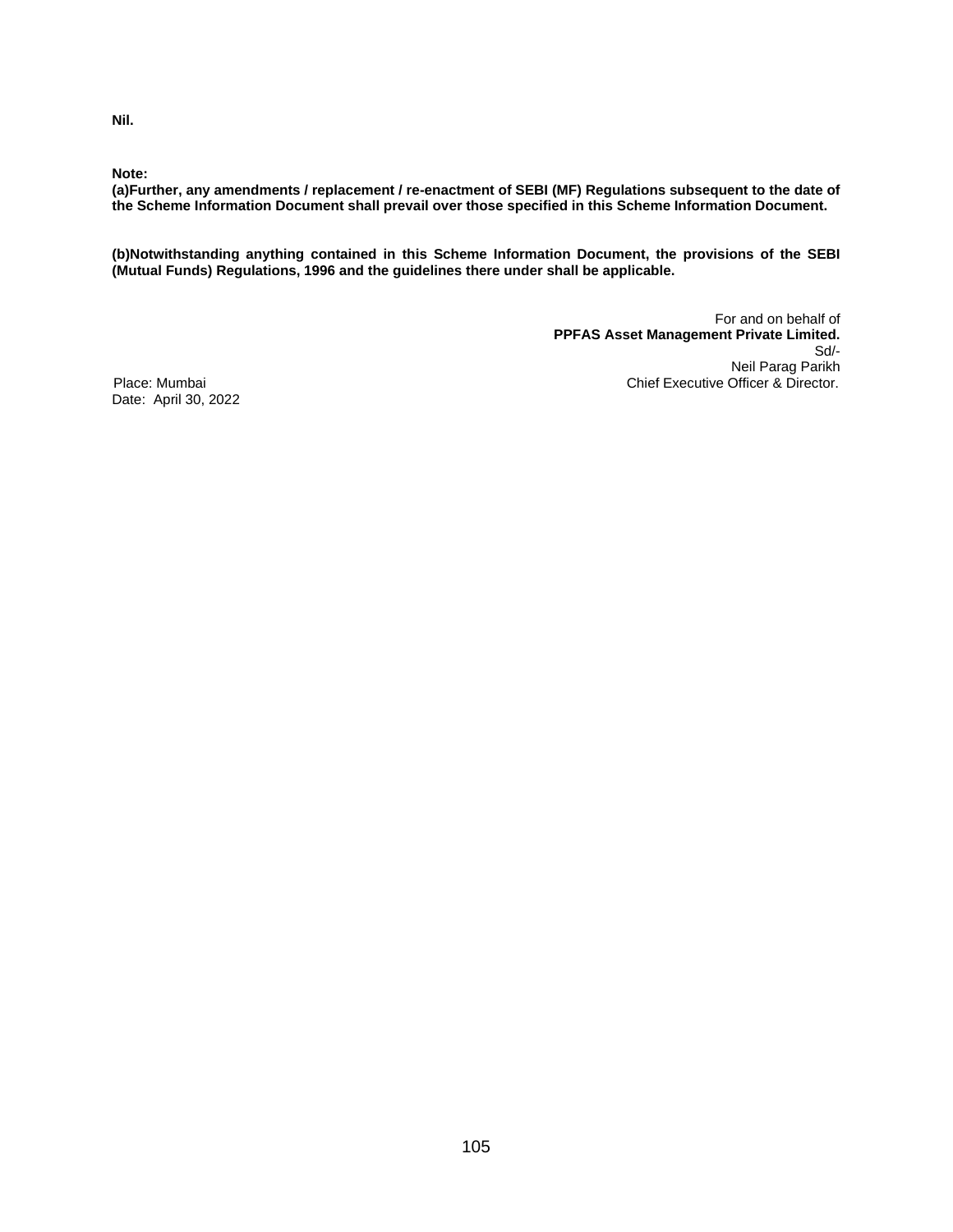**Nil.**

**Note:**

**(a)Further, any amendments / replacement / re-enactment of SEBI (MF) Regulations subsequent to the date of the Scheme Information Document shall prevail over those specified in this Scheme Information Document.**

**(b)Notwithstanding anything contained in this Scheme Information Document, the provisions of the SEBI (Mutual Funds) Regulations, 1996 and the guidelines there under shall be applicable.**

For and on behalf of
**PPFAS Asset Management Private Limited.**
Sd/-
Neil Parag Parikh
Chief Executive Officer & Director.

Place: Mumbai
Date: April 30, 2022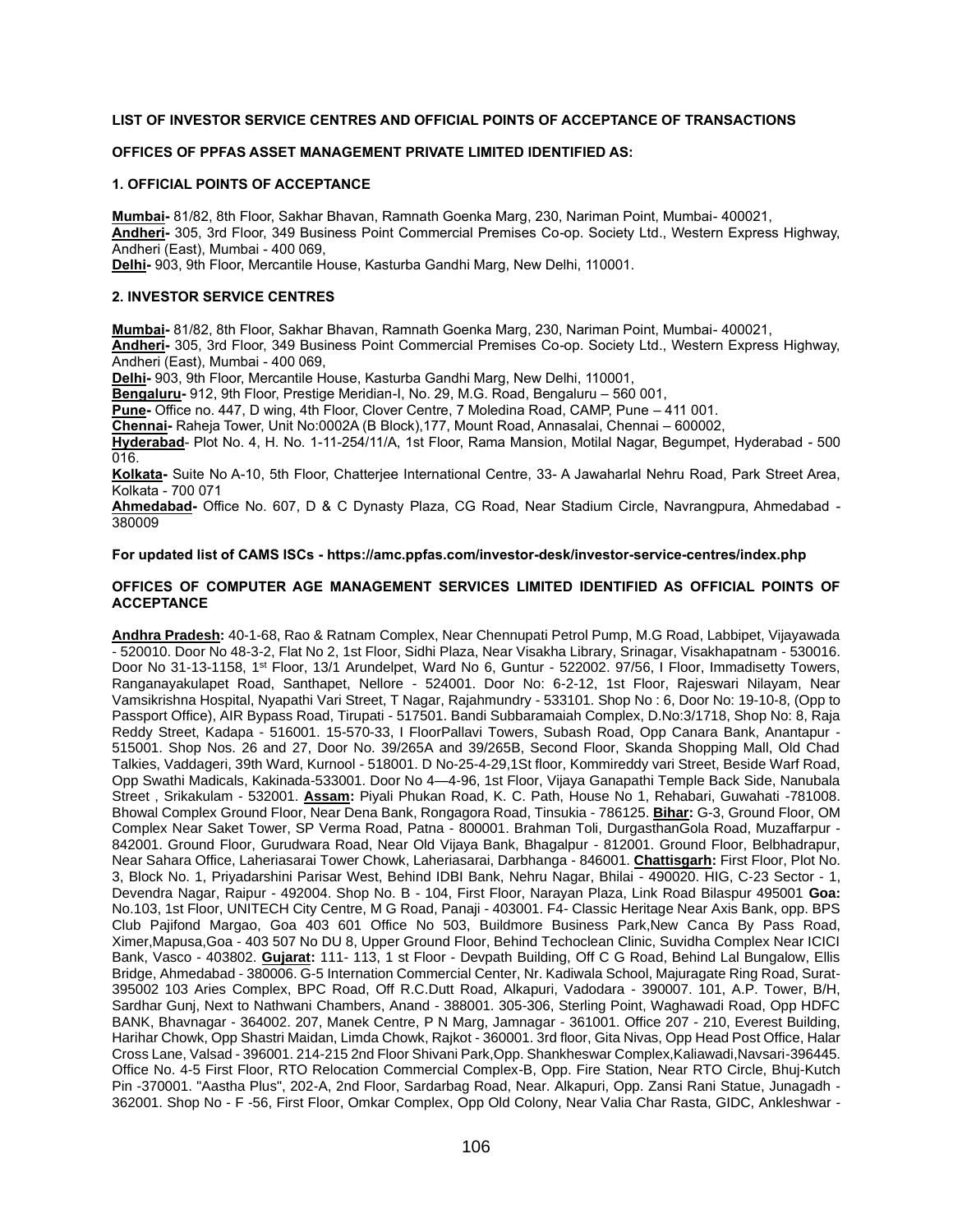**LIST OF INVESTOR SERVICE CENTRES AND OFFICIAL POINTS OF ACCEPTANCE OF TRANSACTIONS**

**OFFICES OF PPFAS ASSET MANAGEMENT PRIVATE LIMITED IDENTIFIED AS:**

**1. OFFICIAL POINTS OF ACCEPTANCE**

**Mumbai-** 81/82, 8th Floor, Sakhar Bhavan, Ramnath Goenka Marg, 230, Nariman Point, Mumbai- 400021,
**Andheri-** 305, 3rd Floor, 349 Business Point Commercial Premises Co-op. Society Ltd., Western Express Highway, Andheri (East), Mumbai - 400 069,
**Delhi-** 903, 9th Floor, Mercantile House, Kasturba Gandhi Marg, New Delhi, 110001.

**2. INVESTOR SERVICE CENTRES**

**Mumbai-** 81/82, 8th Floor, Sakhar Bhavan, Ramnath Goenka Marg, 230, Nariman Point, Mumbai- 400021,
**Andheri-** 305, 3rd Floor, 349 Business Point Commercial Premises Co-op. Society Ltd., Western Express Highway, Andheri (East), Mumbai - 400 069,
**Delhi-** 903, 9th Floor, Mercantile House, Kasturba Gandhi Marg, New Delhi, 110001,
**Bengaluru-** 912, 9th Floor, Prestige Meridian-I, No. 29, M.G. Road, Bengaluru – 560 001,
**Pune-** Office no. 447, D wing, 4th Floor, Clover Centre, 7 Moledina Road, CAMP, Pune – 411 001.
**Chennai-** Raheja Tower, Unit No:0002A (B Block),177, Mount Road, Annasalai, Chennai – 600002,
**Hyderabad**- Plot No. 4, H. No. 1-11-254/11/A, 1st Floor, Rama Mansion, Motilal Nagar, Begumpet, Hyderabad - 500 016.
**Kolkata-** Suite No A-10, 5th Floor, Chatterjee International Centre, 33- A Jawaharlal Nehru Road, Park Street Area, Kolkata - 700 071
**Ahmedabad-** Office No. 607, D & C Dynasty Plaza, CG Road, Near Stadium Circle, Navrangpura, Ahmedabad - 380009

**For updated list of CAMS ISCs - https://amc.ppfas.com/investor-desk/investor-service-centres/index.php**

**OFFICES OF COMPUTER AGE MANAGEMENT SERVICES LIMITED IDENTIFIED AS OFFICIAL POINTS OF ACCEPTANCE**

**Andhra Pradesh:** 40-1-68, Rao & Ratnam Complex, Near Chennupati Petrol Pump, M.G Road, Labbipet, Vijayawada - 520010. Door No 48-3-2, Flat No 2, 1st Floor, Sidhi Plaza, Near Visakha Library, Srinagar, Visakhapatnam - 530016. Door No 31-13-1158, 1st Floor, 13/1 Arundelpet, Ward No 6, Guntur - 522002. 97/56, I Floor, Immadisetty Towers, Ranganayakulapet Road, Santhapet, Nellore - 524001. Door No: 6-2-12, 1st Floor, Rajeswari Nilayam, Near Vamsikrishna Hospital, Nyapathi Vari Street, T Nagar, Rajahmundry - 533101. Shop No : 6, Door No: 19-10-8, (Opp to Passport Office), AIR Bypass Road, Tirupati - 517501. Bandi Subbaramaiah Complex, D.No:3/1718, Shop No: 8, Raja Reddy Street, Kadapa - 516001. 15-570-33, I FloorPallavi Towers, Subash Road, Opp Canara Bank, Anantapur - 515001. Shop Nos. 26 and 27, Door No. 39/265A and 39/265B, Second Floor, Skanda Shopping Mall, Old Chad Talkies, Vaddageri, 39th Ward, Kurnool - 518001. D No-25-4-29,1St floor, Kommireddy vari Street, Beside Warf Road, Opp Swathi Madicals, Kakinada-533001. Door No 4—4-96, 1st Floor, Vijaya Ganapathi Temple Back Side, Nanubala Street , Srikakulam - 532001. **Assam:** Piyali Phukan Road, K. C. Path, House No 1, Rehabari, Guwahati -781008. Bhowal Complex Ground Floor, Near Dena Bank, Rongagora Road, Tinsukia - 786125. **Bihar:** G-3, Ground Floor, OM Complex Near Saket Tower, SP Verma Road, Patna - 800001. Brahman Toli, DurgasthanGola Road, Muzaffarpur - 842001. Ground Floor, Gurudwara Road, Near Old Vijaya Bank, Bhagalpur - 812001. Ground Floor, Belbhadrapur, Near Sahara Office, Laheriasarai Tower Chowk, Laheriasarai, Darbhanga - 846001. **Chattisgarh:** First Floor, Plot No. 3, Block No. 1, Priyadarshini Parisar West, Behind IDBI Bank, Nehru Nagar, Bhilai - 490020. HIG, C-23 Sector - 1, Devendra Nagar, Raipur - 492004. Shop No. B - 104, First Floor, Narayan Plaza, Link Road Bilaspur 495001 **Goa:** No.103, 1st Floor, UNITECH City Centre, M G Road, Panaji - 403001. F4- Classic Heritage Near Axis Bank, opp. BPS Club Pajifond Margao, Goa 403 601 Office No 503, Buildmore Business Park,New Canca By Pass Road, Ximer,Mapusa,Goa - 403 507 No DU 8, Upper Ground Floor, Behind Techoclean Clinic, Suvidha Complex Near ICICI Bank, Vasco - 403802. **Gujarat:** 111- 113, 1 st Floor - Devpath Building, Off C G Road, Behind Lal Bungalow, Ellis Bridge, Ahmedabad - 380006. G-5 Internation Commercial Center, Nr. Kadiwala School, Majuragate Ring Road, Surat-395002 103 Aries Complex, BPC Road, Off R.C.Dutt Road, Alkapuri, Vadodara - 390007. 101, A.P. Tower, B/H, Sardhar Gunj, Next to Nathwani Chambers, Anand - 388001. 305-306, Sterling Point, Waghawadi Road, Opp HDFC BANK, Bhavnagar - 364002. 207, Manek Centre, P N Marg, Jamnagar - 361001. Office 207 - 210, Everest Building, Harihar Chowk, Opp Shastri Maidan, Limda Chowk, Rajkot - 360001. 3rd floor, Gita Nivas, Opp Head Post Office, Halar Cross Lane, Valsad - 396001. 214-215 2nd Floor Shivani Park,Opp. Shankheswar Complex,Kaliawadi,Navsari-396445. Office No. 4-5 First Floor, RTO Relocation Commercial Complex-B, Opp. Fire Station, Near RTO Circle, Bhuj-Kutch Pin -370001. "Aastha Plus", 202-A, 2nd Floor, Sardarbag Road, Near. Alkapuri, Opp. Zansi Rani Statue, Junagadh - 362001. Shop No - F -56, First Floor, Omkar Complex, Opp Old Colony, Near Valia Char Rasta, GIDC, Ankleshwar -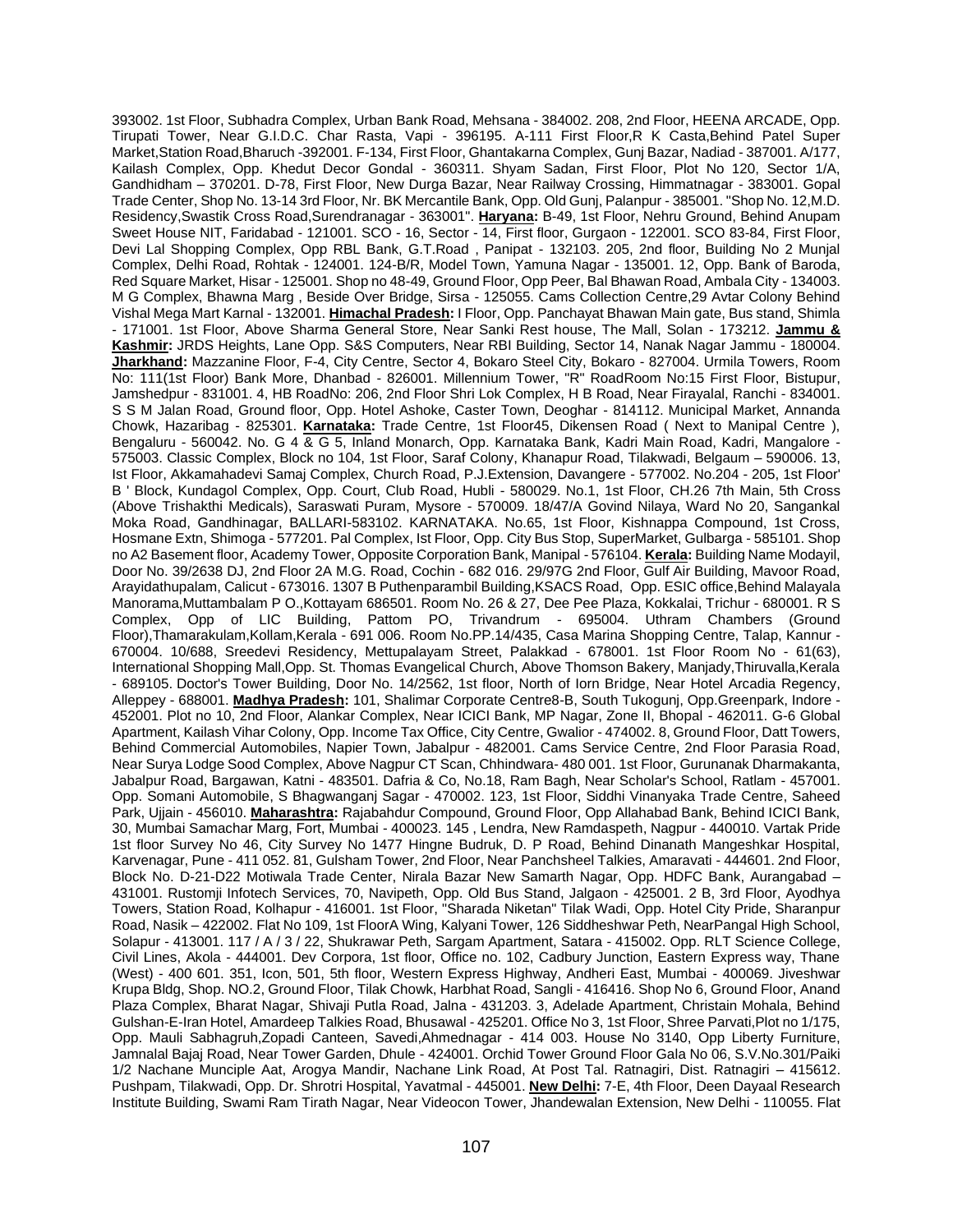393002. 1st Floor, Subhadra Complex, Urban Bank Road, Mehsana - 384002. 208, 2nd Floor, HEENA ARCADE, Opp. Tirupati Tower, Near G.I.D.C. Char Rasta, Vapi - 396195. A-111 First Floor,R K Casta,Behind Patel Super Market,Station Road,Bharuch -392001. F-134, First Floor, Ghantakarna Complex, Gunj Bazar, Nadiad - 387001. A/177, Kailash Complex, Opp. Khedut Decor Gondal - 360311. Shyam Sadan, First Floor, Plot No 120, Sector 1/A, Gandhidham – 370201. D-78, First Floor, New Durga Bazar, Near Railway Crossing, Himmatnagar - 383001. Gopal Trade Center, Shop No. 13-14 3rd Floor, Nr. BK Mercantile Bank, Opp. Old Gunj, Palanpur - 385001. "Shop No. 12,M.D. Residency,Swastik Cross Road,Surendranagar - 363001". **Haryana:** B-49, 1st Floor, Nehru Ground, Behind Anupam Sweet House NIT, Faridabad - 121001. SCO - 16, Sector - 14, First floor, Gurgaon - 122001. SCO 83-84, First Floor, Devi Lal Shopping Complex, Opp RBL Bank, G.T.Road , Panipat - 132103. 205, 2nd floor, Building No 2 Munjal Complex, Delhi Road, Rohtak - 124001. 124-B/R, Model Town, Yamuna Nagar - 135001. 12, Opp. Bank of Baroda, Red Square Market, Hisar - 125001. Shop no 48-49, Ground Floor, Opp Peer, Bal Bhawan Road, Ambala City - 134003. M G Complex, Bhawna Marg , Beside Over Bridge, Sirsa - 125055. Cams Collection Centre,29 Avtar Colony Behind Vishal Mega Mart Karnal - 132001. **Himachal Pradesh:** I Floor, Opp. Panchayat Bhawan Main gate, Bus stand, Shimla - 171001. 1st Floor, Above Sharma General Store, Near Sanki Rest house, The Mall, Solan - 173212. **Jammu & Kashmir:** JRDS Heights, Lane Opp. S&S Computers, Near RBI Building, Sector 14, Nanak Nagar Jammu - 180004. **Jharkhand:** Mazzanine Floor, F-4, City Centre, Sector 4, Bokaro Steel City, Bokaro - 827004. Urmila Towers, Room No: 111(1st Floor) Bank More, Dhanbad - 826001. Millennium Tower, "R" RoadRoom No:15 First Floor, Bistupur, Jamshedpur - 831001. 4, HB RoadNo: 206, 2nd Floor Shri Lok Complex, H B Road, Near Firayalal, Ranchi - 834001. S S M Jalan Road, Ground floor, Opp. Hotel Ashoke, Caster Town, Deoghar - 814112. Municipal Market, Annanda Chowk, Hazaribag - 825301. **Karnataka:** Trade Centre, 1st Floor45, Dikensen Road ( Next to Manipal Centre ), Bengaluru - 560042. No. G 4 & G 5, Inland Monarch, Opp. Karnataka Bank, Kadri Main Road, Kadri, Mangalore - 575003. Classic Complex, Block no 104, 1st Floor, Saraf Colony, Khanapur Road, Tilakwadi, Belgaum – 590006. 13, Ist Floor, Akkamahadevi Samaj Complex, Church Road, P.J.Extension, Davangere - 577002. No.204 - 205, 1st Floor' B ' Block, Kundagol Complex, Opp. Court, Club Road, Hubli - 580029. No.1, 1st Floor, CH.26 7th Main, 5th Cross (Above Trishakthi Medicals), Saraswati Puram, Mysore - 570009. 18/47/A Govind Nilaya, Ward No 20, Sangankal Moka Road, Gandhinagar, BALLARI-583102. KARNATAKA. No.65, 1st Floor, Kishnappa Compound, 1st Cross, Hosmane Extn, Shimoga - 577201. Pal Complex, Ist Floor, Opp. City Bus Stop, SuperMarket, Gulbarga - 585101. Shop no A2 Basement floor, Academy Tower, Opposite Corporation Bank, Manipal - 576104. **Kerala:** Building Name Modayil, Door No. 39/2638 DJ, 2nd Floor 2A M.G. Road, Cochin - 682 016. 29/97G 2nd Floor, Gulf Air Building, Mavoor Road, Arayidathupalam, Calicut - 673016. 1307 B Puthenparambil Building,KSACS Road, Opp. ESIC office,Behind Malayala Manorama,Muttambalam P O.,Kottayam 686501. Room No. 26 & 27, Dee Pee Plaza, Kokkalai, Trichur - 680001. R S Complex, Opp of LIC Building, Pattom PO, Trivandrum - 695004. Uthram Chambers (Ground Floor),Thamarakulam,Kollam,Kerala - 691 006. Room No.PP.14/435, Casa Marina Shopping Centre, Talap, Kannur - 670004. 10/688, Sreedevi Residency, Mettupalayam Street, Palakkad - 678001. 1st Floor Room No - 61(63), International Shopping Mall,Opp. St. Thomas Evangelical Church, Above Thomson Bakery, Manjady,Thiruvalla,Kerala - 689105. Doctor's Tower Building, Door No. 14/2562, 1st floor, North of Iorn Bridge, Near Hotel Arcadia Regency, Alleppey - 688001. **Madhya Pradesh:** 101, Shalimar Corporate Centre8-B, South Tukogunj, Opp.Greenpark, Indore - 452001. Plot no 10, 2nd Floor, Alankar Complex, Near ICICI Bank, MP Nagar, Zone II, Bhopal - 462011. G-6 Global Apartment, Kailash Vihar Colony, Opp. Income Tax Office, City Centre, Gwalior - 474002. 8, Ground Floor, Datt Towers, Behind Commercial Automobiles, Napier Town, Jabalpur - 482001. Cams Service Centre, 2nd Floor Parasia Road, Near Surya Lodge Sood Complex, Above Nagpur CT Scan, Chhindwara- 480 001. 1st Floor, Gurunanak Dharmakanta, Jabalpur Road, Bargawan, Katni - 483501. Dafria & Co, No.18, Ram Bagh, Near Scholar's School, Ratlam - 457001. Opp. Somani Automobile, S Bhagwanganj Sagar - 470002. 123, 1st Floor, Siddhi Vinanyaka Trade Centre, Saheed Park, Ujjain - 456010. **Maharashtra:** Rajabahdur Compound, Ground Floor, Opp Allahabad Bank, Behind ICICI Bank, 30, Mumbai Samachar Marg, Fort, Mumbai - 400023. 145 , Lendra, New Ramdaspeth, Nagpur - 440010. Vartak Pride 1st floor Survey No 46, City Survey No 1477 Hingne Budruk, D. P Road, Behind Dinanath Mangeshkar Hospital, Karvenagar, Pune - 411 052. 81, Gulsham Tower, 2nd Floor, Near Panchsheel Talkies, Amaravati - 444601. 2nd Floor, Block No. D-21-D22 Motiwala Trade Center, Nirala Bazar New Samarth Nagar, Opp. HDFC Bank, Aurangabad – 431001. Rustomji Infotech Services, 70, Navipeth, Opp. Old Bus Stand, Jalgaon - 425001. 2 B, 3rd Floor, Ayodhya Towers, Station Road, Kolhapur - 416001. 1st Floor, "Sharada Niketan" Tilak Wadi, Opp. Hotel City Pride, Sharanpur Road, Nasik – 422002. Flat No 109, 1st FloorA Wing, Kalyani Tower, 126 Siddheshwar Peth, NearPangal High School, Solapur - 413001. 117 / A / 3 / 22, Shukrawar Peth, Sargam Apartment, Satara - 415002. Opp. RLT Science College, Civil Lines, Akola - 444001. Dev Corpora, 1st floor, Office no. 102, Cadbury Junction, Eastern Express way, Thane (West) - 400 601. 351, Icon, 501, 5th floor, Western Express Highway, Andheri East, Mumbai - 400069. Jiveshwar Krupa Bldg, Shop. NO.2, Ground Floor, Tilak Chowk, Harbhat Road, Sangli - 416416. Shop No 6, Ground Floor, Anand Plaza Complex, Bharat Nagar, Shivaji Putla Road, Jalna - 431203. 3, Adelade Apartment, Christain Mohala, Behind Gulshan-E-Iran Hotel, Amardeep Talkies Road, Bhusawal - 425201. Office No 3, 1st Floor, Shree Parvati,Plot no 1/175, Opp. Mauli Sabhagruh,Zopadi Canteen, Savedi,Ahmednagar - 414 003. House No 3140, Opp Liberty Furniture, Jamnalal Bajaj Road, Near Tower Garden, Dhule - 424001. Orchid Tower Ground Floor Gala No 06, S.V.No.301/Paiki 1/2 Nachane Munciple Aat, Arogya Mandir, Nachane Link Road, At Post Tal. Ratnagiri, Dist. Ratnagiri – 415612. Pushpam, Tilakwadi, Opp. Dr. Shrotri Hospital, Yavatmal - 445001. **New Delhi:** 7-E, 4th Floor, Deen Dayaal Research Institute Building, Swami Ram Tirath Nagar, Near Videocon Tower, Jhandewalan Extension, New Delhi - 110055. Flat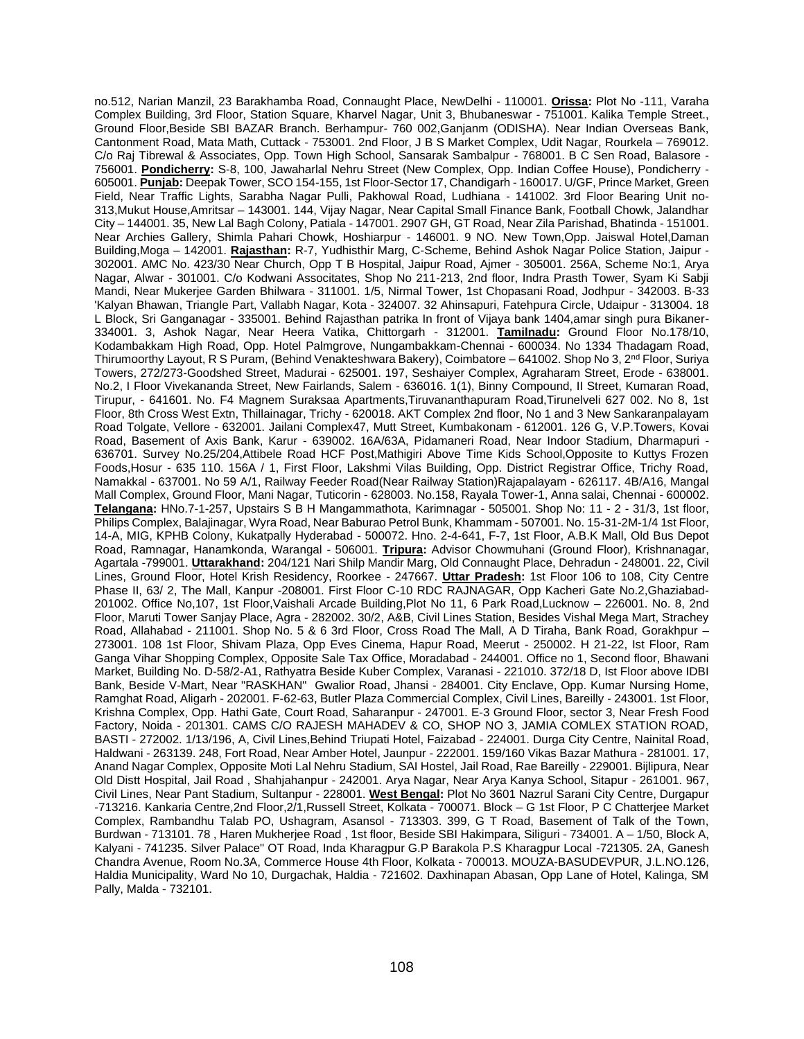no.512, Narian Manzil, 23 Barakhamba Road, Connaught Place, NewDelhi - 110001. **Orissa:** Plot No -111, Varaha Complex Building, 3rd Floor, Station Square, Kharvel Nagar, Unit 3, Bhubaneswar - 751001. Kalika Temple Street., Ground Floor,Beside SBI BAZAR Branch. Berhampur- 760 002,Ganjanm (ODISHA). Near Indian Overseas Bank, Cantonment Road, Mata Math, Cuttack - 753001. 2nd Floor, J B S Market Complex, Udit Nagar, Rourkela – 769012. C/o Raj Tibrewal & Associates, Opp. Town High School, Sansarak Sambalpur - 768001. B C Sen Road, Balasore - 756001. **Pondicherry:** S-8, 100, Jawaharlal Nehru Street (New Complex, Opp. Indian Coffee House), Pondicherry - 605001. **Punjab:** Deepak Tower, SCO 154-155, 1st Floor-Sector 17, Chandigarh - 160017. U/GF, Prince Market, Green Field, Near Traffic Lights, Sarabha Nagar Pulli, Pakhowal Road, Ludhiana - 141002. 3rd Floor Bearing Unit no-313,Mukut House,Amritsar – 143001. 144, Vijay Nagar, Near Capital Small Finance Bank, Football Chowk, Jalandhar City – 144001. 35, New Lal Bagh Colony, Patiala - 147001. 2907 GH, GT Road, Near Zila Parishad, Bhatinda - 151001. Near Archies Gallery, Shimla Pahari Chowk, Hoshiarpur - 146001. 9 NO. New Town,Opp. Jaiswal Hotel,Daman Building,Moga – 142001. **Rajasthan:** R-7, Yudhisthir Marg, C-Scheme, Behind Ashok Nagar Police Station, Jaipur - 302001. AMC No. 423/30 Near Church, Opp T B Hospital, Jaipur Road, Ajmer - 305001. 256A, Scheme No:1, Arya Nagar, Alwar - 301001. C/o Kodwani Associates, Shop No 211-213, 2nd floor, Indra Prasth Tower, Syam Ki Sabji Mandi, Near Mukerjee Garden Bhilwara - 311001. 1/5, Nirmal Tower, 1st Chopasani Road, Jodhpur - 342003. B-33 'Kalyan Bhawan, Triangle Part, Vallabh Nagar, Kota - 324007. 32 Ahinsapuri, Fatehpura Circle, Udaipur - 313004. 18 L Block, Sri Ganganagar - 335001. Behind Rajasthan patrika In front of Vijaya bank 1404,amar singh pura Bikaner-334001. 3, Ashok Nagar, Near Heera Vatika, Chittorgarh - 312001. **Tamilnadu:** Ground Floor No.178/10, Kodambakkam High Road, Opp. Hotel Palmgrove, Nungambakkam-Chennai - 600034. No 1334 Thadagam Road, Thirumoorthy Layout, R S Puram, (Behind Venakteshwara Bakery), Coimbatore – 641002. Shop No 3, 2nd Floor, Suriya Towers, 272/273-Goodshed Street, Madurai - 625001. 197, Seshaiyer Complex, Agraharam Street, Erode - 638001. No.2, I Floor Vivekananda Street, New Fairlands, Salem - 636016. 1(1), Binny Compound, II Street, Kumaran Road, Tirupur, - 641601. No. F4 Magnem Suraksaa Apartments,Tiruvananthapuram Road,Tirunelveli 627 002. No 8, 1st Floor, 8th Cross West Extn, Thillainagar, Trichy - 620018. AKT Complex 2nd floor, No 1 and 3 New Sankaranpalayam Road Tolgate, Vellore - 632001. Jailani Complex47, Mutt Street, Kumbakonam - 612001. 126 G, V.P.Towers, Kovai Road, Basement of Axis Bank, Karur - 639002. 16A/63A, Pidamaneri Road, Near Indoor Stadium, Dharmapuri - 636701. Survey No.25/204,Attibele Road HCF Post,Mathigiri Above Time Kids School,Opposite to Kuttys Frozen Foods,Hosur - 635 110. 156A / 1, First Floor, Lakshmi Vilas Building, Opp. District Registrar Office, Trichy Road, Namakkal - 637001. No 59 A/1, Railway Feeder Road(Near Railway Station)Rajapalayam - 626117. 4B/A16, Mangal Mall Complex, Ground Floor, Mani Nagar, Tuticorin - 628003. No.158, Rayala Tower-1, Anna salai, Chennai - 600002. **Telangana:** HNo.7-1-257, Upstairs S B H Mangammathota, Karimnagar - 505001. Shop No: 11 - 2 - 31/3, 1st floor, Philips Complex, Balajinagar, Wyra Road, Near Baburao Petrol Bunk, Khammam - 507001. No. 15-31-2M-1/4 1st Floor, 14-A, MIG, KPHB Colony, Kukatpally Hyderabad - 500072. Hno. 2-4-641, F-7, 1st Floor, A.B.K Mall, Old Bus Depot Road, Ramnagar, Hanamkonda, Warangal - 506001. **Tripura:** Advisor Chowmuhani (Ground Floor), Krishnanagar, Agartala -799001. **Uttarakhand:** 204/121 Nari Shilp Mandir Marg, Old Connaught Place, Dehradun - 248001. 22, Civil Lines, Ground Floor, Hotel Krish Residency, Roorkee - 247667. **Uttar Pradesh:** 1st Floor 106 to 108, City Centre Phase II, 63/ 2, The Mall, Kanpur -208001. First Floor C-10 RDC RAJNAGAR, Opp Kacheri Gate No.2,Ghaziabad-201002. Office No,107, 1st Floor,Vaishali Arcade Building,Plot No 11, 6 Park Road,Lucknow – 226001. No. 8, 2nd Floor, Maruti Tower Sanjay Place, Agra - 282002. 30/2, A&B, Civil Lines Station, Besides Vishal Mega Mart, Strachey Road, Allahabad - 211001. Shop No. 5 & 6 3rd Floor, Cross Road The Mall, A D Tiraha, Bank Road, Gorakhpur – 273001. 108 1st Floor, Shivam Plaza, Opp Eves Cinema, Hapur Road, Meerut - 250002. H 21-22, Ist Floor, Ram Ganga Vihar Shopping Complex, Opposite Sale Tax Office, Moradabad - 244001. Office no 1, Second floor, Bhawani Market, Building No. D-58/2-A1, Rathyatra Beside Kuber Complex, Varanasi - 221010. 372/18 D, Ist Floor above IDBI Bank, Beside V-Mart, Near "RASKHAN" Gwalior Road, Jhansi - 284001. City Enclave, Opp. Kumar Nursing Home, Ramghat Road, Aligarh - 202001. F-62-63, Butler Plaza Commercial Complex, Civil Lines, Bareilly - 243001. 1st Floor, Krishna Complex, Opp. Hathi Gate, Court Road, Saharanpur - 247001. E-3 Ground Floor, sector 3, Near Fresh Food Factory, Noida - 201301. CAMS C/O RAJESH MAHADEV & CO, SHOP NO 3, JAMIA COMLEX STATION ROAD, BASTI - 272002. 1/13/196, A, Civil Lines,Behind Triupati Hotel, Faizabad - 224001. Durga City Centre, Nainital Road, Haldwani - 263139. 248, Fort Road, Near Amber Hotel, Jaunpur - 222001. 159/160 Vikas Bazar Mathura - 281001. 17, Anand Nagar Complex, Opposite Moti Lal Nehru Stadium, SAI Hostel, Jail Road, Rae Bareilly - 229001. Bijlipura, Near Old Distt Hospital, Jail Road , Shahjahanpur - 242001. Arya Nagar, Near Arya Kanya School, Sitapur - 261001. 967, Civil Lines, Near Pant Stadium, Sultanpur - 228001. **West Bengal:** Plot No 3601 Nazrul Sarani City Centre, Durgapur -713216. Kankaria Centre,2nd Floor,2/1,Russell Street, Kolkata - 700071. Block – G 1st Floor, P C Chatterjee Market Complex, Rambandhu Talab PO, Ushagram, Asansol - 713303. 399, G T Road, Basement of Talk of the Town, Burdwan - 713101. 78 , Haren Mukherjee Road , 1st floor, Beside SBI Hakimpara, Siliguri - 734001. A – 1/50, Block A, Kalyani - 741235. Silver Palace" OT Road, Inda Kharagpur G.P Barakola P.S Kharagpur Local -721305. 2A, Ganesh Chandra Avenue, Room No.3A, Commerce House 4th Floor, Kolkata - 700013. MOUZA-BASUDEVPUR, J.L.NO.126, Haldia Municipality, Ward No 10, Durgachak, Haldia - 721602. Daxhinapan Abasan, Opp Lane of Hotel, Kalinga, SM Pally, Malda - 732101.